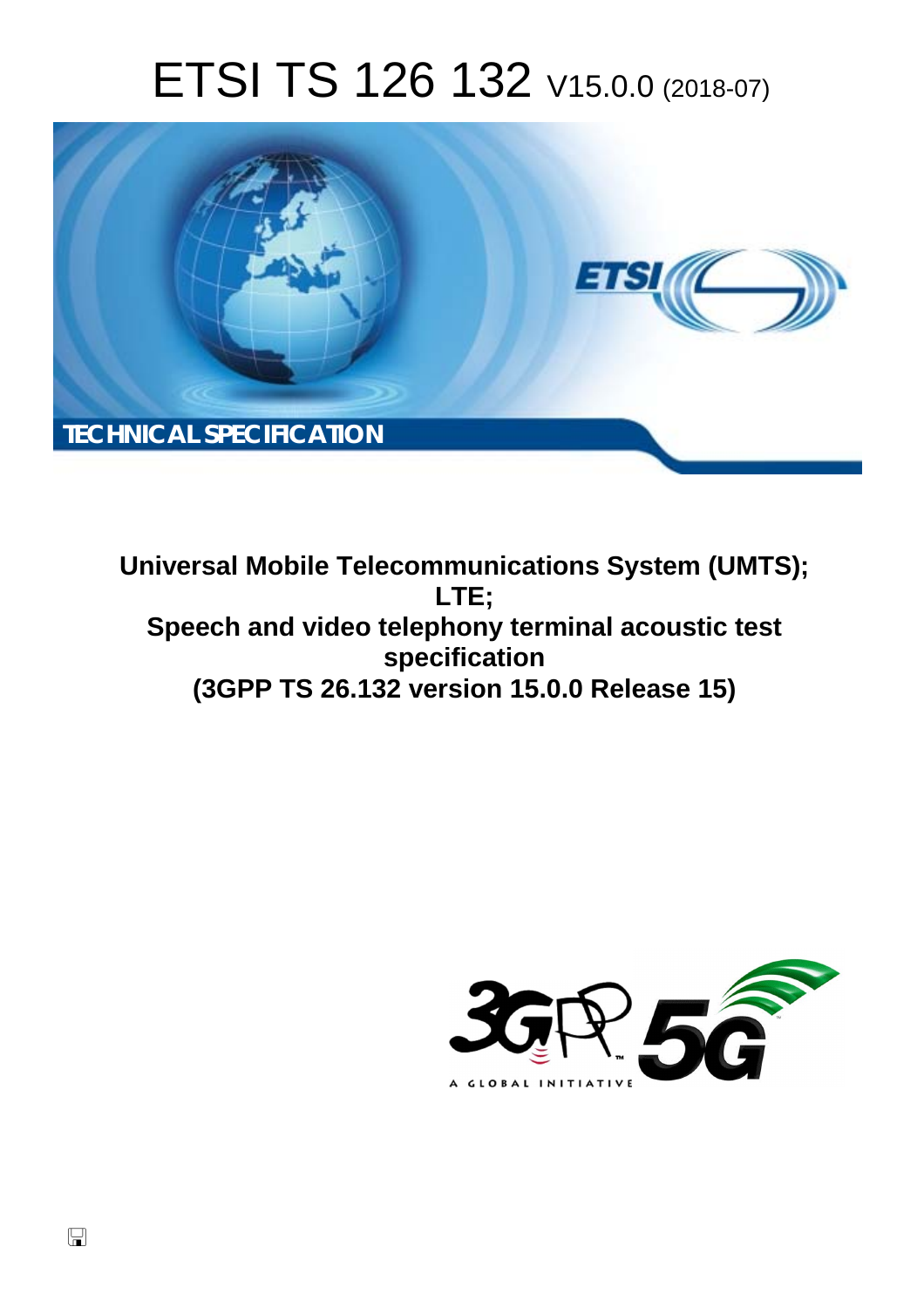# ETSI TS 126 132 V15.0.0 (2018-07)

TECHNICAL SPECIFICATION

**Universal Mobile Telecommunications System (UMTS);**
**LTE;**
**Speech and video telephony terminal acoustic test specification**
**(3GPP TS 26.132 version 15.0.0 Release 15)**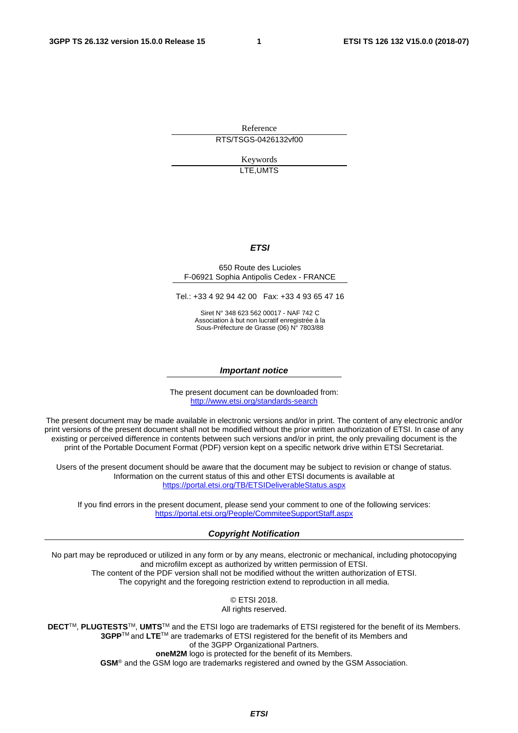Reference

RTS/TSGS-0426132vf00

Keywords

LTE,UMTS

***ETSI***

650 Route des Lucioles
F-06921 Sophia Antipolis Cedex - FRANCE

Tel.: +33 4 92 94 42 00 Fax: +33 4 93 65 47 16

Siret N° 348 623 562 00017 - NAF 742 C
Association à but non lucratif enregistrée à la
Sous-Préfecture de Grasse (06) N° 7803/88

***Important notice***

The present document can be downloaded from:
http://www.etsi.org/standards-search

The present document may be made available in electronic versions and/or in print. The content of any electronic and/or print versions of the present document shall not be modified without the prior written authorization of ETSI. In case of any existing or perceived difference in contents between such versions and/or in print, the only prevailing document is the print of the Portable Document Format (PDF) version kept on a specific network drive within ETSI Secretariat.

Users of the present document should be aware that the document may be subject to revision or change of status. Information on the current status of this and other ETSI documents is available at
https://portal.etsi.org/TB/ETSIDeliverableStatus.aspx

If you find errors in the present document, please send your comment to one of the following services:
https://portal.etsi.org/People/CommiteeSupportStaff.aspx

***Copyright Notification***

No part may be reproduced or utilized in any form or by any means, electronic or mechanical, including photocopying and microfilm except as authorized by written permission of ETSI.
The content of the PDF version shall not be modified without the written authorization of ETSI.
The copyright and the foregoing restriction extend to reproduction in all media.

© ETSI 2018.
All rights reserved.

**DECT**™, **PLUGTESTS**™, **UMTS**™ and the ETSI logo are trademarks of ETSI registered for the benefit of its Members.
**3GPP**™ and **LTE**™ are trademarks of ETSI registered for the benefit of its Members and of the 3GPP Organizational Partners.
**oneM2M** logo is protected for the benefit of its Members.
**GSM**® and the GSM logo are trademarks registered and owned by the GSM Association.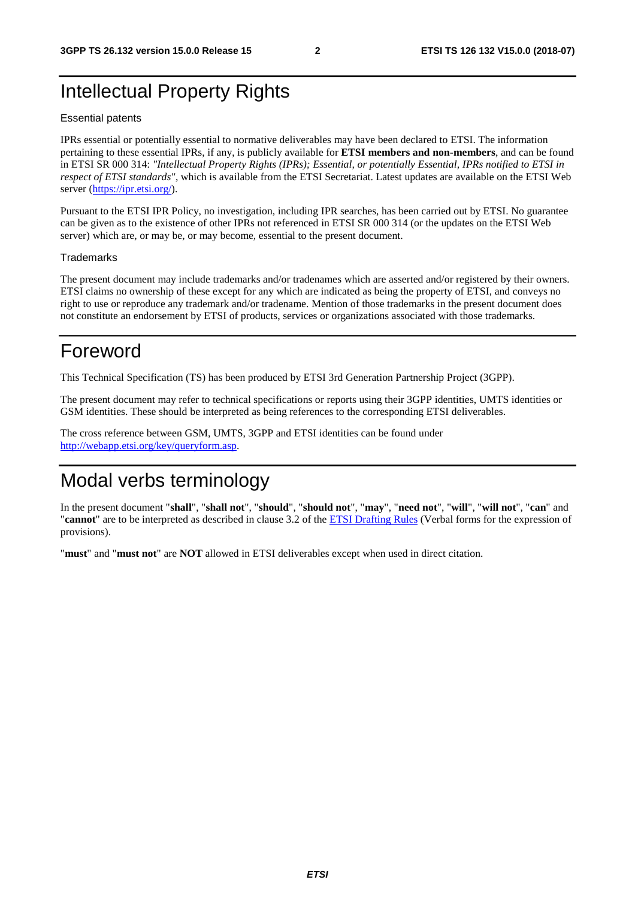# Intellectual Property Rights

Essential patents

IPRs essential or potentially essential to normative deliverables may have been declared to ETSI. The information pertaining to these essential IPRs, if any, is publicly available for **ETSI members and non-members**, and can be found in ETSI SR 000 314: *"Intellectual Property Rights (IPRs); Essential, or potentially Essential, IPRs notified to ETSI in respect of ETSI standards"*, which is available from the ETSI Secretariat. Latest updates are available on the ETSI Web server (https://ipr.etsi.org/).

Pursuant to the ETSI IPR Policy, no investigation, including IPR searches, has been carried out by ETSI. No guarantee can be given as to the existence of other IPRs not referenced in ETSI SR 000 314 (or the updates on the ETSI Web server) which are, or may be, or may become, essential to the present document.

Trademarks

The present document may include trademarks and/or tradenames which are asserted and/or registered by their owners. ETSI claims no ownership of these except for any which are indicated as being the property of ETSI, and conveys no right to use or reproduce any trademark and/or tradename. Mention of those trademarks in the present document does not constitute an endorsement by ETSI of products, services or organizations associated with those trademarks.

# Foreword

This Technical Specification (TS) has been produced by ETSI 3rd Generation Partnership Project (3GPP).

The present document may refer to technical specifications or reports using their 3GPP identities, UMTS identities or GSM identities. These should be interpreted as being references to the corresponding ETSI deliverables.

The cross reference between GSM, UMTS, 3GPP and ETSI identities can be found under http://webapp.etsi.org/key/queryform.asp.

# Modal verbs terminology

In the present document "**shall**", "**shall not**", "**should**", "**should not**", "**may**", "**need not**", "**will**", "**will not**", "**can**" and "**cannot**" are to be interpreted as described in clause 3.2 of the ETSI Drafting Rules (Verbal forms for the expression of provisions).

"**must**" and "**must not**" are **NOT** allowed in ETSI deliverables except when used in direct citation.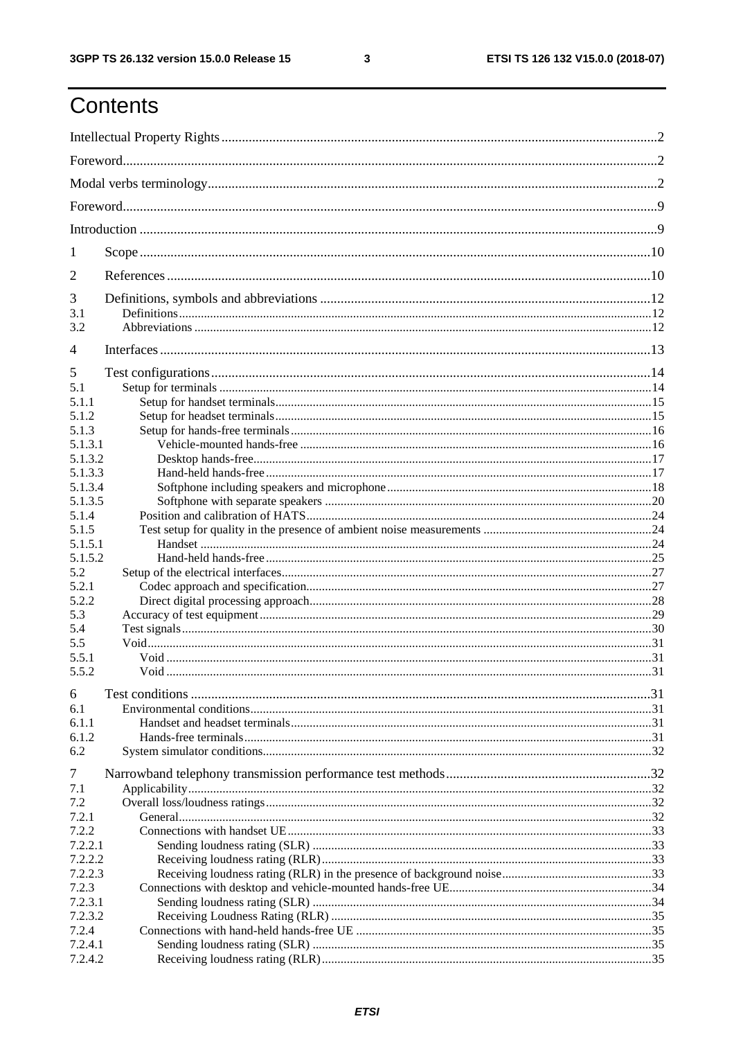# Contents

Intellectual Property Rights ........................................ 2

Foreword ........................................ 2

Modal verbs terminology ........................................ 2

Foreword ........................................ 9

Introduction ........................................ 9

1 Scope ........................................ 10

2 References ........................................ 10

3 Definitions, symbols and abbreviations ........................................ 12
3.1 Definitions ........................................ 12
3.2 Abbreviations ........................................ 12

4 Interfaces ........................................ 13

5 Test configurations ........................................ 14
5.1 Setup for terminals ........................................ 14
5.1.1 Setup for handset terminals ........................................ 15
5.1.2 Setup for headset terminals ........................................ 15
5.1.3 Setup for hands-free terminals ........................................ 16
5.1.3.1 Vehicle-mounted hands-free ........................................ 16
5.1.3.2 Desktop hands-free ........................................ 17
5.1.3.3 Hand-held hands-free ........................................ 17
5.1.3.4 Softphone including speakers and microphone ........................................ 18
5.1.3.5 Softphone with separate speakers ........................................ 20
5.1.4 Position and calibration of HATS ........................................ 24
5.1.5 Test setup for quality in the presence of ambient noise measurements ........................................ 24
5.1.5.1 Handset ........................................ 24
5.1.5.2 Hand-held hands-free ........................................ 25
5.2 Setup of the electrical interfaces ........................................ 27
5.2.1 Codec approach and specification ........................................ 27
5.2.2 Direct digital processing approach ........................................ 28
5.3 Accuracy of test equipment ........................................ 29
5.4 Test signals ........................................ 30
5.5 Void ........................................ 31
5.5.1 Void ........................................ 31
5.5.2 Void ........................................ 31

6 Test conditions ........................................ 31
6.1 Environmental conditions ........................................ 31
6.1.1 Handset and headset terminals ........................................ 31
6.1.2 Hands-free terminals ........................................ 31
6.2 System simulator conditions ........................................ 32

7 Narrowband telephony transmission performance test methods ........................................ 32
7.1 Applicability ........................................ 32
7.2 Overall loss/loudness ratings ........................................ 32
7.2.1 General ........................................ 32
7.2.2 Connections with handset UE ........................................ 33
7.2.2.1 Sending loudness rating (SLR) ........................................ 33
7.2.2.2 Receiving loudness rating (RLR) ........................................ 33
7.2.2.3 Receiving loudness rating (RLR) in the presence of background noise ........................................ 33
7.2.3 Connections with desktop and vehicle-mounted hands-free UE ........................................ 34
7.2.3.1 Sending loudness rating (SLR) ........................................ 34
7.2.3.2 Receiving Loudness Rating (RLR) ........................................ 35
7.2.4 Connections with hand-held hands-free UE ........................................ 35
7.2.4.1 Sending loudness rating (SLR) ........................................ 35
7.2.4.2 Receiving loudness rating (RLR) ........................................ 35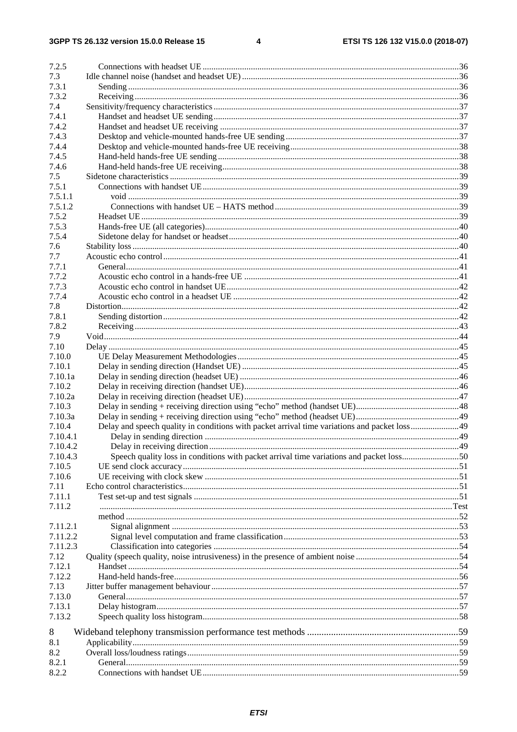| | | |
|---|---|---|
| 7.2.5 | Connections with headset UE | 36 |
| 7.3 | Idle channel noise (handset and headset UE) | 36 |
| 7.3.1 | Sending | 36 |
| 7.3.2 | Receiving | 36 |
| 7.4 | Sensitivity/frequency characteristics | 37 |
| 7.4.1 | Handset and headset UE sending | 37 |
| 7.4.2 | Handset and headset UE receiving | 37 |
| 7.4.3 | Desktop and vehicle-mounted hands-free UE sending | 37 |
| 7.4.4 | Desktop and vehicle-mounted hands-free UE receiving | 38 |
| 7.4.5 | Hand-held hands-free UE sending | 38 |
| 7.4.6 | Hand-held hands-free UE receiving | 38 |
| 7.5 | Sidetone characteristics | 39 |
| 7.5.1 | Connections with handset UE | 39 |
| 7.5.1.1 | void | 39 |
| 7.5.1.2 | Connections with handset UE – HATS method | 39 |
| 7.5.2 | Headset UE | 39 |
| 7.5.3 | Hands-free UE (all categories) | 40 |
| 7.5.4 | Sidetone delay for handset or headset | 40 |
| 7.6 | Stability loss | 40 |
| 7.7 | Acoustic echo control | 41 |
| 7.7.1 | General | 41 |
| 7.7.2 | Acoustic echo control in a hands-free UE | 41 |
| 7.7.3 | Acoustic echo control in handset UE | 42 |
| 7.7.4 | Acoustic echo control in a headset UE | 42 |
| 7.8 | Distortion | 42 |
| 7.8.1 | Sending distortion | 42 |
| 7.8.2 | Receiving | 43 |
| 7.9 | Void | 44 |
| 7.10 | Delay | 45 |
| 7.10.0 | UE Delay Measurement Methodologies | 45 |
| 7.10.1 | Delay in sending direction (Handset UE) | 45 |
| 7.10.1a | Delay in sending direction (headset UE) | 46 |
| 7.10.2 | Delay in receiving direction (handset UE) | 46 |
| 7.10.2a | Delay in receiving direction (headset UE) | 47 |
| 7.10.3 | Delay in sending + receiving direction using "echo" method (handset UE) | 48 |
| 7.10.3a | Delay in sending + receiving direction using "echo" method (headset UE) | 49 |
| 7.10.4 | Delay and speech quality in conditions with packet arrival time variations and packet loss | 49 |
| 7.10.4.1 | Delay in sending direction | 49 |
| 7.10.4.2 | Delay in receiving direction | 49 |
| 7.10.4.3 | Speech quality loss in conditions with packet arrival time variations and packet loss | 50 |
| 7.10.5 | UE send clock accuracy | 51 |
| 7.10.6 | UE receiving with clock skew | 51 |
| 7.11 | Echo control characteristics | 51 |
| 7.11.1 | Test set-up and test signals | 51 |
| 7.11.2 | Test method | 52 |
| 7.11.2.1 | Signal alignment | 53 |
| 7.11.2.2 | Signal level computation and frame classification | 53 |
| 7.11.2.3 | Classification into categories | 54 |
| 7.12 | Quality (speech quality, noise intrusiveness) in the presence of ambient noise | 54 |
| 7.12.1 | Handset | 54 |
| 7.12.2 | Hand-held hands-free | 56 |
| 7.13 | Jitter buffer management behaviour | 57 |
| 7.13.0 | General | 57 |
| 7.13.1 | Delay histogram | 57 |
| 7.13.2 | Speech quality loss histogram | 58 |
| 8 | Wideband telephony transmission performance test methods | 59 |
| 8.1 | Applicability | 59 |
| 8.2 | Overall loss/loudness ratings | 59 |
| 8.2.1 | General | 59 |
| 8.2.2 | Connections with handset UE | 59 |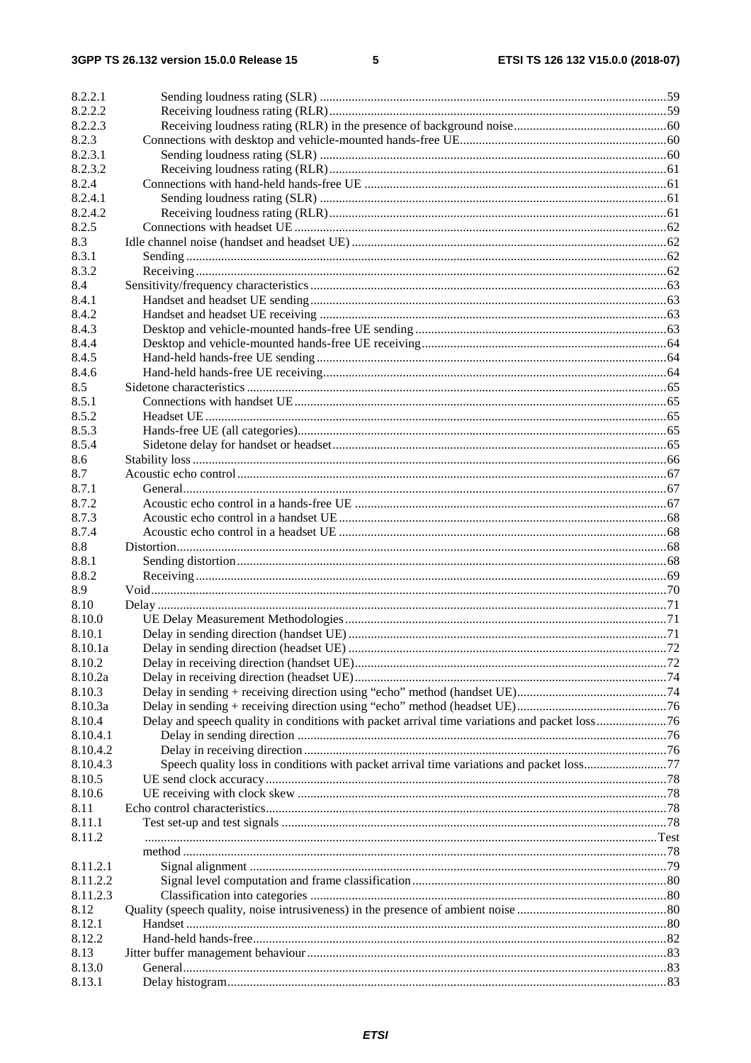| | | |
|---|---|---|
| 8.2.2.1 | Sending loudness rating (SLR) | 59 |
| 8.2.2.2 | Receiving loudness rating (RLR) | 59 |
| 8.2.2.3 | Receiving loudness rating (RLR) in the presence of background noise | 60 |
| 8.2.3 | Connections with desktop and vehicle-mounted hands-free UE | 60 |
| 8.2.3.1 | Sending loudness rating (SLR) | 60 |
| 8.2.3.2 | Receiving loudness rating (RLR) | 61 |
| 8.2.4 | Connections with hand-held hands-free UE | 61 |
| 8.2.4.1 | Sending loudness rating (SLR) | 61 |
| 8.2.4.2 | Receiving loudness rating (RLR) | 61 |
| 8.2.5 | Connections with headset UE | 62 |
| 8.3 | Idle channel noise (handset and headset UE) | 62 |
| 8.3.1 | Sending | 62 |
| 8.3.2 | Receiving | 62 |
| 8.4 | Sensitivity/frequency characteristics | 63 |
| 8.4.1 | Handset and headset UE sending | 63 |
| 8.4.2 | Handset and headset UE receiving | 63 |
| 8.4.3 | Desktop and vehicle-mounted hands-free UE sending | 63 |
| 8.4.4 | Desktop and vehicle-mounted hands-free UE receiving | 64 |
| 8.4.5 | Hand-held hands-free UE sending | 64 |
| 8.4.6 | Hand-held hands-free UE receiving | 64 |
| 8.5 | Sidetone characteristics | 65 |
| 8.5.1 | Connections with handset UE | 65 |
| 8.5.2 | Headset UE | 65 |
| 8.5.3 | Hands-free UE (all categories) | 65 |
| 8.5.4 | Sidetone delay for handset or headset | 65 |
| 8.6 | Stability loss | 66 |
| 8.7 | Acoustic echo control | 67 |
| 8.7.1 | General | 67 |
| 8.7.2 | Acoustic echo control in a hands-free UE | 67 |
| 8.7.3 | Acoustic echo control in a handset UE | 68 |
| 8.7.4 | Acoustic echo control in a headset UE | 68 |
| 8.8 | Distortion | 68 |
| 8.8.1 | Sending distortion | 68 |
| 8.8.2 | Receiving | 69 |
| 8.9 | Void | 70 |
| 8.10 | Delay | 71 |
| 8.10.0 | UE Delay Measurement Methodologies | 71 |
| 8.10.1 | Delay in sending direction (handset UE) | 71 |
| 8.10.1a | Delay in sending direction (headset UE) | 72 |
| 8.10.2 | Delay in receiving direction (handset UE) | 72 |
| 8.10.2a | Delay in receiving direction (headset UE) | 74 |
| 8.10.3 | Delay in sending + receiving direction using "echo" method (handset UE) | 74 |
| 8.10.3a | Delay in sending + receiving direction using "echo" method (headset UE) | 76 |
| 8.10.4 | Delay and speech quality in conditions with packet arrival time variations and packet loss | 76 |
| 8.10.4.1 | Delay in sending direction | 76 |
| 8.10.4.2 | Delay in receiving direction | 76 |
| 8.10.4.3 | Speech quality loss in conditions with packet arrival time variations and packet loss | 77 |
| 8.10.5 | UE send clock accuracy | 78 |
| 8.10.6 | UE receiving with clock skew | 78 |
| 8.11 | Echo control characteristics | 78 |
| 8.11.1 | Test set-up and test signals | 78 |
| 8.11.2 | Test method | 78 |
| 8.11.2.1 | Signal alignment | 79 |
| 8.11.2.2 | Signal level computation and frame classification | 80 |
| 8.11.2.3 | Classification into categories | 80 |
| 8.12 | Quality (speech quality, noise intrusiveness) in the presence of ambient noise | 80 |
| 8.12.1 | Handset | 80 |
| 8.12.2 | Hand-held hands-free | 82 |
| 8.13 | Jitter buffer management behaviour | 83 |
| 8.13.0 | General | 83 |
| 8.13.1 | Delay histogram | 83 |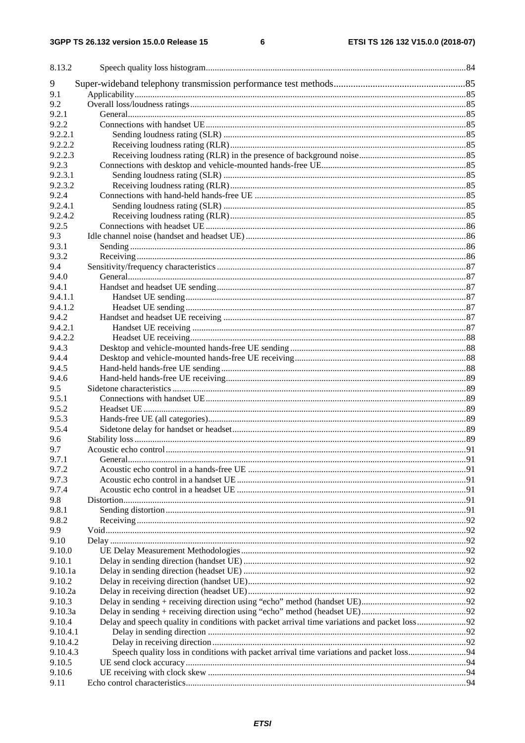8.13.2 Speech quality loss histogram....84

9 Super-wideband telephony transmission performance test methods....85
9.1 Applicability....85
9.2 Overall loss/loudness ratings....85
9.2.1 General....85
9.2.2 Connections with handset UE....85
9.2.2.1 Sending loudness rating (SLR)....85
9.2.2.2 Receiving loudness rating (RLR)....85
9.2.2.3 Receiving loudness rating (RLR) in the presence of background noise....85
9.2.3 Connections with desktop and vehicle-mounted hands-free UE....85
9.2.3.1 Sending loudness rating (SLR)....85
9.2.3.2 Receiving loudness rating (RLR)....85
9.2.4 Connections with hand-held hands-free UE....85
9.2.4.1 Sending loudness rating (SLR)....85
9.2.4.2 Receiving loudness rating (RLR)....85
9.2.5 Connections with headset UE....86
9.3 Idle channel noise (handset and headset UE)....86
9.3.1 Sending....86
9.3.2 Receiving....86
9.4 Sensitivity/frequency characteristics....87
9.4.0 General....87
9.4.1 Handset and headset UE sending....87
9.4.1.1 Handset UE sending....87
9.4.1.2 Headset UE sending....87
9.4.2 Handset and headset UE receiving....87
9.4.2.1 Handset UE receiving....87
9.4.2.2 Headset UE receiving....88
9.4.3 Desktop and vehicle-mounted hands-free UE sending....88
9.4.4 Desktop and vehicle-mounted hands-free UE receiving....88
9.4.5 Hand-held hands-free UE sending....88
9.4.6 Hand-held hands-free UE receiving....89
9.5 Sidetone characteristics....89
9.5.1 Connections with handset UE....89
9.5.2 Headset UE....89
9.5.3 Hands-free UE (all categories)....89
9.5.4 Sidetone delay for handset or headset....89
9.6 Stability loss....89
9.7 Acoustic echo control....91
9.7.1 General....91
9.7.2 Acoustic echo control in a hands-free UE....91
9.7.3 Acoustic echo control in a handset UE....91
9.7.4 Acoustic echo control in a headset UE....91
9.8 Distortion....91
9.8.1 Sending distortion....91
9.8.2 Receiving....92
9.9 Void....92
9.10 Delay....92
9.10.0 UE Delay Measurement Methodologies....92
9.10.1 Delay in sending direction (handset UE)....92
9.10.1a Delay in sending direction (headset UE)....92
9.10.2 Delay in receiving direction (handset UE)....92
9.10.2a Delay in receiving direction (headset UE)....92
9.10.3 Delay in sending + receiving direction using "echo" method (handset UE)....92
9.10.3a Delay in sending + receiving direction using "echo" method (headset UE)....92
9.10.4 Delay and speech quality in conditions with packet arrival time variations and packet loss....92
9.10.4.1 Delay in sending direction....92
9.10.4.2 Delay in receiving direction....92
9.10.4.3 Speech quality loss in conditions with packet arrival time variations and packet loss....94
9.10.5 UE send clock accuracy....94
9.10.6 UE receiving with clock skew....94
9.11 Echo control characteristics....94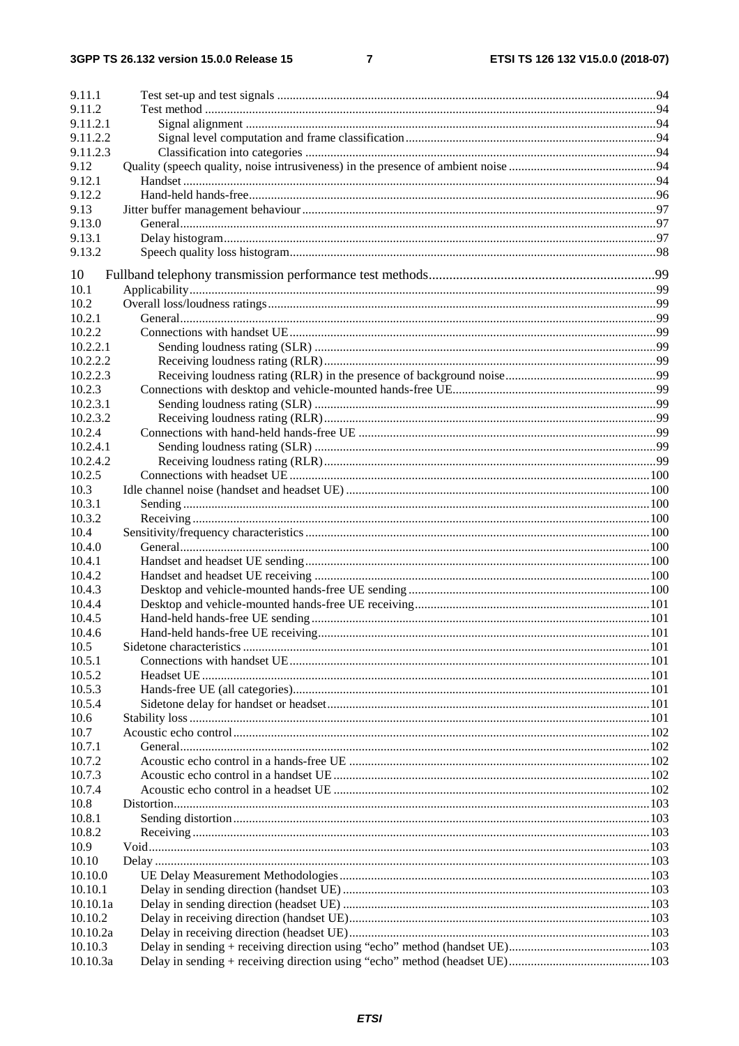| | | |
|---|---|---|
| 9.11.1 | Test set-up and test signals | 94 |
| 9.11.2 | Test method | 94 |
| 9.11.2.1 | Signal alignment | 94 |
| 9.11.2.2 | Signal level computation and frame classification | 94 |
| 9.11.2.3 | Classification into categories | 94 |
| 9.12 | Quality (speech quality, noise intrusiveness) in the presence of ambient noise | 94 |
| 9.12.1 | Handset | 94 |
| 9.12.2 | Hand-held hands-free | 96 |
| 9.13 | Jitter buffer management behaviour | 97 |
| 9.13.0 | General | 97 |
| 9.13.1 | Delay histogram | 97 |
| 9.13.2 | Speech quality loss histogram | 98 |
| 10 | Fullband telephony transmission performance test methods | 99 |
| 10.1 | Applicability | 99 |
| 10.2 | Overall loss/loudness ratings | 99 |
| 10.2.1 | General | 99 |
| 10.2.2 | Connections with handset UE | 99 |
| 10.2.2.1 | Sending loudness rating (SLR) | 99 |
| 10.2.2.2 | Receiving loudness rating (RLR) | 99 |
| 10.2.2.3 | Receiving loudness rating (RLR) in the presence of background noise | 99 |
| 10.2.3 | Connections with desktop and vehicle-mounted hands-free UE | 99 |
| 10.2.3.1 | Sending loudness rating (SLR) | 99 |
| 10.2.3.2 | Receiving loudness rating (RLR) | 99 |
| 10.2.4 | Connections with hand-held hands-free UE | 99 |
| 10.2.4.1 | Sending loudness rating (SLR) | 99 |
| 10.2.4.2 | Receiving loudness rating (RLR) | 99 |
| 10.2.5 | Connections with headset UE | 100 |
| 10.3 | Idle channel noise (handset and headset UE) | 100 |
| 10.3.1 | Sending | 100 |
| 10.3.2 | Receiving | 100 |
| 10.4 | Sensitivity/frequency characteristics | 100 |
| 10.4.0 | General | 100 |
| 10.4.1 | Handset and headset UE sending | 100 |
| 10.4.2 | Handset and headset UE receiving | 100 |
| 10.4.3 | Desktop and vehicle-mounted hands-free UE sending | 100 |
| 10.4.4 | Desktop and vehicle-mounted hands-free UE receiving | 101 |
| 10.4.5 | Hand-held hands-free UE sending | 101 |
| 10.4.6 | Hand-held hands-free UE receiving | 101 |
| 10.5 | Sidetone characteristics | 101 |
| 10.5.1 | Connections with handset UE | 101 |
| 10.5.2 | Headset UE | 101 |
| 10.5.3 | Hands-free UE (all categories) | 101 |
| 10.5.4 | Sidetone delay for handset or headset | 101 |
| 10.6 | Stability loss | 101 |
| 10.7 | Acoustic echo control | 102 |
| 10.7.1 | General | 102 |
| 10.7.2 | Acoustic echo control in a hands-free UE | 102 |
| 10.7.3 | Acoustic echo control in a handset UE | 102 |
| 10.7.4 | Acoustic echo control in a headset UE | 102 |
| 10.8 | Distortion | 103 |
| 10.8.1 | Sending distortion | 103 |
| 10.8.2 | Receiving | 103 |
| 10.9 | Void | 103 |
| 10.10 | Delay | 103 |
| 10.10.0 | UE Delay Measurement Methodologies | 103 |
| 10.10.1 | Delay in sending direction (handset UE) | 103 |
| 10.10.1a | Delay in sending direction (headset UE) | 103 |
| 10.10.2 | Delay in receiving direction (handset UE) | 103 |
| 10.10.2a | Delay in receiving direction (headset UE) | 103 |
| 10.10.3 | Delay in sending + receiving direction using "echo" method (handset UE) | 103 |
| 10.10.3a | Delay in sending + receiving direction using "echo" method (headset UE) | 103 |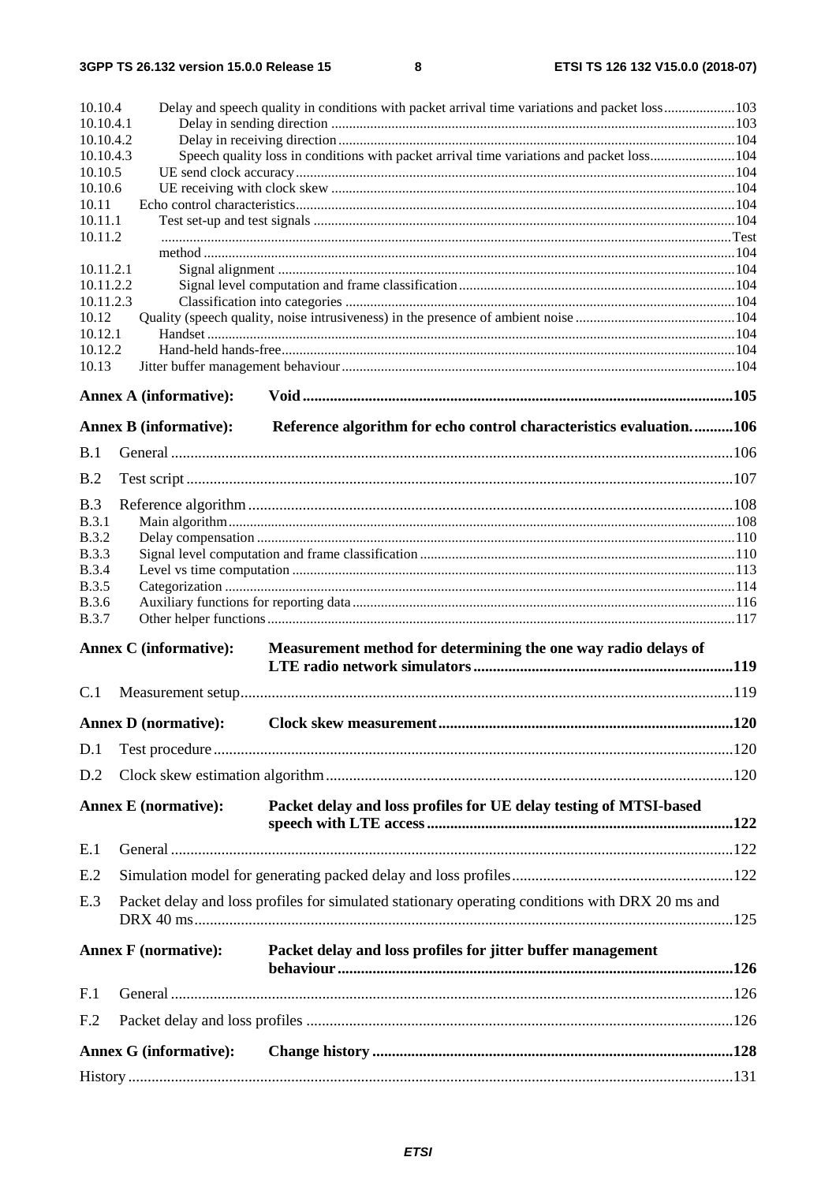10.10.4 Delay and speech quality in conditions with packet arrival time variations and packet loss 103
10.10.4.1 Delay in sending direction 103
10.10.4.2 Delay in receiving direction 104
10.10.4.3 Speech quality loss in conditions with packet arrival time variations and packet loss 104
10.10.5 UE send clock accuracy 104
10.10.6 UE receiving with clock skew 104
10.11 Echo control characteristics 104
10.11.1 Test set-up and test signals 104
10.11.2 Test method 104
10.11.2.1 Signal alignment 104
10.11.2.2 Signal level computation and frame classification 104
10.11.2.3 Classification into categories 104
10.12 Quality (speech quality, noise intrusiveness) in the presence of ambient noise 104
10.12.1 Handset 104
10.12.2 Hand-held hands-free 104
10.13 Jitter buffer management behaviour 104

**Annex A (informative): Void 105**

**Annex B (informative): Reference algorithm for echo control characteristics evaluation. 106**

B.1 General 106

B.2 Test script 107

B.3 Reference algorithm 108
B.3.1 Main algorithm 108
B.3.2 Delay compensation 110
B.3.3 Signal level computation and frame classification 110
B.3.4 Level vs time computation 113
B.3.5 Categorization 114
B.3.6 Auxiliary functions for reporting data 116
B.3.7 Other helper functions 117

**Annex C (informative): Measurement method for determining the one way radio delays of LTE radio network simulators 119**

C.1 Measurement setup 119

**Annex D (normative): Clock skew measurement 120**

D.1 Test procedure 120

D.2 Clock skew estimation algorithm 120

**Annex E (normative): Packet delay and loss profiles for UE delay testing of MTSI-based speech with LTE access 122**

E.1 General 122

E.2 Simulation model for generating packed delay and loss profiles 122

E.3 Packet delay and loss profiles for simulated stationary operating conditions with DRX 20 ms and DRX 40 ms 125

**Annex F (normative): Packet delay and loss profiles for jitter buffer management behaviour 126**

F.1 General 126

F.2 Packet delay and loss profiles 126

**Annex G (informative): Change history 128**

History 131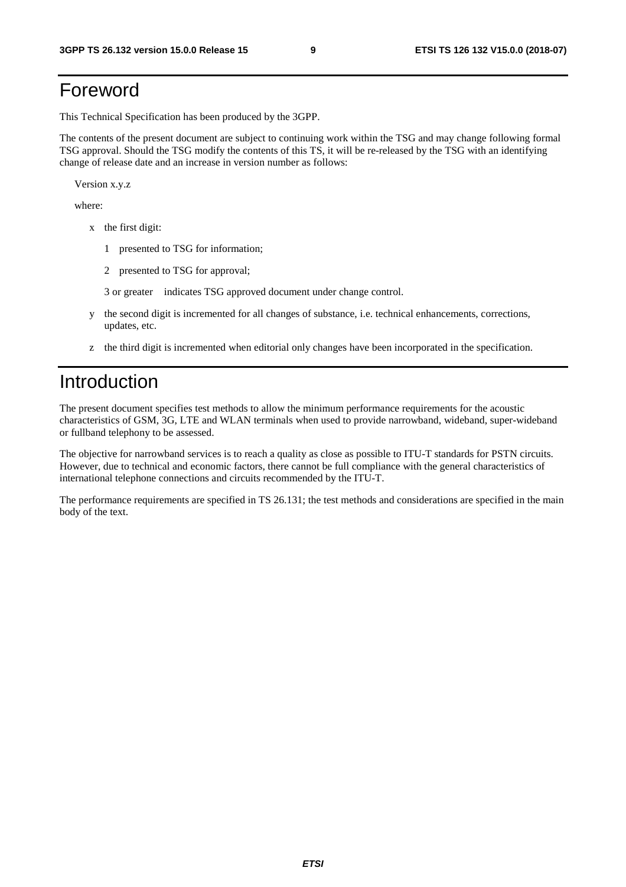# Foreword

This Technical Specification has been produced by the 3GPP.

The contents of the present document are subject to continuing work within the TSG and may change following formal TSG approval. Should the TSG modify the contents of this TS, it will be re-released by the TSG with an identifying change of release date and an increase in version number as follows:

Version x.y.z

where:

- x the first digit:
  - 1 presented to TSG for information;
  - 2 presented to TSG for approval;
  - 3 or greater indicates TSG approved document under change control.
- y the second digit is incremented for all changes of substance, i.e. technical enhancements, corrections, updates, etc.
- z the third digit is incremented when editorial only changes have been incorporated in the specification.

# Introduction

The present document specifies test methods to allow the minimum performance requirements for the acoustic characteristics of GSM, 3G, LTE and WLAN terminals when used to provide narrowband, wideband, super-wideband or fullband telephony to be assessed.

The objective for narrowband services is to reach a quality as close as possible to ITU-T standards for PSTN circuits. However, due to technical and economic factors, there cannot be full compliance with the general characteristics of international telephone connections and circuits recommended by the ITU-T.

The performance requirements are specified in TS 26.131; the test methods and considerations are specified in the main body of the text.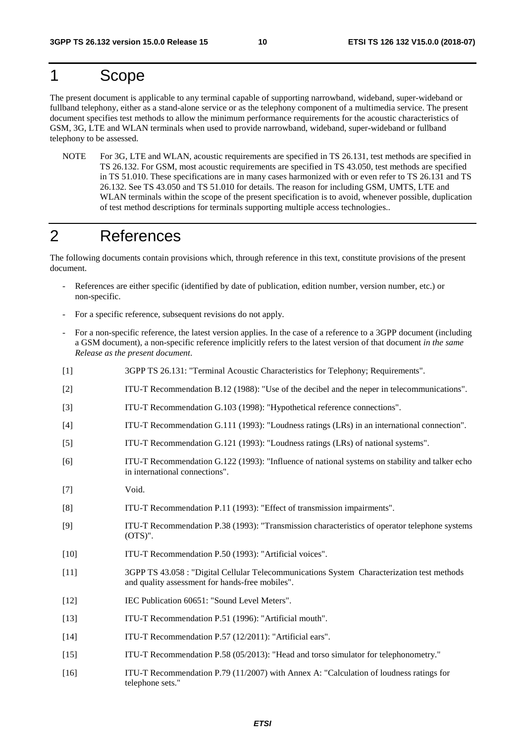# 1 Scope

The present document is applicable to any terminal capable of supporting narrowband, wideband, super-wideband or fullband telephony, either as a stand-alone service or as the telephony component of a multimedia service. The present document specifies test methods to allow the minimum performance requirements for the acoustic characteristics of GSM, 3G, LTE and WLAN terminals when used to provide narrowband, wideband, super-wideband or fullband telephony to be assessed.

NOTE For 3G, LTE and WLAN, acoustic requirements are specified in TS 26.131, test methods are specified in TS 26.132. For GSM, most acoustic requirements are specified in TS 43.050, test methods are specified in TS 51.010. These specifications are in many cases harmonized with or even refer to TS 26.131 and TS 26.132. See TS 43.050 and TS 51.010 for details. The reason for including GSM, UMTS, LTE and WLAN terminals within the scope of the present specification is to avoid, whenever possible, duplication of test method descriptions for terminals supporting multiple access technologies..

# 2 References

The following documents contain provisions which, through reference in this text, constitute provisions of the present document.

- References are either specific (identified by date of publication, edition number, version number, etc.) or non-specific.
- For a specific reference, subsequent revisions do not apply.
- For a non-specific reference, the latest version applies. In the case of a reference to a 3GPP document (including a GSM document), a non-specific reference implicitly refers to the latest version of that document *in the same Release as the present document*.

[1] 3GPP TS 26.131: "Terminal Acoustic Characteristics for Telephony; Requirements".

[2] ITU-T Recommendation B.12 (1988): "Use of the decibel and the neper in telecommunications".

[3] ITU-T Recommendation G.103 (1998): "Hypothetical reference connections".

[4] ITU-T Recommendation G.111 (1993): "Loudness ratings (LRs) in an international connection".

[5] ITU-T Recommendation G.121 (1993): "Loudness ratings (LRs) of national systems".

[6] ITU-T Recommendation G.122 (1993): "Influence of national systems on stability and talker echo in international connections".

[7] Void.

[8] ITU-T Recommendation P.11 (1993): "Effect of transmission impairments".

[9] ITU-T Recommendation P.38 (1993): "Transmission characteristics of operator telephone systems (OTS)".

[10] ITU-T Recommendation P.50 (1993): "Artificial voices".

[11] 3GPP TS 43.058 : "Digital Cellular Telecommunications System Characterization test methods and quality assessment for hands-free mobiles".

[12] IEC Publication 60651: "Sound Level Meters".

[13] ITU-T Recommendation P.51 (1996): "Artificial mouth".

[14] ITU-T Recommendation P.57 (12/2011): "Artificial ears".

[15] ITU-T Recommendation P.58 (05/2013): "Head and torso simulator for telephonometry."

[16] ITU-T Recommendation P.79 (11/2007) with Annex A: "Calculation of loudness ratings for telephone sets."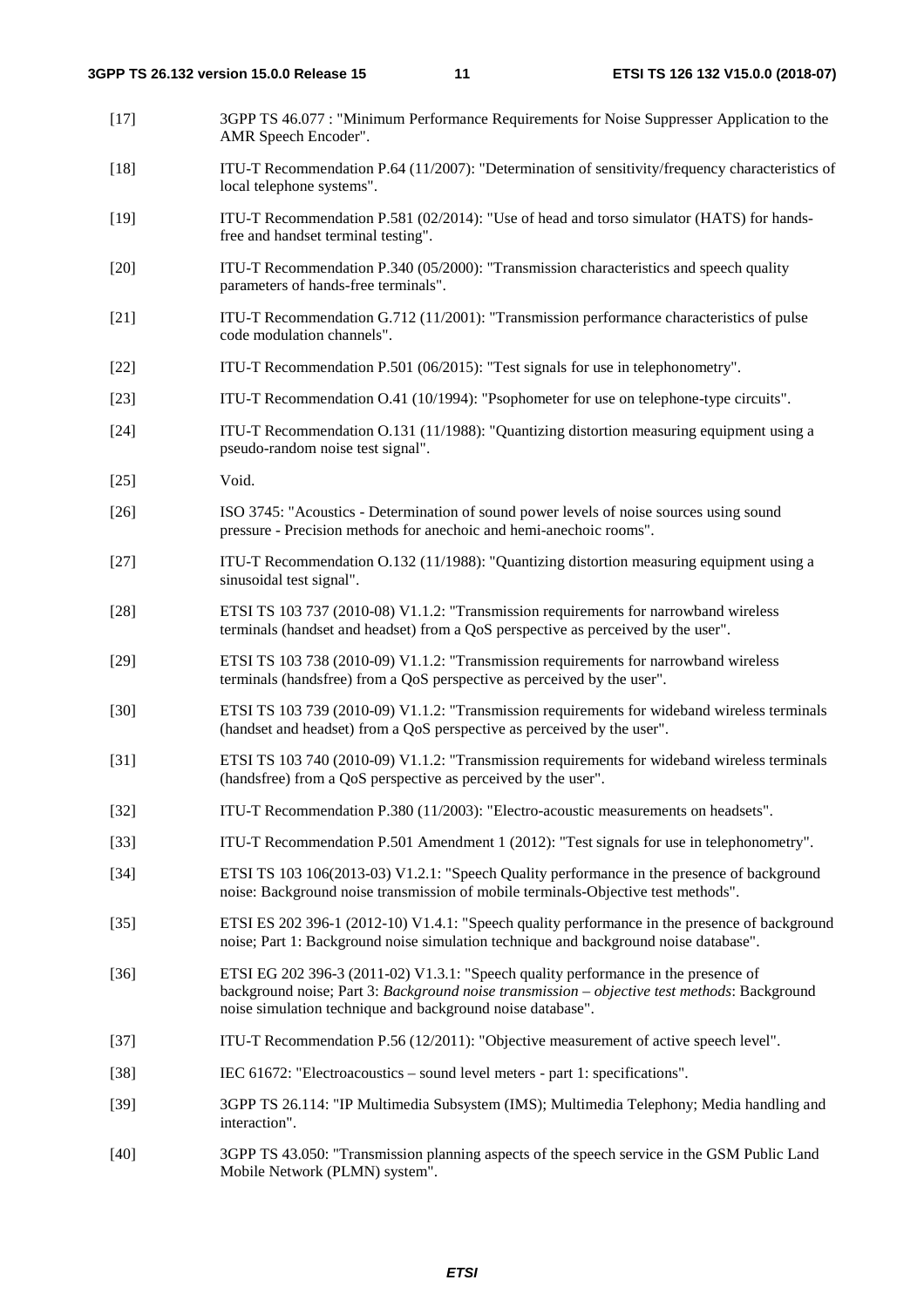[17] 3GPP TS 46.077 : "Minimum Performance Requirements for Noise Suppresser Application to the AMR Speech Encoder".

[18] ITU-T Recommendation P.64 (11/2007): "Determination of sensitivity/frequency characteristics of local telephone systems".

[19] ITU-T Recommendation P.581 (02/2014): "Use of head and torso simulator (HATS) for hands-free and handset terminal testing".

[20] ITU-T Recommendation P.340 (05/2000): "Transmission characteristics and speech quality parameters of hands-free terminals".

[21] ITU-T Recommendation G.712 (11/2001): "Transmission performance characteristics of pulse code modulation channels".

[22] ITU-T Recommendation P.501 (06/2015): "Test signals for use in telephonometry".

[23] ITU-T Recommendation O.41 (10/1994): "Psophometer for use on telephone-type circuits".

[24] ITU-T Recommendation O.131 (11/1988): "Quantizing distortion measuring equipment using a pseudo-random noise test signal".

[25] Void.

[26] ISO 3745: "Acoustics - Determination of sound power levels of noise sources using sound pressure - Precision methods for anechoic and hemi-anechoic rooms".

[27] ITU-T Recommendation O.132 (11/1988): "Quantizing distortion measuring equipment using a sinusoidal test signal".

[28] ETSI TS 103 737 (2010-08) V1.1.2: "Transmission requirements for narrowband wireless terminals (handset and headset) from a QoS perspective as perceived by the user".

[29] ETSI TS 103 738 (2010-09) V1.1.2: "Transmission requirements for narrowband wireless terminals (handsfree) from a QoS perspective as perceived by the user".

[30] ETSI TS 103 739 (2010-09) V1.1.2: "Transmission requirements for wideband wireless terminals (handset and headset) from a QoS perspective as perceived by the user".

[31] ETSI TS 103 740 (2010-09) V1.1.2: "Transmission requirements for wideband wireless terminals (handsfree) from a QoS perspective as perceived by the user".

[32] ITU-T Recommendation P.380 (11/2003): "Electro-acoustic measurements on headsets".

[33] ITU-T Recommendation P.501 Amendment 1 (2012): "Test signals for use in telephonometry".

[34] ETSI TS 103 106(2013-03) V1.2.1: "Speech Quality performance in the presence of background noise: Background noise transmission of mobile terminals-Objective test methods".

[35] ETSI ES 202 396-1 (2012-10) V1.4.1: "Speech quality performance in the presence of background noise; Part 1: Background noise simulation technique and background noise database".

[36] ETSI EG 202 396-3 (2011-02) V1.3.1: "Speech quality performance in the presence of background noise; Part 3: *Background noise transmission – objective test methods*: Background noise simulation technique and background noise database".

[37] ITU-T Recommendation P.56 (12/2011): "Objective measurement of active speech level".

[38] IEC 61672: "Electroacoustics – sound level meters - part 1: specifications".

[39] 3GPP TS 26.114: "IP Multimedia Subsystem (IMS); Multimedia Telephony; Media handling and interaction".

[40] 3GPP TS 43.050: "Transmission planning aspects of the speech service in the GSM Public Land Mobile Network (PLMN) system".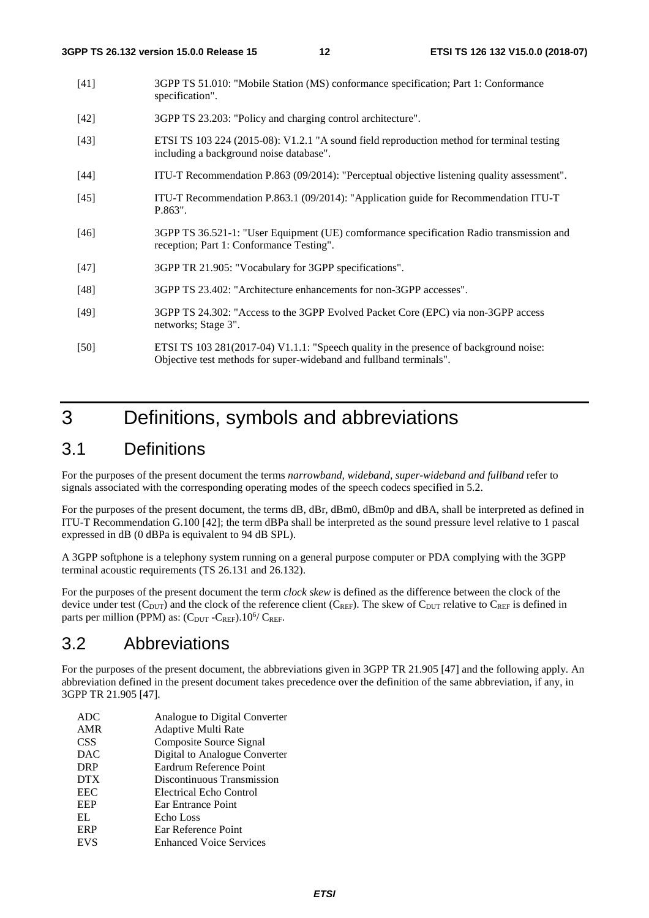[41] 3GPP TS 51.010: "Mobile Station (MS) conformance specification; Part 1: Conformance specification".

[42] 3GPP TS 23.203: "Policy and charging control architecture".

[43] ETSI TS 103 224 (2015-08): V1.2.1 "A sound field reproduction method for terminal testing including a background noise database".

[44] ITU-T Recommendation P.863 (09/2014): "Perceptual objective listening quality assessment".

[45] ITU-T Recommendation P.863.1 (09/2014): "Application guide for Recommendation ITU-T P.863".

[46] 3GPP TS 36.521-1: "User Equipment (UE) comformance specification Radio transmission and reception; Part 1: Conformance Testing".

[47] 3GPP TR 21.905: "Vocabulary for 3GPP specifications".

[48] 3GPP TS 23.402: "Architecture enhancements for non-3GPP accesses".

[49] 3GPP TS 24.302: "Access to the 3GPP Evolved Packet Core (EPC) via non-3GPP access networks; Stage 3".

[50] ETSI TS 103 281(2017-04) V1.1.1: "Speech quality in the presence of background noise: Objective test methods for super-wideband and fullband terminals".

# 3 Definitions, symbols and abbreviations

## 3.1 Definitions

For the purposes of the present document the terms *narrowband, wideband, super-wideband and fullband* refer to signals associated with the corresponding operating modes of the speech codecs specified in 5.2.

For the purposes of the present document, the terms dB, dBr, dBm0, dBm0p and dBA, shall be interpreted as defined in ITU-T Recommendation G.100 [42]; the term dBPa shall be interpreted as the sound pressure level relative to 1 pascal expressed in dB (0 dBPa is equivalent to 94 dB SPL).

A 3GPP softphone is a telephony system running on a general purpose computer or PDA complying with the 3GPP terminal acoustic requirements (TS 26.131 and 26.132).

For the purposes of the present document the term *clock skew* is defined as the difference between the clock of the device under test ($C_{DUT}$) and the clock of the reference client ($C_{REF}$). The skew of $C_{DUT}$ relative to $C_{REF}$ is defined in parts per million (PPM) as: $(C_{DUT} - C_{REF}).10^6/ C_{REF}$.

## 3.2 Abbreviations

For the purposes of the present document, the abbreviations given in 3GPP TR 21.905 [47] and the following apply. An abbreviation defined in the present document takes precedence over the definition of the same abbreviation, if any, in 3GPP TR 21.905 [47].

ADC Analogue to Digital Converter
AMR Adaptive Multi Rate
CSS Composite Source Signal
DAC Digital to Analogue Converter
DRP Eardrum Reference Point
DTX Discontinuous Transmission
EEC Electrical Echo Control
EEP Ear Entrance Point
EL Echo Loss
ERP Ear Reference Point
EVS Enhanced Voice Services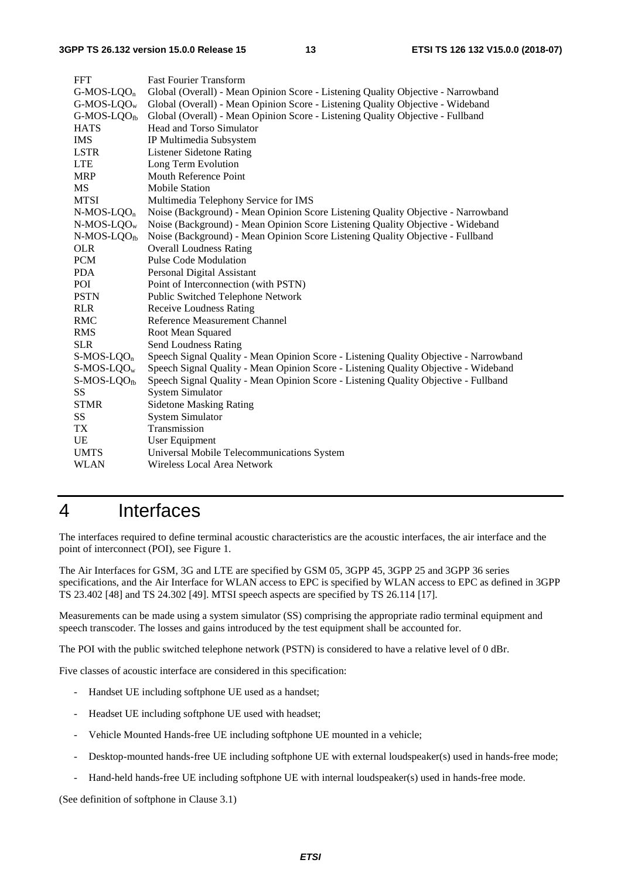| | |
|---|---|
| FFT | Fast Fourier Transform |
| G-MOS-LQO$_n$ | Global (Overall) - Mean Opinion Score - Listening Quality Objective - Narrowband |
| G-MOS-LQO$_w$ | Global (Overall) - Mean Opinion Score - Listening Quality Objective - Wideband |
| G-MOS-LQO$_{fb}$ | Global (Overall) - Mean Opinion Score - Listening Quality Objective - Fullband |
| HATS | Head and Torso Simulator |
| IMS | IP Multimedia Subsystem |
| LSTR | Listener Sidetone Rating |
| LTE | Long Term Evolution |
| MRP | Mouth Reference Point |
| MS | Mobile Station |
| MTSI | Multimedia Telephony Service for IMS |
| N-MOS-LQO$_n$ | Noise (Background) - Mean Opinion Score Listening Quality Objective - Narrowband |
| N-MOS-LQO$_w$ | Noise (Background) - Mean Opinion Score Listening Quality Objective - Wideband |
| N-MOS-LQO$_{fb}$ | Noise (Background) - Mean Opinion Score Listening Quality Objective - Fullband |
| OLR | Overall Loudness Rating |
| PCM | Pulse Code Modulation |
| PDA | Personal Digital Assistant |
| POI | Point of Interconnection (with PSTN) |
| PSTN | Public Switched Telephone Network |
| RLR | Receive Loudness Rating |
| RMC | Reference Measurement Channel |
| RMS | Root Mean Squared |
| SLR | Send Loudness Rating |
| S-MOS-LQO$_n$ | Speech Signal Quality - Mean Opinion Score - Listening Quality Objective - Narrowband |
| S-MOS-LQO$_w$ | Speech Signal Quality - Mean Opinion Score - Listening Quality Objective - Wideband |
| S-MOS-LQO$_{fb}$ | Speech Signal Quality - Mean Opinion Score - Listening Quality Objective - Fullband |
| SS | System Simulator |
| STMR | Sidetone Masking Rating |
| SS | System Simulator |
| TX | Transmission |
| UE | User Equipment |
| UMTS | Universal Mobile Telecommunications System |
| WLAN | Wireless Local Area Network |

# 4 Interfaces

The interfaces required to define terminal acoustic characteristics are the acoustic interfaces, the air interface and the point of interconnect (POI), see Figure 1.

The Air Interfaces for GSM, 3G and LTE are specified by GSM 05, 3GPP 45, 3GPP 25 and 3GPP 36 series specifications, and the Air Interface for WLAN access to EPC is specified by WLAN access to EPC as defined in 3GPP TS 23.402 [48] and TS 24.302 [49]. MTSI speech aspects are specified by TS 26.114 [17].

Measurements can be made using a system simulator (SS) comprising the appropriate radio terminal equipment and speech transcoder. The losses and gains introduced by the test equipment shall be accounted for.

The POI with the public switched telephone network (PSTN) is considered to have a relative level of 0 dBr.

Five classes of acoustic interface are considered in this specification:

- Handset UE including softphone UE used as a handset;
- Headset UE including softphone UE used with headset;
- Vehicle Mounted Hands-free UE including softphone UE mounted in a vehicle;
- Desktop-mounted hands-free UE including softphone UE with external loudspeaker(s) used in hands-free mode;
- Hand-held hands-free UE including softphone UE with internal loudspeaker(s) used in hands-free mode.

(See definition of softphone in Clause 3.1)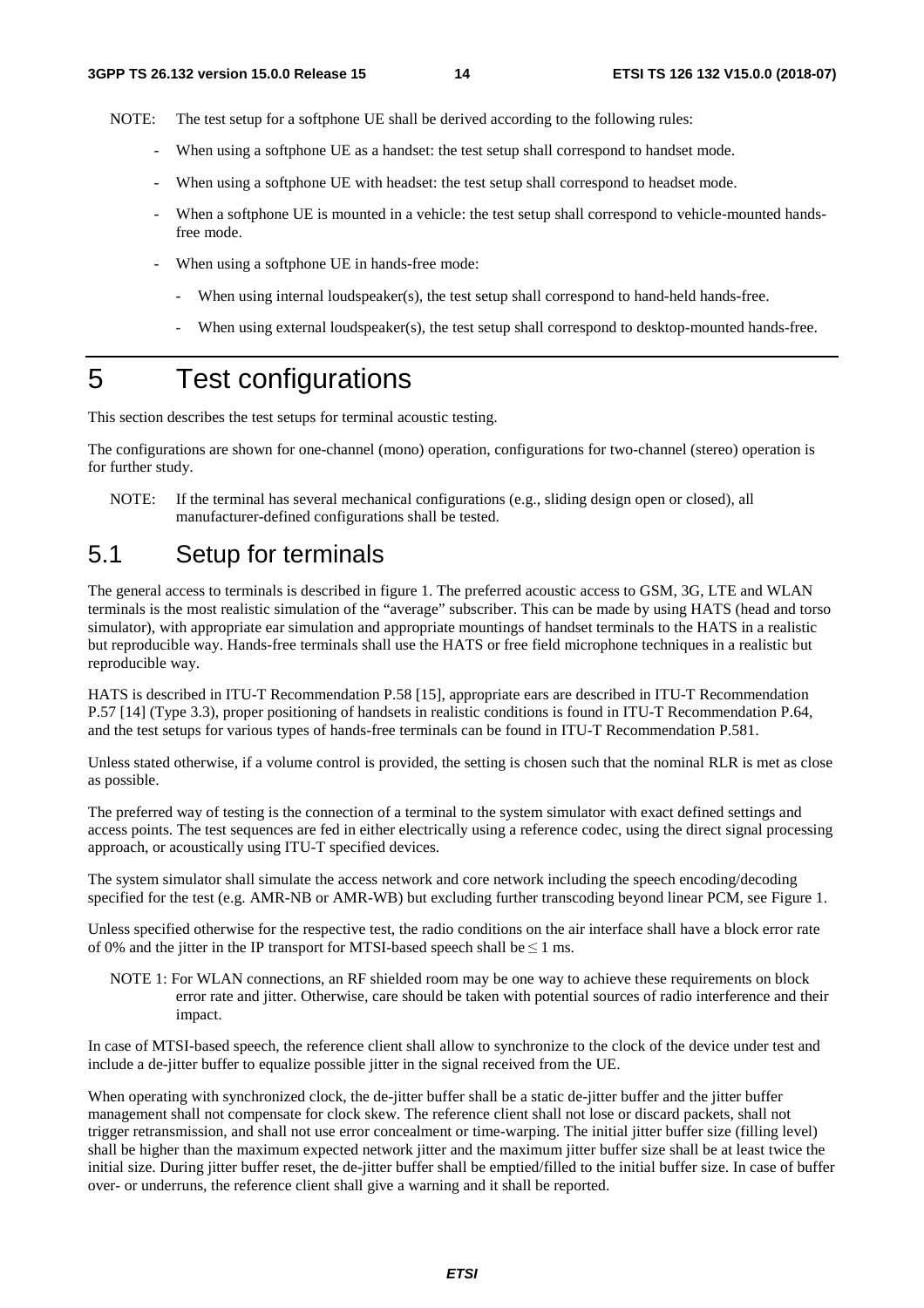NOTE: The test setup for a softphone UE shall be derived according to the following rules:

- When using a softphone UE as a handset: the test setup shall correspond to handset mode.
- When using a softphone UE with headset: the test setup shall correspond to headset mode.
- When a softphone UE is mounted in a vehicle: the test setup shall correspond to vehicle-mounted hands-free mode.
- When using a softphone UE in hands-free mode:
  - When using internal loudspeaker(s), the test setup shall correspond to hand-held hands-free.
  - When using external loudspeaker(s), the test setup shall correspond to desktop-mounted hands-free.

# 5 Test configurations

This section describes the test setups for terminal acoustic testing.

The configurations are shown for one-channel (mono) operation, configurations for two-channel (stereo) operation is for further study.

NOTE: If the terminal has several mechanical configurations (e.g., sliding design open or closed), all manufacturer-defined configurations shall be tested.

## 5.1 Setup for terminals

The general access to terminals is described in figure 1. The preferred acoustic access to GSM, 3G, LTE and WLAN terminals is the most realistic simulation of the "average" subscriber. This can be made by using HATS (head and torso simulator), with appropriate ear simulation and appropriate mountings of handset terminals to the HATS in a realistic but reproducible way. Hands-free terminals shall use the HATS or free field microphone techniques in a realistic but reproducible way.

HATS is described in ITU-T Recommendation P.58 [15], appropriate ears are described in ITU-T Recommendation P.57 [14] (Type 3.3), proper positioning of handsets in realistic conditions is found in ITU-T Recommendation P.64, and the test setups for various types of hands-free terminals can be found in ITU-T Recommendation P.581.

Unless stated otherwise, if a volume control is provided, the setting is chosen such that the nominal RLR is met as close as possible.

The preferred way of testing is the connection of a terminal to the system simulator with exact defined settings and access points. The test sequences are fed in either electrically using a reference codec, using the direct signal processing approach, or acoustically using ITU-T specified devices.

The system simulator shall simulate the access network and core network including the speech encoding/decoding specified for the test (e.g. AMR-NB or AMR-WB) but excluding further transcoding beyond linear PCM, see Figure 1.

Unless specified otherwise for the respective test, the radio conditions on the air interface shall have a block error rate of 0% and the jitter in the IP transport for MTSI-based speech shall be ≤ 1 ms.

NOTE 1: For WLAN connections, an RF shielded room may be one way to achieve these requirements on block error rate and jitter. Otherwise, care should be taken with potential sources of radio interference and their impact.

In case of MTSI-based speech, the reference client shall allow to synchronize to the clock of the device under test and include a de-jitter buffer to equalize possible jitter in the signal received from the UE.

When operating with synchronized clock, the de-jitter buffer shall be a static de-jitter buffer and the jitter buffer management shall not compensate for clock skew. The reference client shall not lose or discard packets, shall not trigger retransmission, and shall not use error concealment or time-warping. The initial jitter buffer size (filling level) shall be higher than the maximum expected network jitter and the maximum jitter buffer size shall be at least twice the initial size. During jitter buffer reset, the de-jitter buffer shall be emptied/filled to the initial buffer size. In case of buffer over- or underruns, the reference client shall give a warning and it shall be reported.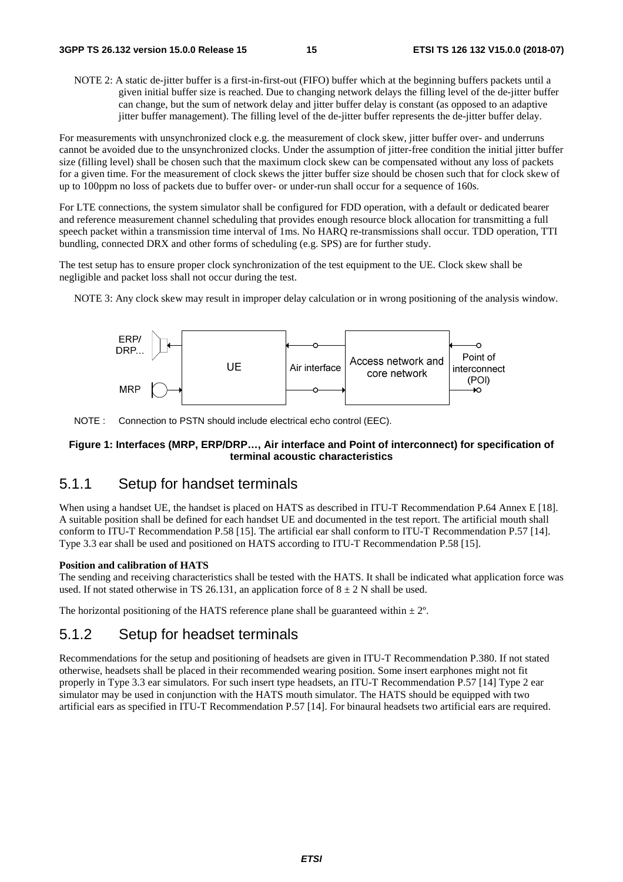NOTE 2: A static de-jitter buffer is a first-in-first-out (FIFO) buffer which at the beginning buffers packets until a given initial buffer size is reached. Due to changing network delays the filling level of the de-jitter buffer can change, but the sum of network delay and jitter buffer delay is constant (as opposed to an adaptive jitter buffer management). The filling level of the de-jitter buffer represents the de-jitter buffer delay.

For measurements with unsynchronized clock e.g. the measurement of clock skew, jitter buffer over- and underruns cannot be avoided due to the unsynchronized clocks. Under the assumption of jitter-free condition the initial jitter buffer size (filling level) shall be chosen such that the maximum clock skew can be compensated without any loss of packets for a given time. For the measurement of clock skews the jitter buffer size should be chosen such that for clock skew of up to 100ppm no loss of packets due to buffer over- or under-run shall occur for a sequence of 160s.

For LTE connections, the system simulator shall be configured for FDD operation, with a default or dedicated bearer and reference measurement channel scheduling that provides enough resource block allocation for transmitting a full speech packet within a transmission time interval of 1ms. No HARQ re-transmissions shall occur. TDD operation, TTI bundling, connected DRX and other forms of scheduling (e.g. SPS) are for further study.

The test setup has to ensure proper clock synchronization of the test equipment to the UE. Clock skew shall be negligible and packet loss shall not occur during the test.

NOTE 3: Any clock skew may result in improper delay calculation or in wrong positioning of the analysis window.

ERP/ DRP... | MRP | UE | Air interface | Access network and core network | Point of interconnect (POI)

NOTE : Connection to PSTN should include electrical echo control (EEC).

**Figure 1: Interfaces (MRP, ERP/DRP…, Air interface and Point of interconnect) for specification of terminal acoustic characteristics**

## 5.1.1 Setup for handset terminals

When using a handset UE, the handset is placed on HATS as described in ITU-T Recommendation P.64 Annex E [18]. A suitable position shall be defined for each handset UE and documented in the test report. The artificial mouth shall conform to ITU-T Recommendation P.58 [15]. The artificial ear shall conform to ITU-T Recommendation P.57 [14]. Type 3.3 ear shall be used and positioned on HATS according to ITU-T Recommendation P.58 [15].

**Position and calibration of HATS**

The sending and receiving characteristics shall be tested with the HATS. It shall be indicated what application force was used. If not stated otherwise in TS 26.131, an application force of 8 ± 2 N shall be used.

The horizontal positioning of the HATS reference plane shall be guaranteed within ± 2º.

## 5.1.2 Setup for headset terminals

Recommendations for the setup and positioning of headsets are given in ITU-T Recommendation P.380. If not stated otherwise, headsets shall be placed in their recommended wearing position. Some insert earphones might not fit properly in Type 3.3 ear simulators. For such insert type headsets, an ITU-T Recommendation P.57 [14] Type 2 ear simulator may be used in conjunction with the HATS mouth simulator. The HATS should be equipped with two artificial ears as specified in ITU-T Recommendation P.57 [14]. For binaural headsets two artificial ears are required.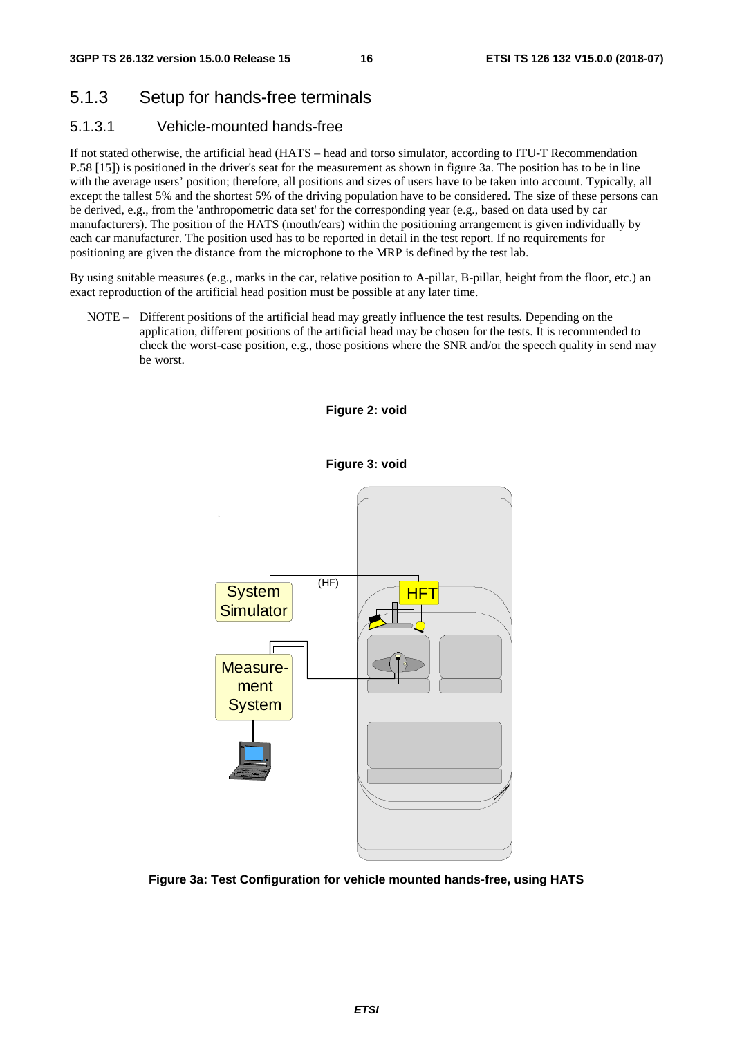### 5.1.3 Setup for hands-free terminals

#### 5.1.3.1 Vehicle-mounted hands-free

If not stated otherwise, the artificial head (HATS – head and torso simulator, according to ITU-T Recommendation P.58 [15]) is positioned in the driver's seat for the measurement as shown in figure 3a. The position has to be in line with the average users' position; therefore, all positions and sizes of users have to be taken into account. Typically, all except the tallest 5% and the shortest 5% of the driving population have to be considered. The size of these persons can be derived, e.g., from the 'anthropometric data set' for the corresponding year (e.g., based on data used by car manufacturers). The position of the HATS (mouth/ears) within the positioning arrangement is given individually by each car manufacturer. The position used has to be reported in detail in the test report. If no requirements for positioning are given the distance from the microphone to the MRP is defined by the test lab.

By using suitable measures (e.g., marks in the car, relative position to A-pillar, B-pillar, height from the floor, etc.) an exact reproduction of the artificial head position must be possible at any later time.

NOTE – Different positions of the artificial head may greatly influence the test results. Depending on the application, different positions of the artificial head may be chosen for the tests. It is recommended to check the worst-case position, e.g., those positions where the SNR and/or the speech quality in send may be worst.

**Figure 2: void**

**Figure 3: void**

**Figure 3a: Test Configuration for vehicle mounted hands-free, using HATS**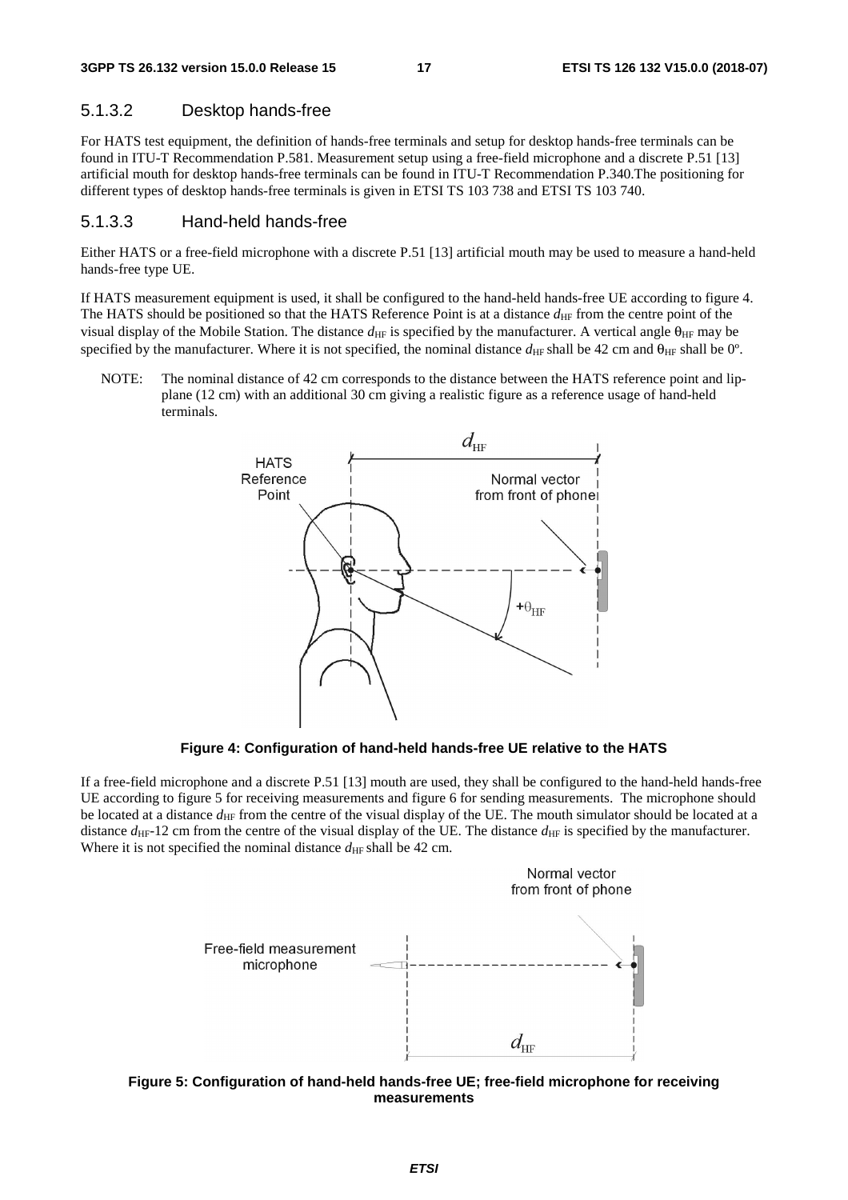### 5.1.3.2 Desktop hands-free

For HATS test equipment, the definition of hands-free terminals and setup for desktop hands-free terminals can be found in ITU-T Recommendation P.581. Measurement setup using a free-field microphone and a discrete P.51 [13] artificial mouth for desktop hands-free terminals can be found in ITU-T Recommendation P.340.The positioning for different types of desktop hands-free terminals is given in ETSI TS 103 738 and ETSI TS 103 740.

### 5.1.3.3 Hand-held hands-free

Either HATS or a free-field microphone with a discrete P.51 [13] artificial mouth may be used to measure a hand-held hands-free type UE.

If HATS measurement equipment is used, it shall be configured to the hand-held hands-free UE according to figure 4. The HATS should be positioned so that the HATS Reference Point is at a distance $d_{HF}$ from the centre point of the visual display of the Mobile Station. The distance $d_{HF}$ is specified by the manufacturer. A vertical angle $\theta_{HF}$ may be specified by the manufacturer. Where it is not specified, the nominal distance $d_{HF}$ shall be 42 cm and $\theta_{HF}$ shall be 0º.

NOTE: The nominal distance of 42 cm corresponds to the distance between the HATS reference point and lip-plane (12 cm) with an additional 30 cm giving a realistic figure as a reference usage of hand-held terminals.

**Figure 4: Configuration of hand-held hands-free UE relative to the HATS**

If a free-field microphone and a discrete P.51 [13] mouth are used, they shall be configured to the hand-held hands-free UE according to figure 5 for receiving measurements and figure 6 for sending measurements. The microphone should be located at a distance $d_{HF}$ from the centre of the visual display of the UE. The mouth simulator should be located at a distance $d_{HF}$-12 cm from the centre of the visual display of the UE. The distance $d_{HF}$ is specified by the manufacturer. Where it is not specified the nominal distance $d_{HF}$ shall be 42 cm.

**Figure 5: Configuration of hand-held hands-free UE; free-field microphone for receiving measurements**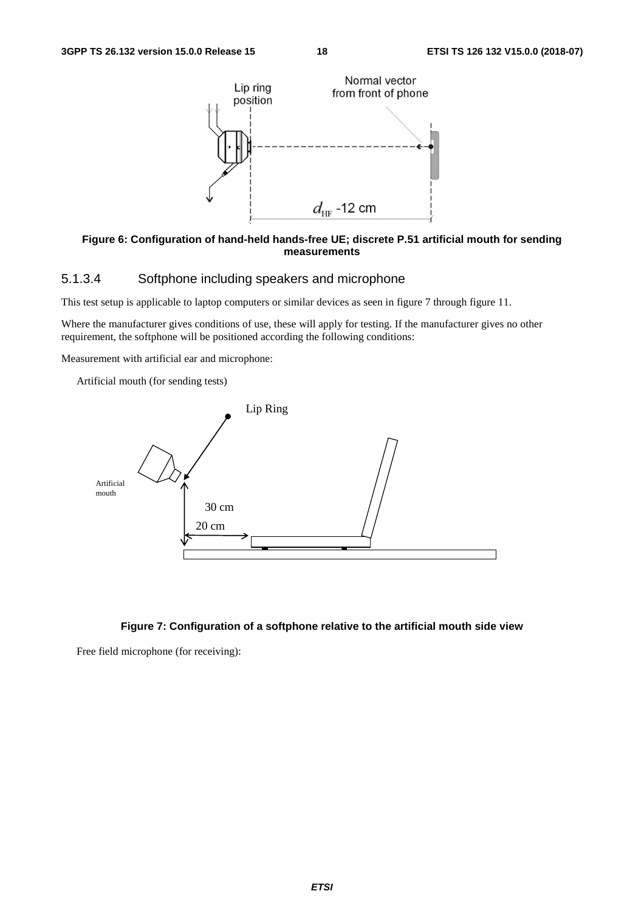**Figure 6: Configuration of hand-held hands-free UE; discrete P.51 artificial mouth for sending measurements**

### 5.1.3.4 Softphone including speakers and microphone

This test setup is applicable to laptop computers or similar devices as seen in figure 7 through figure 11.

Where the manufacturer gives conditions of use, these will apply for testing. If the manufacturer gives no other requirement, the softphone will be positioned according the following conditions:

Measurement with artificial ear and microphone:

Artificial mouth (for sending tests)

**Figure 7: Configuration of a softphone relative to the artificial mouth side view**

Free field microphone (for receiving):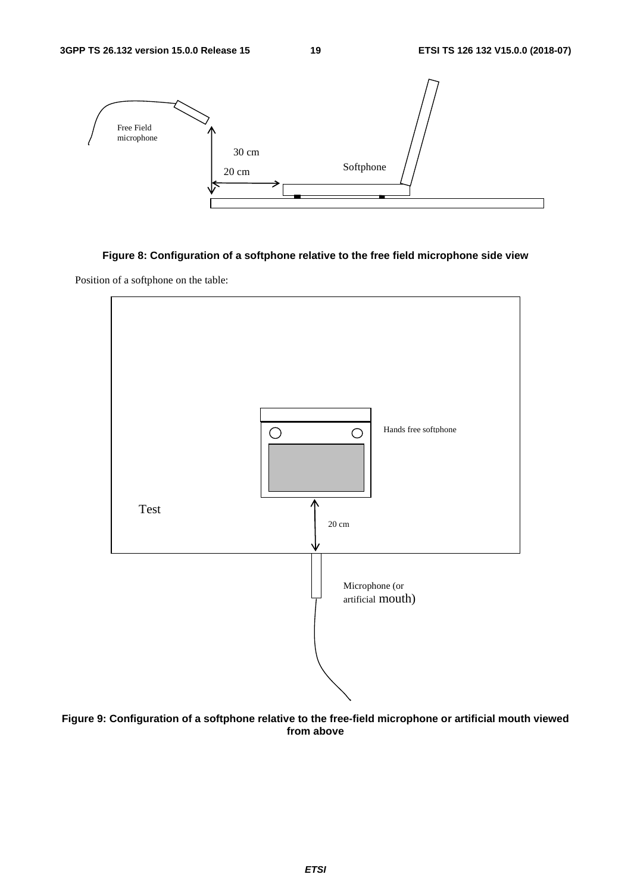**Figure 8: Configuration of a softphone relative to the free field microphone side view**

Position of a softphone on the table:

**Figure 9: Configuration of a softphone relative to the free-field microphone or artificial mouth viewed from above**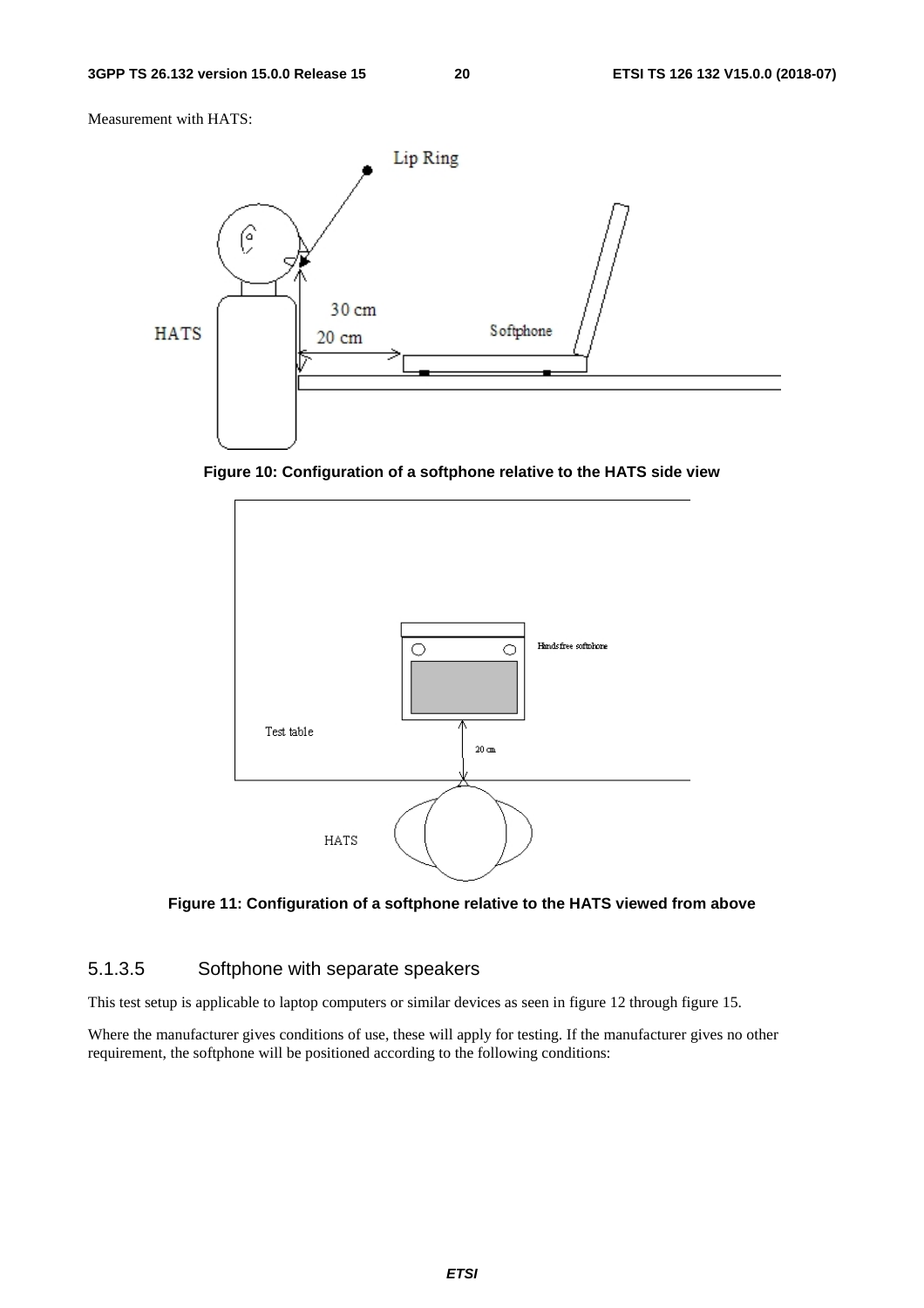Measurement with HATS:

**Figure 10: Configuration of a softphone relative to the HATS side view**

**Figure 11: Configuration of a softphone relative to the HATS viewed from above**

### 5.1.3.5 Softphone with separate speakers

This test setup is applicable to laptop computers or similar devices as seen in figure 12 through figure 15.

Where the manufacturer gives conditions of use, these will apply for testing. If the manufacturer gives no other requirement, the softphone will be positioned according to the following conditions: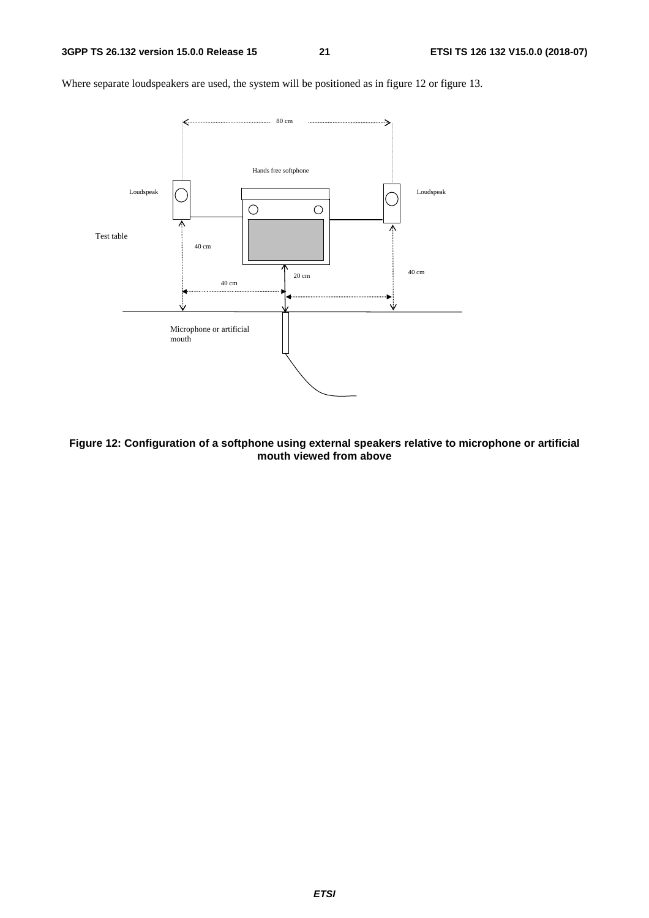Where separate loudspeakers are used, the system will be positioned as in figure 12 or figure 13.

**Figure 12: Configuration of a softphone using external speakers relative to microphone or artificial mouth viewed from above**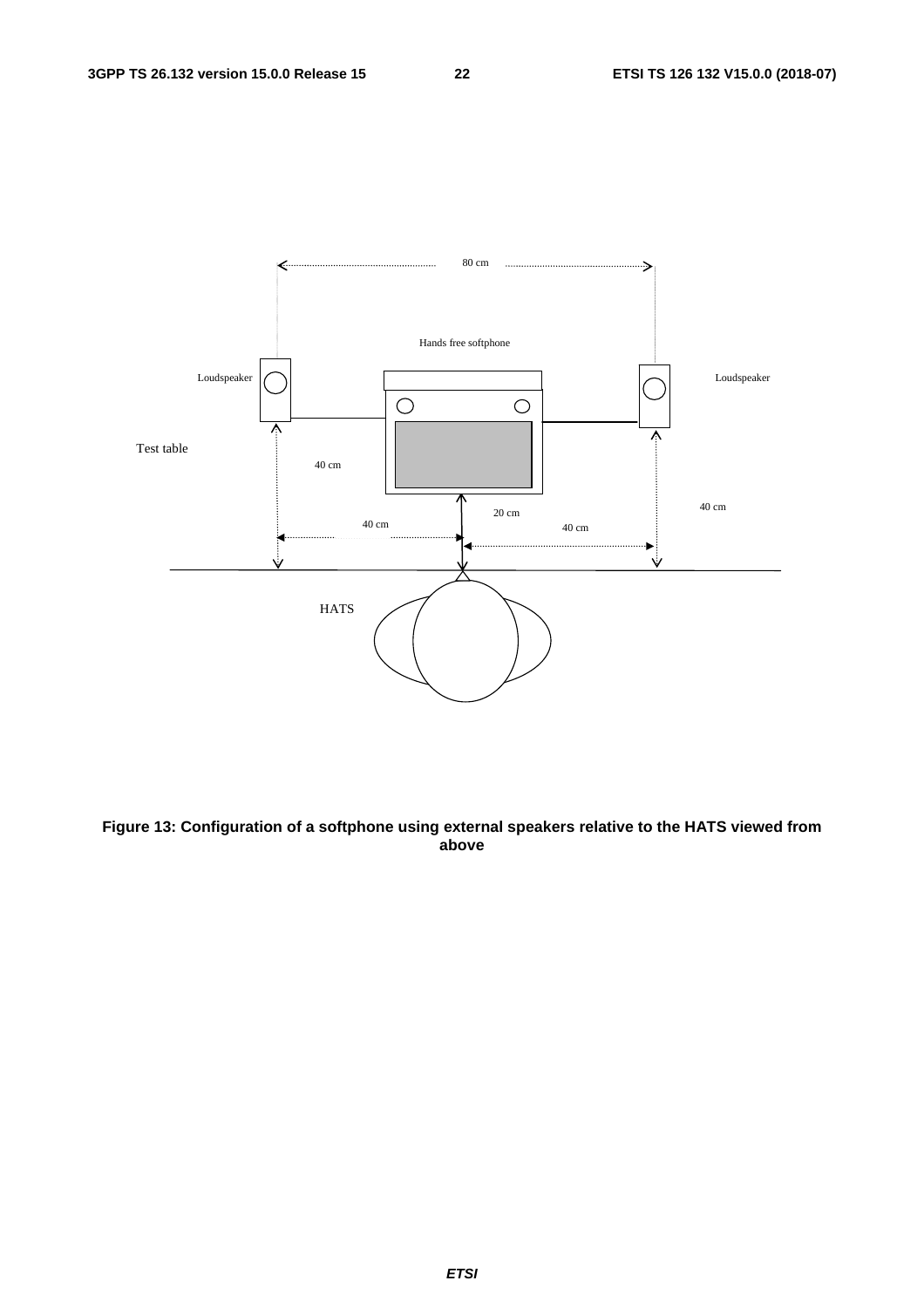**Figure 13: Configuration of a softphone using external speakers relative to the HATS viewed from above**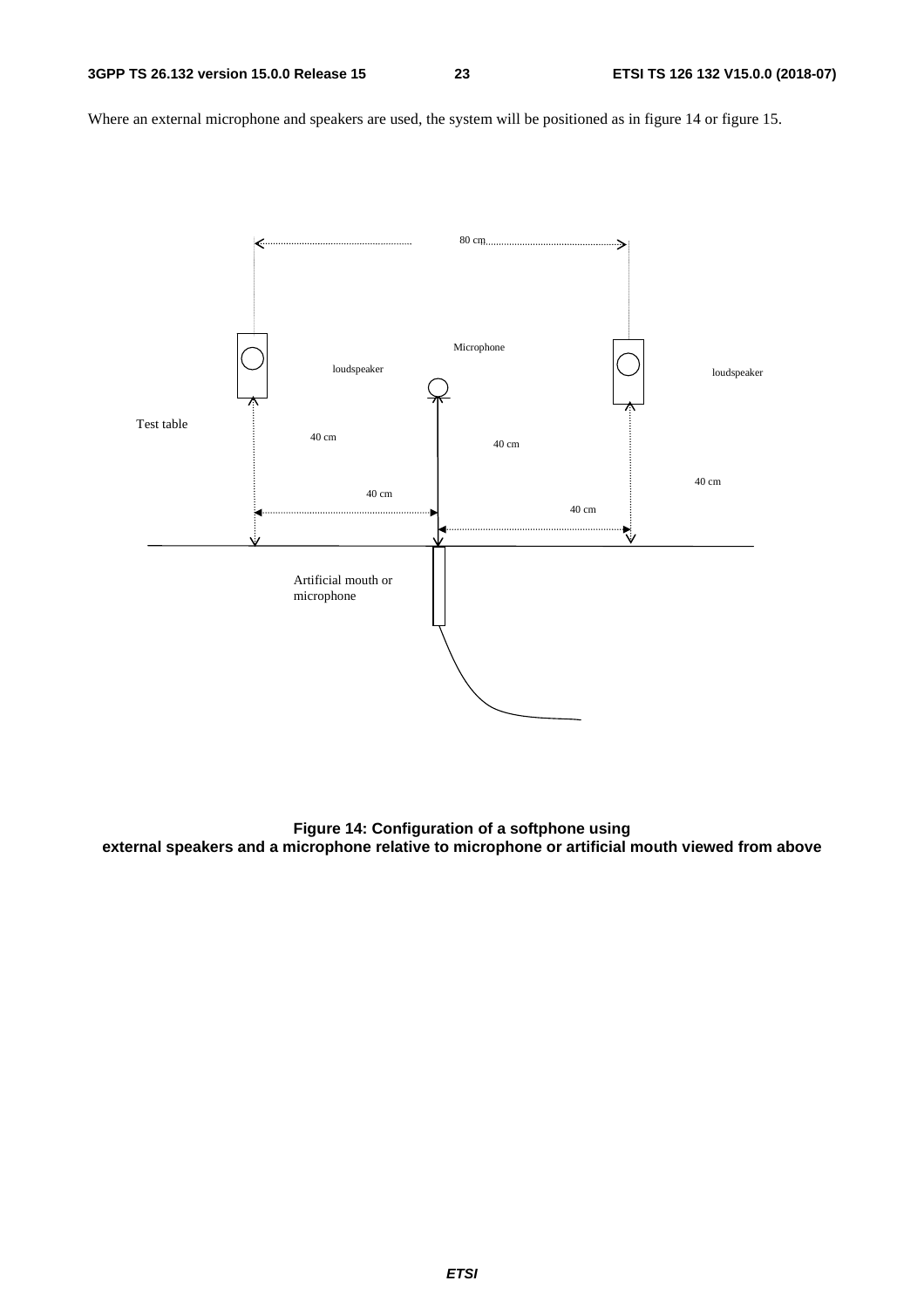Where an external microphone and speakers are used, the system will be positioned as in figure 14 or figure 15.

**Figure 14: Configuration of a softphone using external speakers and a microphone relative to microphone or artificial mouth viewed from above**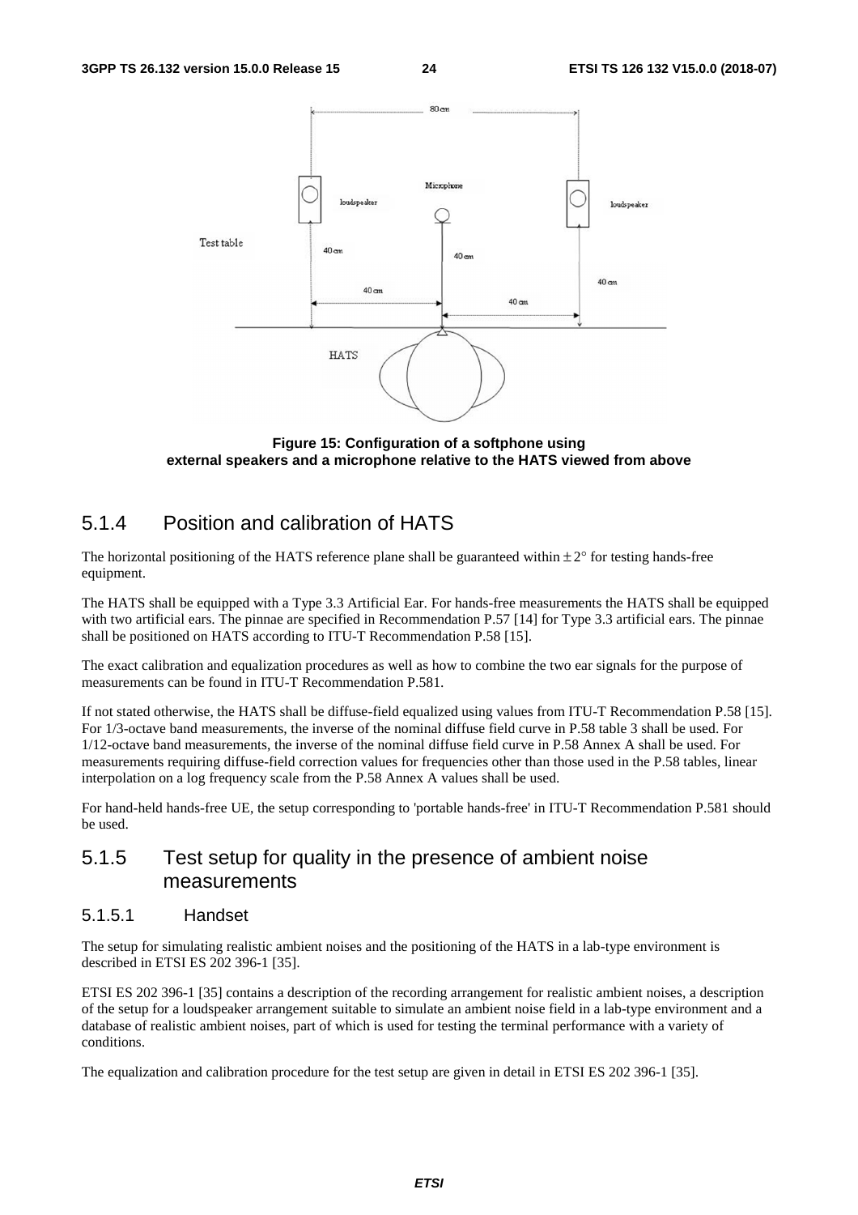**Figure 15: Configuration of a softphone using external speakers and a microphone relative to the HATS viewed from above**

### 5.1.4 Position and calibration of HATS

The horizontal positioning of the HATS reference plane shall be guaranteed within ± 2° for testing hands-free equipment.

The HATS shall be equipped with a Type 3.3 Artificial Ear. For hands-free measurements the HATS shall be equipped with two artificial ears. The pinnae are specified in Recommendation P.57 [14] for Type 3.3 artificial ears. The pinnae shall be positioned on HATS according to ITU-T Recommendation P.58 [15].

The exact calibration and equalization procedures as well as how to combine the two ear signals for the purpose of measurements can be found in ITU-T Recommendation P.581.

If not stated otherwise, the HATS shall be diffuse-field equalized using values from ITU-T Recommendation P.58 [15]. For 1/3-octave band measurements, the inverse of the nominal diffuse field curve in P.58 table 3 shall be used. For 1/12-octave band measurements, the inverse of the nominal diffuse field curve in P.58 Annex A shall be used. For measurements requiring diffuse-field correction values for frequencies other than those used in the P.58 tables, linear interpolation on a log frequency scale from the P.58 Annex A values shall be used.

For hand-held hands-free UE, the setup corresponding to 'portable hands-free' in ITU-T Recommendation P.581 should be used.

### 5.1.5 Test setup for quality in the presence of ambient noise measurements

#### 5.1.5.1 Handset

The setup for simulating realistic ambient noises and the positioning of the HATS in a lab-type environment is described in ETSI ES 202 396-1 [35].

ETSI ES 202 396-1 [35] contains a description of the recording arrangement for realistic ambient noises, a description of the setup for a loudspeaker arrangement suitable to simulate an ambient noise field in a lab-type environment and a database of realistic ambient noises, part of which is used for testing the terminal performance with a variety of conditions.

The equalization and calibration procedure for the test setup are given in detail in ETSI ES 202 396-1 [35].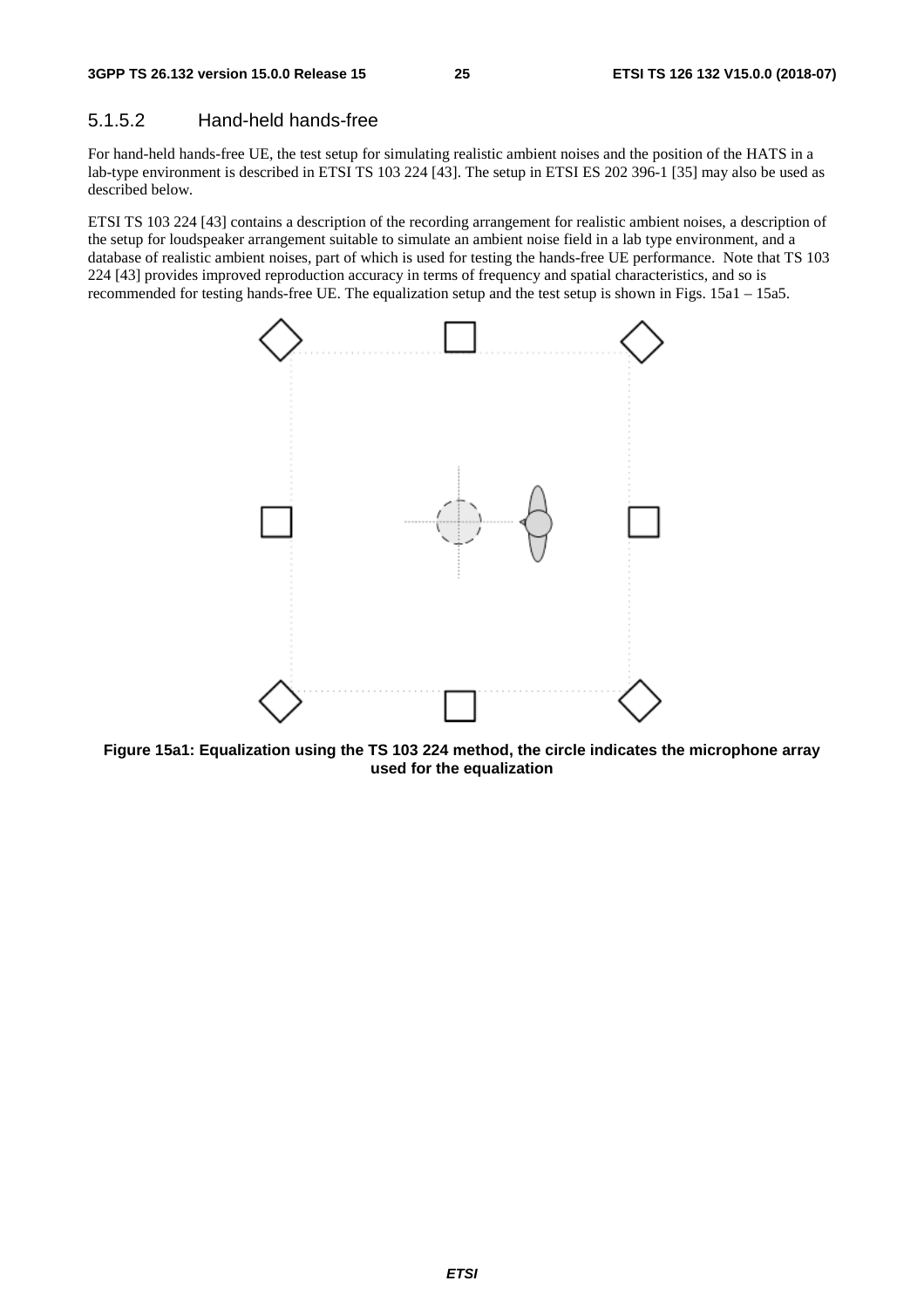### 5.1.5.2 Hand-held hands-free

For hand-held hands-free UE, the test setup for simulating realistic ambient noises and the position of the HATS in a lab-type environment is described in ETSI TS 103 224 [43]. The setup in ETSI ES 202 396-1 [35] may also be used as described below.

ETSI TS 103 224 [43] contains a description of the recording arrangement for realistic ambient noises, a description of the setup for loudspeaker arrangement suitable to simulate an ambient noise field in a lab type environment, and a database of realistic ambient noises, part of which is used for testing the hands-free UE performance. Note that TS 103 224 [43] provides improved reproduction accuracy in terms of frequency and spatial characteristics, and so is recommended for testing hands-free UE. The equalization setup and the test setup is shown in Figs. 15a1 – 15a5.

**Figure 15a1: Equalization using the TS 103 224 method, the circle indicates the microphone array used for the equalization**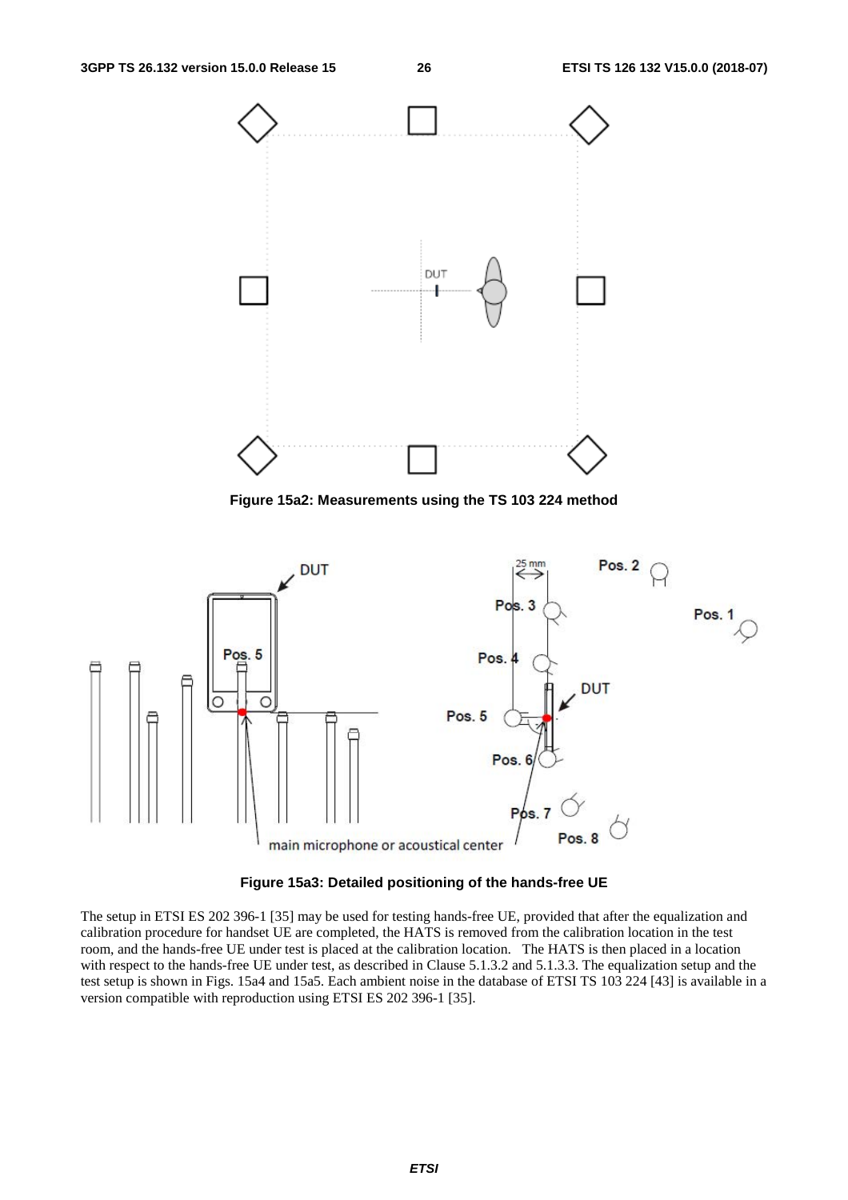Figure 15a2: Measurements using the TS 103 224 method

Figure 15a3: Detailed positioning of the hands-free UE

The setup in ETSI ES 202 396-1 [35] may be used for testing hands-free UE, provided that after the equalization and calibration procedure for handset UE are completed, the HATS is removed from the calibration location in the test room, and the hands-free UE under test is placed at the calibration location. The HATS is then placed in a location with respect to the hands-free UE under test, as described in Clause 5.1.3.2 and 5.1.3.3. The equalization setup and the test setup is shown in Figs. 15a4 and 15a5. Each ambient noise in the database of ETSI TS 103 224 [43] is available in a version compatible with reproduction using ETSI ES 202 396-1 [35].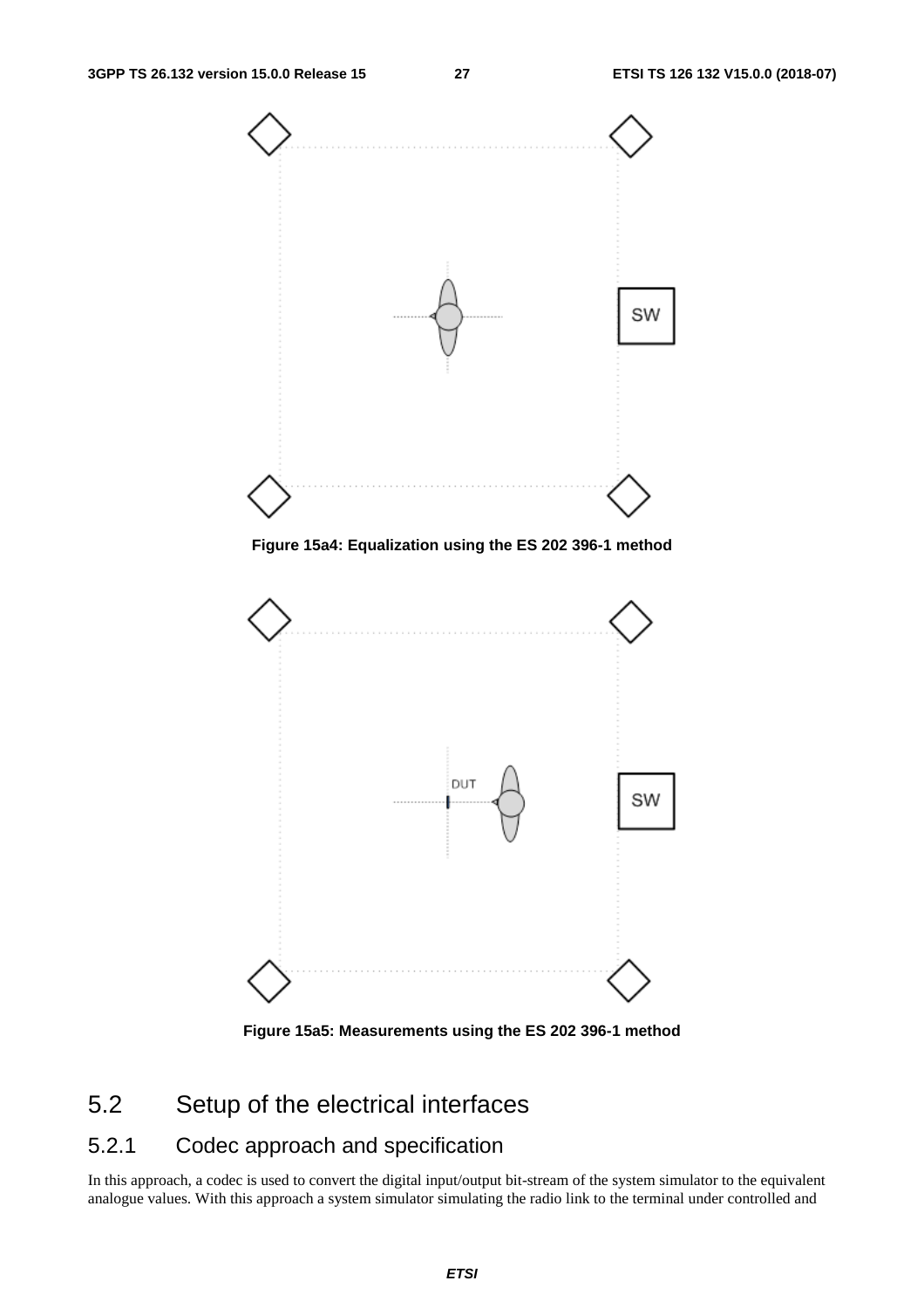Figure 15a4: Equalization using the ES 202 396-1 method

Figure 15a5: Measurements using the ES 202 396-1 method

## 5.2 Setup of the electrical interfaces

### 5.2.1 Codec approach and specification

In this approach, a codec is used to convert the digital input/output bit-stream of the system simulator to the equivalent analogue values. With this approach a system simulator simulating the radio link to the terminal under controlled and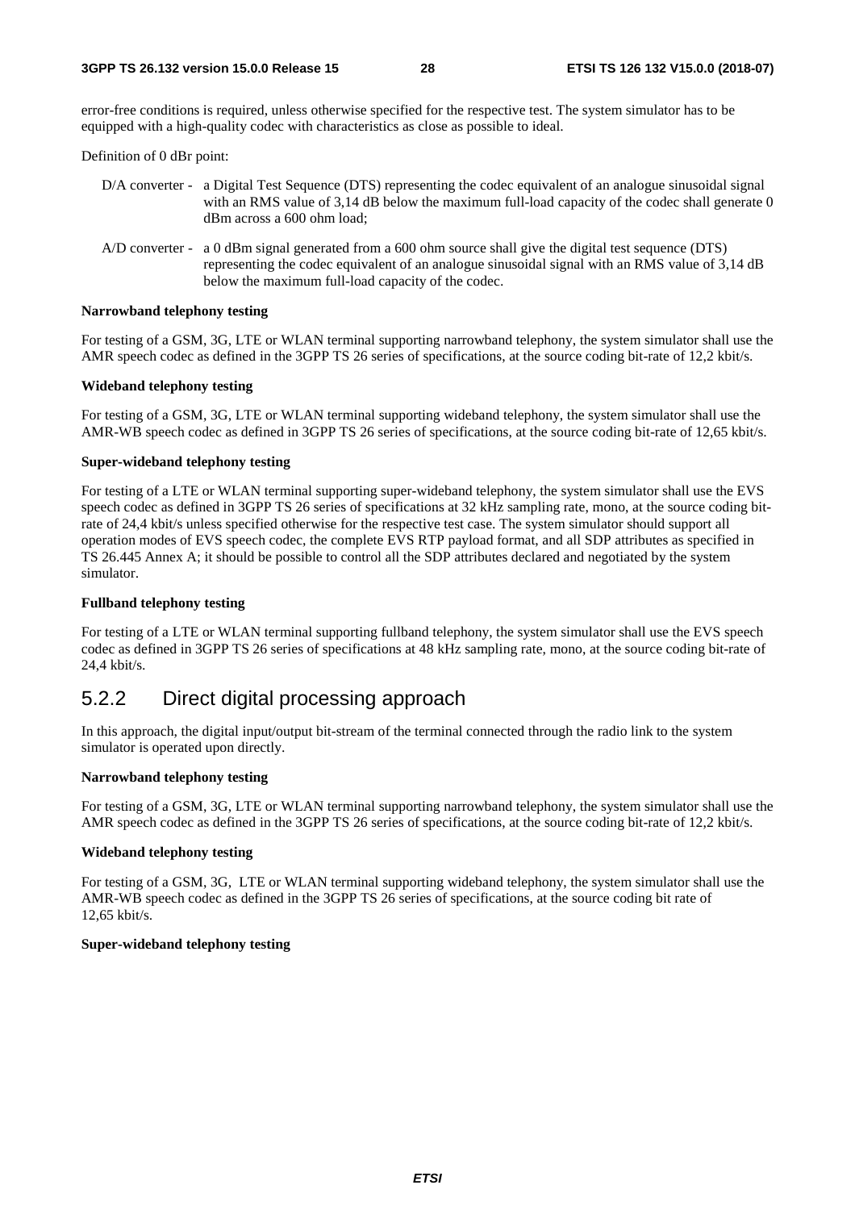error-free conditions is required, unless otherwise specified for the respective test. The system simulator has to be equipped with a high-quality codec with characteristics as close as possible to ideal.

Definition of 0 dBr point:

- D/A converter - a Digital Test Sequence (DTS) representing the codec equivalent of an analogue sinusoidal signal with an RMS value of 3,14 dB below the maximum full-load capacity of the codec shall generate 0 dBm across a 600 ohm load;
- A/D converter - a 0 dBm signal generated from a 600 ohm source shall give the digital test sequence (DTS) representing the codec equivalent of an analogue sinusoidal signal with an RMS value of 3,14 dB below the maximum full-load capacity of the codec.

**Narrowband telephony testing**

For testing of a GSM, 3G, LTE or WLAN terminal supporting narrowband telephony, the system simulator shall use the AMR speech codec as defined in the 3GPP TS 26 series of specifications, at the source coding bit-rate of 12,2 kbit/s.

**Wideband telephony testing**

For testing of a GSM, 3G, LTE or WLAN terminal supporting wideband telephony, the system simulator shall use the AMR-WB speech codec as defined in 3GPP TS 26 series of specifications, at the source coding bit-rate of 12,65 kbit/s.

**Super-wideband telephony testing**

For testing of a LTE or WLAN terminal supporting super-wideband telephony, the system simulator shall use the EVS speech codec as defined in 3GPP TS 26 series of specifications at 32 kHz sampling rate, mono, at the source coding bit-rate of 24,4 kbit/s unless specified otherwise for the respective test case. The system simulator should support all operation modes of EVS speech codec, the complete EVS RTP payload format, and all SDP attributes as specified in TS 26.445 Annex A; it should be possible to control all the SDP attributes declared and negotiated by the system simulator.

**Fullband telephony testing**

For testing of a LTE or WLAN terminal supporting fullband telephony, the system simulator shall use the EVS speech codec as defined in 3GPP TS 26 series of specifications at 48 kHz sampling rate, mono, at the source coding bit-rate of 24,4 kbit/s.

### 5.2.2 Direct digital processing approach

In this approach, the digital input/output bit-stream of the terminal connected through the radio link to the system simulator is operated upon directly.

**Narrowband telephony testing**

For testing of a GSM, 3G, LTE or WLAN terminal supporting narrowband telephony, the system simulator shall use the AMR speech codec as defined in the 3GPP TS 26 series of specifications, at the source coding bit-rate of 12,2 kbit/s.

**Wideband telephony testing**

For testing of a GSM, 3G, LTE or WLAN terminal supporting wideband telephony, the system simulator shall use the AMR-WB speech codec as defined in the 3GPP TS 26 series of specifications, at the source coding bit rate of 12,65 kbit/s.

**Super-wideband telephony testing**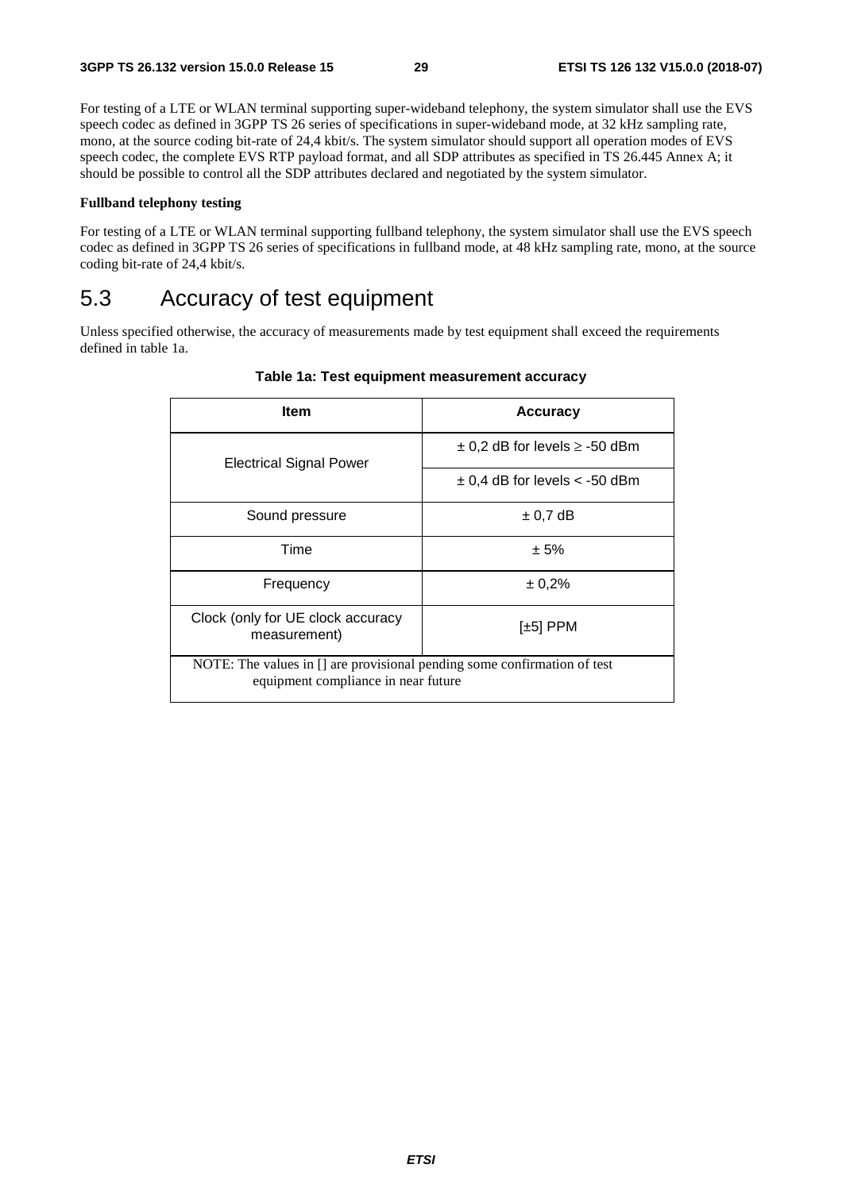For testing of a LTE or WLAN terminal supporting super-wideband telephony, the system simulator shall use the EVS speech codec as defined in 3GPP TS 26 series of specifications in super-wideband mode, at 32 kHz sampling rate, mono, at the source coding bit-rate of 24,4 kbit/s. The system simulator should support all operation modes of EVS speech codec, the complete EVS RTP payload format, and all SDP attributes as specified in TS 26.445 Annex A; it should be possible to control all the SDP attributes declared and negotiated by the system simulator.

**Fullband telephony testing**

For testing of a LTE or WLAN terminal supporting fullband telephony, the system simulator shall use the EVS speech codec as defined in 3GPP TS 26 series of specifications in fullband mode, at 48 kHz sampling rate, mono, at the source coding bit-rate of 24,4 kbit/s.

# 5.3 Accuracy of test equipment

Unless specified otherwise, the accuracy of measurements made by test equipment shall exceed the requirements defined in table 1a.

**Table 1a: Test equipment measurement accuracy**

| Item | Accuracy |
|---|---|
| Electrical Signal Power | ± 0,2 dB for levels ≥ -50 dBm |
| | ± 0,4 dB for levels < -50 dBm |
| Sound pressure | ± 0,7 dB |
| Time | ± 5% |
| Frequency | ± 0,2% |
| Clock (only for UE clock accuracy measurement) | [±5] PPM |
| NOTE: The values in [] are provisional pending some confirmation of test equipment compliance in near future | |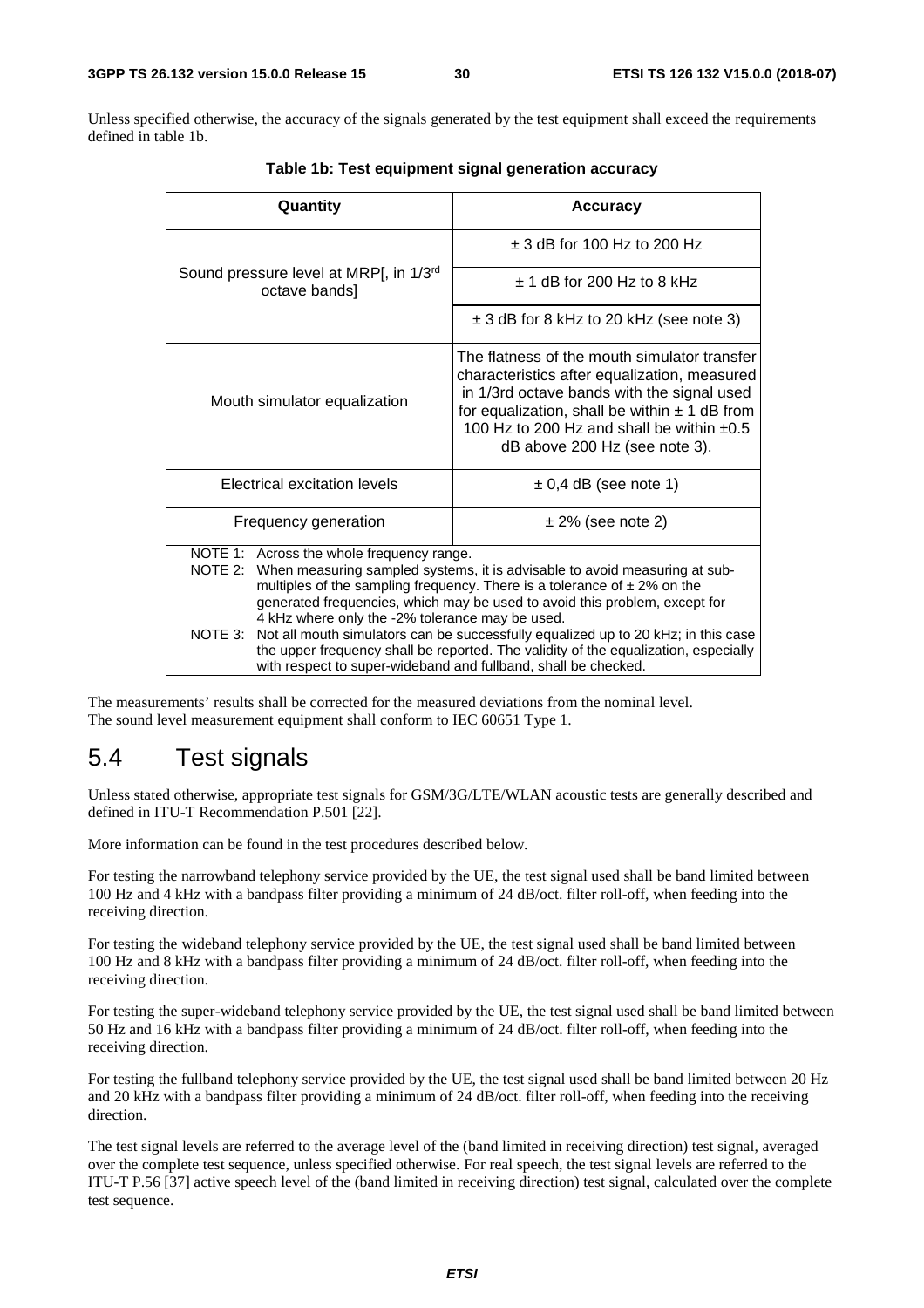Unless specified otherwise, the accuracy of the signals generated by the test equipment shall exceed the requirements defined in table 1b.

**Table 1b: Test equipment signal generation accuracy**

| Quantity | Accuracy |
|---|---|
| Sound pressure level at MRP[, in 1/3[rd] octave bands] | ± 3 dB for 100 Hz to 200 Hz |
| | ± 1 dB for 200 Hz to 8 kHz |
| | ± 3 dB for 8 kHz to 20 kHz (see note 3) |
| Mouth simulator equalization | The flatness of the mouth simulator transfer characteristics after equalization, measured in 1/3rd octave bands with the signal used for equalization, shall be within ± 1 dB from 100 Hz to 200 Hz and shall be within ±0.5 dB above 200 Hz (see note 3). |
| Electrical excitation levels | ± 0,4 dB (see note 1) |
| Frequency generation | ± 2% (see note 2) |
| NOTE 1: Across the whole frequency range.<br>NOTE 2: When measuring sampled systems, it is advisable to avoid measuring at sub-multiples of the sampling frequency. There is a tolerance of ± 2% on the generated frequencies, which may be used to avoid this problem, except for 4 kHz where only the -2% tolerance may be used.<br>NOTE 3: Not all mouth simulators can be successfully equalized up to 20 kHz; in this case the upper frequency shall be reported. The validity of the equalization, especially with respect to super-wideband and fullband, shall be checked. | |

The measurements' results shall be corrected for the measured deviations from the nominal level.
The sound level measurement equipment shall conform to IEC 60651 Type 1.

## 5.4 Test signals

Unless stated otherwise, appropriate test signals for GSM/3G/LTE/WLAN acoustic tests are generally described and defined in ITU-T Recommendation P.501 [22].

More information can be found in the test procedures described below.

For testing the narrowband telephony service provided by the UE, the test signal used shall be band limited between 100 Hz and 4 kHz with a bandpass filter providing a minimum of 24 dB/oct. filter roll-off, when feeding into the receiving direction.

For testing the wideband telephony service provided by the UE, the test signal used shall be band limited between 100 Hz and 8 kHz with a bandpass filter providing a minimum of 24 dB/oct. filter roll-off, when feeding into the receiving direction.

For testing the super-wideband telephony service provided by the UE, the test signal used shall be band limited between 50 Hz and 16 kHz with a bandpass filter providing a minimum of 24 dB/oct. filter roll-off, when feeding into the receiving direction.

For testing the fullband telephony service provided by the UE, the test signal used shall be band limited between 20 Hz and 20 kHz with a bandpass filter providing a minimum of 24 dB/oct. filter roll-off, when feeding into the receiving direction.

The test signal levels are referred to the average level of the (band limited in receiving direction) test signal, averaged over the complete test sequence, unless specified otherwise. For real speech, the test signal levels are referred to the ITU-T P.56 [37] active speech level of the (band limited in receiving direction) test signal, calculated over the complete test sequence.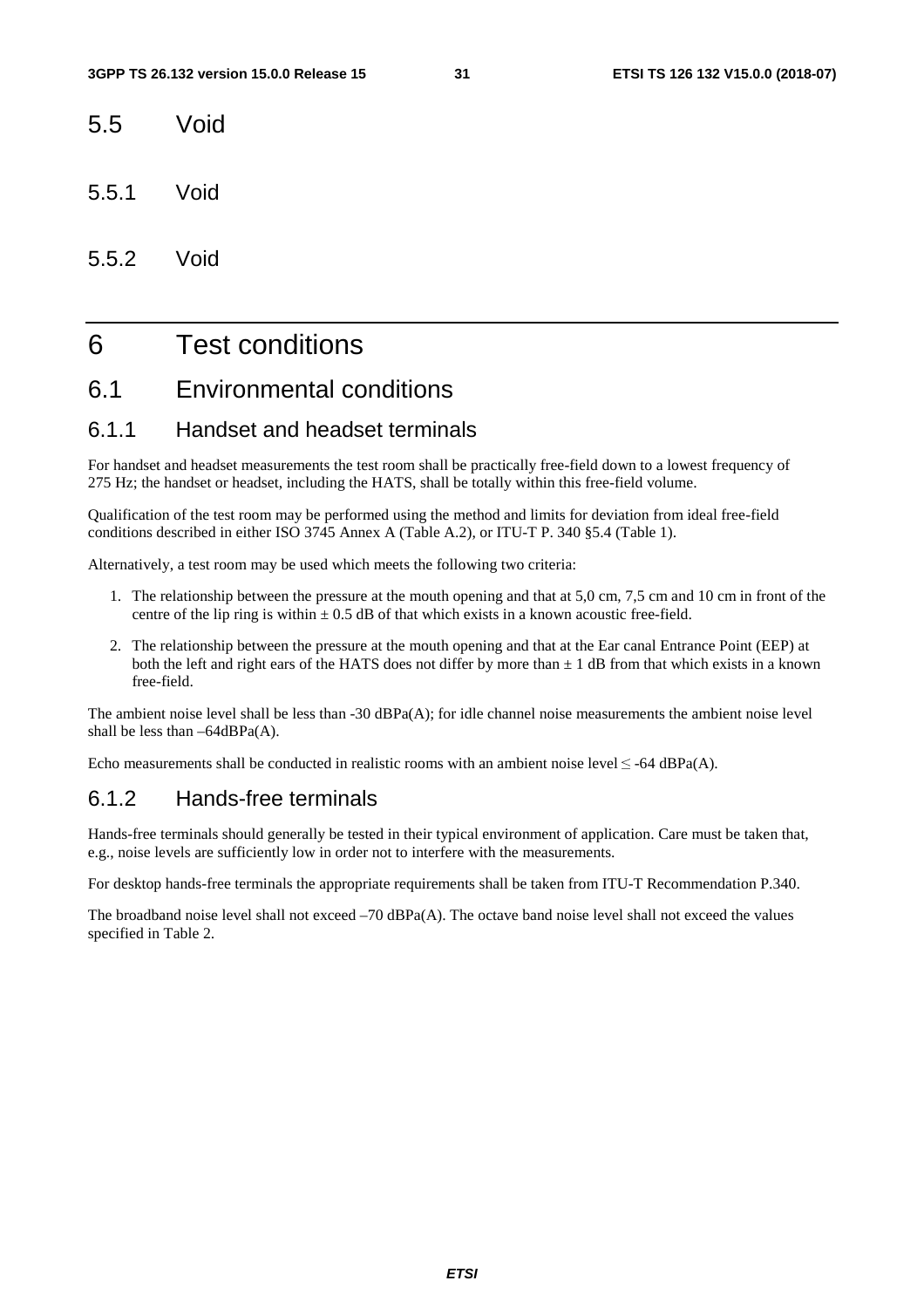## 5.5 Void

### 5.5.1 Void

### 5.5.2 Void

# 6 Test conditions

## 6.1 Environmental conditions

### 6.1.1 Handset and headset terminals

For handset and headset measurements the test room shall be practically free-field down to a lowest frequency of 275 Hz; the handset or headset, including the HATS, shall be totally within this free-field volume.

Qualification of the test room may be performed using the method and limits for deviation from ideal free-field conditions described in either ISO 3745 Annex A (Table A.2), or ITU-T P. 340 §5.4 (Table 1).

Alternatively, a test room may be used which meets the following two criteria:

1. The relationship between the pressure at the mouth opening and that at 5,0 cm, 7,5 cm and 10 cm in front of the centre of the lip ring is within ± 0.5 dB of that which exists in a known acoustic free-field.
2. The relationship between the pressure at the mouth opening and that at the Ear canal Entrance Point (EEP) at both the left and right ears of the HATS does not differ by more than ± 1 dB from that which exists in a known free-field.

The ambient noise level shall be less than -30 dBPa(A); for idle channel noise measurements the ambient noise level shall be less than –64dBPa(A).

Echo measurements shall be conducted in realistic rooms with an ambient noise level ≤ -64 dBPa(A).

### 6.1.2 Hands-free terminals

Hands-free terminals should generally be tested in their typical environment of application. Care must be taken that, e.g., noise levels are sufficiently low in order not to interfere with the measurements.

For desktop hands-free terminals the appropriate requirements shall be taken from ITU-T Recommendation P.340.

The broadband noise level shall not exceed –70 dBPa(A). The octave band noise level shall not exceed the values specified in Table 2.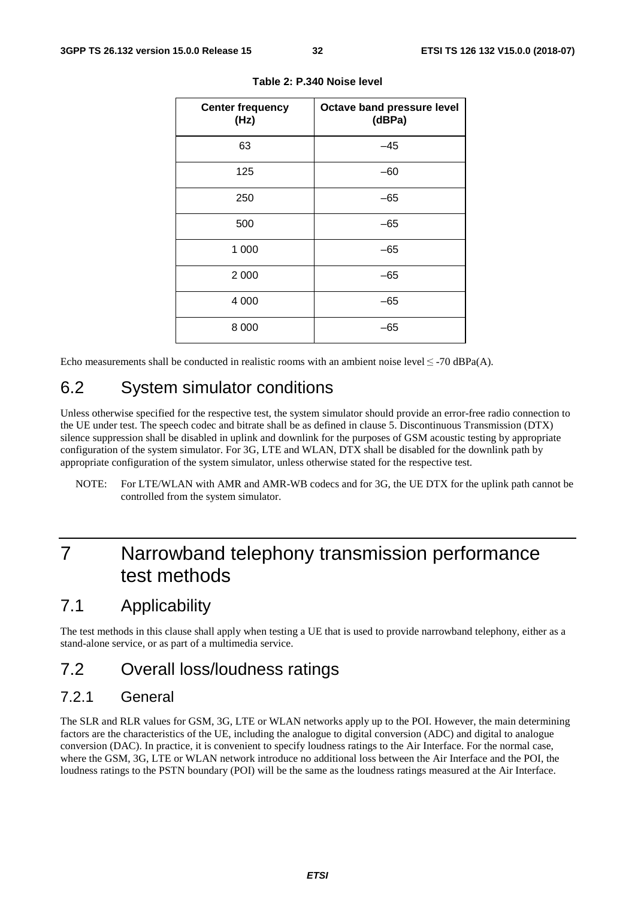**Table 2: P.340 Noise level**

| Center frequency (Hz) | Octave band pressure level (dBPa) |
|---|---|
| 63 | –45 |
| 125 | –60 |
| 250 | –65 |
| 500 | –65 |
| 1 000 | –65 |
| 2 000 | –65 |
| 4 000 | –65 |
| 8 000 | –65 |

Echo measurements shall be conducted in realistic rooms with an ambient noise level ≤ -70 dBPa(A).

## 6.2 System simulator conditions

Unless otherwise specified for the respective test, the system simulator should provide an error-free radio connection to the UE under test. The speech codec and bitrate shall be as defined in clause 5. Discontinuous Transmission (DTX) silence suppression shall be disabled in uplink and downlink for the purposes of GSM acoustic testing by appropriate configuration of the system simulator. For 3G, LTE and WLAN, DTX shall be disabled for the downlink path by appropriate configuration of the system simulator, unless otherwise stated for the respective test.

NOTE: For LTE/WLAN with AMR and AMR-WB codecs and for 3G, the UE DTX for the uplink path cannot be controlled from the system simulator.

# 7 Narrowband telephony transmission performance test methods

## 7.1 Applicability

The test methods in this clause shall apply when testing a UE that is used to provide narrowband telephony, either as a stand-alone service, or as part of a multimedia service.

## 7.2 Overall loss/loudness ratings

### 7.2.1 General

The SLR and RLR values for GSM, 3G, LTE or WLAN networks apply up to the POI. However, the main determining factors are the characteristics of the UE, including the analogue to digital conversion (ADC) and digital to analogue conversion (DAC). In practice, it is convenient to specify loudness ratings to the Air Interface. For the normal case, where the GSM, 3G, LTE or WLAN network introduce no additional loss between the Air Interface and the POI, the loudness ratings to the PSTN boundary (POI) will be the same as the loudness ratings measured at the Air Interface.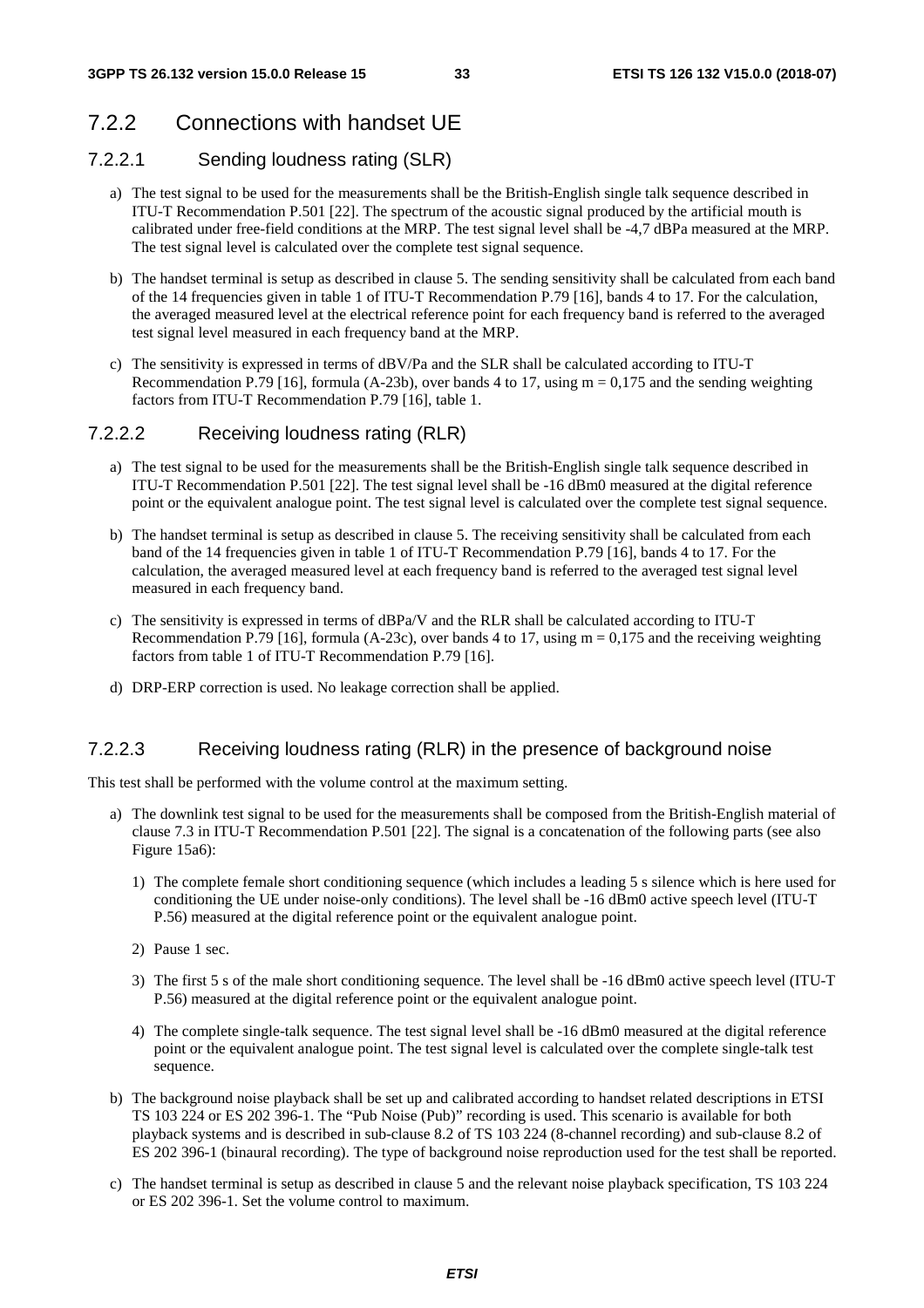## 7.2.2 Connections with handset UE

### 7.2.2.1 Sending loudness rating (SLR)

a) The test signal to be used for the measurements shall be the British-English single talk sequence described in ITU-T Recommendation P.501 [22]. The spectrum of the acoustic signal produced by the artificial mouth is calibrated under free-field conditions at the MRP. The test signal level shall be -4,7 dBPa measured at the MRP. The test signal level is calculated over the complete test signal sequence.

b) The handset terminal is setup as described in clause 5. The sending sensitivity shall be calculated from each band of the 14 frequencies given in table 1 of ITU-T Recommendation P.79 [16], bands 4 to 17. For the calculation, the averaged measured level at the electrical reference point for each frequency band is referred to the averaged test signal level measured in each frequency band at the MRP.

c) The sensitivity is expressed in terms of dBV/Pa and the SLR shall be calculated according to ITU-T Recommendation P.79 [16], formula (A-23b), over bands 4 to 17, using m = 0,175 and the sending weighting factors from ITU-T Recommendation P.79 [16], table 1.

### 7.2.2.2 Receiving loudness rating (RLR)

a) The test signal to be used for the measurements shall be the British-English single talk sequence described in ITU-T Recommendation P.501 [22]. The test signal level shall be -16 dBm0 measured at the digital reference point or the equivalent analogue point. The test signal level is calculated over the complete test signal sequence.

b) The handset terminal is setup as described in clause 5. The receiving sensitivity shall be calculated from each band of the 14 frequencies given in table 1 of ITU-T Recommendation P.79 [16], bands 4 to 17. For the calculation, the averaged measured level at each frequency band is referred to the averaged test signal level measured in each frequency band.

c) The sensitivity is expressed in terms of dBPa/V and the RLR shall be calculated according to ITU-T Recommendation P.79 [16], formula (A-23c), over bands 4 to 17, using m = 0,175 and the receiving weighting factors from table 1 of ITU-T Recommendation P.79 [16].

d) DRP-ERP correction is used. No leakage correction shall be applied.

### 7.2.2.3 Receiving loudness rating (RLR) in the presence of background noise

This test shall be performed with the volume control at the maximum setting.

a) The downlink test signal to be used for the measurements shall be composed from the British-English material of clause 7.3 in ITU-T Recommendation P.501 [22]. The signal is a concatenation of the following parts (see also Figure 15a6):

   1) The complete female short conditioning sequence (which includes a leading 5 s silence which is here used for conditioning the UE under noise-only conditions). The level shall be -16 dBm0 active speech level (ITU-T P.56) measured at the digital reference point or the equivalent analogue point.

   2) Pause 1 sec.

   3) The first 5 s of the male short conditioning sequence. The level shall be -16 dBm0 active speech level (ITU-T P.56) measured at the digital reference point or the equivalent analogue point.

   4) The complete single-talk sequence. The test signal level shall be -16 dBm0 measured at the digital reference point or the equivalent analogue point. The test signal level is calculated over the complete single-talk test sequence.

b) The background noise playback shall be set up and calibrated according to handset related descriptions in ETSI TS 103 224 or ES 202 396-1. The "Pub Noise (Pub)" recording is used. This scenario is available for both playback systems and is described in sub-clause 8.2 of TS 103 224 (8-channel recording) and sub-clause 8.2 of ES 202 396-1 (binaural recording). The type of background noise reproduction used for the test shall be reported.

c) The handset terminal is setup as described in clause 5 and the relevant noise playback specification, TS 103 224 or ES 202 396-1. Set the volume control to maximum.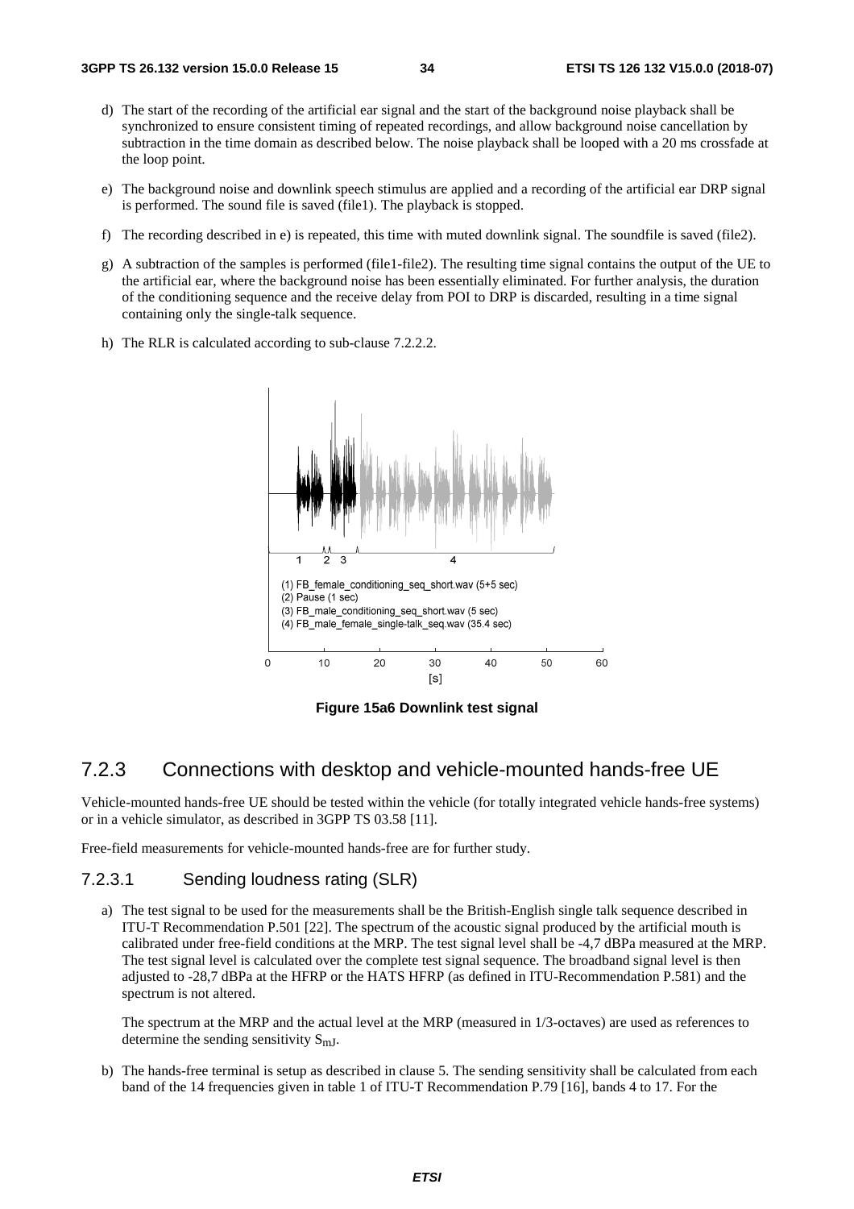d) The start of the recording of the artificial ear signal and the start of the background noise playback shall be synchronized to ensure consistent timing of repeated recordings, and allow background noise cancellation by subtraction in the time domain as described below. The noise playback shall be looped with a 20 ms crossfade at the loop point.

e) The background noise and downlink speech stimulus are applied and a recording of the artificial ear DRP signal is performed. The sound file is saved (file1). The playback is stopped.

f) The recording described in e) is repeated, this time with muted downlink signal. The soundfile is saved (file2).

g) A subtraction of the samples is performed (file1-file2). The resulting time signal contains the output of the UE to the artificial ear, where the background noise has been essentially eliminated. For further analysis, the duration of the conditioning sequence and the receive delay from POI to DRP is discarded, resulting in a time signal containing only the single-talk sequence.

h) The RLR is calculated according to sub-clause 7.2.2.2.

(1) FB_female_conditioning_seq_short.wav (5+5 sec)
(2) Pause (1 sec)
(3) FB_male_conditioning_seq_short.wav (5 sec)
(4) FB_male_female_single-talk_seq.wav (35.4 sec)

**Figure 15a6 Downlink test signal**

## 7.2.3 Connections with desktop and vehicle-mounted hands-free UE

Vehicle-mounted hands-free UE should be tested within the vehicle (for totally integrated vehicle hands-free systems) or in a vehicle simulator, as described in 3GPP TS 03.58 [11].

Free-field measurements for vehicle-mounted hands-free are for further study.

### 7.2.3.1 Sending loudness rating (SLR)

a) The test signal to be used for the measurements shall be the British-English single talk sequence described in ITU-T Recommendation P.501 [22]. The spectrum of the acoustic signal produced by the artificial mouth is calibrated under free-field conditions at the MRP. The test signal level shall be -4,7 dBPa measured at the MRP. The test signal level is calculated over the complete test signal sequence. The broadband signal level is then adjusted to -28,7 dBPa at the HFRP or the HATS HFRP (as defined in ITU-Recommendation P.581) and the spectrum is not altered.

   The spectrum at the MRP and the actual level at the MRP (measured in 1/3-octaves) are used as references to determine the sending sensitivity $S_{mJ}$.

b) The hands-free terminal is setup as described in clause 5. The sending sensitivity shall be calculated from each band of the 14 frequencies given in table 1 of ITU-T Recommendation P.79 [16], bands 4 to 17. For the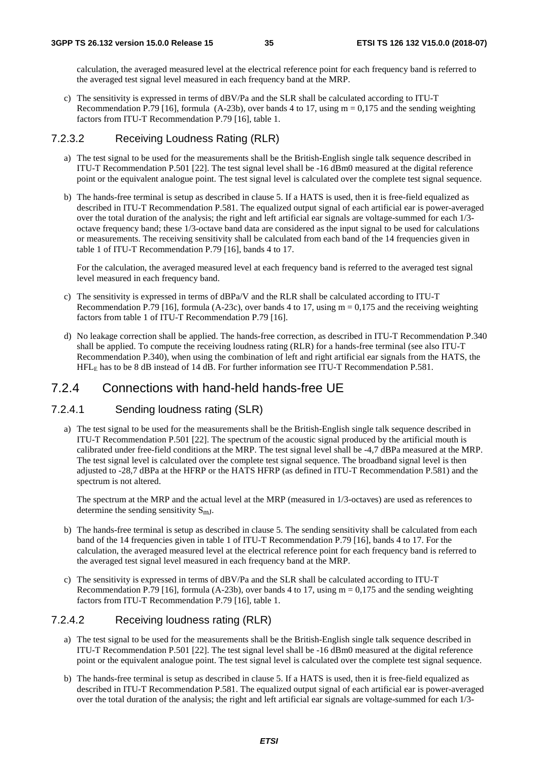calculation, the averaged measured level at the electrical reference point for each frequency band is referred to the averaged test signal level measured in each frequency band at the MRP.

c) The sensitivity is expressed in terms of dBV/Pa and the SLR shall be calculated according to ITU-T Recommendation P.79 [16], formula (A-23b), over bands 4 to 17, using m = 0,175 and the sending weighting factors from ITU-T Recommendation P.79 [16], table 1.

#### 7.2.3.2 Receiving Loudness Rating (RLR)

a) The test signal to be used for the measurements shall be the British-English single talk sequence described in ITU-T Recommendation P.501 [22]. The test signal level shall be -16 dBm0 measured at the digital reference point or the equivalent analogue point. The test signal level is calculated over the complete test signal sequence.

b) The hands-free terminal is setup as described in clause 5. If a HATS is used, then it is free-field equalized as described in ITU-T Recommendation P.581. The equalized output signal of each artificial ear is power-averaged over the total duration of the analysis; the right and left artificial ear signals are voltage-summed for each 1/3-octave frequency band; these 1/3-octave band data are considered as the input signal to be used for calculations or measurements. The receiving sensitivity shall be calculated from each band of the 14 frequencies given in table 1 of ITU-T Recommendation P.79 [16], bands 4 to 17.

   For the calculation, the averaged measured level at each frequency band is referred to the averaged test signal level measured in each frequency band.

c) The sensitivity is expressed in terms of dBPa/V and the RLR shall be calculated according to ITU-T Recommendation P.79 [16], formula (A-23c), over bands 4 to 17, using m = 0,175 and the receiving weighting factors from table 1 of ITU-T Recommendation P.79 [16].

d) No leakage correction shall be applied. The hands-free correction, as described in ITU-T Recommendation P.340 shall be applied. To compute the receiving loudness rating (RLR) for a hands-free terminal (see also ITU-T Recommendation P.340), when using the combination of left and right artificial ear signals from the HATS, the $HFL_E$ has to be 8 dB instead of 14 dB. For further information see ITU-T Recommendation P.581.

### 7.2.4 Connections with hand-held hands-free UE

#### 7.2.4.1 Sending loudness rating (SLR)

a) The test signal to be used for the measurements shall be the British-English single talk sequence described in ITU-T Recommendation P.501 [22]. The spectrum of the acoustic signal produced by the artificial mouth is calibrated under free-field conditions at the MRP. The test signal level shall be -4,7 dBPa measured at the MRP. The test signal level is calculated over the complete test signal sequence. The broadband signal level is then adjusted to -28,7 dBPa at the HFRP or the HATS HFRP (as defined in ITU-T Recommendation P.581) and the spectrum is not altered.

   The spectrum at the MRP and the actual level at the MRP (measured in 1/3-octaves) are used as references to determine the sending sensitivity $S_{mJ}$.

b) The hands-free terminal is setup as described in clause 5. The sending sensitivity shall be calculated from each band of the 14 frequencies given in table 1 of ITU-T Recommendation P.79 [16], bands 4 to 17. For the calculation, the averaged measured level at the electrical reference point for each frequency band is referred to the averaged test signal level measured in each frequency band at the MRP.

c) The sensitivity is expressed in terms of dBV/Pa and the SLR shall be calculated according to ITU-T Recommendation P.79 [16], formula (A-23b), over bands 4 to 17, using m = 0,175 and the sending weighting factors from ITU-T Recommendation P.79 [16], table 1.

#### 7.2.4.2 Receiving loudness rating (RLR)

a) The test signal to be used for the measurements shall be the British-English single talk sequence described in ITU-T Recommendation P.501 [22]. The test signal level shall be -16 dBm0 measured at the digital reference point or the equivalent analogue point. The test signal level is calculated over the complete test signal sequence.

b) The hands-free terminal is setup as described in clause 5. If a HATS is used, then it is free-field equalized as described in ITU-T Recommendation P.581. The equalized output signal of each artificial ear is power-averaged over the total duration of the analysis; the right and left artificial ear signals are voltage-summed for each 1/3-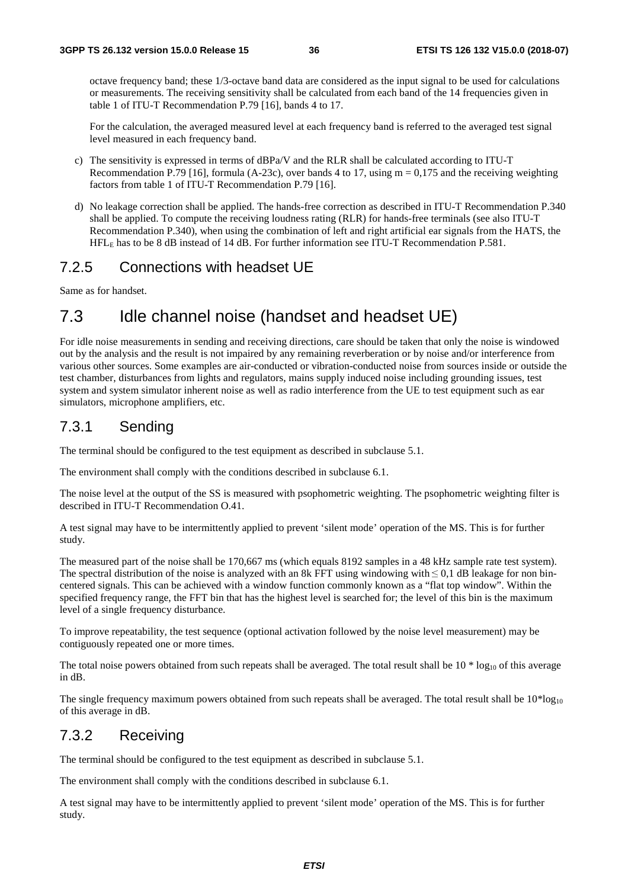octave frequency band; these 1/3-octave band data are considered as the input signal to be used for calculations or measurements. The receiving sensitivity shall be calculated from each band of the 14 frequencies given in table 1 of ITU-T Recommendation P.79 [16], bands 4 to 17.

For the calculation, the averaged measured level at each frequency band is referred to the averaged test signal level measured in each frequency band.

c) The sensitivity is expressed in terms of dBPa/V and the RLR shall be calculated according to ITU-T Recommendation P.79 [16], formula (A-23c), over bands 4 to 17, using m = 0,175 and the receiving weighting factors from table 1 of ITU-T Recommendation P.79 [16].

d) No leakage correction shall be applied. The hands-free correction as described in ITU-T Recommendation P.340 shall be applied. To compute the receiving loudness rating (RLR) for hands-free terminals (see also ITU-T Recommendation P.340), when using the combination of left and right artificial ear signals from the HATS, the $HFL_E$ has to be 8 dB instead of 14 dB. For further information see ITU-T Recommendation P.581.

### 7.2.5 Connections with headset UE

Same as for handset.

## 7.3 Idle channel noise (handset and headset UE)

For idle noise measurements in sending and receiving directions, care should be taken that only the noise is windowed out by the analysis and the result is not impaired by any remaining reverberation or by noise and/or interference from various other sources. Some examples are air-conducted or vibration-conducted noise from sources inside or outside the test chamber, disturbances from lights and regulators, mains supply induced noise including grounding issues, test system and system simulator inherent noise as well as radio interference from the UE to test equipment such as ear simulators, microphone amplifiers, etc.

### 7.3.1 Sending

The terminal should be configured to the test equipment as described in subclause 5.1.

The environment shall comply with the conditions described in subclause 6.1.

The noise level at the output of the SS is measured with psophometric weighting. The psophometric weighting filter is described in ITU-T Recommendation O.41.

A test signal may have to be intermittently applied to prevent 'silent mode' operation of the MS. This is for further study.

The measured part of the noise shall be 170,667 ms (which equals 8192 samples in a 48 kHz sample rate test system). The spectral distribution of the noise is analyzed with an 8k FFT using windowing with $\leq$ 0,1 dB leakage for non bin-centered signals. This can be achieved with a window function commonly known as a "flat top window". Within the specified frequency range, the FFT bin that has the highest level is searched for; the level of this bin is the maximum level of a single frequency disturbance.

To improve repeatability, the test sequence (optional activation followed by the noise level measurement) may be contiguously repeated one or more times.

The total noise powers obtained from such repeats shall be averaged. The total result shall be $10 * \log_{10}$ of this average in dB.

The single frequency maximum powers obtained from such repeats shall be averaged. The total result shall be $10*\log_{10}$ of this average in dB.

### 7.3.2 Receiving

The terminal should be configured to the test equipment as described in subclause 5.1.

The environment shall comply with the conditions described in subclause 6.1.

A test signal may have to be intermittently applied to prevent 'silent mode' operation of the MS. This is for further study.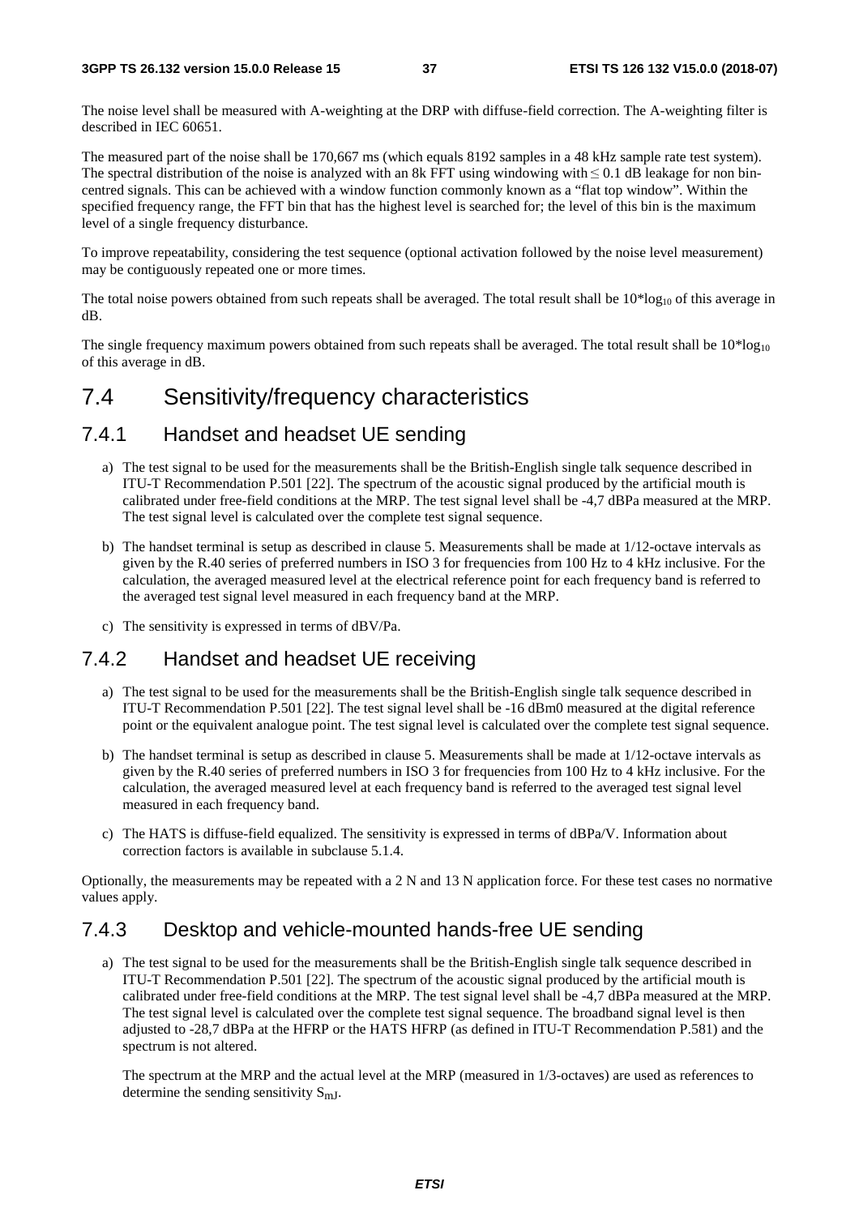The noise level shall be measured with A-weighting at the DRP with diffuse-field correction. The A-weighting filter is described in IEC 60651.

The measured part of the noise shall be 170,667 ms (which equals 8192 samples in a 48 kHz sample rate test system). The spectral distribution of the noise is analyzed with an 8k FFT using windowing with ≤ 0.1 dB leakage for non bin-centred signals. This can be achieved with a window function commonly known as a "flat top window". Within the specified frequency range, the FFT bin that has the highest level is searched for; the level of this bin is the maximum level of a single frequency disturbance.

To improve repeatability, considering the test sequence (optional activation followed by the noise level measurement) may be contiguously repeated one or more times.

The total noise powers obtained from such repeats shall be averaged. The total result shall be $10*\log_{10}$ of this average in dB.

The single frequency maximum powers obtained from such repeats shall be averaged. The total result shall be $10*\log_{10}$ of this average in dB.

# 7.4 Sensitivity/frequency characteristics

## 7.4.1 Handset and headset UE sending

a) The test signal to be used for the measurements shall be the British-English single talk sequence described in ITU-T Recommendation P.501 [22]. The spectrum of the acoustic signal produced by the artificial mouth is calibrated under free-field conditions at the MRP. The test signal level shall be -4,7 dBPa measured at the MRP. The test signal level is calculated over the complete test signal sequence.

b) The handset terminal is setup as described in clause 5. Measurements shall be made at 1/12-octave intervals as given by the R.40 series of preferred numbers in ISO 3 for frequencies from 100 Hz to 4 kHz inclusive. For the calculation, the averaged measured level at the electrical reference point for each frequency band is referred to the averaged test signal level measured in each frequency band at the MRP.

c) The sensitivity is expressed in terms of dBV/Pa.

## 7.4.2 Handset and headset UE receiving

a) The test signal to be used for the measurements shall be the British-English single talk sequence described in ITU-T Recommendation P.501 [22]. The test signal level shall be -16 dBm0 measured at the digital reference point or the equivalent analogue point. The test signal level is calculated over the complete test signal sequence.

b) The handset terminal is setup as described in clause 5. Measurements shall be made at 1/12-octave intervals as given by the R.40 series of preferred numbers in ISO 3 for frequencies from 100 Hz to 4 kHz inclusive. For the calculation, the averaged measured level at each frequency band is referred to the averaged test signal level measured in each frequency band.

c) The HATS is diffuse-field equalized. The sensitivity is expressed in terms of dBPa/V. Information about correction factors is available in subclause 5.1.4.

Optionally, the measurements may be repeated with a 2 N and 13 N application force. For these test cases no normative values apply.

## 7.4.3 Desktop and vehicle-mounted hands-free UE sending

a) The test signal to be used for the measurements shall be the British-English single talk sequence described in ITU-T Recommendation P.501 [22]. The spectrum of the acoustic signal produced by the artificial mouth is calibrated under free-field conditions at the MRP. The test signal level shall be -4,7 dBPa measured at the MRP. The test signal level is calculated over the complete test signal sequence. The broadband signal level is then adjusted to -28,7 dBPa at the HFRP or the HATS HFRP (as defined in ITU-T Recommendation P.581) and the spectrum is not altered.

   The spectrum at the MRP and the actual level at the MRP (measured in 1/3-octaves) are used as references to determine the sending sensitivity $S_{mJ}$.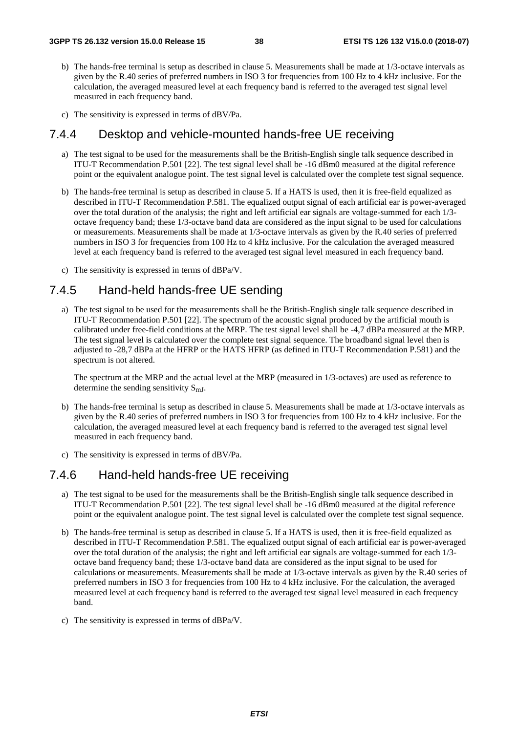b) The hands-free terminal is setup as described in clause 5. Measurements shall be made at 1/3-octave intervals as given by the R.40 series of preferred numbers in ISO 3 for frequencies from 100 Hz to 4 kHz inclusive. For the calculation, the averaged measured level at each frequency band is referred to the averaged test signal level measured in each frequency band.

c) The sensitivity is expressed in terms of dBV/Pa.

### 7.4.4 Desktop and vehicle-mounted hands-free UE receiving

a) The test signal to be used for the measurements shall be the British-English single talk sequence described in ITU-T Recommendation P.501 [22]. The test signal level shall be -16 dBm0 measured at the digital reference point or the equivalent analogue point. The test signal level is calculated over the complete test signal sequence.

b) The hands-free terminal is setup as described in clause 5. If a HATS is used, then it is free-field equalized as described in ITU-T Recommendation P.581. The equalized output signal of each artificial ear is power-averaged over the total duration of the analysis; the right and left artificial ear signals are voltage-summed for each 1/3-octave frequency band; these 1/3-octave band data are considered as the input signal to be used for calculations or measurements. Measurements shall be made at 1/3-octave intervals as given by the R.40 series of preferred numbers in ISO 3 for frequencies from 100 Hz to 4 kHz inclusive. For the calculation the averaged measured level at each frequency band is referred to the averaged test signal level measured in each frequency band.

c) The sensitivity is expressed in terms of dBPa/V.

### 7.4.5 Hand-held hands-free UE sending

a) The test signal to be used for the measurements shall be the British-English single talk sequence described in ITU-T Recommendation P.501 [22]. The spectrum of the acoustic signal produced by the artificial mouth is calibrated under free-field conditions at the MRP. The test signal level shall be -4,7 dBPa measured at the MRP. The test signal level is calculated over the complete test signal sequence. The broadband signal level then is adjusted to -28,7 dBPa at the HFRP or the HATS HFRP (as defined in ITU-T Recommendation P.581) and the spectrum is not altered.

   The spectrum at the MRP and the actual level at the MRP (measured in 1/3-octaves) are used as reference to determine the sending sensitivity $S_{mJ}$.

b) The hands-free terminal is setup as described in clause 5. Measurements shall be made at 1/3-octave intervals as given by the R.40 series of preferred numbers in ISO 3 for frequencies from 100 Hz to 4 kHz inclusive. For the calculation, the averaged measured level at each frequency band is referred to the averaged test signal level measured in each frequency band.

c) The sensitivity is expressed in terms of dBV/Pa.

### 7.4.6 Hand-held hands-free UE receiving

a) The test signal to be used for the measurements shall be the British-English single talk sequence described in ITU-T Recommendation P.501 [22]. The test signal level shall be -16 dBm0 measured at the digital reference point or the equivalent analogue point. The test signal level is calculated over the complete test signal sequence.

b) The hands-free terminal is setup as described in clause 5. If a HATS is used, then it is free-field equalized as described in ITU-T Recommendation P.581. The equalized output signal of each artificial ear is power-averaged over the total duration of the analysis; the right and left artificial ear signals are voltage-summed for each 1/3-octave band frequency band; these 1/3-octave band data are considered as the input signal to be used for calculations or measurements. Measurements shall be made at 1/3-octave intervals as given by the R.40 series of preferred numbers in ISO 3 for frequencies from 100 Hz to 4 kHz inclusive. For the calculation, the averaged measured level at each frequency band is referred to the averaged test signal level measured in each frequency band.

c) The sensitivity is expressed in terms of dBPa/V.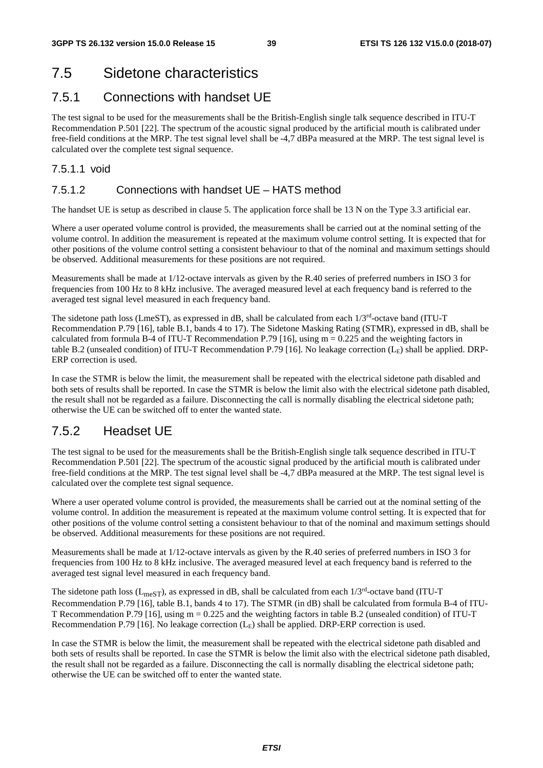# 7.5 Sidetone characteristics

## 7.5.1 Connections with handset UE

The test signal to be used for the measurements shall be the British-English single talk sequence described in ITU-T Recommendation P.501 [22]. The spectrum of the acoustic signal produced by the artificial mouth is calibrated under free-field conditions at the MRP. The test signal level shall be -4,7 dBPa measured at the MRP. The test signal level is calculated over the complete test signal sequence.

### 7.5.1.1 void

### 7.5.1.2 Connections with handset UE – HATS method

The handset UE is setup as described in clause 5. The application force shall be 13 N on the Type 3.3 artificial ear.

Where a user operated volume control is provided, the measurements shall be carried out at the nominal setting of the volume control. In addition the measurement is repeated at the maximum volume control setting. It is expected that for other positions of the volume control setting a consistent behaviour to that of the nominal and maximum settings should be observed. Additional measurements for these positions are not required.

Measurements shall be made at 1/12-octave intervals as given by the R.40 series of preferred numbers in ISO 3 for frequencies from 100 Hz to 8 kHz inclusive. The averaged measured level at each frequency band is referred to the averaged test signal level measured in each frequency band.

The sidetone path loss (LmeST), as expressed in dB, shall be calculated from each 1/3rd-octave band (ITU-T Recommendation P.79 [16], table B.1, bands 4 to 17). The Sidetone Masking Rating (STMR), expressed in dB, shall be calculated from formula B-4 of ITU-T Recommendation P.79 [16], using m = 0.225 and the weighting factors in table B.2 (unsealed condition) of ITU-T Recommendation P.79 [16]. No leakage correction ($L_E$) shall be applied. DRP-ERP correction is used.

In case the STMR is below the limit, the measurement shall be repeated with the electrical sidetone path disabled and both sets of results shall be reported. In case the STMR is below the limit also with the electrical sidetone path disabled, the result shall not be regarded as a failure. Disconnecting the call is normally disabling the electrical sidetone path; otherwise the UE can be switched off to enter the wanted state.

## 7.5.2 Headset UE

The test signal to be used for the measurements shall be the British-English single talk sequence described in ITU-T Recommendation P.501 [22]. The spectrum of the acoustic signal produced by the artificial mouth is calibrated under free-field conditions at the MRP. The test signal level shall be -4,7 dBPa measured at the MRP. The test signal level is calculated over the complete test signal sequence.

Where a user operated volume control is provided, the measurements shall be carried out at the nominal setting of the volume control. In addition the measurement is repeated at the maximum volume control setting. It is expected that for other positions of the volume control setting a consistent behaviour to that of the nominal and maximum settings should be observed. Additional measurements for these positions are not required.

Measurements shall be made at 1/12-octave intervals as given by the R.40 series of preferred numbers in ISO 3 for frequencies from 100 Hz to 8 kHz inclusive. The averaged measured level at each frequency band is referred to the averaged test signal level measured in each frequency band.

The sidetone path loss ($L_{meST}$), as expressed in dB, shall be calculated from each 1/3rd-octave band (ITU-T Recommendation P.79 [16], table B.1, bands 4 to 17). The STMR (in dB) shall be calculated from formula B-4 of ITU-T Recommendation P.79 [16], using m = 0.225 and the weighting factors in table B.2 (unsealed condition) of ITU-T Recommendation P.79 [16]. No leakage correction ($L_E$) shall be applied. DRP-ERP correction is used.

In case the STMR is below the limit, the measurement shall be repeated with the electrical sidetone path disabled and both sets of results shall be reported. In case the STMR is below the limit also with the electrical sidetone path disabled, the result shall not be regarded as a failure. Disconnecting the call is normally disabling the electrical sidetone path; otherwise the UE can be switched off to enter the wanted state.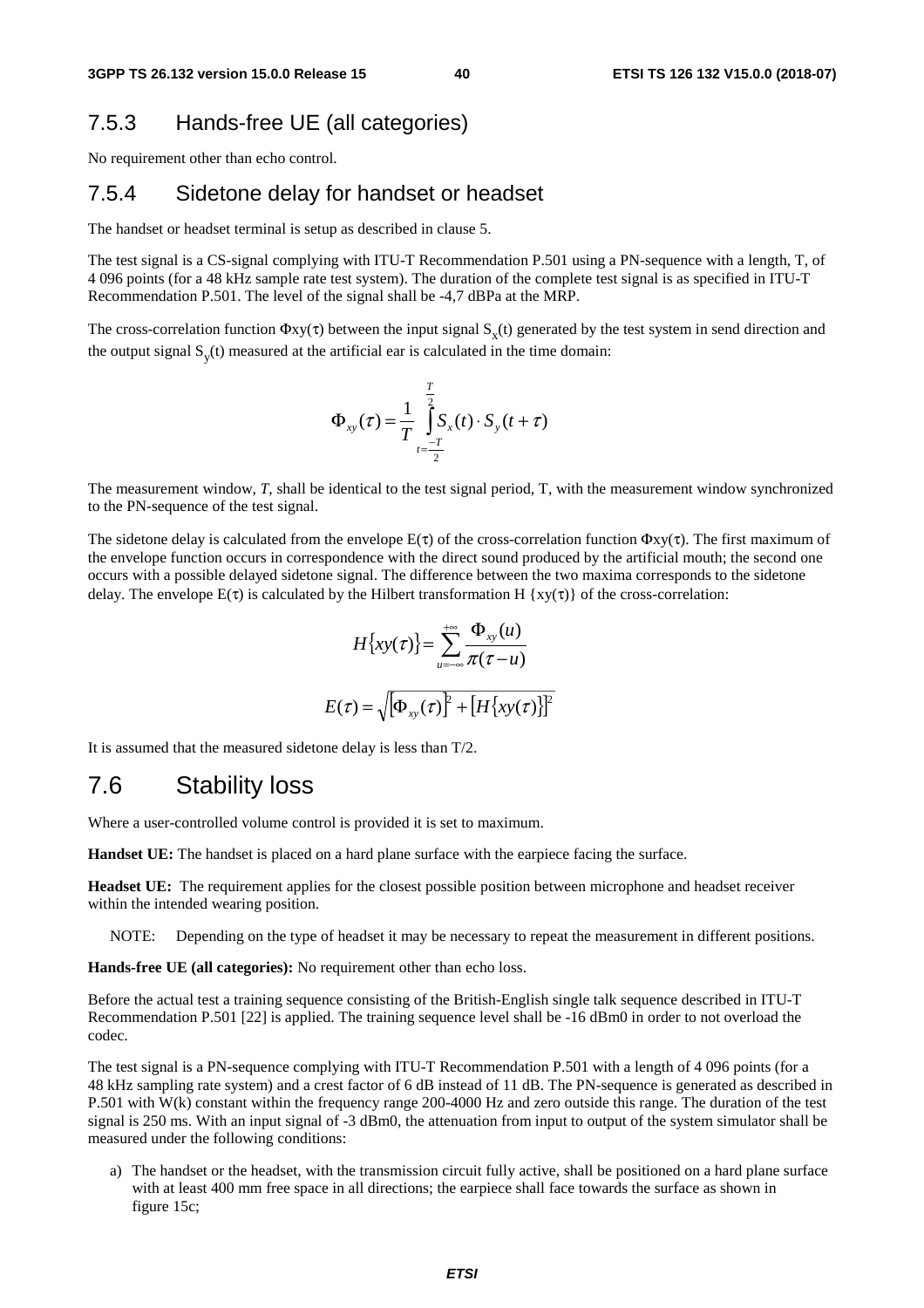### 7.5.3 Hands-free UE (all categories)

No requirement other than echo control.

### 7.5.4 Sidetone delay for handset or headset

The handset or headset terminal is setup as described in clause 5.

The test signal is a CS-signal complying with ITU-T Recommendation P.501 using a PN-sequence with a length, T, of 4 096 points (for a 48 kHz sample rate test system). The duration of the complete test signal is as specified in ITU-T Recommendation P.501. The level of the signal shall be -4,7 dBPa at the MRP.

The cross-correlation function $\Phi xy(\tau)$ between the input signal $S_x(t)$ generated by the test system in send direction and the output signal $S_y(t)$ measured at the artificial ear is calculated in the time domain:

$$\Phi_{xy}(\tau) = \frac{1}{T} \int_{t=\frac{-T}{2}}^{\frac{T}{2}} S_x(t) \cdot S_y(t+\tau)$$

The measurement window, *T*, shall be identical to the test signal period, T, with the measurement window synchronized to the PN-sequence of the test signal.

The sidetone delay is calculated from the envelope $E(\tau)$ of the cross-correlation function $\Phi xy(\tau)$. The first maximum of the envelope function occurs in correspondence with the direct sound produced by the artificial mouth; the second one occurs with a possible delayed sidetone signal. The difference between the two maxima corresponds to the sidetone delay. The envelope $E(\tau)$ is calculated by the Hilbert transformation $H\ \{xy(\tau)\}$ of the cross-correlation:

$$H\{xy(\tau)\} = \sum_{u=-\infty}^{+\infty} \frac{\Phi_{xy}(u)}{\pi(\tau - u)}$$

$$E(\tau) = \sqrt{\left[\Phi_{xy}(\tau)\right]^2 + \left[H\{xy(\tau)\}\right]^2}$$

It is assumed that the measured sidetone delay is less than T/2.

## 7.6 Stability loss

Where a user-controlled volume control is provided it is set to maximum.

**Handset UE:** The handset is placed on a hard plane surface with the earpiece facing the surface.

**Headset UE:** The requirement applies for the closest possible position between microphone and headset receiver within the intended wearing position.

NOTE: Depending on the type of headset it may be necessary to repeat the measurement in different positions.

**Hands-free UE (all categories):** No requirement other than echo loss.

Before the actual test a training sequence consisting of the British-English single talk sequence described in ITU-T Recommendation P.501 [22] is applied. The training sequence level shall be -16 dBm0 in order to not overload the codec.

The test signal is a PN-sequence complying with ITU-T Recommendation P.501 with a length of 4 096 points (for a 48 kHz sampling rate system) and a crest factor of 6 dB instead of 11 dB. The PN-sequence is generated as described in P.501 with W(k) constant within the frequency range 200-4000 Hz and zero outside this range. The duration of the test signal is 250 ms. With an input signal of -3 dBm0, the attenuation from input to output of the system simulator shall be measured under the following conditions:

a) The handset or the headset, with the transmission circuit fully active, shall be positioned on a hard plane surface with at least 400 mm free space in all directions; the earpiece shall face towards the surface as shown in figure 15c;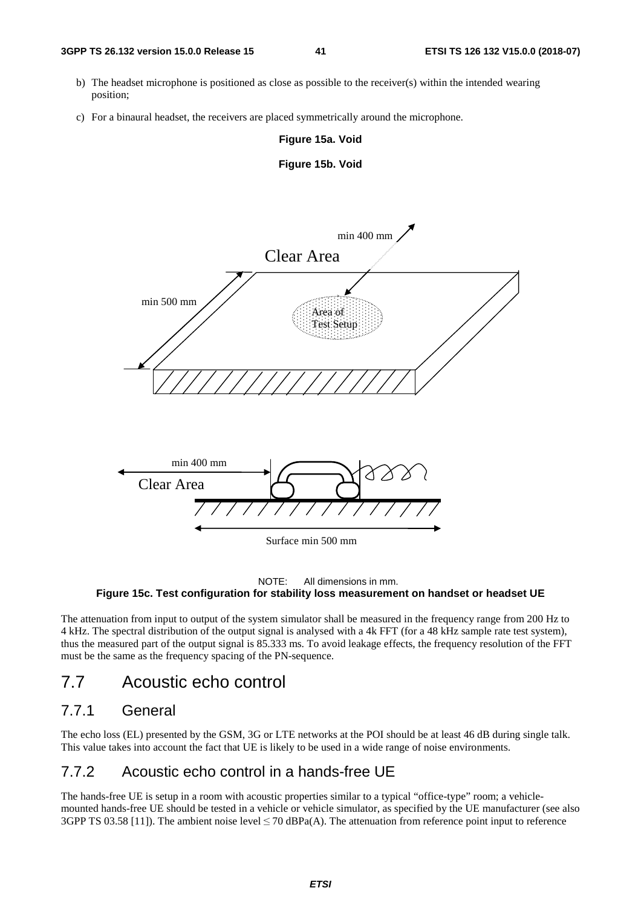b) The headset microphone is positioned as close as possible to the receiver(s) within the intended wearing position;

c) For a binaural headset, the receivers are placed symmetrically around the microphone.

**Figure 15a. Void**

**Figure 15b. Void**

NOTE: All dimensions in mm.

**Figure 15c. Test configuration for stability loss measurement on handset or headset UE**

The attenuation from input to output of the system simulator shall be measured in the frequency range from 200 Hz to 4 kHz. The spectral distribution of the output signal is analysed with a 4k FFT (for a 48 kHz sample rate test system), thus the measured part of the output signal is 85.333 ms. To avoid leakage effects, the frequency resolution of the FFT must be the same as the frequency spacing of the PN-sequence.

## 7.7 Acoustic echo control

### 7.7.1 General

The echo loss (EL) presented by the GSM, 3G or LTE networks at the POI should be at least 46 dB during single talk. This value takes into account the fact that UE is likely to be used in a wide range of noise environments.

### 7.7.2 Acoustic echo control in a hands-free UE

The hands-free UE is setup in a room with acoustic properties similar to a typical "office-type" room; a vehicle-mounted hands-free UE should be tested in a vehicle or vehicle simulator, as specified by the UE manufacturer (see also 3GPP TS 03.58 [11]). The ambient noise level $\leq$ 70 dBPa(A). The attenuation from reference point input to reference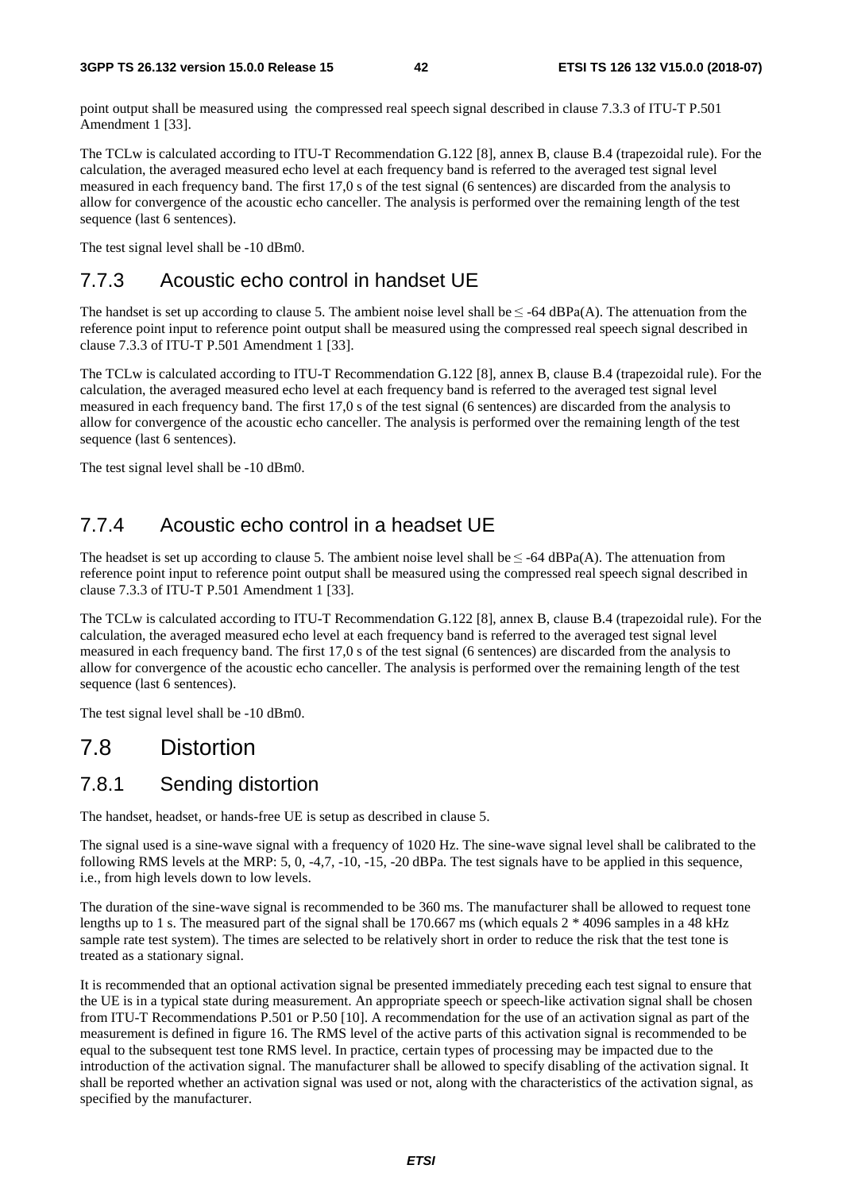point output shall be measured using the compressed real speech signal described in clause 7.3.3 of ITU-T P.501 Amendment 1 [33].

The TCLw is calculated according to ITU-T Recommendation G.122 [8], annex B, clause B.4 (trapezoidal rule). For the calculation, the averaged measured echo level at each frequency band is referred to the averaged test signal level measured in each frequency band. The first 17,0 s of the test signal (6 sentences) are discarded from the analysis to allow for convergence of the acoustic echo canceller. The analysis is performed over the remaining length of the test sequence (last 6 sentences).

The test signal level shall be -10 dBm0.

### 7.7.3 Acoustic echo control in handset UE

The handset is set up according to clause 5. The ambient noise level shall be ≤ -64 dBPa(A). The attenuation from the reference point input to reference point output shall be measured using the compressed real speech signal described in clause 7.3.3 of ITU-T P.501 Amendment 1 [33].

The TCLw is calculated according to ITU-T Recommendation G.122 [8], annex B, clause B.4 (trapezoidal rule). For the calculation, the averaged measured echo level at each frequency band is referred to the averaged test signal level measured in each frequency band. The first 17,0 s of the test signal (6 sentences) are discarded from the analysis to allow for convergence of the acoustic echo canceller. The analysis is performed over the remaining length of the test sequence (last 6 sentences).

The test signal level shall be -10 dBm0.

### 7.7.4 Acoustic echo control in a headset UE

The headset is set up according to clause 5. The ambient noise level shall be ≤ -64 dBPa(A). The attenuation from reference point input to reference point output shall be measured using the compressed real speech signal described in clause 7.3.3 of ITU-T P.501 Amendment 1 [33].

The TCLw is calculated according to ITU-T Recommendation G.122 [8], annex B, clause B.4 (trapezoidal rule). For the calculation, the averaged measured echo level at each frequency band is referred to the averaged test signal level measured in each frequency band. The first 17,0 s of the test signal (6 sentences) are discarded from the analysis to allow for convergence of the acoustic echo canceller. The analysis is performed over the remaining length of the test sequence (last 6 sentences).

The test signal level shall be -10 dBm0.

## 7.8 Distortion

### 7.8.1 Sending distortion

The handset, headset, or hands-free UE is setup as described in clause 5.

The signal used is a sine-wave signal with a frequency of 1020 Hz. The sine-wave signal level shall be calibrated to the following RMS levels at the MRP: 5, 0, -4,7, -10, -15, -20 dBPa. The test signals have to be applied in this sequence, i.e., from high levels down to low levels.

The duration of the sine-wave signal is recommended to be 360 ms. The manufacturer shall be allowed to request tone lengths up to 1 s. The measured part of the signal shall be 170.667 ms (which equals 2 * 4096 samples in a 48 kHz sample rate test system). The times are selected to be relatively short in order to reduce the risk that the test tone is treated as a stationary signal.

It is recommended that an optional activation signal be presented immediately preceding each test signal to ensure that the UE is in a typical state during measurement. An appropriate speech or speech-like activation signal shall be chosen from ITU-T Recommendations P.501 or P.50 [10]. A recommendation for the use of an activation signal as part of the measurement is defined in figure 16. The RMS level of the active parts of this activation signal is recommended to be equal to the subsequent test tone RMS level. In practice, certain types of processing may be impacted due to the introduction of the activation signal. The manufacturer shall be allowed to specify disabling of the activation signal. It shall be reported whether an activation signal was used or not, along with the characteristics of the activation signal, as specified by the manufacturer.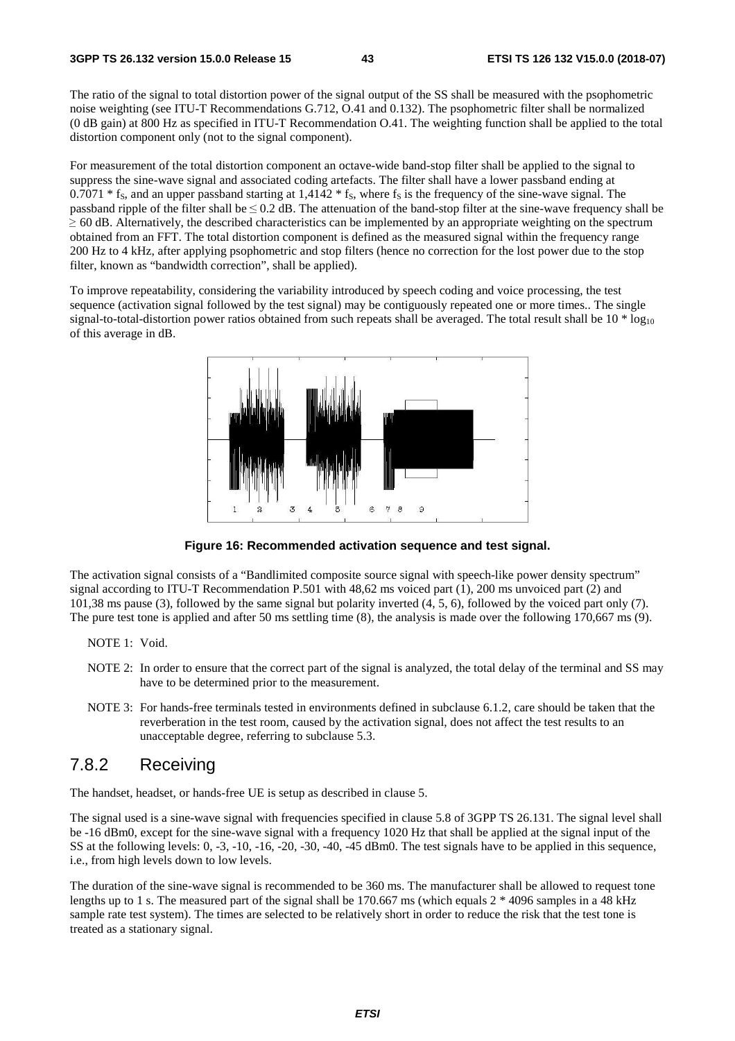The ratio of the signal to total distortion power of the signal output of the SS shall be measured with the psophometric noise weighting (see ITU-T Recommendations G.712, O.41 and 0.132). The psophometric filter shall be normalized (0 dB gain) at 800 Hz as specified in ITU-T Recommendation O.41. The weighting function shall be applied to the total distortion component only (not to the signal component).

For measurement of the total distortion component an octave-wide band-stop filter shall be applied to the signal to suppress the sine-wave signal and associated coding artefacts. The filter shall have a lower passband ending at $0.7071 * f_S$, and an upper passband starting at $1,4142 * f_S$, where $f_S$ is the frequency of the sine-wave signal. The passband ripple of the filter shall be $\leq 0.2$ dB. The attenuation of the band-stop filter at the sine-wave frequency shall be $\geq 60$ dB. Alternatively, the described characteristics can be implemented by an appropriate weighting on the spectrum obtained from an FFT. The total distortion component is defined as the measured signal within the frequency range 200 Hz to 4 kHz, after applying psophometric and stop filters (hence no correction for the lost power due to the stop filter, known as "bandwidth correction", shall be applied).

To improve repeatability, considering the variability introduced by speech coding and voice processing, the test sequence (activation signal followed by the test signal) may be contiguously repeated one or more times.. The single signal-to-total-distortion power ratios obtained from such repeats shall be averaged. The total result shall be $10 * \log_{10}$ of this average in dB.

**Figure 16: Recommended activation sequence and test signal.**

The activation signal consists of a "Bandlimited composite source signal with speech-like power density spectrum" signal according to ITU-T Recommendation P.501 with 48,62 ms voiced part (1), 200 ms unvoiced part (2) and 101,38 ms pause (3), followed by the same signal but polarity inverted (4, 5, 6), followed by the voiced part only (7). The pure test tone is applied and after 50 ms settling time (8), the analysis is made over the following 170,667 ms (9).

NOTE 1: Void.

NOTE 2: In order to ensure that the correct part of the signal is analyzed, the total delay of the terminal and SS may have to be determined prior to the measurement.

NOTE 3: For hands-free terminals tested in environments defined in subclause 6.1.2, care should be taken that the reverberation in the test room, caused by the activation signal, does not affect the test results to an unacceptable degree, referring to subclause 5.3.

## 7.8.2 Receiving

The handset, headset, or hands-free UE is setup as described in clause 5.

The signal used is a sine-wave signal with frequencies specified in clause 5.8 of 3GPP TS 26.131. The signal level shall be -16 dBm0, except for the sine-wave signal with a frequency 1020 Hz that shall be applied at the signal input of the SS at the following levels: 0, -3, -10, -16, -20, -30, -40, -45 dBm0. The test signals have to be applied in this sequence, i.e., from high levels down to low levels.

The duration of the sine-wave signal is recommended to be 360 ms. The manufacturer shall be allowed to request tone lengths up to 1 s. The measured part of the signal shall be 170.667 ms (which equals 2 * 4096 samples in a 48 kHz sample rate test system). The times are selected to be relatively short in order to reduce the risk that the test tone is treated as a stationary signal.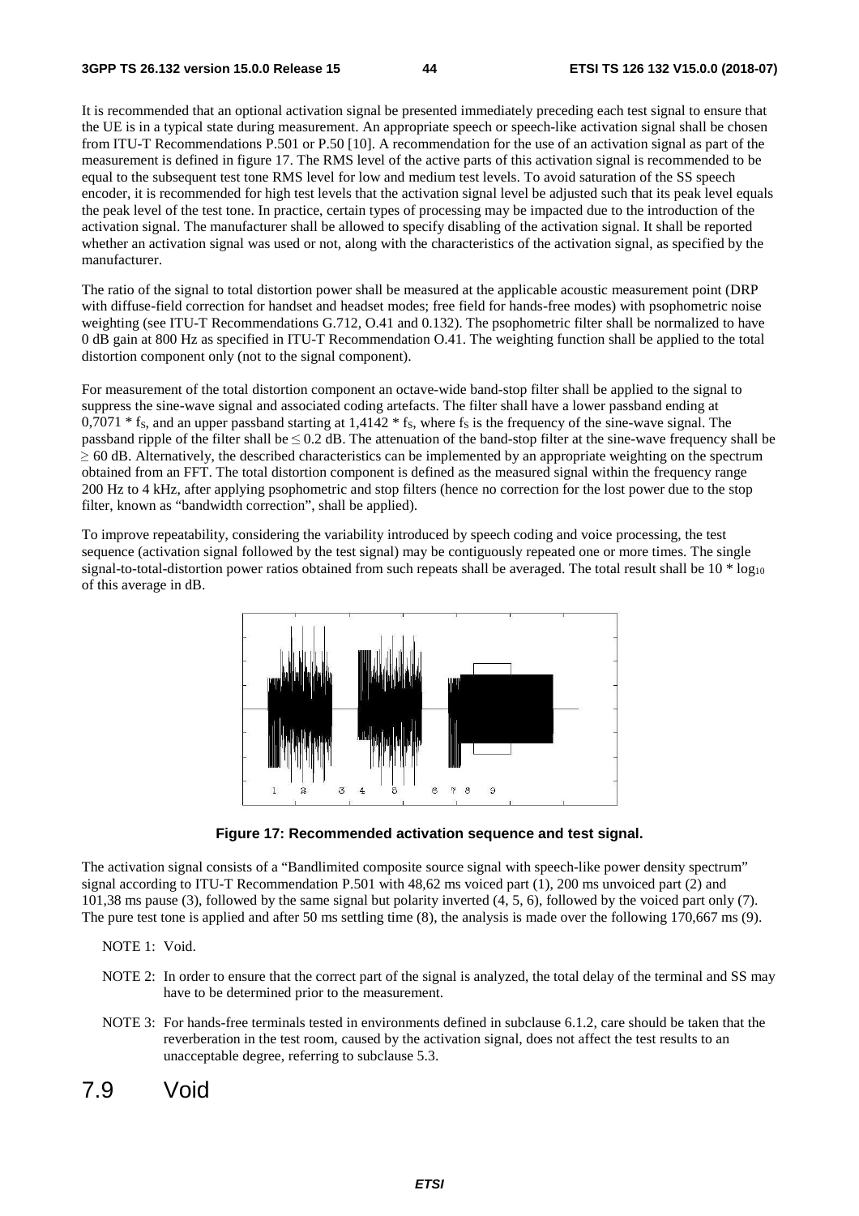It is recommended that an optional activation signal be presented immediately preceding each test signal to ensure that the UE is in a typical state during measurement. An appropriate speech or speech-like activation signal shall be chosen from ITU-T Recommendations P.501 or P.50 [10]. A recommendation for the use of an activation signal as part of the measurement is defined in figure 17. The RMS level of the active parts of this activation signal is recommended to be equal to the subsequent test tone RMS level for low and medium test levels. To avoid saturation of the SS speech encoder, it is recommended for high test levels that the activation signal level be adjusted such that its peak level equals the peak level of the test tone. In practice, certain types of processing may be impacted due to the introduction of the activation signal. The manufacturer shall be allowed to specify disabling of the activation signal. It shall be reported whether an activation signal was used or not, along with the characteristics of the activation signal, as specified by the manufacturer.

The ratio of the signal to total distortion power shall be measured at the applicable acoustic measurement point (DRP with diffuse-field correction for handset and headset modes; free field for hands-free modes) with psophometric noise weighting (see ITU-T Recommendations G.712, O.41 and 0.132). The psophometric filter shall be normalized to have 0 dB gain at 800 Hz as specified in ITU-T Recommendation O.41. The weighting function shall be applied to the total distortion component only (not to the signal component).

For measurement of the total distortion component an octave-wide band-stop filter shall be applied to the signal to suppress the sine-wave signal and associated coding artefacts. The filter shall have a lower passband ending at $0,7071 * f_S$, and an upper passband starting at $1,4142 * f_S$, where $f_S$ is the frequency of the sine-wave signal. The passband ripple of the filter shall be $\leq 0.2$ dB. The attenuation of the band-stop filter at the sine-wave frequency shall be $\geq 60$ dB. Alternatively, the described characteristics can be implemented by an appropriate weighting on the spectrum obtained from an FFT. The total distortion component is defined as the measured signal within the frequency range 200 Hz to 4 kHz, after applying psophometric and stop filters (hence no correction for the lost power due to the stop filter, known as "bandwidth correction", shall be applied).

To improve repeatability, considering the variability introduced by speech coding and voice processing, the test sequence (activation signal followed by the test signal) may be contiguously repeated one or more times. The single signal-to-total-distortion power ratios obtained from such repeats shall be averaged. The total result shall be $10 * \log_{10}$ of this average in dB.

**Figure 17: Recommended activation sequence and test signal.**

The activation signal consists of a "Bandlimited composite source signal with speech-like power density spectrum" signal according to ITU-T Recommendation P.501 with 48,62 ms voiced part (1), 200 ms unvoiced part (2) and 101,38 ms pause (3), followed by the same signal but polarity inverted (4, 5, 6), followed by the voiced part only (7). The pure test tone is applied and after 50 ms settling time (8), the analysis is made over the following 170,667 ms (9).

NOTE 1: Void.

NOTE 2: In order to ensure that the correct part of the signal is analyzed, the total delay of the terminal and SS may have to be determined prior to the measurement.

NOTE 3: For hands-free terminals tested in environments defined in subclause 6.1.2, care should be taken that the reverberation in the test room, caused by the activation signal, does not affect the test results to an unacceptable degree, referring to subclause 5.3.

## 7.9 Void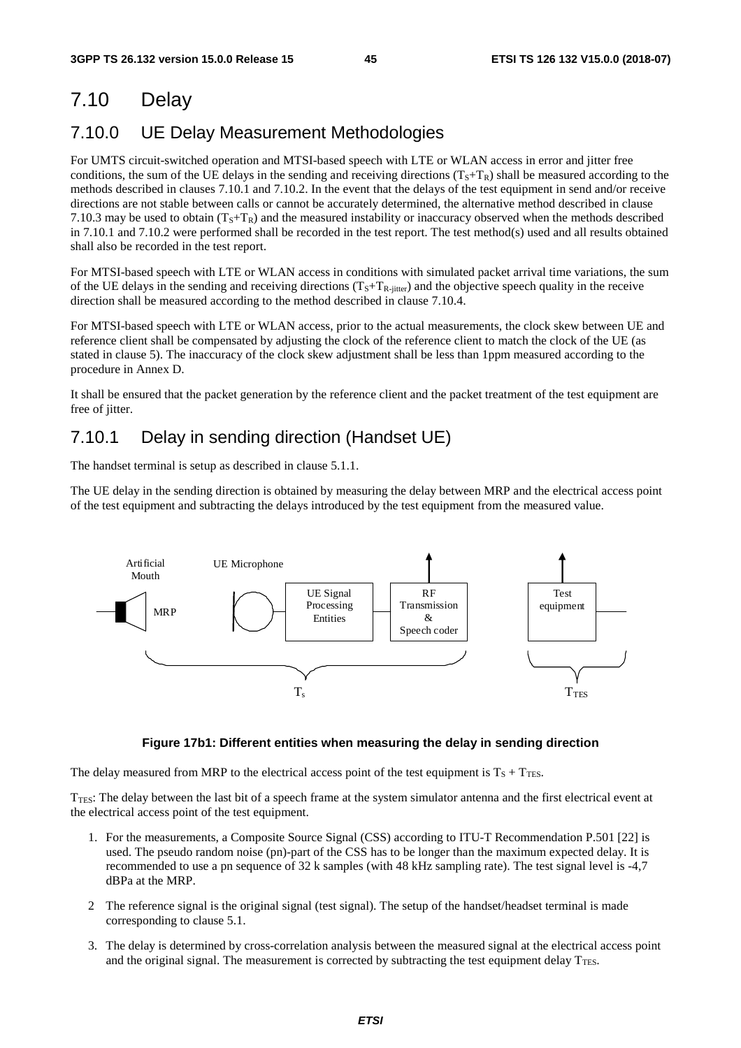# 7.10 Delay

## 7.10.0 UE Delay Measurement Methodologies

For UMTS circuit-switched operation and MTSI-based speech with LTE or WLAN access in error and jitter free conditions, the sum of the UE delays in the sending and receiving directions ($T_S+T_R$) shall be measured according to the methods described in clauses 7.10.1 and 7.10.2. In the event that the delays of the test equipment in send and/or receive directions are not stable between calls or cannot be accurately determined, the alternative method described in clause 7.10.3 may be used to obtain ($T_S+T_R$) and the measured instability or inaccuracy observed when the methods described in 7.10.1 and 7.10.2 were performed shall be recorded in the test report. The test method(s) used and all results obtained shall also be recorded in the test report.

For MTSI-based speech with LTE or WLAN access in conditions with simulated packet arrival time variations, the sum of the UE delays in the sending and receiving directions ($T_S+T_{R\text{-jitter}}$) and the objective speech quality in the receive direction shall be measured according to the method described in clause 7.10.4.

For MTSI-based speech with LTE or WLAN access, prior to the actual measurements, the clock skew between UE and reference client shall be compensated by adjusting the clock of the reference client to match the clock of the UE (as stated in clause 5). The inaccuracy of the clock skew adjustment shall be less than 1ppm measured according to the procedure in Annex D.

It shall be ensured that the packet generation by the reference client and the packet treatment of the test equipment are free of jitter.

## 7.10.1 Delay in sending direction (Handset UE)

The handset terminal is setup as described in clause 5.1.1.

The UE delay in the sending direction is obtained by measuring the delay between MRP and the electrical access point of the test equipment and subtracting the delays introduced by the test equipment from the measured value.

**Figure 17b1: Different entities when measuring the delay in sending direction**

The delay measured from MRP to the electrical access point of the test equipment is $T_S + T_{TES}$.

$T_{TES}$: The delay between the last bit of a speech frame at the system simulator antenna and the first electrical event at the electrical access point of the test equipment.

1. For the measurements, a Composite Source Signal (CSS) according to ITU-T Recommendation P.501 [22] is used. The pseudo random noise (pn)-part of the CSS has to be longer than the maximum expected delay. It is recommended to use a pn sequence of 32 k samples (with 48 kHz sampling rate). The test signal level is -4,7 dBPa at the MRP.

2 The reference signal is the original signal (test signal). The setup of the handset/headset terminal is made corresponding to clause 5.1.

3. The delay is determined by cross-correlation analysis between the measured signal at the electrical access point and the original signal. The measurement is corrected by subtracting the test equipment delay $T_{TES}$.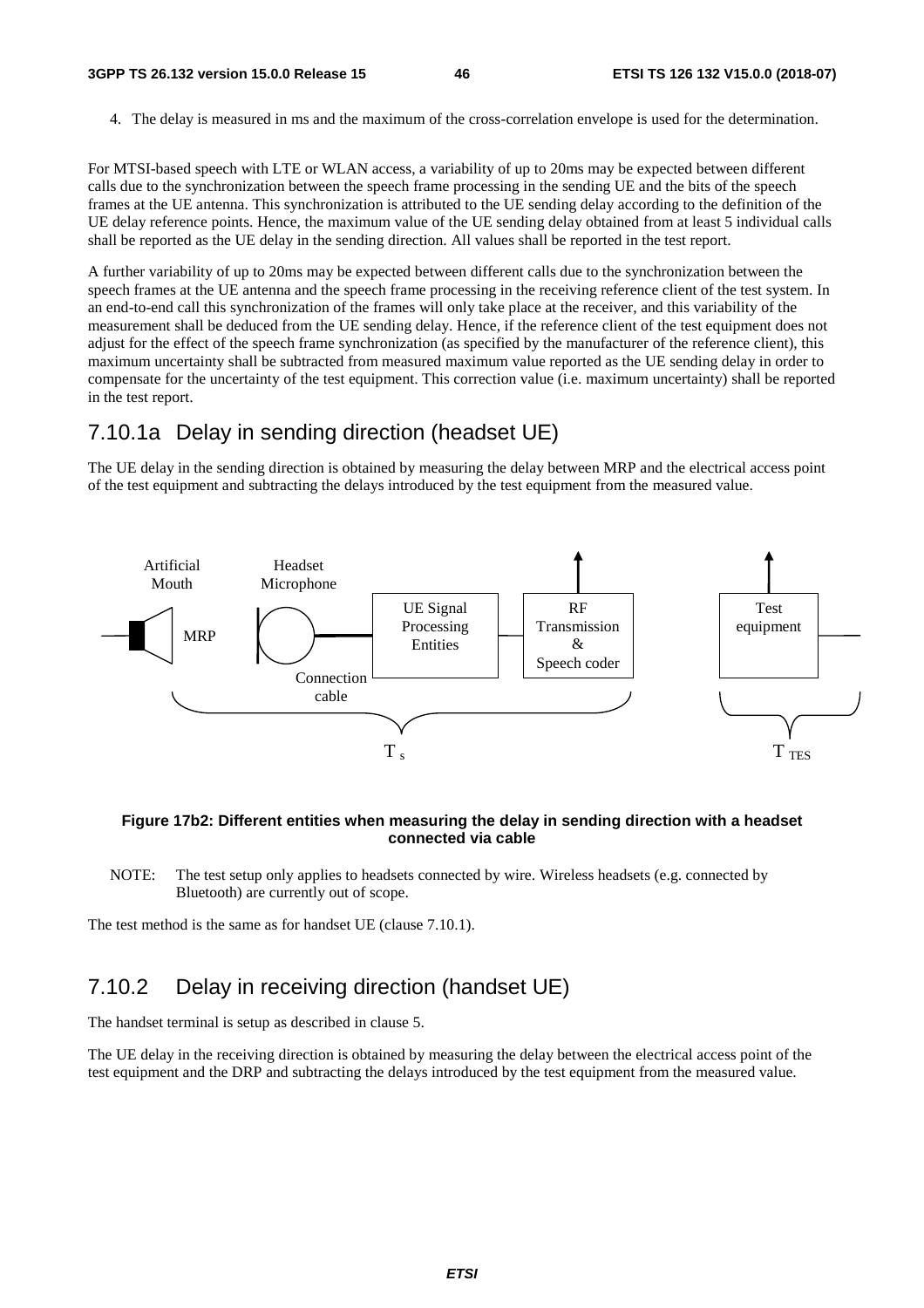4. The delay is measured in ms and the maximum of the cross-correlation envelope is used for the determination.

For MTSI-based speech with LTE or WLAN access, a variability of up to 20ms may be expected between different calls due to the synchronization between the speech frame processing in the sending UE and the bits of the speech frames at the UE antenna. This synchronization is attributed to the UE sending delay according to the definition of the UE delay reference points. Hence, the maximum value of the UE sending delay obtained from at least 5 individual calls shall be reported as the UE delay in the sending direction. All values shall be reported in the test report.

A further variability of up to 20ms may be expected between different calls due to the synchronization between the speech frames at the UE antenna and the speech frame processing in the receiving reference client of the test system. In an end-to-end call this synchronization of the frames will only take place at the receiver, and this variability of the measurement shall be deduced from the UE sending delay. Hence, if the reference client of the test equipment does not adjust for the effect of the speech frame synchronization (as specified by the manufacturer of the reference client), this maximum uncertainty shall be subtracted from measured maximum value reported as the UE sending delay in order to compensate for the uncertainty of the test equipment. This correction value (i.e. maximum uncertainty) shall be reported in the test report.

## 7.10.1a Delay in sending direction (headset UE)

The UE delay in the sending direction is obtained by measuring the delay between MRP and the electrical access point of the test equipment and subtracting the delays introduced by the test equipment from the measured value.

**Figure 17b2: Different entities when measuring the delay in sending direction with a headset connected via cable**

NOTE: The test setup only applies to headsets connected by wire. Wireless headsets (e.g. connected by Bluetooth) are currently out of scope.

The test method is the same as for handset UE (clause 7.10.1).

## 7.10.2 Delay in receiving direction (handset UE)

The handset terminal is setup as described in clause 5.

The UE delay in the receiving direction is obtained by measuring the delay between the electrical access point of the test equipment and the DRP and subtracting the delays introduced by the test equipment from the measured value.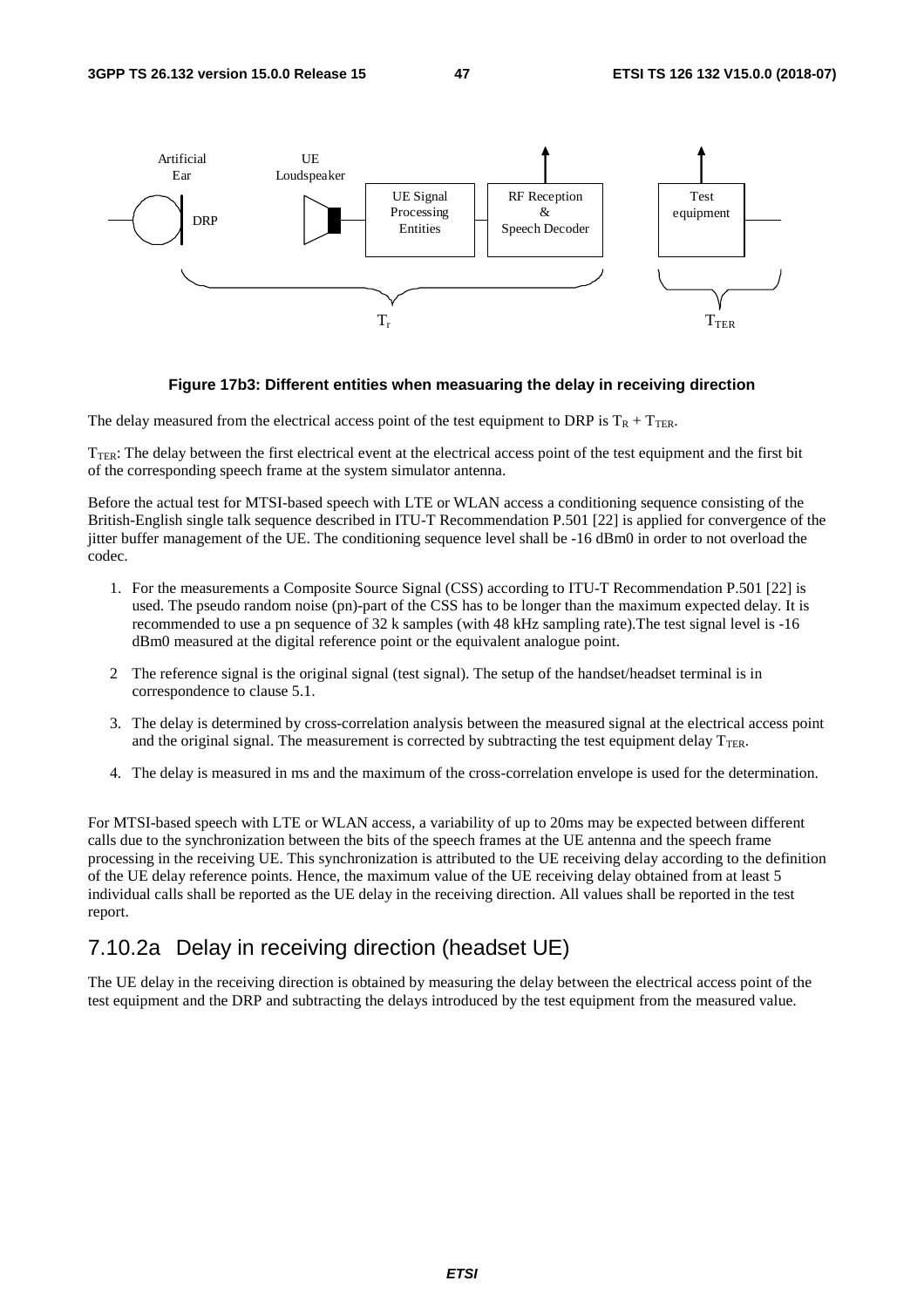**Figure 17b3: Different entities when measuaring the delay in receiving direction**

The delay measured from the electrical access point of the test equipment to DRP is $T_R + T_{TER}$.

$T_{TER}$: The delay between the first electrical event at the electrical access point of the test equipment and the first bit of the corresponding speech frame at the system simulator antenna.

Before the actual test for MTSI-based speech with LTE or WLAN access a conditioning sequence consisting of the British-English single talk sequence described in ITU-T Recommendation P.501 [22] is applied for convergence of the jitter buffer management of the UE. The conditioning sequence level shall be -16 dBm0 in order to not overload the codec.

1. For the measurements a Composite Source Signal (CSS) according to ITU-T Recommendation P.501 [22] is used. The pseudo random noise (pn)-part of the CSS has to be longer than the maximum expected delay. It is recommended to use a pn sequence of 32 k samples (with 48 kHz sampling rate).The test signal level is -16 dBm0 measured at the digital reference point or the equivalent analogue point.

2 The reference signal is the original signal (test signal). The setup of the handset/headset terminal is in correspondence to clause 5.1.

3. The delay is determined by cross-correlation analysis between the measured signal at the electrical access point and the original signal. The measurement is corrected by subtracting the test equipment delay $T_{TER}$.

4. The delay is measured in ms and the maximum of the cross-correlation envelope is used for the determination.

For MTSI-based speech with LTE or WLAN access, a variability of up to 20ms may be expected between different calls due to the synchronization between the bits of the speech frames at the UE antenna and the speech frame processing in the receiving UE. This synchronization is attributed to the UE receiving delay according to the definition of the UE delay reference points. Hence, the maximum value of the UE receiving delay obtained from at least 5 individual calls shall be reported as the UE delay in the receiving direction. All values shall be reported in the test report.

## 7.10.2a Delay in receiving direction (headset UE)

The UE delay in the receiving direction is obtained by measuring the delay between the electrical access point of the test equipment and the DRP and subtracting the delays introduced by the test equipment from the measured value.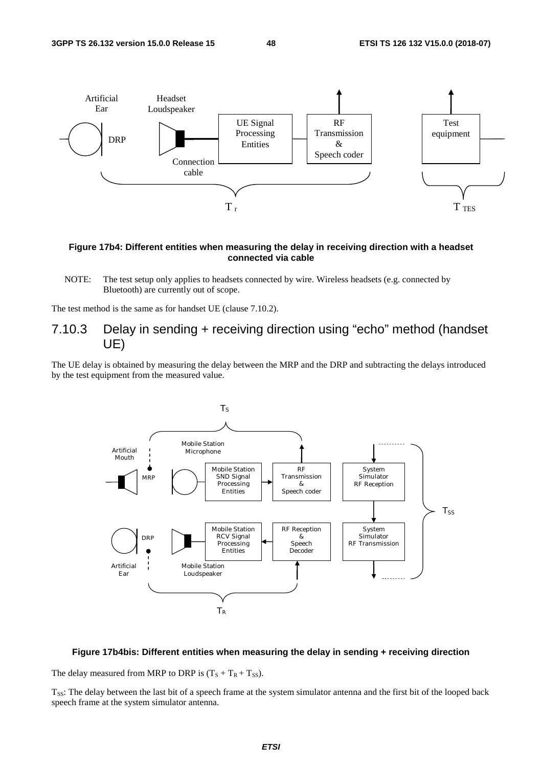**Figure 17b4: Different entities when measuring the delay in receiving direction with a headset connected via cable**

NOTE: The test setup only applies to headsets connected by wire. Wireless headsets (e.g. connected by Bluetooth) are currently out of scope.

The test method is the same as for handset UE (clause 7.10.2).

### 7.10.3 Delay in sending + receiving direction using "echo" method (handset UE)

The UE delay is obtained by measuring the delay between the MRP and the DRP and subtracting the delays introduced by the test equipment from the measured value.

**Figure 17b4bis: Different entities when measuring the delay in sending + receiving direction**

The delay measured from MRP to DRP is ($T_S + T_R + T_{SS}$).

$T_{SS}$: The delay between the last bit of a speech frame at the system simulator antenna and the first bit of the looped back speech frame at the system simulator antenna.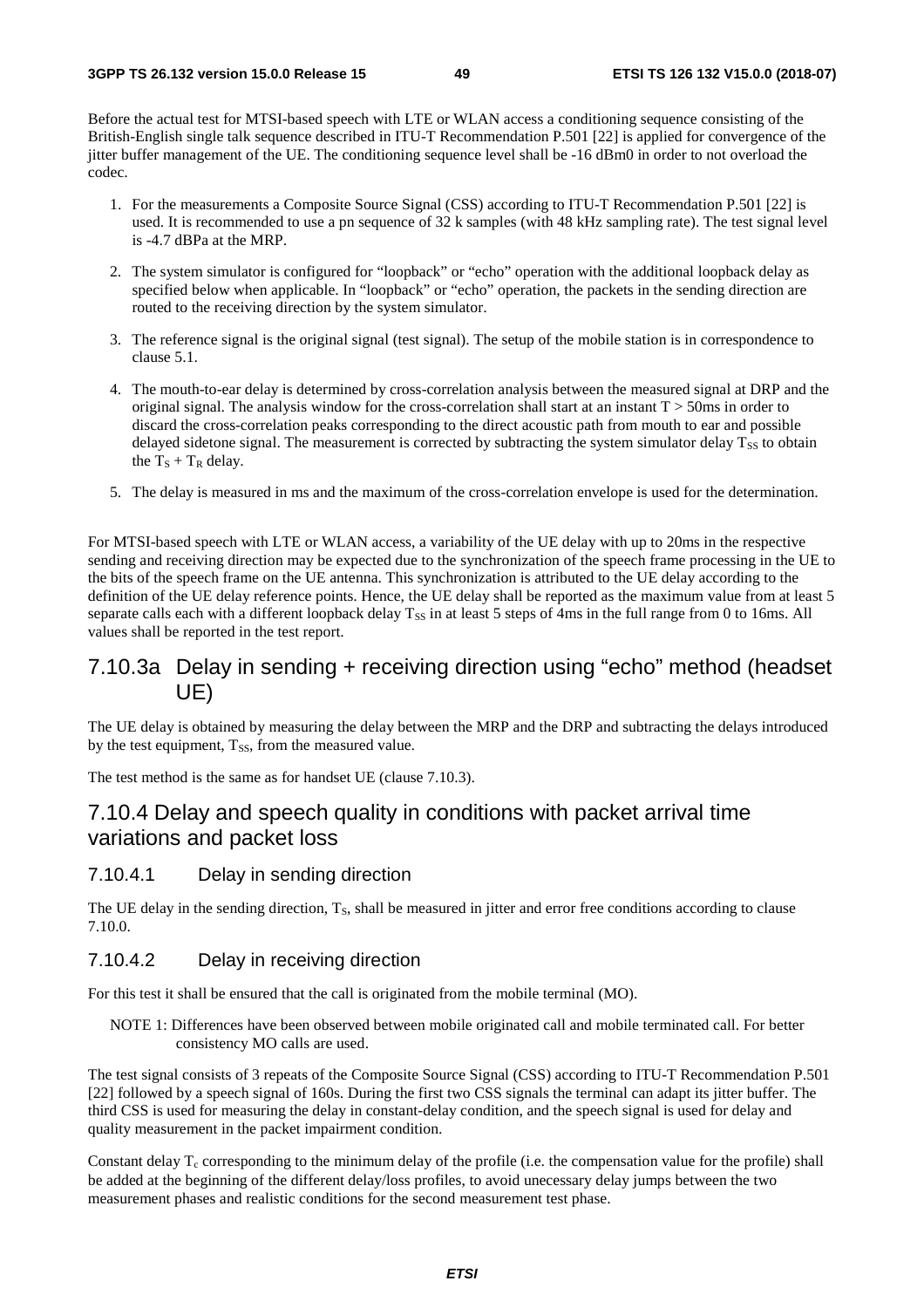Before the actual test for MTSI-based speech with LTE or WLAN access a conditioning sequence consisting of the British-English single talk sequence described in ITU-T Recommendation P.501 [22] is applied for convergence of the jitter buffer management of the UE. The conditioning sequence level shall be -16 dBm0 in order to not overload the codec.

1. For the measurements a Composite Source Signal (CSS) according to ITU-T Recommendation P.501 [22] is used. It is recommended to use a pn sequence of 32 k samples (with 48 kHz sampling rate). The test signal level is -4.7 dBPa at the MRP.

2. The system simulator is configured for "loopback" or "echo" operation with the additional loopback delay as specified below when applicable. In "loopback" or "echo" operation, the packets in the sending direction are routed to the receiving direction by the system simulator.

3. The reference signal is the original signal (test signal). The setup of the mobile station is in correspondence to clause 5.1.

4. The mouth-to-ear delay is determined by cross-correlation analysis between the measured signal at DRP and the original signal. The analysis window for the cross-correlation shall start at an instant $T > 50$ms in order to discard the cross-correlation peaks corresponding to the direct acoustic path from mouth to ear and possible delayed sidetone signal. The measurement is corrected by subtracting the system simulator delay $T_{SS}$ to obtain the $T_S + T_R$ delay.

5. The delay is measured in ms and the maximum of the cross-correlation envelope is used for the determination.

For MTSI-based speech with LTE or WLAN access, a variability of the UE delay with up to 20ms in the respective sending and receiving direction may be expected due to the synchronization of the speech frame processing in the UE to the bits of the speech frame on the UE antenna. This synchronization is attributed to the UE delay according to the definition of the UE delay reference points. Hence, the UE delay shall be reported as the maximum value from at least 5 separate calls each with a different loopback delay $T_{SS}$ in at least 5 steps of 4ms in the full range from 0 to 16ms. All values shall be reported in the test report.

## 7.10.3a Delay in sending + receiving direction using "echo" method (headset UE)

The UE delay is obtained by measuring the delay between the MRP and the DRP and subtracting the delays introduced by the test equipment, $T_{SS}$, from the measured value.

The test method is the same as for handset UE (clause 7.10.3).

## 7.10.4 Delay and speech quality in conditions with packet arrival time variations and packet loss

### 7.10.4.1 Delay in sending direction

The UE delay in the sending direction, $T_S$, shall be measured in jitter and error free conditions according to clause 7.10.0.

### 7.10.4.2 Delay in receiving direction

For this test it shall be ensured that the call is originated from the mobile terminal (MO).

NOTE 1: Differences have been observed between mobile originated call and mobile terminated call. For better consistency MO calls are used.

The test signal consists of 3 repeats of the Composite Source Signal (CSS) according to ITU-T Recommendation P.501 [22] followed by a speech signal of 160s. During the first two CSS signals the terminal can adapt its jitter buffer. The third CSS is used for measuring the delay in constant-delay condition, and the speech signal is used for delay and quality measurement in the packet impairment condition.

Constant delay $T_c$ corresponding to the minimum delay of the profile (i.e. the compensation value for the profile) shall be added at the beginning of the different delay/loss profiles, to avoid unecessary delay jumps between the two measurement phases and realistic conditions for the second measurement test phase.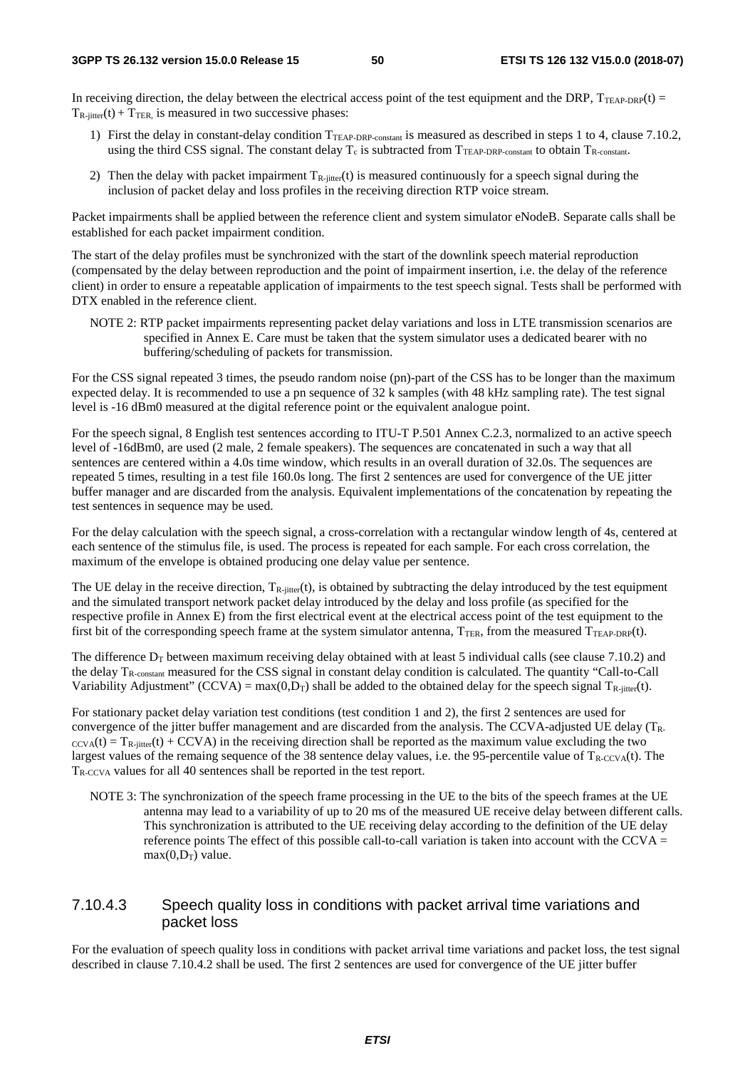In receiving direction, the delay between the electrical access point of the test equipment and the DRP, $T_{TEAP-DRP}(t) = T_{R-jitter}(t) + T_{TER,}$ is measured in two successive phases:

1) First the delay in constant-delay condition $T_{TEAP-DRP-constant}$ is measured as described in steps 1 to 4, clause 7.10.2, using the third CSS signal. The constant delay $T_c$ is subtracted from $T_{TEAP-DRP-constant}$ to obtain $T_{R-constant}$.

2) Then the delay with packet impairment $T_{R-jitter}(t)$ is measured continuously for a speech signal during the inclusion of packet delay and loss profiles in the receiving direction RTP voice stream.

Packet impairments shall be applied between the reference client and system simulator eNodeB. Separate calls shall be established for each packet impairment condition.

The start of the delay profiles must be synchronized with the start of the downlink speech material reproduction (compensated by the delay between reproduction and the point of impairment insertion, i.e. the delay of the reference client) in order to ensure a repeatable application of impairments to the test speech signal. Tests shall be performed with DTX enabled in the reference client.

NOTE 2: RTP packet impairments representing packet delay variations and loss in LTE transmission scenarios are specified in Annex E. Care must be taken that the system simulator uses a dedicated bearer with no buffering/scheduling of packets for transmission.

For the CSS signal repeated 3 times, the pseudo random noise (pn)-part of the CSS has to be longer than the maximum expected delay. It is recommended to use a pn sequence of 32 k samples (with 48 kHz sampling rate). The test signal level is -16 dBm0 measured at the digital reference point or the equivalent analogue point.

For the speech signal, 8 English test sentences according to ITU-T P.501 Annex C.2.3, normalized to an active speech level of -16dBm0, are used (2 male, 2 female speakers). The sequences are concatenated in such a way that all sentences are centered within a 4.0s time window, which results in an overall duration of 32.0s. The sequences are repeated 5 times, resulting in a test file 160.0s long. The first 2 sentences are used for convergence of the UE jitter buffer manager and are discarded from the analysis. Equivalent implementations of the concatenation by repeating the test sentences in sequence may be used.

For the delay calculation with the speech signal, a cross-correlation with a rectangular window length of 4s, centered at each sentence of the stimulus file, is used. The process is repeated for each sample. For each cross correlation, the maximum of the envelope is obtained producing one delay value per sentence.

The UE delay in the receive direction, $T_{R-jitter}(t)$, is obtained by subtracting the delay introduced by the test equipment and the simulated transport network packet delay introduced by the delay and loss profile (as specified for the respective profile in Annex E) from the first electrical event at the electrical access point of the test equipment to the first bit of the corresponding speech frame at the system simulator antenna, $T_{TER}$, from the measured $T_{TEAP-DRP}(t)$.

The difference $D_T$ between maximum receiving delay obtained with at least 5 individual calls (see clause 7.10.2) and the delay $T_{R-constant}$ measured for the CSS signal in constant delay condition is calculated. The quantity "Call-to-Call Variability Adjustment" (CCVA) = $\max(0,D_T)$ shall be added to the obtained delay for the speech signal $T_{R-jitter}(t)$.

For stationary packet delay variation test conditions (test condition 1 and 2), the first 2 sentences are used for convergence of the jitter buffer management and are discarded from the analysis. The CCVA-adjusted UE delay ($T_{R-CCVA}(t) = T_{R-jitter}(t) + CCVA$) in the receiving direction shall be reported as the maximum value excluding the two largest values of the remaing sequence of the 38 sentence delay values, i.e. the 95-percentile value of $T_{R-CCVA}(t)$. The $T_{R-CCVA}$ values for all 40 sentences shall be reported in the test report.

NOTE 3: The synchronization of the speech frame processing in the UE to the bits of the speech frames at the UE antenna may lead to a variability of up to 20 ms of the measured UE receive delay between different calls. This synchronization is attributed to the UE receiving delay according to the definition of the UE delay reference points The effect of this possible call-to-call variation is taken into account with the CCVA = $\max(0,D_T)$ value.

### 7.10.4.3 Speech quality loss in conditions with packet arrival time variations and packet loss

For the evaluation of speech quality loss in conditions with packet arrival time variations and packet loss, the test signal described in clause 7.10.4.2 shall be used. The first 2 sentences are used for convergence of the UE jitter buffer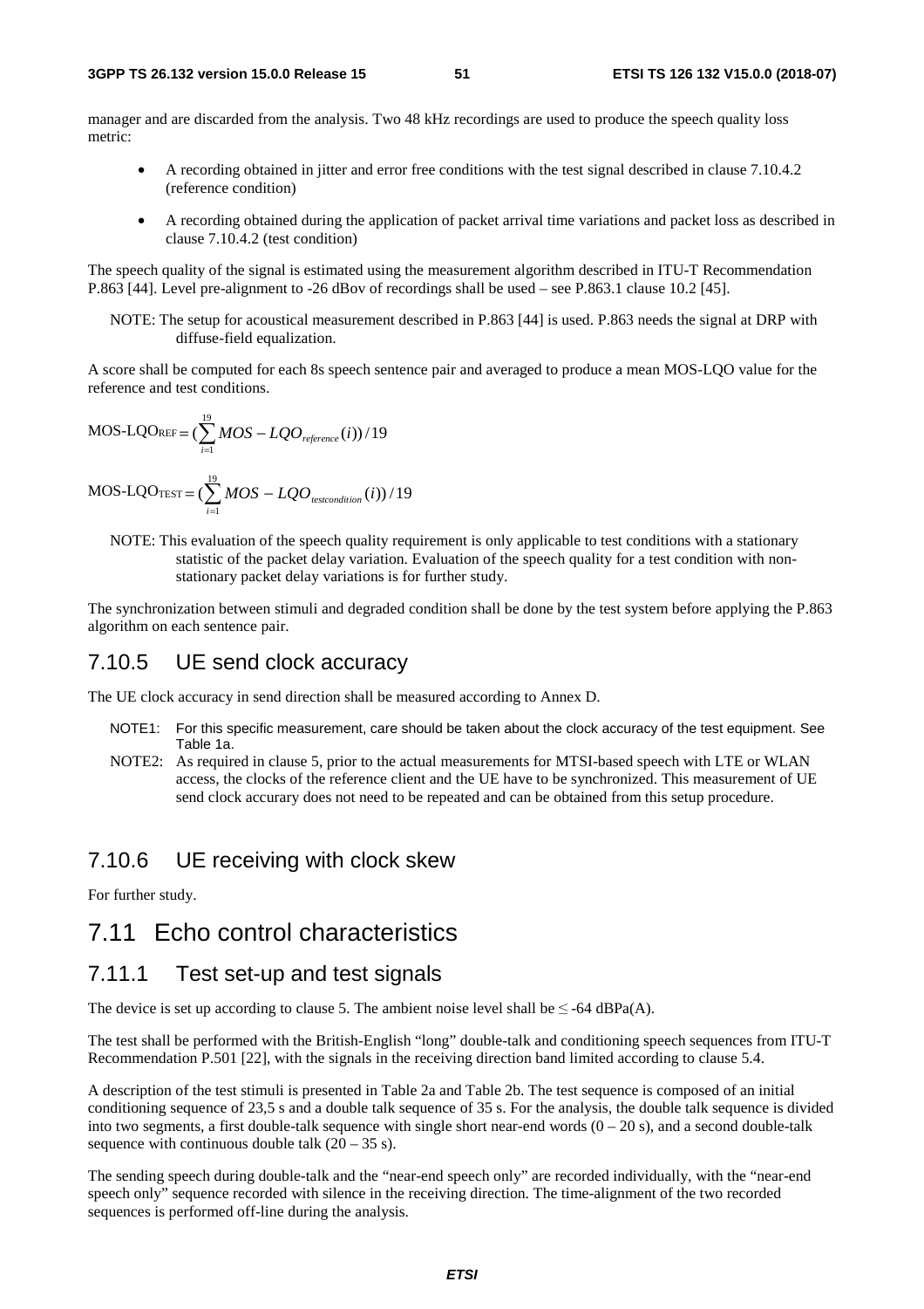manager and are discarded from the analysis. Two 48 kHz recordings are used to produce the speech quality loss metric:

- A recording obtained in jitter and error free conditions with the test signal described in clause 7.10.4.2 (reference condition)
- A recording obtained during the application of packet arrival time variations and packet loss as described in clause 7.10.4.2 (test condition)

The speech quality of the signal is estimated using the measurement algorithm described in ITU-T Recommendation P.863 [44]. Level pre-alignment to -26 dBov of recordings shall be used – see P.863.1 clause 10.2 [45].

NOTE: The setup for acoustical measurement described in P.863 [44] is used. P.863 needs the signal at DRP with diffuse-field equalization.

A score shall be computed for each 8s speech sentence pair and averaged to produce a mean MOS-LQO value for the reference and test conditions.

$$\text{MOS-LQO}_{\text{REF}} = \left(\sum_{i=1}^{19} MOS - LQO_{reference}(i)\right)/19$$

$$\text{MOS-LQO}_{\text{TEST}} = \left(\sum_{i=1}^{19} MOS - LQO_{testcondition}(i)\right)/19$$

NOTE: This evaluation of the speech quality requirement is only applicable to test conditions with a stationary statistic of the packet delay variation. Evaluation of the speech quality for a test condition with non-stationary packet delay variations is for further study.

The synchronization between stimuli and degraded condition shall be done by the test system before applying the P.863 algorithm on each sentence pair.

### 7.10.5 UE send clock accuracy

The UE clock accuracy in send direction shall be measured according to Annex D.

NOTE1: For this specific measurement, care should be taken about the clock accuracy of the test equipment. See Table 1a.

NOTE2: As required in clause 5, prior to the actual measurements for MTSI-based speech with LTE or WLAN access, the clocks of the reference client and the UE have to be synchronized. This measurement of UE send clock accurary does not need to be repeated and can be obtained from this setup procedure.

### 7.10.6 UE receiving with clock skew

For further study.

## 7.11 Echo control characteristics

### 7.11.1 Test set-up and test signals

The device is set up according to clause 5. The ambient noise level shall be ≤ -64 dBPa(A).

The test shall be performed with the British-English "long" double-talk and conditioning speech sequences from ITU-T Recommendation P.501 [22], with the signals in the receiving direction band limited according to clause 5.4.

A description of the test stimuli is presented in Table 2a and Table 2b. The test sequence is composed of an initial conditioning sequence of 23,5 s and a double talk sequence of 35 s. For the analysis, the double talk sequence is divided into two segments, a first double-talk sequence with single short near-end words (0 – 20 s), and a second double-talk sequence with continuous double talk (20 – 35 s).

The sending speech during double-talk and the "near-end speech only" are recorded individually, with the "near-end speech only" sequence recorded with silence in the receiving direction. The time-alignment of the two recorded sequences is performed off-line during the analysis.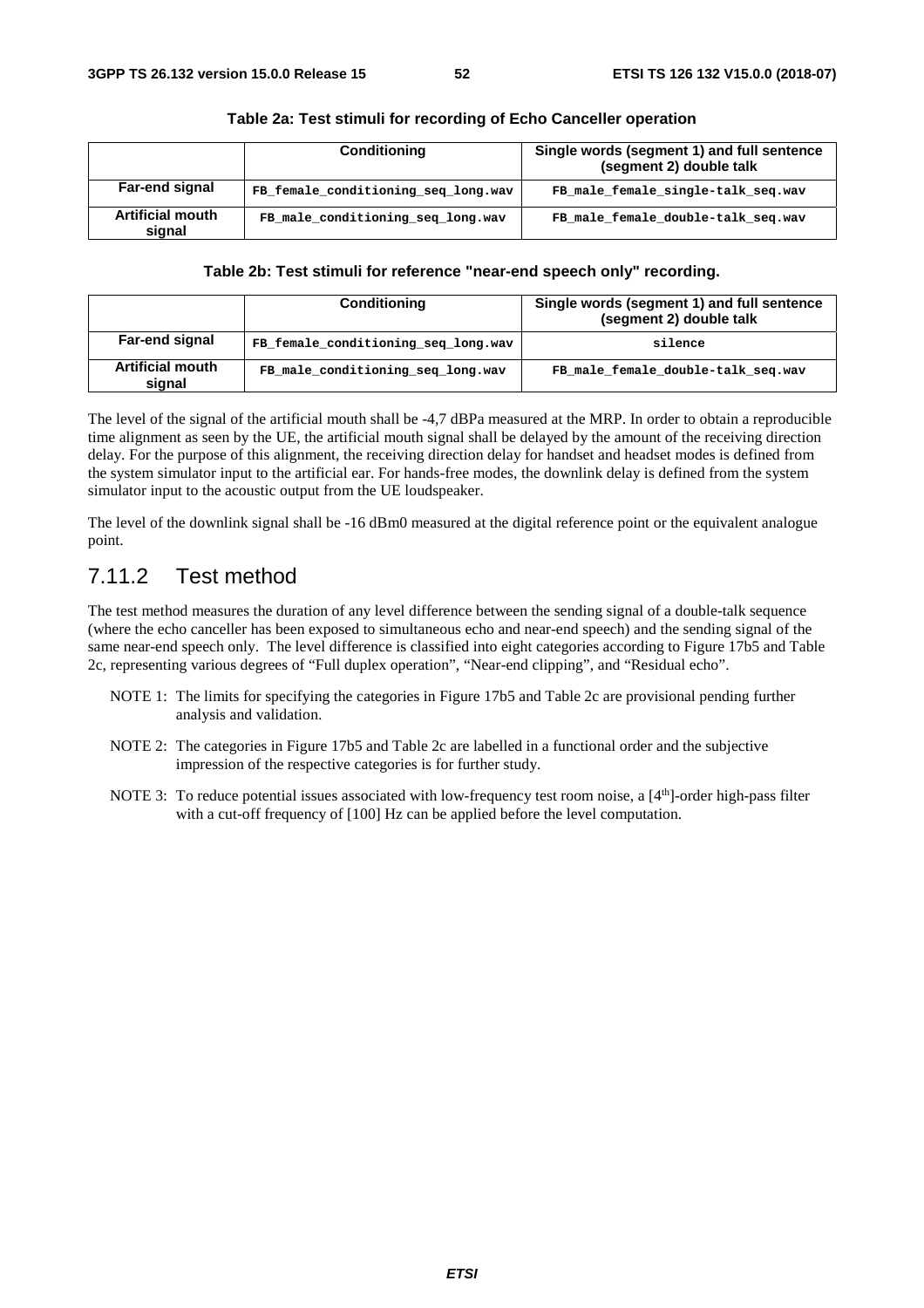**Table 2a: Test stimuli for recording of Echo Canceller operation**

| | Conditioning | Single words (segment 1) and full sentence (segment 2) double talk |
|---|---|---|
| **Far-end signal** | `FB_female_conditioning_seq_long.wav` | `FB_male_female_single-talk_seq.wav` |
| **Artificial mouth signal** | `FB_male_conditioning_seq_long.wav` | `FB_male_female_double-talk_seq.wav` |

**Table 2b: Test stimuli for reference "near-end speech only" recording.**

| | Conditioning | Single words (segment 1) and full sentence (segment 2) double talk |
|---|---|---|
| **Far-end signal** | `FB_female_conditioning_seq_long.wav` | `silence` |
| **Artificial mouth signal** | `FB_male_conditioning_seq_long.wav` | `FB_male_female_double-talk_seq.wav` |

The level of the signal of the artificial mouth shall be -4,7 dBPa measured at the MRP. In order to obtain a reproducible time alignment as seen by the UE, the artificial mouth signal shall be delayed by the amount of the receiving direction delay. For the purpose of this alignment, the receiving direction delay for handset and headset modes is defined from the system simulator input to the artificial ear. For hands-free modes, the downlink delay is defined from the system simulator input to the acoustic output from the UE loudspeaker.

The level of the downlink signal shall be -16 dBm0 measured at the digital reference point or the equivalent analogue point.

## 7.11.2 Test method

The test method measures the duration of any level difference between the sending signal of a double-talk sequence (where the echo canceller has been exposed to simultaneous echo and near-end speech) and the sending signal of the same near-end speech only. The level difference is classified into eight categories according to Figure 17b5 and Table 2c, representing various degrees of "Full duplex operation", "Near-end clipping", and "Residual echo".

NOTE 1: The limits for specifying the categories in Figure 17b5 and Table 2c are provisional pending further analysis and validation.

NOTE 2: The categories in Figure 17b5 and Table 2c are labelled in a functional order and the subjective impression of the respective categories is for further study.

NOTE 3: To reduce potential issues associated with low-frequency test room noise, a [4th]-order high-pass filter with a cut-off frequency of [100] Hz can be applied before the level computation.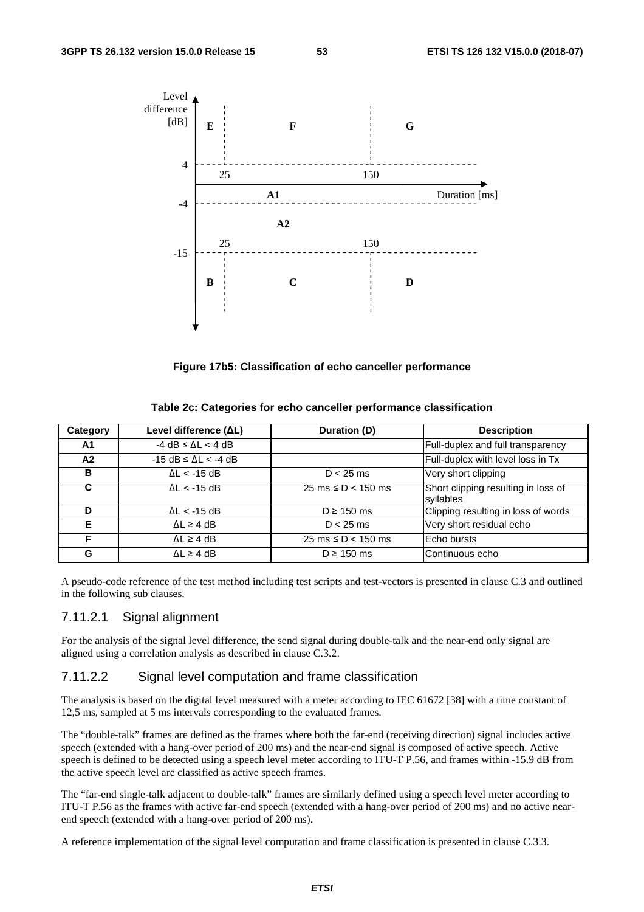**Figure 17b5: Classification of echo canceller performance**

**Table 2c: Categories for echo canceller performance classification**

| Category | Level difference (ΔL) | Duration (D) | Description |
|---|---|---|---|
| A1 | -4 dB ≤ ΔL < 4 dB | | Full-duplex and full transparency |
| A2 | -15 dB ≤ ΔL < -4 dB | | Full-duplex with level loss in Tx |
| B | ΔL < -15 dB | D < 25 ms | Very short clipping |
| C | ΔL < -15 dB | 25 ms ≤ D < 150 ms | Short clipping resulting in loss of syllables |
| D | ΔL < -15 dB | D ≥ 150 ms | Clipping resulting in loss of words |
| E | ΔL ≥ 4 dB | D < 25 ms | Very short residual echo |
| F | ΔL ≥ 4 dB | 25 ms ≤ D < 150 ms | Echo bursts |
| G | ΔL ≥ 4 dB | D ≥ 150 ms | Continuous echo |

A pseudo-code reference of the test method including test scripts and test-vectors is presented in clause C.3 and outlined in the following sub clauses.

### 7.11.2.1 Signal alignment

For the analysis of the signal level difference, the send signal during double-talk and the near-end only signal are aligned using a correlation analysis as described in clause C.3.2.

### 7.11.2.2 Signal level computation and frame classification

The analysis is based on the digital level measured with a meter according to IEC 61672 [38] with a time constant of 12,5 ms, sampled at 5 ms intervals corresponding to the evaluated frames.

The "double-talk" frames are defined as the frames where both the far-end (receiving direction) signal includes active speech (extended with a hang-over period of 200 ms) and the near-end signal is composed of active speech. Active speech is defined to be detected using a speech level meter according to ITU-T P.56, and frames within -15.9 dB from the active speech level are classified as active speech frames.

The "far-end single-talk adjacent to double-talk" frames are similarly defined using a speech level meter according to ITU-T P.56 as the frames with active far-end speech (extended with a hang-over period of 200 ms) and no active near-end speech (extended with a hang-over period of 200 ms).

A reference implementation of the signal level computation and frame classification is presented in clause C.3.3.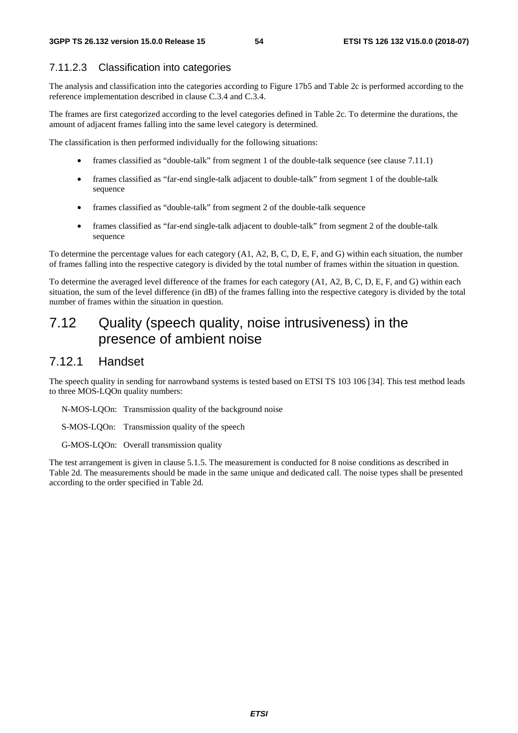#### 7.11.2.3 Classification into categories

The analysis and classification into the categories according to Figure 17b5 and Table 2c is performed according to the reference implementation described in clause C.3.4 and C.3.4.

The frames are first categorized according to the level categories defined in Table 2c. To determine the durations, the amount of adjacent frames falling into the same level category is determined.

The classification is then performed individually for the following situations:

- frames classified as "double-talk" from segment 1 of the double-talk sequence (see clause 7.11.1)
- frames classified as "far-end single-talk adjacent to double-talk" from segment 1 of the double-talk sequence
- frames classified as "double-talk" from segment 2 of the double-talk sequence
- frames classified as "far-end single-talk adjacent to double-talk" from segment 2 of the double-talk sequence

To determine the percentage values for each category (A1, A2, B, C, D, E, F, and G) within each situation, the number of frames falling into the respective category is divided by the total number of frames within the situation in question.

To determine the averaged level difference of the frames for each category (A1, A2, B, C, D, E, F, and G) within each situation, the sum of the level difference (in dB) of the frames falling into the respective category is divided by the total number of frames within the situation in question.

## 7.12 Quality (speech quality, noise intrusiveness) in the presence of ambient noise

### 7.12.1 Handset

The speech quality in sending for narrowband systems is tested based on ETSI TS 103 106 [34]. This test method leads to three MOS-LQOn quality numbers:

N-MOS-LQOn: Transmission quality of the background noise

S-MOS-LQOn: Transmission quality of the speech

G-MOS-LQOn: Overall transmission quality

The test arrangement is given in clause 5.1.5. The measurement is conducted for 8 noise conditions as described in Table 2d. The measurements should be made in the same unique and dedicated call. The noise types shall be presented according to the order specified in Table 2d.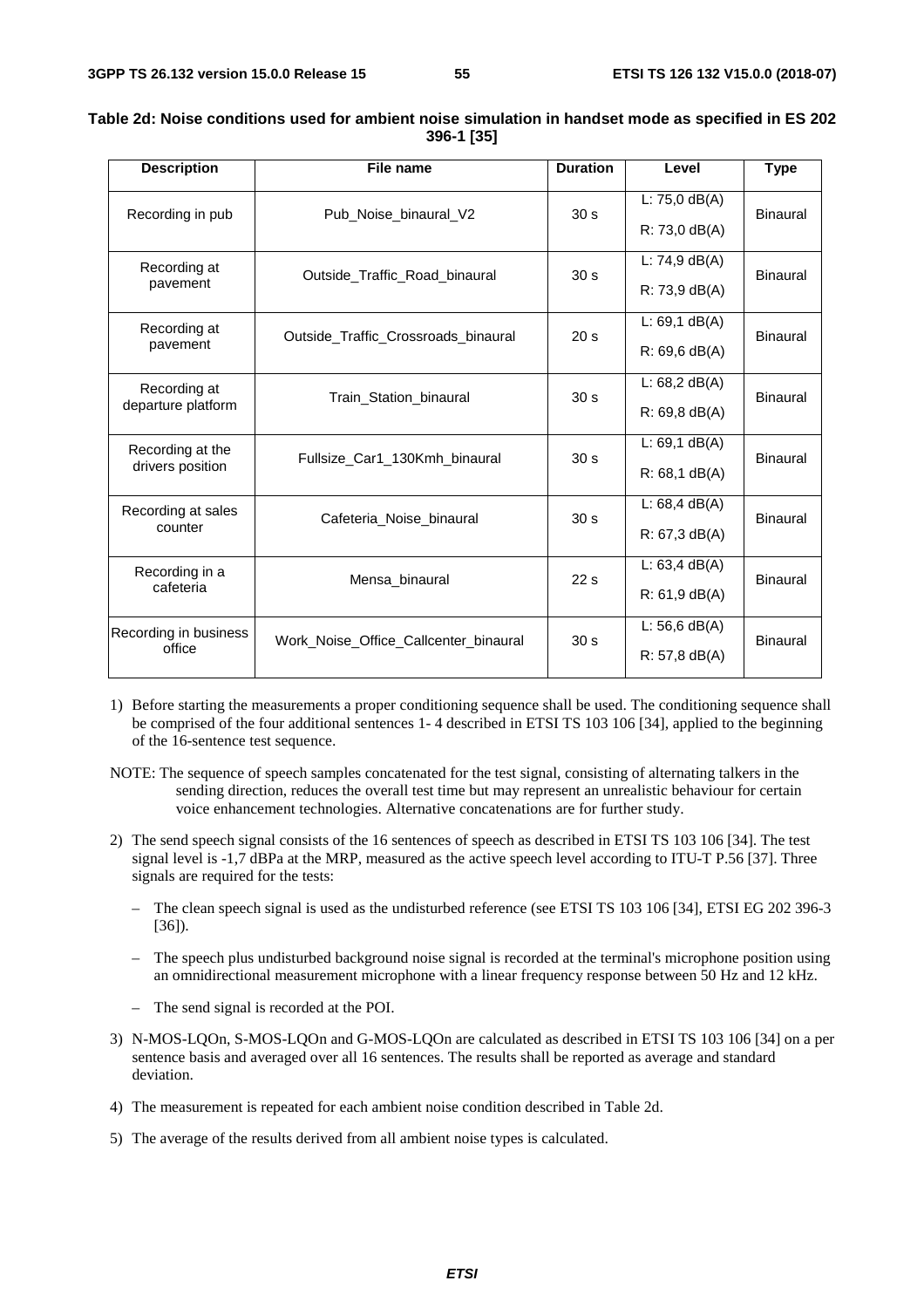**Table 2d: Noise conditions used for ambient noise simulation in handset mode as specified in ES 202 396-1 [35]**

| Description | File name | Duration | Level | Type |
|---|---|---|---|---|
| Recording in pub | Pub_Noise_binaural_V2 | 30 s | L: 75,0 dB(A)<br>R: 73,0 dB(A) | Binaural |
| Recording at pavement | Outside_Traffic_Road_binaural | 30 s | L: 74,9 dB(A)<br>R: 73,9 dB(A) | Binaural |
| Recording at pavement | Outside_Traffic_Crossroads_binaural | 20 s | L: 69,1 dB(A)<br>R: 69,6 dB(A) | Binaural |
| Recording at departure platform | Train_Station_binaural | 30 s | L: 68,2 dB(A)<br>R: 69,8 dB(A) | Binaural |
| Recording at the drivers position | Fullsize_Car1_130Kmh_binaural | 30 s | L: 69,1 dB(A)<br>R: 68,1 dB(A) | Binaural |
| Recording at sales counter | Cafeteria_Noise_binaural | 30 s | L: 68,4 dB(A)<br>R: 67,3 dB(A) | Binaural |
| Recording in a cafeteria | Mensa_binaural | 22 s | L: 63,4 dB(A)<br>R: 61,9 dB(A) | Binaural |
| Recording in business office | Work_Noise_Office_Callcenter_binaural | 30 s | L: 56,6 dB(A)<br>R: 57,8 dB(A) | Binaural |

1) Before starting the measurements a proper conditioning sequence shall be used. The conditioning sequence shall be comprised of the four additional sentences 1- 4 described in ETSI TS 103 106 [34], applied to the beginning of the 16-sentence test sequence.

NOTE: The sequence of speech samples concatenated for the test signal, consisting of alternating talkers in the sending direction, reduces the overall test time but may represent an unrealistic behaviour for certain voice enhancement technologies. Alternative concatenations are for further study.

2) The send speech signal consists of the 16 sentences of speech as described in ETSI TS 103 106 [34]. The test signal level is -1,7 dBPa at the MRP, measured as the active speech level according to ITU-T P.56 [37]. Three signals are required for the tests:

   – The clean speech signal is used as the undisturbed reference (see ETSI TS 103 106 [34], ETSI EG 202 396-3 [36]).

   – The speech plus undisturbed background noise signal is recorded at the terminal's microphone position using an omnidirectional measurement microphone with a linear frequency response between 50 Hz and 12 kHz.

   – The send signal is recorded at the POI.

3) N-MOS-LQOn, S-MOS-LQOn and G-MOS-LQOn are calculated as described in ETSI TS 103 106 [34] on a per sentence basis and averaged over all 16 sentences. The results shall be reported as average and standard deviation.

4) The measurement is repeated for each ambient noise condition described in Table 2d.

5) The average of the results derived from all ambient noise types is calculated.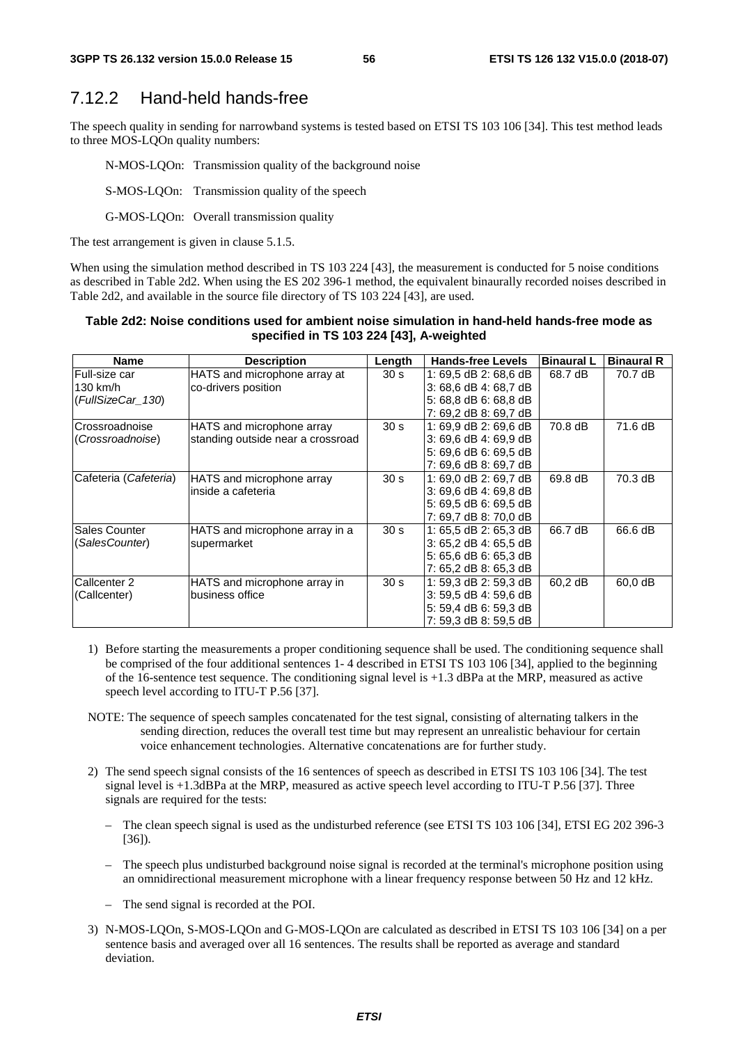## 7.12.2 Hand-held hands-free

The speech quality in sending for narrowband systems is tested based on ETSI TS 103 106 [34]. This test method leads to three MOS-LQOn quality numbers:

N-MOS-LQOn: Transmission quality of the background noise

S-MOS-LQOn: Transmission quality of the speech

G-MOS-LQOn: Overall transmission quality

The test arrangement is given in clause 5.1.5.

When using the simulation method described in TS 103 224 [43], the measurement is conducted for 5 noise conditions as described in Table 2d2. When using the ES 202 396-1 method, the equivalent binaurally recorded noises described in Table 2d2, and available in the source file directory of TS 103 224 [43], are used.

**Table 2d2: Noise conditions used for ambient noise simulation in hand-held hands-free mode as specified in TS 103 224 [43], A-weighted**

| Name | Description | Length | Hands-free Levels | Binaural L | Binaural R |
|---|---|---|---|---|---|
| Full-size car 130 km/h (*FullSizeCar_130*) | HATS and microphone array at co-drivers position | 30 s | 1: 69,5 dB 2: 68,6 dB<br>3: 68,6 dB 4: 68,7 dB<br>5: 68,8 dB 6: 68,8 dB<br>7: 69,2 dB 8: 69,7 dB | 68.7 dB | 70.7 dB |
| Crossroadnoise (*Crossroadnoise*) | HATS and microphone array standing outside near a crossroad | 30 s | 1: 69,9 dB 2: 69,6 dB<br>3: 69,6 dB 4: 69,9 dB<br>5: 69,6 dB 6: 69,5 dB<br>7: 69,6 dB 8: 69,7 dB | 70.8 dB | 71.6 dB |
| Cafeteria (*Cafeteria*) | HATS and microphone array inside a cafeteria | 30 s | 1: 69,0 dB 2: 69,7 dB<br>3: 69,6 dB 4: 69,8 dB<br>5: 69,5 dB 6: 69,5 dB<br>7: 69,7 dB 8: 70,0 dB | 69.8 dB | 70.3 dB |
| Sales Counter (*SalesCounter*) | HATS and microphone array in a supermarket | 30 s | 1: 65,5 dB 2: 65,3 dB<br>3: 65,2 dB 4: 65,5 dB<br>5: 65,6 dB 6: 65,3 dB<br>7: 65,2 dB 8: 65,3 dB | 66.7 dB | 66.6 dB |
| Callcenter 2 (Callcenter) | HATS and microphone array in business office | 30 s | 1: 59,3 dB 2: 59,3 dB<br>3: 59,5 dB 4: 59,6 dB<br>5: 59,4 dB 6: 59,3 dB<br>7: 59,3 dB 8: 59,5 dB | 60,2 dB | 60,0 dB |

1) Before starting the measurements a proper conditioning sequence shall be used. The conditioning sequence shall be comprised of the four additional sentences 1- 4 described in ETSI TS 103 106 [34], applied to the beginning of the 16-sentence test sequence. The conditioning signal level is +1.3 dBPa at the MRP, measured as active speech level according to ITU-T P.56 [37].

NOTE: The sequence of speech samples concatenated for the test signal, consisting of alternating talkers in the sending direction, reduces the overall test time but may represent an unrealistic behaviour for certain voice enhancement technologies. Alternative concatenations are for further study.

2) The send speech signal consists of the 16 sentences of speech as described in ETSI TS 103 106 [34]. The test signal level is +1.3dBPa at the MRP, measured as active speech level according to ITU-T P.56 [37]. Three signals are required for the tests:

   – The clean speech signal is used as the undisturbed reference (see ETSI TS 103 106 [34], ETSI EG 202 396-3 [36]).

   – The speech plus undisturbed background noise signal is recorded at the terminal's microphone position using an omnidirectional measurement microphone with a linear frequency response between 50 Hz and 12 kHz.

   – The send signal is recorded at the POI.

3) N-MOS-LQOn, S-MOS-LQOn and G-MOS-LQOn are calculated as described in ETSI TS 103 106 [34] on a per sentence basis and averaged over all 16 sentences. The results shall be reported as average and standard deviation.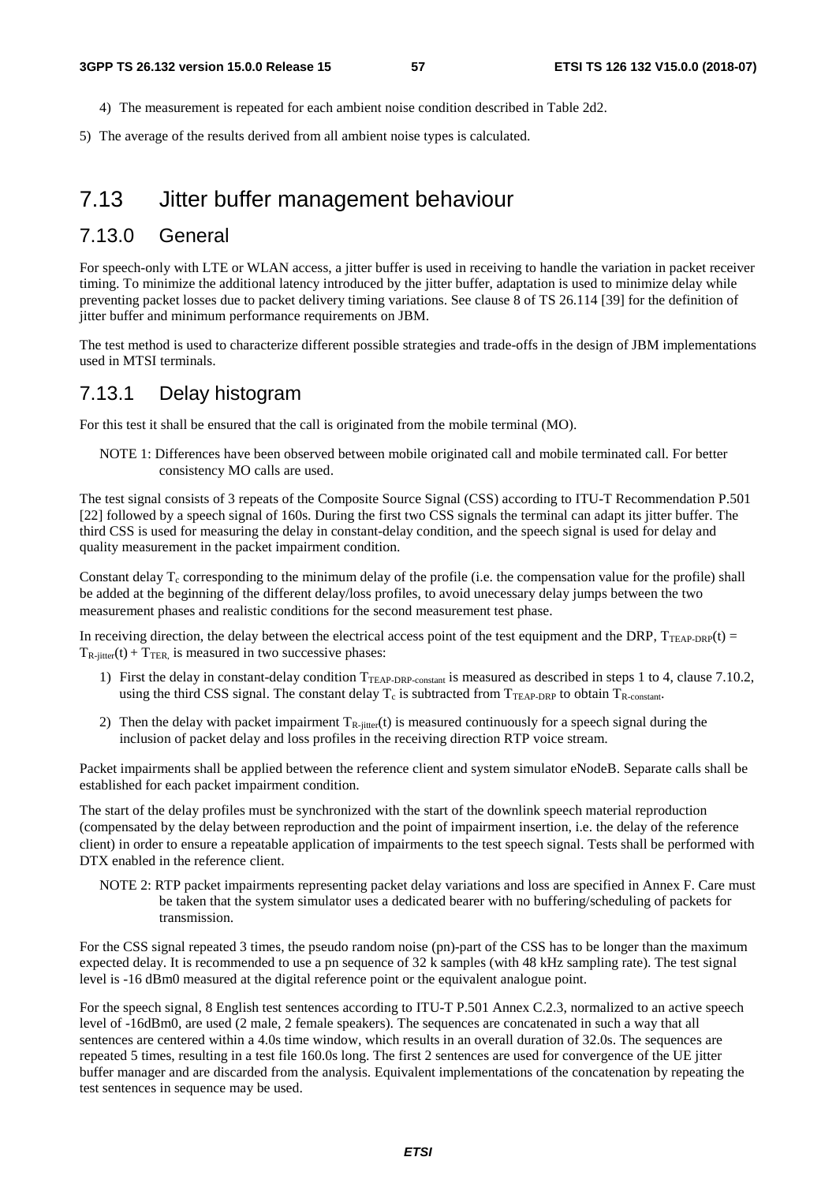4) The measurement is repeated for each ambient noise condition described in Table 2d2.

5) The average of the results derived from all ambient noise types is calculated.

# 7.13 Jitter buffer management behaviour

## 7.13.0 General

For speech-only with LTE or WLAN access, a jitter buffer is used in receiving to handle the variation in packet receiver timing. To minimize the additional latency introduced by the jitter buffer, adaptation is used to minimize delay while preventing packet losses due to packet delivery timing variations. See clause 8 of TS 26.114 [39] for the definition of jitter buffer and minimum performance requirements on JBM.

The test method is used to characterize different possible strategies and trade-offs in the design of JBM implementations used in MTSI terminals.

## 7.13.1 Delay histogram

For this test it shall be ensured that the call is originated from the mobile terminal (MO).

NOTE 1: Differences have been observed between mobile originated call and mobile terminated call. For better consistency MO calls are used.

The test signal consists of 3 repeats of the Composite Source Signal (CSS) according to ITU-T Recommendation P.501 [22] followed by a speech signal of 160s. During the first two CSS signals the terminal can adapt its jitter buffer. The third CSS is used for measuring the delay in constant-delay condition, and the speech signal is used for delay and quality measurement in the packet impairment condition.

Constant delay $T_c$ corresponding to the minimum delay of the profile (i.e. the compensation value for the profile) shall be added at the beginning of the different delay/loss profiles, to avoid unecessary delay jumps between the two measurement phases and realistic conditions for the second measurement test phase.

In receiving direction, the delay between the electrical access point of the test equipment and the DRP, $T_{TEAP\text{-}DRP}(t) = T_{R\text{-}jitter}(t) + T_{TER,}$ is measured in two successive phases:

1) First the delay in constant-delay condition $T_{TEAP\text{-}DRP\text{-}constant}$ is measured as described in steps 1 to 4, clause 7.10.2, using the third CSS signal. The constant delay $T_c$ is subtracted from $T_{TEAP\text{-}DRP}$ to obtain $T_{R\text{-}constant}$.

2) Then the delay with packet impairment $T_{R\text{-}jitter}(t)$ is measured continuously for a speech signal during the inclusion of packet delay and loss profiles in the receiving direction RTP voice stream.

Packet impairments shall be applied between the reference client and system simulator eNodeB. Separate calls shall be established for each packet impairment condition.

The start of the delay profiles must be synchronized with the start of the downlink speech material reproduction (compensated by the delay between reproduction and the point of impairment insertion, i.e. the delay of the reference client) in order to ensure a repeatable application of impairments to the test speech signal. Tests shall be performed with DTX enabled in the reference client.

NOTE 2: RTP packet impairments representing packet delay variations and loss are specified in Annex F. Care must be taken that the system simulator uses a dedicated bearer with no buffering/scheduling of packets for transmission.

For the CSS signal repeated 3 times, the pseudo random noise (pn)-part of the CSS has to be longer than the maximum expected delay. It is recommended to use a pn sequence of 32 k samples (with 48 kHz sampling rate). The test signal level is -16 dBm0 measured at the digital reference point or the equivalent analogue point.

For the speech signal, 8 English test sentences according to ITU-T P.501 Annex C.2.3, normalized to an active speech level of -16dBm0, are used (2 male, 2 female speakers). The sequences are concatenated in such a way that all sentences are centered within a 4.0s time window, which results in an overall duration of 32.0s. The sequences are repeated 5 times, resulting in a test file 160.0s long. The first 2 sentences are used for convergence of the UE jitter buffer manager and are discarded from the analysis. Equivalent implementations of the concatenation by repeating the test sentences in sequence may be used.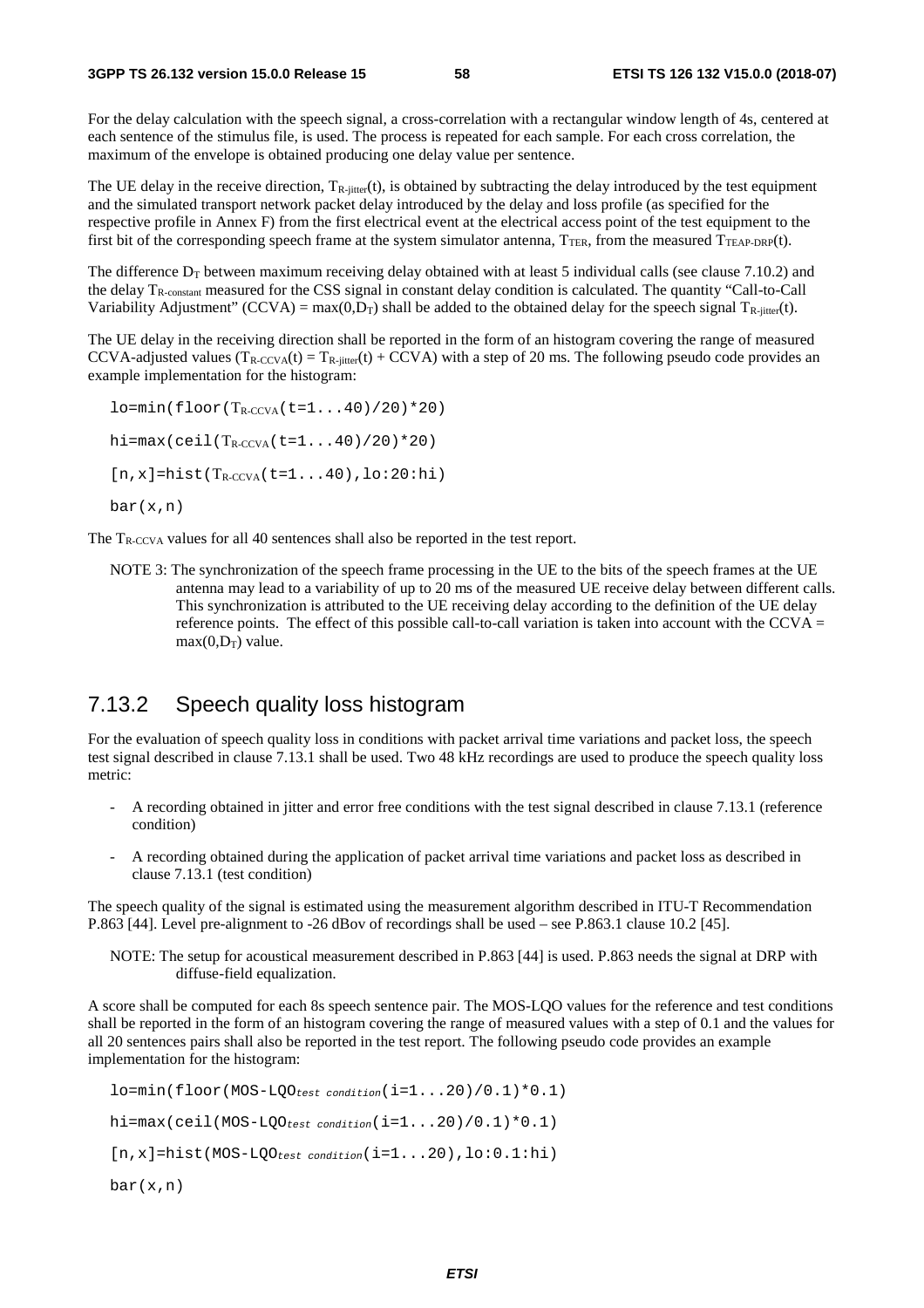For the delay calculation with the speech signal, a cross-correlation with a rectangular window length of 4s, centered at each sentence of the stimulus file, is used. The process is repeated for each sample. For each cross correlation, the maximum of the envelope is obtained producing one delay value per sentence.

The UE delay in the receive direction, $T_{R\text{-jitter}}(t)$, is obtained by subtracting the delay introduced by the test equipment and the simulated transport network packet delay introduced by the delay and loss profile (as specified for the respective profile in Annex F) from the first electrical event at the electrical access point of the test equipment to the first bit of the corresponding speech frame at the system simulator antenna, $T_{TER}$, from the measured $T_{TEAP\text{-}DRP}(t)$.

The difference $D_T$ between maximum receiving delay obtained with at least 5 individual calls (see clause 7.10.2) and the delay $T_{R\text{-constant}}$ measured for the CSS signal in constant delay condition is calculated. The quantity "Call-to-Call Variability Adjustment" (CCVA) = $\max(0,D_T)$ shall be added to the obtained delay for the speech signal $T_{R\text{-jitter}}(t)$.

The UE delay in the receiving direction shall be reported in the form of an histogram covering the range of measured CCVA-adjusted values ($T_{R\text{-CCVA}}(t) = T_{R\text{-jitter}}(t) + \text{CCVA}$) with a step of 20 ms. The following pseudo code provides an example implementation for the histogram:

```
lo=min(floor(T_R-CCVA(t=1...40)/20)*20)
hi=max(ceil(T_R-CCVA(t=1...40)/20)*20)
[n,x]=hist(T_R-CCVA(t=1...40),lo:20:hi)
bar(x,n)
```

The $T_{R\text{-CCVA}}$ values for all 40 sentences shall also be reported in the test report.

NOTE 3: The synchronization of the speech frame processing in the UE to the bits of the speech frames at the UE antenna may lead to a variability of up to 20 ms of the measured UE receive delay between different calls. This synchronization is attributed to the UE receiving delay according to the definition of the UE delay reference points. The effect of this possible call-to-call variation is taken into account with the CCVA = $\max(0,D_T)$ value.

### 7.13.2 Speech quality loss histogram

For the evaluation of speech quality loss in conditions with packet arrival time variations and packet loss, the speech test signal described in clause 7.13.1 shall be used. Two 48 kHz recordings are used to produce the speech quality loss metric:

- A recording obtained in jitter and error free conditions with the test signal described in clause 7.13.1 (reference condition)
- A recording obtained during the application of packet arrival time variations and packet loss as described in clause 7.13.1 (test condition)

The speech quality of the signal is estimated using the measurement algorithm described in ITU-T Recommendation P.863 [44]. Level pre-alignment to -26 dBov of recordings shall be used – see P.863.1 clause 10.2 [45].

NOTE: The setup for acoustical measurement described in P.863 [44] is used. P.863 needs the signal at DRP with diffuse-field equalization.

A score shall be computed for each 8s speech sentence pair. The MOS-LQO values for the reference and test conditions shall be reported in the form of an histogram covering the range of measured values with a step of 0.1 and the values for all 20 sentences pairs shall also be reported in the test report. The following pseudo code provides an example implementation for the histogram:

```
lo=min(floor(MOS-LQO_test condition(i=1...20)/0.1)*0.1)
hi=max(ceil(MOS-LQO_test condition(i=1...20)/0.1)*0.1)
[n,x]=hist(MOS-LQO_test condition(i=1...20),lo:0.1:hi)
bar(x,n)
```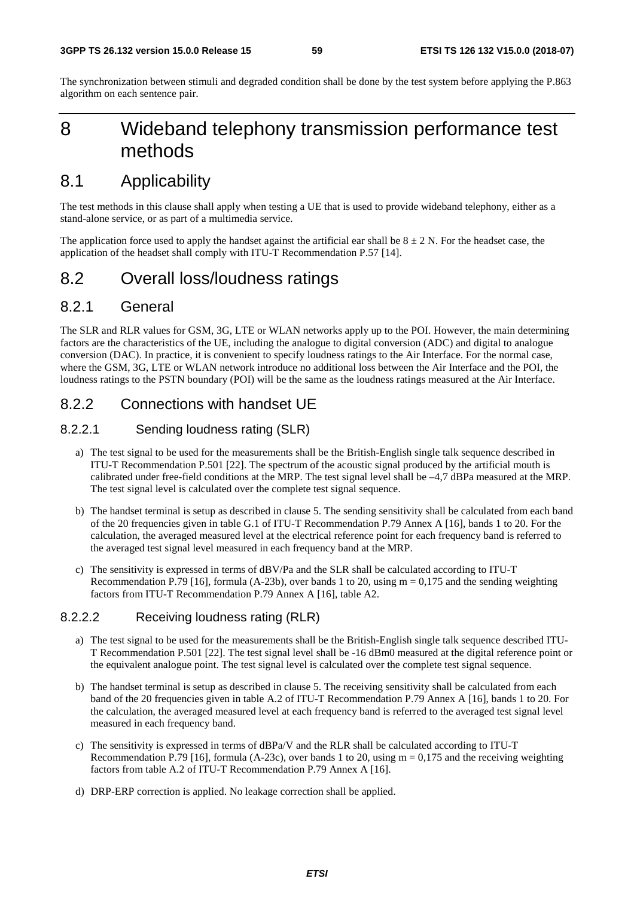The synchronization between stimuli and degraded condition shall be done by the test system before applying the P.863 algorithm on each sentence pair.

# 8 Wideband telephony transmission performance test methods

## 8.1 Applicability

The test methods in this clause shall apply when testing a UE that is used to provide wideband telephony, either as a stand-alone service, or as part of a multimedia service.

The application force used to apply the handset against the artificial ear shall be 8 ± 2 N. For the headset case, the application of the headset shall comply with ITU-T Recommendation P.57 [14].

## 8.2 Overall loss/loudness ratings

### 8.2.1 General

The SLR and RLR values for GSM, 3G, LTE or WLAN networks apply up to the POI. However, the main determining factors are the characteristics of the UE, including the analogue to digital conversion (ADC) and digital to analogue conversion (DAC). In practice, it is convenient to specify loudness ratings to the Air Interface. For the normal case, where the GSM, 3G, LTE or WLAN network introduce no additional loss between the Air Interface and the POI, the loudness ratings to the PSTN boundary (POI) will be the same as the loudness ratings measured at the Air Interface.

### 8.2.2 Connections with handset UE

#### 8.2.2.1 Sending loudness rating (SLR)

a) The test signal to be used for the measurements shall be the British-English single talk sequence described in ITU-T Recommendation P.501 [22]. The spectrum of the acoustic signal produced by the artificial mouth is calibrated under free-field conditions at the MRP. The test signal level shall be –4,7 dBPa measured at the MRP. The test signal level is calculated over the complete test signal sequence.

b) The handset terminal is setup as described in clause 5. The sending sensitivity shall be calculated from each band of the 20 frequencies given in table G.1 of ITU-T Recommendation P.79 Annex A [16], bands 1 to 20. For the calculation, the averaged measured level at the electrical reference point for each frequency band is referred to the averaged test signal level measured in each frequency band at the MRP.

c) The sensitivity is expressed in terms of dBV/Pa and the SLR shall be calculated according to ITU-T Recommendation P.79 [16], formula (A-23b), over bands 1 to 20, using m = 0,175 and the sending weighting factors from ITU-T Recommendation P.79 Annex A [16], table A2.

#### 8.2.2.2 Receiving loudness rating (RLR)

a) The test signal to be used for the measurements shall be the British-English single talk sequence described ITU-T Recommendation P.501 [22]. The test signal level shall be -16 dBm0 measured at the digital reference point or the equivalent analogue point. The test signal level is calculated over the complete test signal sequence.

b) The handset terminal is setup as described in clause 5. The receiving sensitivity shall be calculated from each band of the 20 frequencies given in table A.2 of ITU-T Recommendation P.79 Annex A [16], bands 1 to 20. For the calculation, the averaged measured level at each frequency band is referred to the averaged test signal level measured in each frequency band.

c) The sensitivity is expressed in terms of dBPa/V and the RLR shall be calculated according to ITU-T Recommendation P.79 [16], formula (A-23c), over bands 1 to 20, using m = 0,175 and the receiving weighting factors from table A.2 of ITU-T Recommendation P.79 Annex A [16].

d) DRP-ERP correction is applied. No leakage correction shall be applied.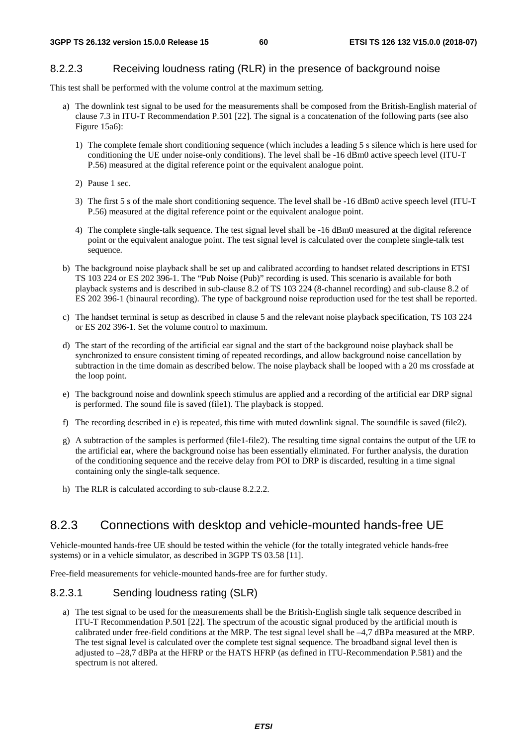### 8.2.2.3 Receiving loudness rating (RLR) in the presence of background noise

This test shall be performed with the volume control at the maximum setting.

a) The downlink test signal to be used for the measurements shall be composed from the British-English material of clause 7.3 in ITU-T Recommendation P.501 [22]. The signal is a concatenation of the following parts (see also Figure 15a6):

   1) The complete female short conditioning sequence (which includes a leading 5 s silence which is here used for conditioning the UE under noise-only conditions). The level shall be -16 dBm0 active speech level (ITU-T P.56) measured at the digital reference point or the equivalent analogue point.

   2) Pause 1 sec.

   3) The first 5 s of the male short conditioning sequence. The level shall be -16 dBm0 active speech level (ITU-T P.56) measured at the digital reference point or the equivalent analogue point.

   4) The complete single-talk sequence. The test signal level shall be -16 dBm0 measured at the digital reference point or the equivalent analogue point. The test signal level is calculated over the complete single-talk test sequence.

b) The background noise playback shall be set up and calibrated according to handset related descriptions in ETSI TS 103 224 or ES 202 396-1. The "Pub Noise (Pub)" recording is used. This scenario is available for both playback systems and is described in sub-clause 8.2 of TS 103 224 (8-channel recording) and sub-clause 8.2 of ES 202 396-1 (binaural recording). The type of background noise reproduction used for the test shall be reported.

c) The handset terminal is setup as described in clause 5 and the relevant noise playback specification, TS 103 224 or ES 202 396-1. Set the volume control to maximum.

d) The start of the recording of the artificial ear signal and the start of the background noise playback shall be synchronized to ensure consistent timing of repeated recordings, and allow background noise cancellation by subtraction in the time domain as described below. The noise playback shall be looped with a 20 ms crossfade at the loop point.

e) The background noise and downlink speech stimulus are applied and a recording of the artificial ear DRP signal is performed. The sound file is saved (file1). The playback is stopped.

f) The recording described in e) is repeated, this time with muted downlink signal. The soundfile is saved (file2).

g) A subtraction of the samples is performed (file1-file2). The resulting time signal contains the output of the UE to the artificial ear, where the background noise has been essentially eliminated. For further analysis, the duration of the conditioning sequence and the receive delay from POI to DRP is discarded, resulting in a time signal containing only the single-talk sequence.

h) The RLR is calculated according to sub-clause 8.2.2.2.

## 8.2.3 Connections with desktop and vehicle-mounted hands-free UE

Vehicle-mounted hands-free UE should be tested within the vehicle (for the totally integrated vehicle hands-free systems) or in a vehicle simulator, as described in 3GPP TS 03.58 [11].

Free-field measurements for vehicle-mounted hands-free are for further study.

### 8.2.3.1 Sending loudness rating (SLR)

a) The test signal to be used for the measurements shall be the British-English single talk sequence described in ITU-T Recommendation P.501 [22]. The spectrum of the acoustic signal produced by the artificial mouth is calibrated under free-field conditions at the MRP. The test signal level shall be –4,7 dBPa measured at the MRP. The test signal level is calculated over the complete test signal sequence. The broadband signal level then is adjusted to –28,7 dBPa at the HFRP or the HATS HFRP (as defined in ITU-Recommendation P.581) and the spectrum is not altered.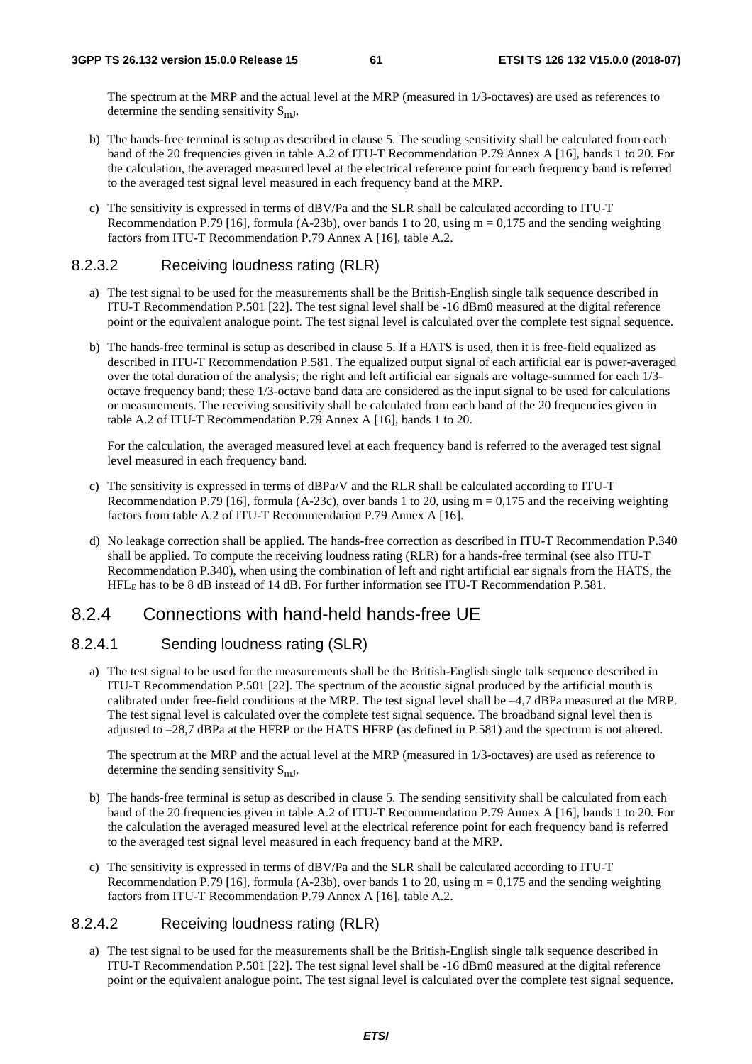The spectrum at the MRP and the actual level at the MRP (measured in 1/3-octaves) are used as references to determine the sending sensitivity $S_{mJ}$.

b) The hands-free terminal is setup as described in clause 5. The sending sensitivity shall be calculated from each band of the 20 frequencies given in table A.2 of ITU-T Recommendation P.79 Annex A [16], bands 1 to 20. For the calculation, the averaged measured level at the electrical reference point for each frequency band is referred to the averaged test signal level measured in each frequency band at the MRP.

c) The sensitivity is expressed in terms of dBV/Pa and the SLR shall be calculated according to ITU-T Recommendation P.79 [16], formula (A-23b), over bands 1 to 20, using m = 0,175 and the sending weighting factors from ITU-T Recommendation P.79 Annex A [16], table A.2.

### 8.2.3.2 Receiving loudness rating (RLR)

a) The test signal to be used for the measurements shall be the British-English single talk sequence described in ITU-T Recommendation P.501 [22]. The test signal level shall be -16 dBm0 measured at the digital reference point or the equivalent analogue point. The test signal level is calculated over the complete test signal sequence.

b) The hands-free terminal is setup as described in clause 5. If a HATS is used, then it is free-field equalized as described in ITU-T Recommendation P.581. The equalized output signal of each artificial ear is power-averaged over the total duration of the analysis; the right and left artificial ear signals are voltage-summed for each 1/3-octave frequency band; these 1/3-octave band data are considered as the input signal to be used for calculations or measurements. The receiving sensitivity shall be calculated from each band of the 20 frequencies given in table A.2 of ITU-T Recommendation P.79 Annex A [16], bands 1 to 20.

   For the calculation, the averaged measured level at each frequency band is referred to the averaged test signal level measured in each frequency band.

c) The sensitivity is expressed in terms of dBPa/V and the RLR shall be calculated according to ITU-T Recommendation P.79 [16], formula (A-23c), over bands 1 to 20, using m = 0,175 and the receiving weighting factors from table A.2 of ITU-T Recommendation P.79 Annex A [16].

d) No leakage correction shall be applied. The hands-free correction as described in ITU-T Recommendation P.340 shall be applied. To compute the receiving loudness rating (RLR) for a hands-free terminal (see also ITU-T Recommendation P.340), when using the combination of left and right artificial ear signals from the HATS, the $HFL_E$ has to be 8 dB instead of 14 dB. For further information see ITU-T Recommendation P.581.

## 8.2.4 Connections with hand-held hands-free UE

### 8.2.4.1 Sending loudness rating (SLR)

a) The test signal to be used for the measurements shall be the British-English single talk sequence described in ITU-T Recommendation P.501 [22]. The spectrum of the acoustic signal produced by the artificial mouth is calibrated under free-field conditions at the MRP. The test signal level shall be –4,7 dBPa measured at the MRP. The test signal level is calculated over the complete test signal sequence. The broadband signal level then is adjusted to –28,7 dBPa at the HFRP or the HATS HFRP (as defined in P.581) and the spectrum is not altered.

   The spectrum at the MRP and the actual level at the MRP (measured in 1/3-octaves) are used as reference to determine the sending sensitivity $S_{mJ}$.

b) The hands-free terminal is setup as described in clause 5. The sending sensitivity shall be calculated from each band of the 20 frequencies given in table A.2 of ITU-T Recommendation P.79 Annex A [16], bands 1 to 20. For the calculation the averaged measured level at the electrical reference point for each frequency band is referred to the averaged test signal level measured in each frequency band at the MRP.

c) The sensitivity is expressed in terms of dBV/Pa and the SLR shall be calculated according to ITU-T Recommendation P.79 [16], formula (A-23b), over bands 1 to 20, using m = 0,175 and the sending weighting factors from ITU-T Recommendation P.79 Annex A [16], table A.2.

### 8.2.4.2 Receiving loudness rating (RLR)

a) The test signal to be used for the measurements shall be the British-English single talk sequence described in ITU-T Recommendation P.501 [22]. The test signal level shall be -16 dBm0 measured at the digital reference point or the equivalent analogue point. The test signal level is calculated over the complete test signal sequence.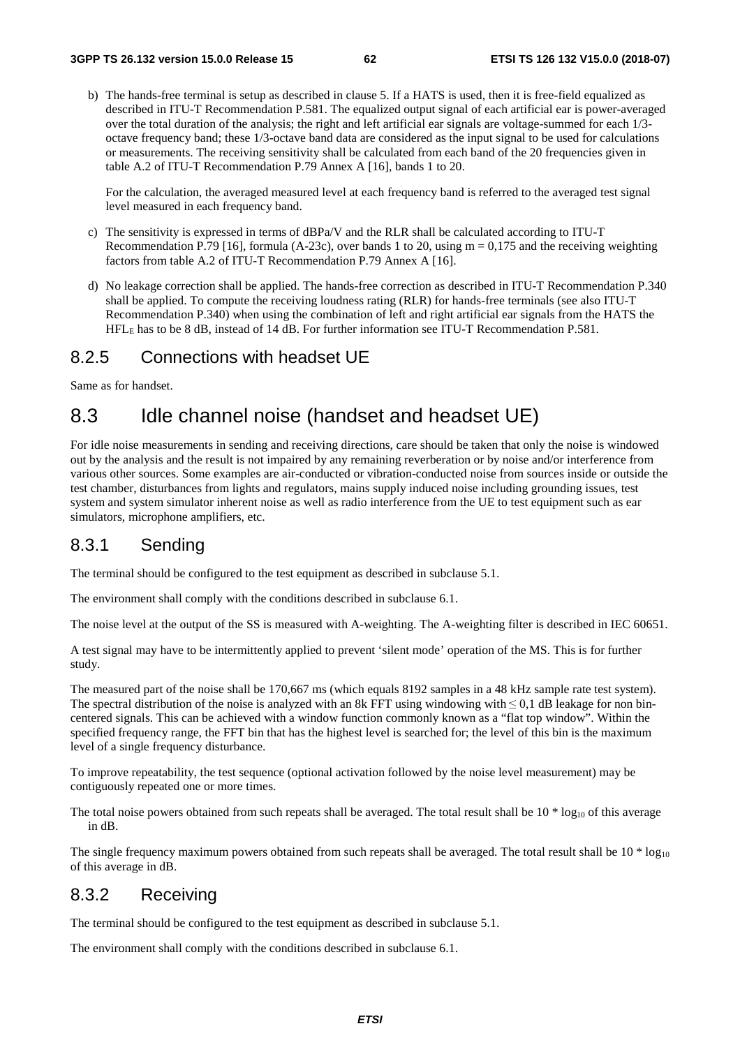b) The hands-free terminal is setup as described in clause 5. If a HATS is used, then it is free-field equalized as described in ITU-T Recommendation P.581. The equalized output signal of each artificial ear is power-averaged over the total duration of the analysis; the right and left artificial ear signals are voltage-summed for each 1/3-octave frequency band; these 1/3-octave band data are considered as the input signal to be used for calculations or measurements. The receiving sensitivity shall be calculated from each band of the 20 frequencies given in table A.2 of ITU-T Recommendation P.79 Annex A [16], bands 1 to 20.

   For the calculation, the averaged measured level at each frequency band is referred to the averaged test signal level measured in each frequency band.

c) The sensitivity is expressed in terms of dBPa/V and the RLR shall be calculated according to ITU-T Recommendation P.79 [16], formula (A-23c), over bands 1 to 20, using m = 0,175 and the receiving weighting factors from table A.2 of ITU-T Recommendation P.79 Annex A [16].

d) No leakage correction shall be applied. The hands-free correction as described in ITU-T Recommendation P.340 shall be applied. To compute the receiving loudness rating (RLR) for hands-free terminals (see also ITU-T Recommendation P.340) when using the combination of left and right artificial ear signals from the HATS the $HFL_E$ has to be 8 dB, instead of 14 dB. For further information see ITU-T Recommendation P.581.

### 8.2.5 Connections with headset UE

Same as for handset.

## 8.3 Idle channel noise (handset and headset UE)

For idle noise measurements in sending and receiving directions, care should be taken that only the noise is windowed out by the analysis and the result is not impaired by any remaining reverberation or by noise and/or interference from various other sources. Some examples are air-conducted or vibration-conducted noise from sources inside or outside the test chamber, disturbances from lights and regulators, mains supply induced noise including grounding issues, test system and system simulator inherent noise as well as radio interference from the UE to test equipment such as ear simulators, microphone amplifiers, etc.

### 8.3.1 Sending

The terminal should be configured to the test equipment as described in subclause 5.1.

The environment shall comply with the conditions described in subclause 6.1.

The noise level at the output of the SS is measured with A-weighting. The A-weighting filter is described in IEC 60651.

A test signal may have to be intermittently applied to prevent 'silent mode' operation of the MS. This is for further study.

The measured part of the noise shall be 170,667 ms (which equals 8192 samples in a 48 kHz sample rate test system). The spectral distribution of the noise is analyzed with an 8k FFT using windowing with ≤ 0,1 dB leakage for non bin-centered signals. This can be achieved with a window function commonly known as a "flat top window". Within the specified frequency range, the FFT bin that has the highest level is searched for; the level of this bin is the maximum level of a single frequency disturbance.

To improve repeatability, the test sequence (optional activation followed by the noise level measurement) may be contiguously repeated one or more times.

The total noise powers obtained from such repeats shall be averaged. The total result shall be $10 * \log_{10}$ of this average in dB.

The single frequency maximum powers obtained from such repeats shall be averaged. The total result shall be $10 * \log_{10}$ of this average in dB.

### 8.3.2 Receiving

The terminal should be configured to the test equipment as described in subclause 5.1.

The environment shall comply with the conditions described in subclause 6.1.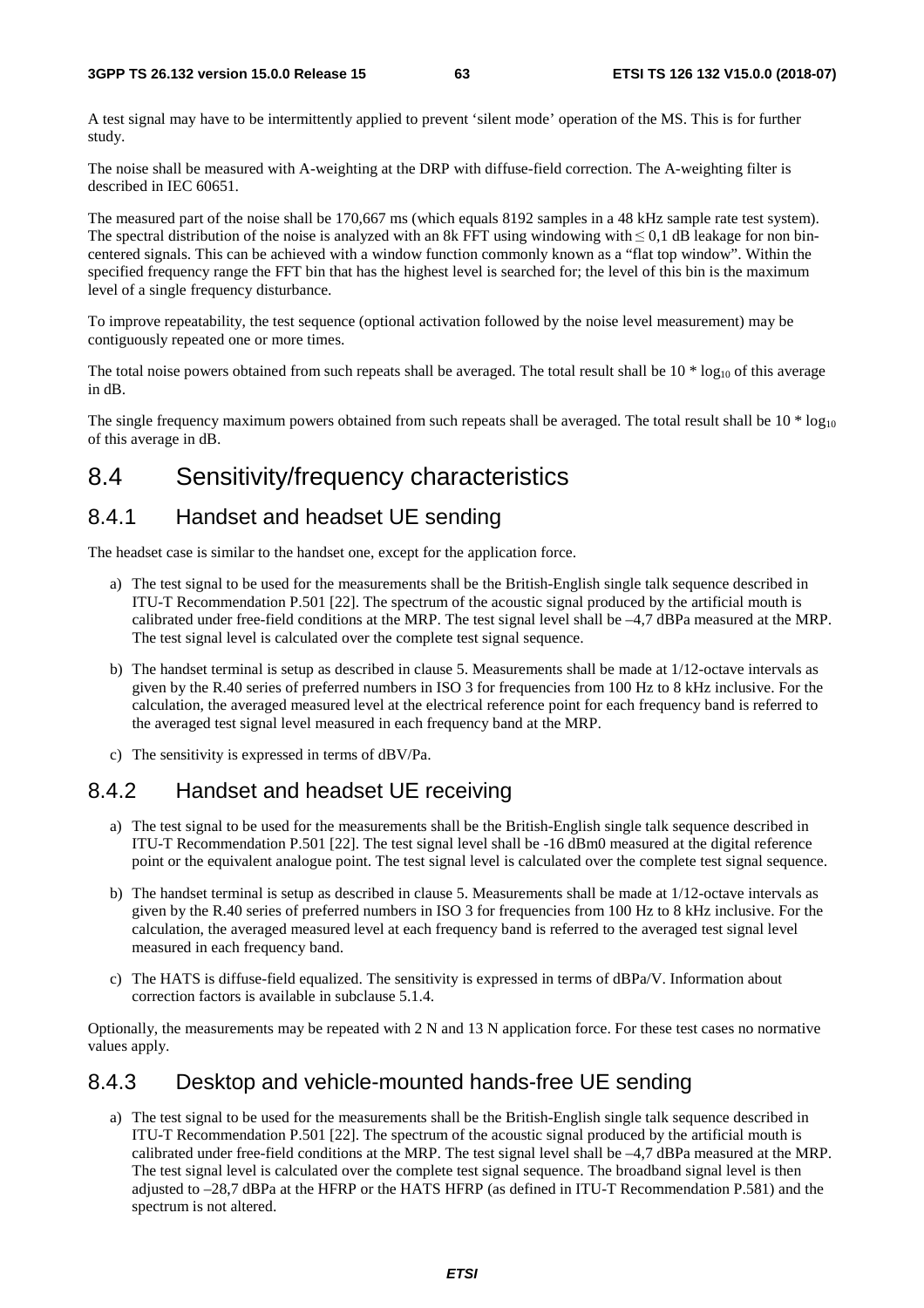A test signal may have to be intermittently applied to prevent 'silent mode' operation of the MS. This is for further study.

The noise shall be measured with A-weighting at the DRP with diffuse-field correction. The A-weighting filter is described in IEC 60651.

The measured part of the noise shall be 170,667 ms (which equals 8192 samples in a 48 kHz sample rate test system). The spectral distribution of the noise is analyzed with an 8k FFT using windowing with ≤ 0,1 dB leakage for non bin-centered signals. This can be achieved with a window function commonly known as a "flat top window". Within the specified frequency range the FFT bin that has the highest level is searched for; the level of this bin is the maximum level of a single frequency disturbance.

To improve repeatability, the test sequence (optional activation followed by the noise level measurement) may be contiguously repeated one or more times.

The total noise powers obtained from such repeats shall be averaged. The total result shall be 10 * $\log_{10}$ of this average in dB.

The single frequency maximum powers obtained from such repeats shall be averaged. The total result shall be 10 * $\log_{10}$ of this average in dB.

# 8.4 Sensitivity/frequency characteristics

## 8.4.1 Handset and headset UE sending

The headset case is similar to the handset one, except for the application force.

a) The test signal to be used for the measurements shall be the British-English single talk sequence described in ITU-T Recommendation P.501 [22]. The spectrum of the acoustic signal produced by the artificial mouth is calibrated under free-field conditions at the MRP. The test signal level shall be –4,7 dBPa measured at the MRP. The test signal level is calculated over the complete test signal sequence.

b) The handset terminal is setup as described in clause 5. Measurements shall be made at 1/12-octave intervals as given by the R.40 series of preferred numbers in ISO 3 for frequencies from 100 Hz to 8 kHz inclusive. For the calculation, the averaged measured level at the electrical reference point for each frequency band is referred to the averaged test signal level measured in each frequency band at the MRP.

c) The sensitivity is expressed in terms of dBV/Pa.

## 8.4.2 Handset and headset UE receiving

a) The test signal to be used for the measurements shall be the British-English single talk sequence described in ITU-T Recommendation P.501 [22]. The test signal level shall be -16 dBm0 measured at the digital reference point or the equivalent analogue point. The test signal level is calculated over the complete test signal sequence.

b) The handset terminal is setup as described in clause 5. Measurements shall be made at 1/12-octave intervals as given by the R.40 series of preferred numbers in ISO 3 for frequencies from 100 Hz to 8 kHz inclusive. For the calculation, the averaged measured level at each frequency band is referred to the averaged test signal level measured in each frequency band.

c) The HATS is diffuse-field equalized. The sensitivity is expressed in terms of dBPa/V. Information about correction factors is available in subclause 5.1.4.

Optionally, the measurements may be repeated with 2 N and 13 N application force. For these test cases no normative values apply.

## 8.4.3 Desktop and vehicle-mounted hands-free UE sending

a) The test signal to be used for the measurements shall be the British-English single talk sequence described in ITU-T Recommendation P.501 [22]. The spectrum of the acoustic signal produced by the artificial mouth is calibrated under free-field conditions at the MRP. The test signal level shall be –4,7 dBPa measured at the MRP. The test signal level is calculated over the complete test signal sequence. The broadband signal level is then adjusted to –28,7 dBPa at the HFRP or the HATS HFRP (as defined in ITU-T Recommendation P.581) and the spectrum is not altered.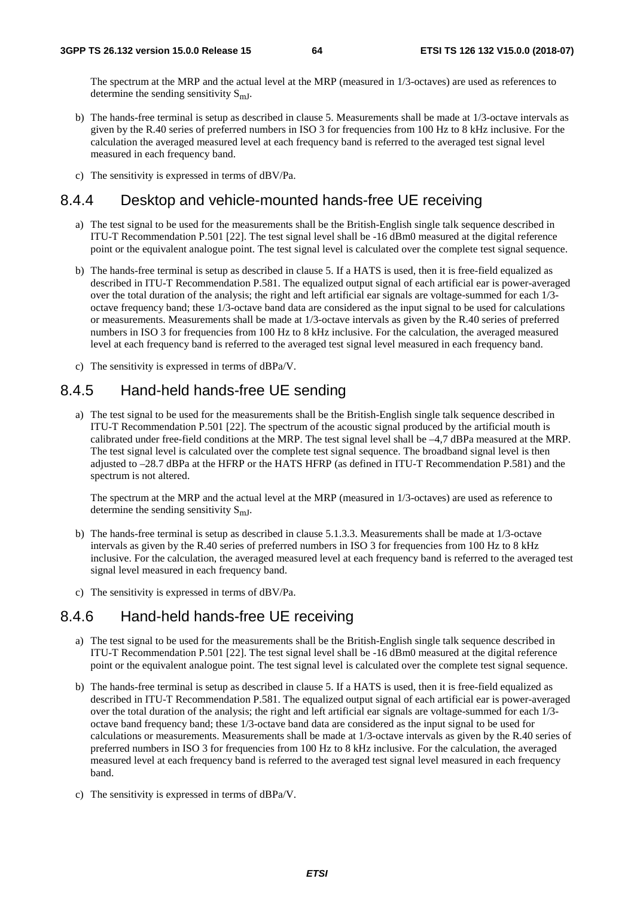The spectrum at the MRP and the actual level at the MRP (measured in 1/3-octaves) are used as references to determine the sending sensitivity $S_{mJ}$.

b) The hands-free terminal is setup as described in clause 5. Measurements shall be made at 1/3-octave intervals as given by the R.40 series of preferred numbers in ISO 3 for frequencies from 100 Hz to 8 kHz inclusive. For the calculation the averaged measured level at each frequency band is referred to the averaged test signal level measured in each frequency band.

c) The sensitivity is expressed in terms of dBV/Pa.

### 8.4.4 Desktop and vehicle-mounted hands-free UE receiving

a) The test signal to be used for the measurements shall be the British-English single talk sequence described in ITU-T Recommendation P.501 [22]. The test signal level shall be -16 dBm0 measured at the digital reference point or the equivalent analogue point. The test signal level is calculated over the complete test signal sequence.

b) The hands-free terminal is setup as described in clause 5. If a HATS is used, then it is free-field equalized as described in ITU-T Recommendation P.581. The equalized output signal of each artificial ear is power-averaged over the total duration of the analysis; the right and left artificial ear signals are voltage-summed for each 1/3-octave frequency band; these 1/3-octave band data are considered as the input signal to be used for calculations or measurements. Measurements shall be made at 1/3-octave intervals as given by the R.40 series of preferred numbers in ISO 3 for frequencies from 100 Hz to 8 kHz inclusive. For the calculation, the averaged measured level at each frequency band is referred to the averaged test signal level measured in each frequency band.

c) The sensitivity is expressed in terms of dBPa/V.

### 8.4.5 Hand-held hands-free UE sending

a) The test signal to be used for the measurements shall be the British-English single talk sequence described in ITU-T Recommendation P.501 [22]. The spectrum of the acoustic signal produced by the artificial mouth is calibrated under free-field conditions at the MRP. The test signal level shall be –4,7 dBPa measured at the MRP. The test signal level is calculated over the complete test signal sequence. The broadband signal level is then adjusted to –28.7 dBPa at the HFRP or the HATS HFRP (as defined in ITU-T Recommendation P.581) and the spectrum is not altered.

The spectrum at the MRP and the actual level at the MRP (measured in 1/3-octaves) are used as reference to determine the sending sensitivity $S_{mJ}$.

b) The hands-free terminal is setup as described in clause 5.1.3.3. Measurements shall be made at 1/3-octave intervals as given by the R.40 series of preferred numbers in ISO 3 for frequencies from 100 Hz to 8 kHz inclusive. For the calculation, the averaged measured level at each frequency band is referred to the averaged test signal level measured in each frequency band.

c) The sensitivity is expressed in terms of dBV/Pa.

### 8.4.6 Hand-held hands-free UE receiving

a) The test signal to be used for the measurements shall be the British-English single talk sequence described in ITU-T Recommendation P.501 [22]. The test signal level shall be -16 dBm0 measured at the digital reference point or the equivalent analogue point. The test signal level is calculated over the complete test signal sequence.

b) The hands-free terminal is setup as described in clause 5. If a HATS is used, then it is free-field equalized as described in ITU-T Recommendation P.581. The equalized output signal of each artificial ear is power-averaged over the total duration of the analysis; the right and left artificial ear signals are voltage-summed for each 1/3-octave band frequency band; these 1/3-octave band data are considered as the input signal to be used for calculations or measurements. Measurements shall be made at 1/3-octave intervals as given by the R.40 series of preferred numbers in ISO 3 for frequencies from 100 Hz to 8 kHz inclusive. For the calculation, the averaged measured level at each frequency band is referred to the averaged test signal level measured in each frequency band.

c) The sensitivity is expressed in terms of dBPa/V.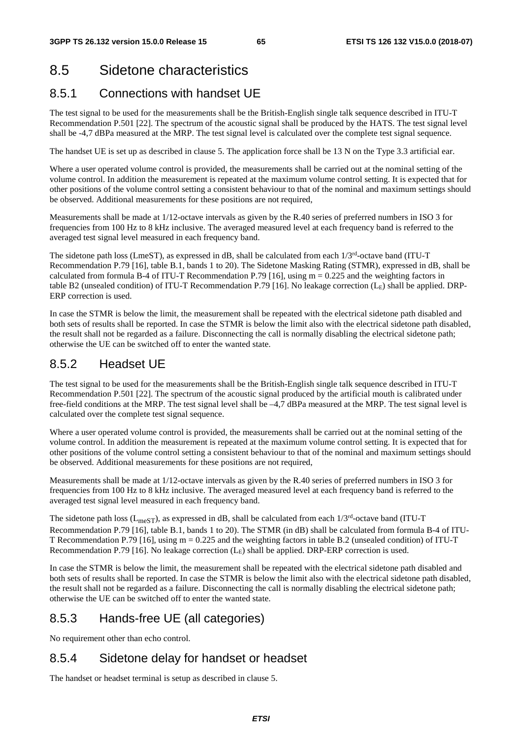# 8.5 Sidetone characteristics

## 8.5.1 Connections with handset UE

The test signal to be used for the measurements shall be the British-English single talk sequence described in ITU-T Recommendation P.501 [22]. The spectrum of the acoustic signal shall be produced by the HATS. The test signal level shall be -4,7 dBPa measured at the MRP. The test signal level is calculated over the complete test signal sequence.

The handset UE is set up as described in clause 5. The application force shall be 13 N on the Type 3.3 artificial ear.

Where a user operated volume control is provided, the measurements shall be carried out at the nominal setting of the volume control. In addition the measurement is repeated at the maximum volume control setting. It is expected that for other positions of the volume control setting a consistent behaviour to that of the nominal and maximum settings should be observed. Additional measurements for these positions are not required,

Measurements shall be made at 1/12-octave intervals as given by the R.40 series of preferred numbers in ISO 3 for frequencies from 100 Hz to 8 kHz inclusive. The averaged measured level at each frequency band is referred to the averaged test signal level measured in each frequency band.

The sidetone path loss (LmeST), as expressed in dB, shall be calculated from each 1/3$^{rd}$-octave band (ITU-T Recommendation P.79 [16], table B.1, bands 1 to 20). The Sidetone Masking Rating (STMR), expressed in dB, shall be calculated from formula B-4 of ITU-T Recommendation P.79 [16], using m = 0.225 and the weighting factors in table B2 (unsealed condition) of ITU-T Recommendation P.79 [16]. No leakage correction ($L_E$) shall be applied. DRP-ERP correction is used.

In case the STMR is below the limit, the measurement shall be repeated with the electrical sidetone path disabled and both sets of results shall be reported. In case the STMR is below the limit also with the electrical sidetone path disabled, the result shall not be regarded as a failure. Disconnecting the call is normally disabling the electrical sidetone path; otherwise the UE can be switched off to enter the wanted state.

## 8.5.2 Headset UE

The test signal to be used for the measurements shall be the British-English single talk sequence described in ITU-T Recommendation P.501 [22]. The spectrum of the acoustic signal produced by the artificial mouth is calibrated under free-field conditions at the MRP. The test signal level shall be –4,7 dBPa measured at the MRP. The test signal level is calculated over the complete test signal sequence.

Where a user operated volume control is provided, the measurements shall be carried out at the nominal setting of the volume control. In addition the measurement is repeated at the maximum volume control setting. It is expected that for other positions of the volume control setting a consistent behaviour to that of the nominal and maximum settings should be observed. Additional measurements for these positions are not required,

Measurements shall be made at 1/12-octave intervals as given by the R.40 series of preferred numbers in ISO 3 for frequencies from 100 Hz to 8 kHz inclusive. The averaged measured level at each frequency band is referred to the averaged test signal level measured in each frequency band.

The sidetone path loss ($L_{meST}$), as expressed in dB, shall be calculated from each 1/3$^{rd}$-octave band (ITU-T Recommendation P.79 [16], table B.1, bands 1 to 20). The STMR (in dB) shall be calculated from formula B-4 of ITU-T Recommendation P.79 [16], using m = 0.225 and the weighting factors in table B.2 (unsealed condition) of ITU-T Recommendation P.79 [16]. No leakage correction ($L_E$) shall be applied. DRP-ERP correction is used.

In case the STMR is below the limit, the measurement shall be repeated with the electrical sidetone path disabled and both sets of results shall be reported. In case the STMR is below the limit also with the electrical sidetone path disabled, the result shall not be regarded as a failure. Disconnecting the call is normally disabling the electrical sidetone path; otherwise the UE can be switched off to enter the wanted state.

## 8.5.3 Hands-free UE (all categories)

No requirement other than echo control.

## 8.5.4 Sidetone delay for handset or headset

The handset or headset terminal is setup as described in clause 5.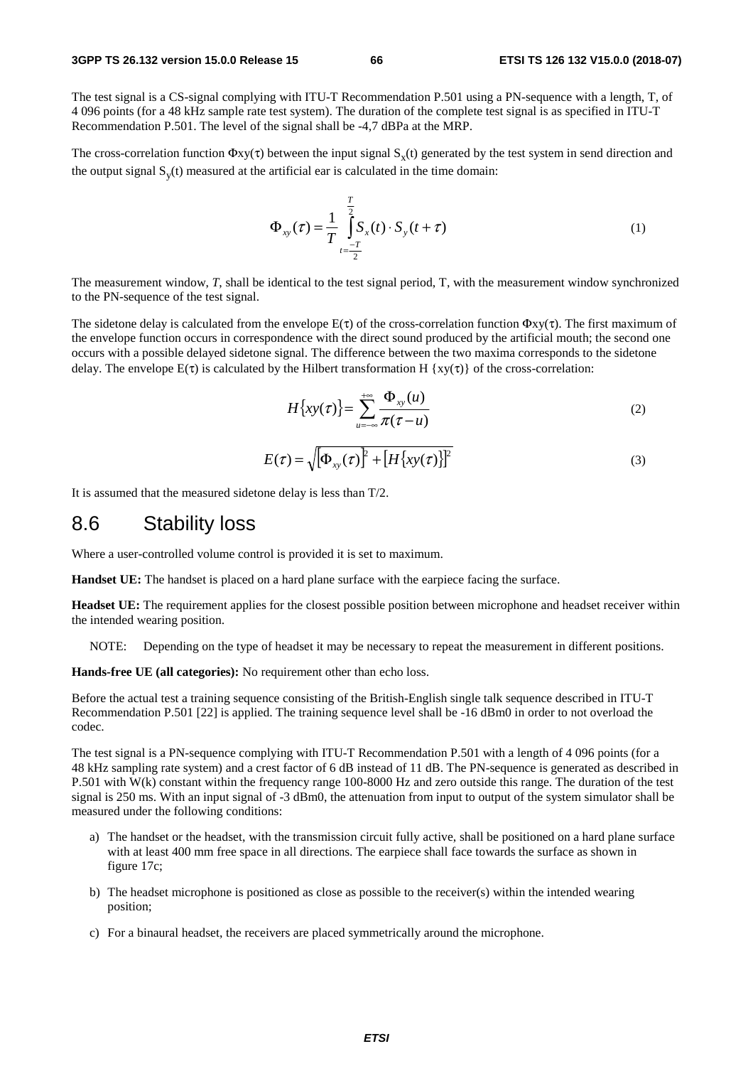The test signal is a CS-signal complying with ITU-T Recommendation P.501 using a PN-sequence with a length, T, of 4 096 points (for a 48 kHz sample rate test system). The duration of the complete test signal is as specified in ITU-T Recommendation P.501. The level of the signal shall be -4,7 dBPa at the MRP.

The cross-correlation function $\Phi xy(\tau)$ between the input signal $S_x(t)$ generated by the test system in send direction and the output signal $S_y(t)$ measured at the artificial ear is calculated in the time domain:

$$\Phi_{xy}(\tau) = \frac{1}{T} \int_{t=\frac{-T}{2}}^{\frac{T}{2}} S_x(t) \cdot S_y(t+\tau) \tag{1}$$

The measurement window, *T*, shall be identical to the test signal period, T, with the measurement window synchronized to the PN-sequence of the test signal.

The sidetone delay is calculated from the envelope $E(\tau)$ of the cross-correlation function $\Phi xy(\tau)$. The first maximum of the envelope function occurs in correspondence with the direct sound produced by the artificial mouth; the second one occurs with a possible delayed sidetone signal. The difference between the two maxima corresponds to the sidetone delay. The envelope $E(\tau)$ is calculated by the Hilbert transformation $H\{xy(\tau)\}$ of the cross-correlation:

$$H\{xy(\tau)\} = \sum_{u=-\infty}^{+\infty} \frac{\Phi_{xy}(u)}{\pi(\tau - u)} \tag{2}$$

$$E(\tau) = \sqrt{\left[\Phi_{xy}(\tau)\right]^2 + \left[H\{xy(\tau)\}\right]^2} \tag{3}$$

It is assumed that the measured sidetone delay is less than T/2.

# 8.6 Stability loss

Where a user-controlled volume control is provided it is set to maximum.

**Handset UE:** The handset is placed on a hard plane surface with the earpiece facing the surface.

**Headset UE:** The requirement applies for the closest possible position between microphone and headset receiver within the intended wearing position.

NOTE: Depending on the type of headset it may be necessary to repeat the measurement in different positions.

**Hands-free UE (all categories):** No requirement other than echo loss.

Before the actual test a training sequence consisting of the British-English single talk sequence described in ITU-T Recommendation P.501 [22] is applied. The training sequence level shall be -16 dBm0 in order to not overload the codec.

The test signal is a PN-sequence complying with ITU-T Recommendation P.501 with a length of 4 096 points (for a 48 kHz sampling rate system) and a crest factor of 6 dB instead of 11 dB. The PN-sequence is generated as described in P.501 with W(k) constant within the frequency range 100-8000 Hz and zero outside this range. The duration of the test signal is 250 ms. With an input signal of -3 dBm0, the attenuation from input to output of the system simulator shall be measured under the following conditions:

a) The handset or the headset, with the transmission circuit fully active, shall be positioned on a hard plane surface with at least 400 mm free space in all directions. The earpiece shall face towards the surface as shown in figure 17c;

b) The headset microphone is positioned as close as possible to the receiver(s) within the intended wearing position;

c) For a binaural headset, the receivers are placed symmetrically around the microphone.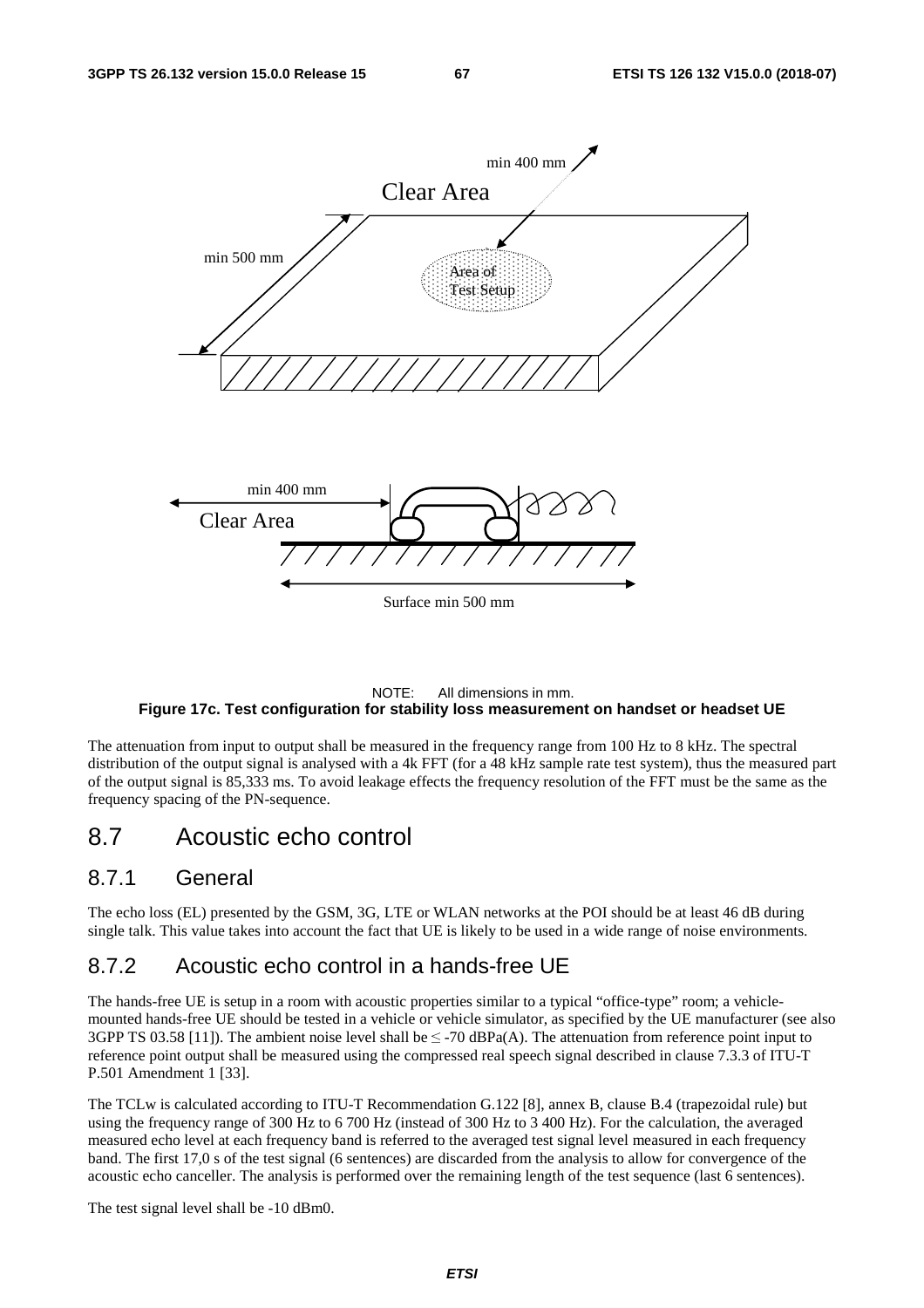NOTE: All dimensions in mm.

**Figure 17c. Test configuration for stability loss measurement on handset or headset UE**

The attenuation from input to output shall be measured in the frequency range from 100 Hz to 8 kHz. The spectral distribution of the output signal is analysed with a 4k FFT (for a 48 kHz sample rate test system), thus the measured part of the output signal is 85,333 ms. To avoid leakage effects the frequency resolution of the FFT must be the same as the frequency spacing of the PN-sequence.

## 8.7 Acoustic echo control

### 8.7.1 General

The echo loss (EL) presented by the GSM, 3G, LTE or WLAN networks at the POI should be at least 46 dB during single talk. This value takes into account the fact that UE is likely to be used in a wide range of noise environments.

### 8.7.2 Acoustic echo control in a hands-free UE

The hands-free UE is setup in a room with acoustic properties similar to a typical "office-type" room; a vehicle-mounted hands-free UE should be tested in a vehicle or vehicle simulator, as specified by the UE manufacturer (see also 3GPP TS 03.58 [11]). The ambient noise level shall be ≤ -70 dBPa(A). The attenuation from reference point input to reference point output shall be measured using the compressed real speech signal described in clause 7.3.3 of ITU-T P.501 Amendment 1 [33].

The TCLw is calculated according to ITU-T Recommendation G.122 [8], annex B, clause B.4 (trapezoidal rule) but using the frequency range of 300 Hz to 6 700 Hz (instead of 300 Hz to 3 400 Hz). For the calculation, the averaged measured echo level at each frequency band is referred to the averaged test signal level measured in each frequency band. The first 17,0 s of the test signal (6 sentences) are discarded from the analysis to allow for convergence of the acoustic echo canceller. The analysis is performed over the remaining length of the test sequence (last 6 sentences).

The test signal level shall be -10 dBm0.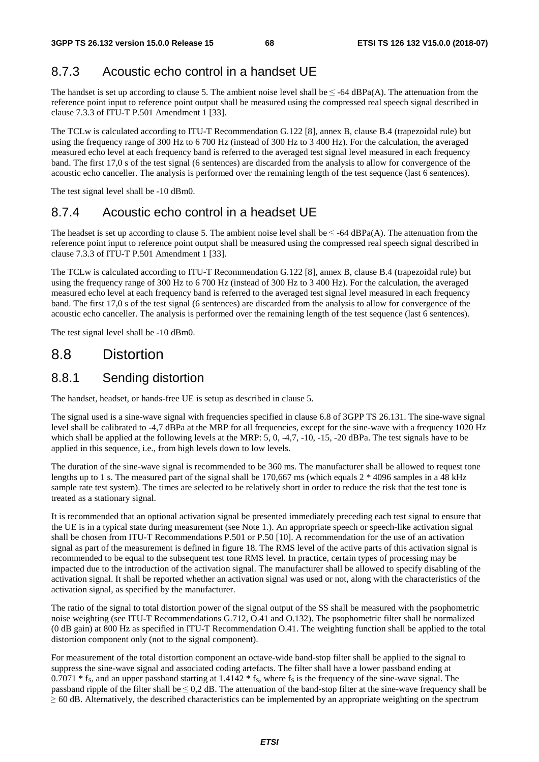### 8.7.3 Acoustic echo control in a handset UE

The handset is set up according to clause 5. The ambient noise level shall be ≤ -64 dBPa(A). The attenuation from the reference point input to reference point output shall be measured using the compressed real speech signal described in clause 7.3.3 of ITU-T P.501 Amendment 1 [33].

The TCLw is calculated according to ITU-T Recommendation G.122 [8], annex B, clause B.4 (trapezoidal rule) but using the frequency range of 300 Hz to 6 700 Hz (instead of 300 Hz to 3 400 Hz). For the calculation, the averaged measured echo level at each frequency band is referred to the averaged test signal level measured in each frequency band. The first 17,0 s of the test signal (6 sentences) are discarded from the analysis to allow for convergence of the acoustic echo canceller. The analysis is performed over the remaining length of the test sequence (last 6 sentences).

The test signal level shall be -10 dBm0.

### 8.7.4 Acoustic echo control in a headset UE

The headset is set up according to clause 5. The ambient noise level shall be ≤ -64 dBPa(A). The attenuation from the reference point input to reference point output shall be measured using the compressed real speech signal described in clause 7.3.3 of ITU-T P.501 Amendment 1 [33].

The TCLw is calculated according to ITU-T Recommendation G.122 [8], annex B, clause B.4 (trapezoidal rule) but using the frequency range of 300 Hz to 6 700 Hz (instead of 300 Hz to 3 400 Hz). For the calculation, the averaged measured echo level at each frequency band is referred to the averaged test signal level measured in each frequency band. The first 17,0 s of the test signal (6 sentences) are discarded from the analysis to allow for convergence of the acoustic echo canceller. The analysis is performed over the remaining length of the test sequence (last 6 sentences).

The test signal level shall be -10 dBm0.

## 8.8 Distortion

### 8.8.1 Sending distortion

The handset, headset, or hands-free UE is setup as described in clause 5.

The signal used is a sine-wave signal with frequencies specified in clause 6.8 of 3GPP TS 26.131. The sine-wave signal level shall be calibrated to -4,7 dBPa at the MRP for all frequencies, except for the sine-wave with a frequency 1020 Hz which shall be applied at the following levels at the MRP: 5, 0, -4,7, -10, -15, -20 dBPa. The test signals have to be applied in this sequence, i.e., from high levels down to low levels.

The duration of the sine-wave signal is recommended to be 360 ms. The manufacturer shall be allowed to request tone lengths up to 1 s. The measured part of the signal shall be 170,667 ms (which equals 2 * 4096 samples in a 48 kHz sample rate test system). The times are selected to be relatively short in order to reduce the risk that the test tone is treated as a stationary signal.

It is recommended that an optional activation signal be presented immediately preceding each test signal to ensure that the UE is in a typical state during measurement (see Note 1.). An appropriate speech or speech-like activation signal shall be chosen from ITU-T Recommendations P.501 or P.50 [10]. A recommendation for the use of an activation signal as part of the measurement is defined in figure 18. The RMS level of the active parts of this activation signal is recommended to be equal to the subsequent test tone RMS level. In practice, certain types of processing may be impacted due to the introduction of the activation signal. The manufacturer shall be allowed to specify disabling of the activation signal. It shall be reported whether an activation signal was used or not, along with the characteristics of the activation signal, as specified by the manufacturer.

The ratio of the signal to total distortion power of the signal output of the SS shall be measured with the psophometric noise weighting (see ITU-T Recommendations G.712, O.41 and O.132). The psophometric filter shall be normalized (0 dB gain) at 800 Hz as specified in ITU-T Recommendation O.41. The weighting function shall be applied to the total distortion component only (not to the signal component).

For measurement of the total distortion component an octave-wide band-stop filter shall be applied to the signal to suppress the sine-wave signal and associated coding artefacts. The filter shall have a lower passband ending at $0.7071 * f_S$, and an upper passband starting at $1.4142 * f_S$, where $f_S$ is the frequency of the sine-wave signal. The passband ripple of the filter shall be ≤ 0,2 dB. The attenuation of the band-stop filter at the sine-wave frequency shall be ≥ 60 dB. Alternatively, the described characteristics can be implemented by an appropriate weighting on the spectrum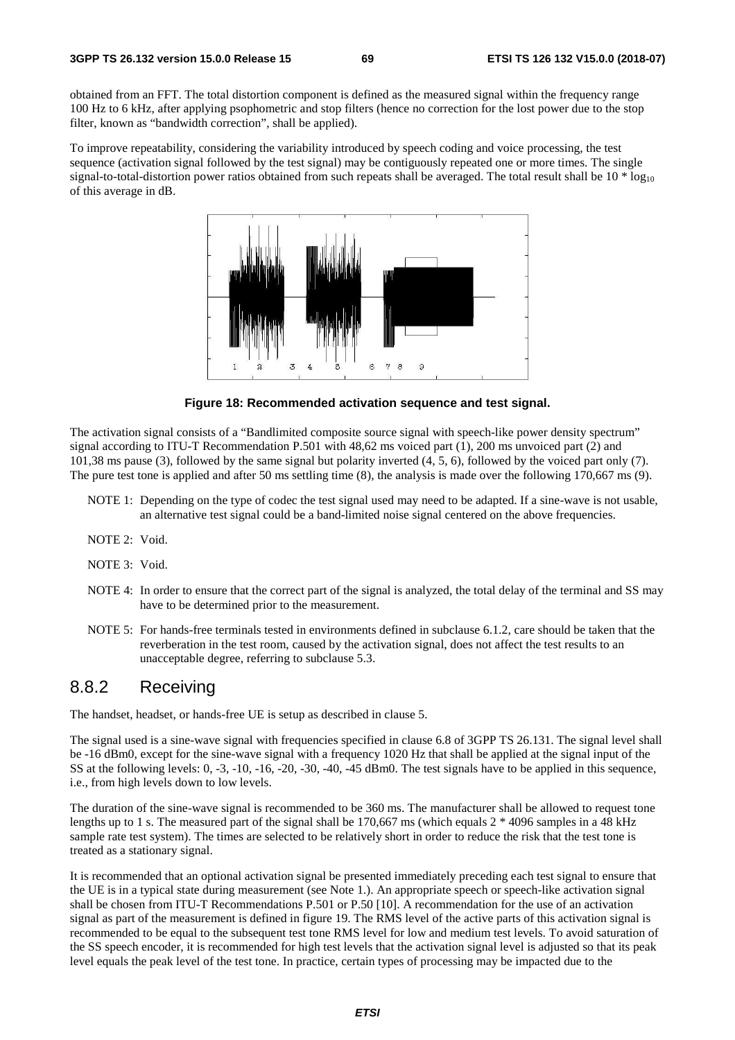obtained from an FFT. The total distortion component is defined as the measured signal within the frequency range 100 Hz to 6 kHz, after applying psophometric and stop filters (hence no correction for the lost power due to the stop filter, known as "bandwidth correction", shall be applied).

To improve repeatability, considering the variability introduced by speech coding and voice processing, the test sequence (activation signal followed by the test signal) may be contiguously repeated one or more times. The single signal-to-total-distortion power ratios obtained from such repeats shall be averaged. The total result shall be $10 * \log_{10}$ of this average in dB.

**Figure 18: Recommended activation sequence and test signal.**

The activation signal consists of a "Bandlimited composite source signal with speech-like power density spectrum" signal according to ITU-T Recommendation P.501 with 48,62 ms voiced part (1), 200 ms unvoiced part (2) and 101,38 ms pause (3), followed by the same signal but polarity inverted (4, 5, 6), followed by the voiced part only (7). The pure test tone is applied and after 50 ms settling time (8), the analysis is made over the following 170,667 ms (9).

- NOTE 1: Depending on the type of codec the test signal used may need to be adapted. If a sine-wave is not usable, an alternative test signal could be a band-limited noise signal centered on the above frequencies.
- NOTE 2: Void.
- NOTE 3: Void.
- NOTE 4: In order to ensure that the correct part of the signal is analyzed, the total delay of the terminal and SS may have to be determined prior to the measurement.
- NOTE 5: For hands-free terminals tested in environments defined in subclause 6.1.2, care should be taken that the reverberation in the test room, caused by the activation signal, does not affect the test results to an unacceptable degree, referring to subclause 5.3.

## 8.8.2 Receiving

The handset, headset, or hands-free UE is setup as described in clause 5.

The signal used is a sine-wave signal with frequencies specified in clause 6.8 of 3GPP TS 26.131. The signal level shall be -16 dBm0, except for the sine-wave signal with a frequency 1020 Hz that shall be applied at the signal input of the SS at the following levels: 0, -3, -10, -16, -20, -30, -40, -45 dBm0. The test signals have to be applied in this sequence, i.e., from high levels down to low levels.

The duration of the sine-wave signal is recommended to be 360 ms. The manufacturer shall be allowed to request tone lengths up to 1 s. The measured part of the signal shall be 170,667 ms (which equals 2 * 4096 samples in a 48 kHz sample rate test system). The times are selected to be relatively short in order to reduce the risk that the test tone is treated as a stationary signal.

It is recommended that an optional activation signal be presented immediately preceding each test signal to ensure that the UE is in a typical state during measurement (see Note 1.). An appropriate speech or speech-like activation signal shall be chosen from ITU-T Recommendations P.501 or P.50 [10]. A recommendation for the use of an activation signal as part of the measurement is defined in figure 19. The RMS level of the active parts of this activation signal is recommended to be equal to the subsequent test tone RMS level for low and medium test levels. To avoid saturation of the SS speech encoder, it is recommended for high test levels that the activation signal level is adjusted so that its peak level equals the peak level of the test tone. In practice, certain types of processing may be impacted due to the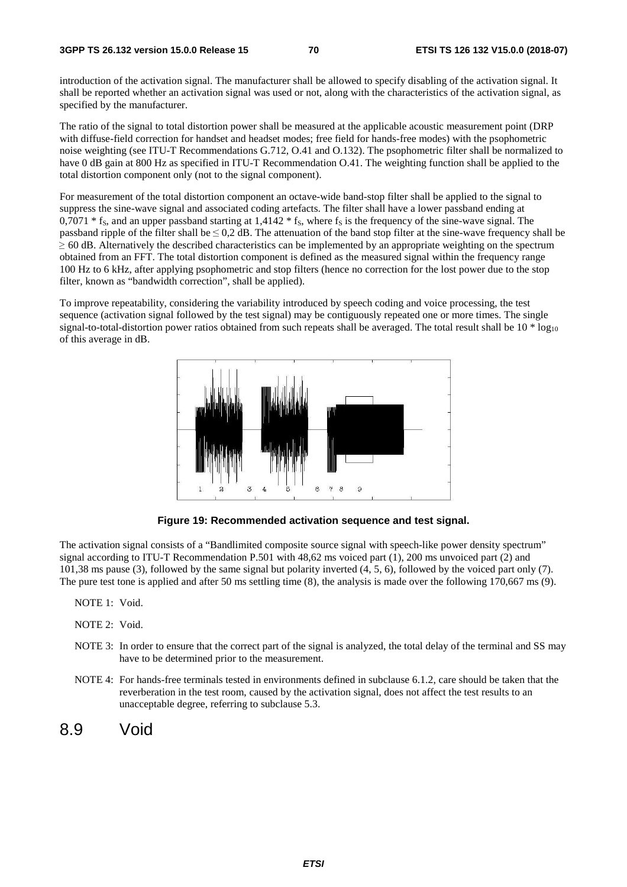introduction of the activation signal. The manufacturer shall be allowed to specify disabling of the activation signal. It shall be reported whether an activation signal was used or not, along with the characteristics of the activation signal, as specified by the manufacturer.

The ratio of the signal to total distortion power shall be measured at the applicable acoustic measurement point (DRP with diffuse-field correction for handset and headset modes; free field for hands-free modes) with the psophometric noise weighting (see ITU-T Recommendations G.712, O.41 and O.132). The psophometric filter shall be normalized to have 0 dB gain at 800 Hz as specified in ITU-T Recommendation O.41. The weighting function shall be applied to the total distortion component only (not to the signal component).

For measurement of the total distortion component an octave-wide band-stop filter shall be applied to the signal to suppress the sine-wave signal and associated coding artefacts. The filter shall have a lower passband ending at $0,7071 * f_S$, and an upper passband starting at $1,4142 * f_S$, where $f_S$ is the frequency of the sine-wave signal. The passband ripple of the filter shall be $\leq 0,2$ dB. The attenuation of the band stop filter at the sine-wave frequency shall be $\geq 60$ dB. Alternatively the described characteristics can be implemented by an appropriate weighting on the spectrum obtained from an FFT. The total distortion component is defined as the measured signal within the frequency range 100 Hz to 6 kHz, after applying psophometric and stop filters (hence no correction for the lost power due to the stop filter, known as "bandwidth correction", shall be applied).

To improve repeatability, considering the variability introduced by speech coding and voice processing, the test sequence (activation signal followed by the test signal) may be contiguously repeated one or more times. The single signal-to-total-distortion power ratios obtained from such repeats shall be averaged. The total result shall be $10 * \log_{10}$ of this average in dB.

**Figure 19: Recommended activation sequence and test signal.**

The activation signal consists of a "Bandlimited composite source signal with speech-like power density spectrum" signal according to ITU-T Recommendation P.501 with 48,62 ms voiced part (1), 200 ms unvoiced part (2) and 101,38 ms pause (3), followed by the same signal but polarity inverted (4, 5, 6), followed by the voiced part only (7). The pure test tone is applied and after 50 ms settling time (8), the analysis is made over the following 170,667 ms (9).

NOTE 1: Void.

NOTE 2: Void.

NOTE 3: In order to ensure that the correct part of the signal is analyzed, the total delay of the terminal and SS may have to be determined prior to the measurement.

NOTE 4: For hands-free terminals tested in environments defined in subclause 6.1.2, care should be taken that the reverberation in the test room, caused by the activation signal, does not affect the test results to an unacceptable degree, referring to subclause 5.3.

# 8.9 Void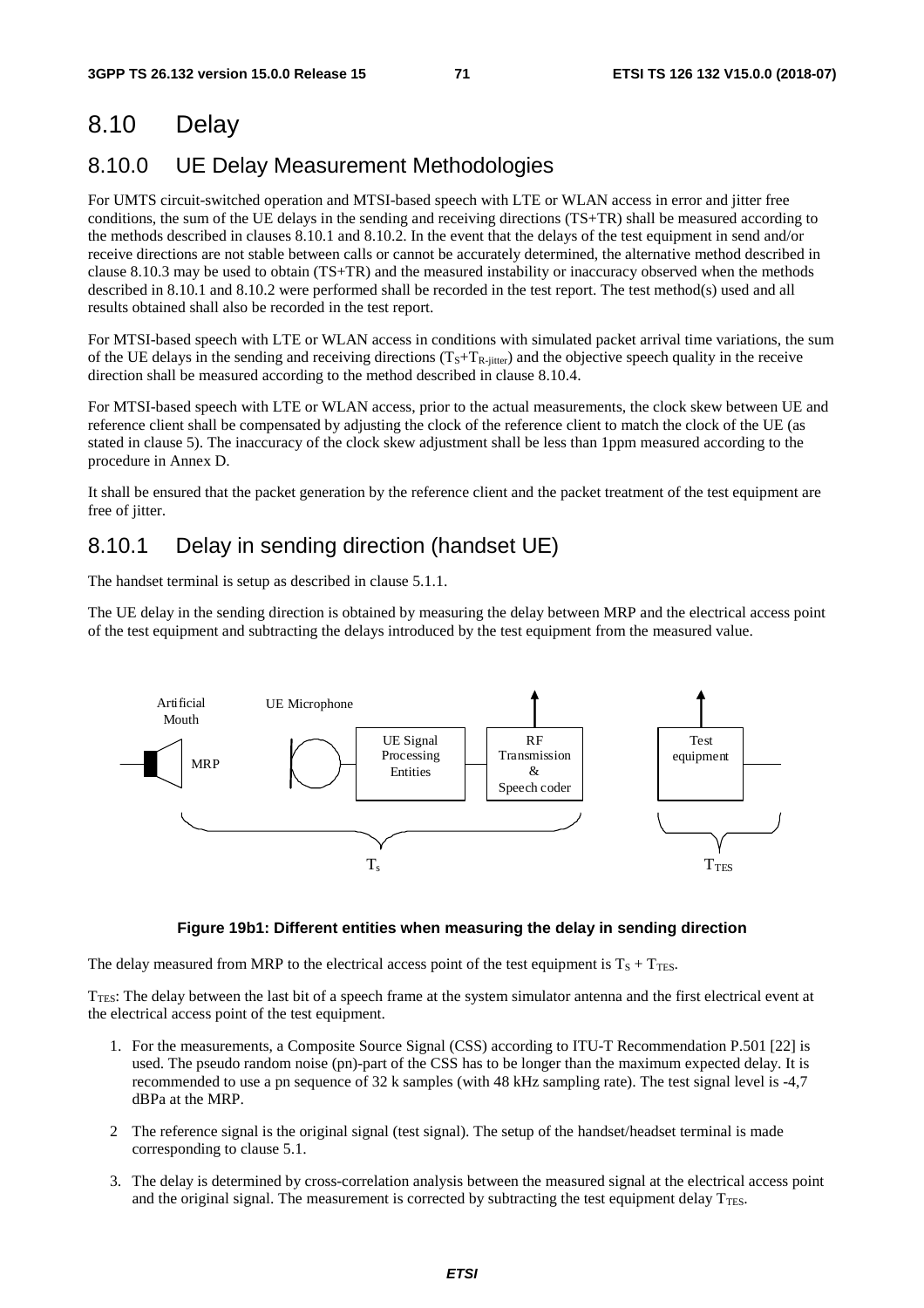## 8.10 Delay

### 8.10.0 UE Delay Measurement Methodologies

For UMTS circuit-switched operation and MTSI-based speech with LTE or WLAN access in error and jitter free conditions, the sum of the UE delays in the sending and receiving directions (TS+TR) shall be measured according to the methods described in clauses 8.10.1 and 8.10.2. In the event that the delays of the test equipment in send and/or receive directions are not stable between calls or cannot be accurately determined, the alternative method described in clause 8.10.3 may be used to obtain (TS+TR) and the measured instability or inaccuracy observed when the methods described in 8.10.1 and 8.10.2 were performed shall be recorded in the test report. The test method(s) used and all results obtained shall also be recorded in the test report.

For MTSI-based speech with LTE or WLAN access in conditions with simulated packet arrival time variations, the sum of the UE delays in the sending and receiving directions ($T_S$+$T_{R\text{-jitter}}$) and the objective speech quality in the receive direction shall be measured according to the method described in clause 8.10.4.

For MTSI-based speech with LTE or WLAN access, prior to the actual measurements, the clock skew between UE and reference client shall be compensated by adjusting the clock of the reference client to match the clock of the UE (as stated in clause 5). The inaccuracy of the clock skew adjustment shall be less than 1ppm measured according to the procedure in Annex D.

It shall be ensured that the packet generation by the reference client and the packet treatment of the test equipment are free of jitter.

### 8.10.1 Delay in sending direction (handset UE)

The handset terminal is setup as described in clause 5.1.1.

The UE delay in the sending direction is obtained by measuring the delay between MRP and the electrical access point of the test equipment and subtracting the delays introduced by the test equipment from the measured value.

**Figure 19b1: Different entities when measuring the delay in sending direction**

The delay measured from MRP to the electrical access point of the test equipment is $T_S$ + $T_{TES}$.

$T_{TES}$: The delay between the last bit of a speech frame at the system simulator antenna and the first electrical event at the electrical access point of the test equipment.

1. For the measurements, a Composite Source Signal (CSS) according to ITU-T Recommendation P.501 [22] is used. The pseudo random noise (pn)-part of the CSS has to be longer than the maximum expected delay. It is recommended to use a pn sequence of 32 k samples (with 48 kHz sampling rate). The test signal level is -4,7 dBPa at the MRP.

2. The reference signal is the original signal (test signal). The setup of the handset/headset terminal is made corresponding to clause 5.1.

3. The delay is determined by cross-correlation analysis between the measured signal at the electrical access point and the original signal. The measurement is corrected by subtracting the test equipment delay $T_{TES}$.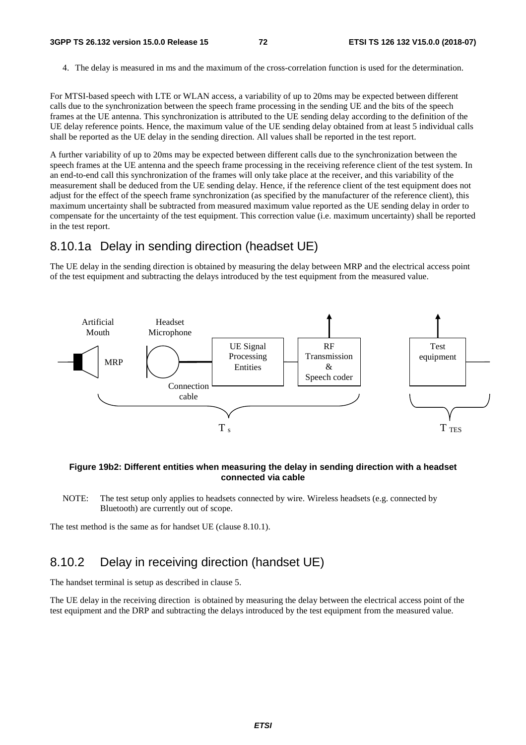4. The delay is measured in ms and the maximum of the cross-correlation function is used for the determination.

For MTSI-based speech with LTE or WLAN access, a variability of up to 20ms may be expected between different calls due to the synchronization between the speech frame processing in the sending UE and the bits of the speech frames at the UE antenna. This synchronization is attributed to the UE sending delay according to the definition of the UE delay reference points. Hence, the maximum value of the UE sending delay obtained from at least 5 individual calls shall be reported as the UE delay in the sending direction. All values shall be reported in the test report.

A further variability of up to 20ms may be expected between different calls due to the synchronization between the speech frames at the UE antenna and the speech frame processing in the receiving reference client of the test system. In an end-to-end call this synchronization of the frames will only take place at the receiver, and this variability of the measurement shall be deduced from the UE sending delay. Hence, if the reference client of the test equipment does not adjust for the effect of the speech frame synchronization (as specified by the manufacturer of the reference client), this maximum uncertainty shall be subtracted from measured maximum value reported as the UE sending delay in order to compensate for the uncertainty of the test equipment. This correction value (i.e. maximum uncertainty) shall be reported in the test report.

## 8.10.1a Delay in sending direction (headset UE)

The UE delay in the sending direction is obtained by measuring the delay between MRP and the electrical access point of the test equipment and subtracting the delays introduced by the test equipment from the measured value.

**Figure 19b2: Different entities when measuring the delay in sending direction with a headset connected via cable**

NOTE: The test setup only applies to headsets connected by wire. Wireless headsets (e.g. connected by Bluetooth) are currently out of scope.

The test method is the same as for handset UE (clause 8.10.1).

## 8.10.2 Delay in receiving direction (handset UE)

The handset terminal is setup as described in clause 5.

The UE delay in the receiving direction is obtained by measuring the delay between the electrical access point of the test equipment and the DRP and subtracting the delays introduced by the test equipment from the measured value.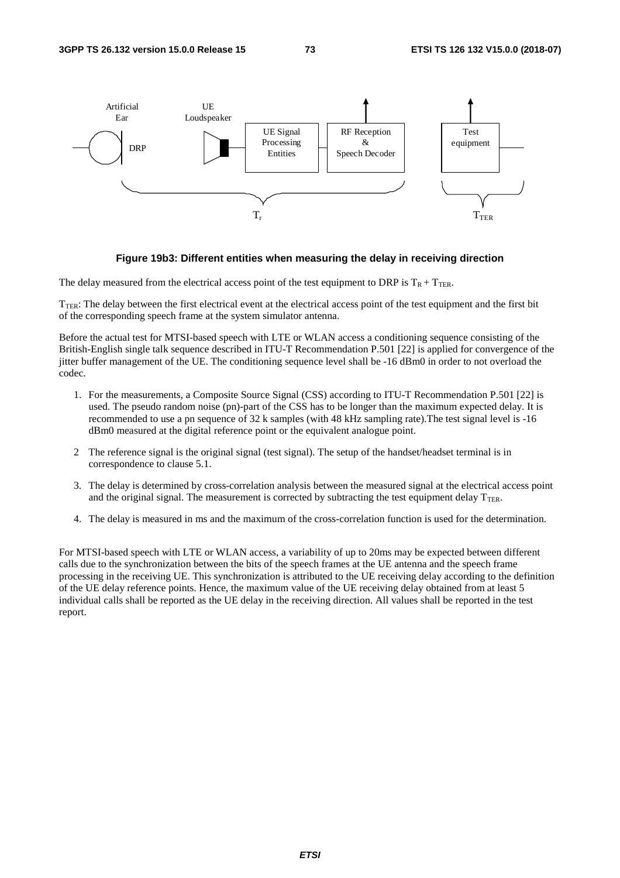Artificial Ear — DRP — UE Loudspeaker — UE Signal Processing Entities — RF Reception & Speech Decoder — Test equipment

$T_r$ — $T_{TER}$

**Figure 19b3: Different entities when measuring the delay in receiving direction**

The delay measured from the electrical access point of the test equipment to DRP is $T_R + T_{TER}$.

$T_{TER}$: The delay between the first electrical event at the electrical access point of the test equipment and the first bit of the corresponding speech frame at the system simulator antenna.

Before the actual test for MTSI-based speech with LTE or WLAN access a conditioning sequence consisting of the British-English single talk sequence described in ITU-T Recommendation P.501 [22] is applied for convergence of the jitter buffer management of the UE. The conditioning sequence level shall be -16 dBm0 in order to not overload the codec.

1. For the measurements, a Composite Source Signal (CSS) according to ITU-T Recommendation P.501 [22] is used. The pseudo random noise (pn)-part of the CSS has to be longer than the maximum expected delay. It is recommended to use a pn sequence of 32 k samples (with 48 kHz sampling rate).The test signal level is -16 dBm0 measured at the digital reference point or the equivalent analogue point.

2 The reference signal is the original signal (test signal). The setup of the handset/headset terminal is in correspondence to clause 5.1.

3. The delay is determined by cross-correlation analysis between the measured signal at the electrical access point and the original signal. The measurement is corrected by subtracting the test equipment delay $T_{TER}$.

4. The delay is measured in ms and the maximum of the cross-correlation function is used for the determination.

For MTSI-based speech with LTE or WLAN access, a variability of up to 20ms may be expected between different calls due to the synchronization between the bits of the speech frames at the UE antenna and the speech frame processing in the receiving UE. This synchronization is attributed to the UE receiving delay according to the definition of the UE delay reference points. Hence, the maximum value of the UE receiving delay obtained from at least 5 individual calls shall be reported as the UE delay in the receiving direction. All values shall be reported in the test report.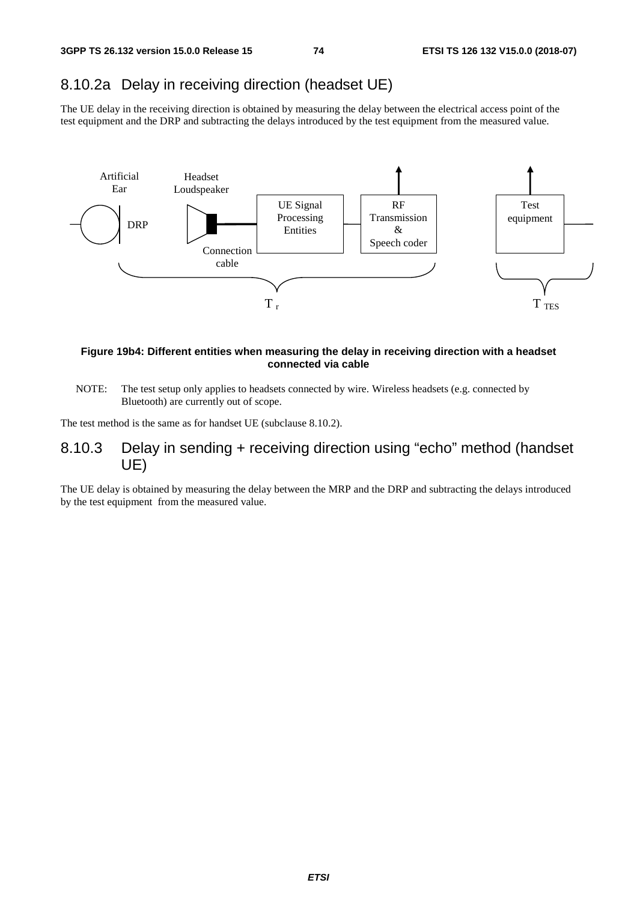## 8.10.2a Delay in receiving direction (headset UE)

The UE delay in the receiving direction is obtained by measuring the delay between the electrical access point of the test equipment and the DRP and subtracting the delays introduced by the test equipment from the measured value.

**Figure 19b4: Different entities when measuring the delay in receiving direction with a headset connected via cable**

NOTE: The test setup only applies to headsets connected by wire. Wireless headsets (e.g. connected by Bluetooth) are currently out of scope.

The test method is the same as for handset UE (subclause 8.10.2).

## 8.10.3 Delay in sending + receiving direction using "echo" method (handset UE)

The UE delay is obtained by measuring the delay between the MRP and the DRP and subtracting the delays introduced by the test equipment from the measured value.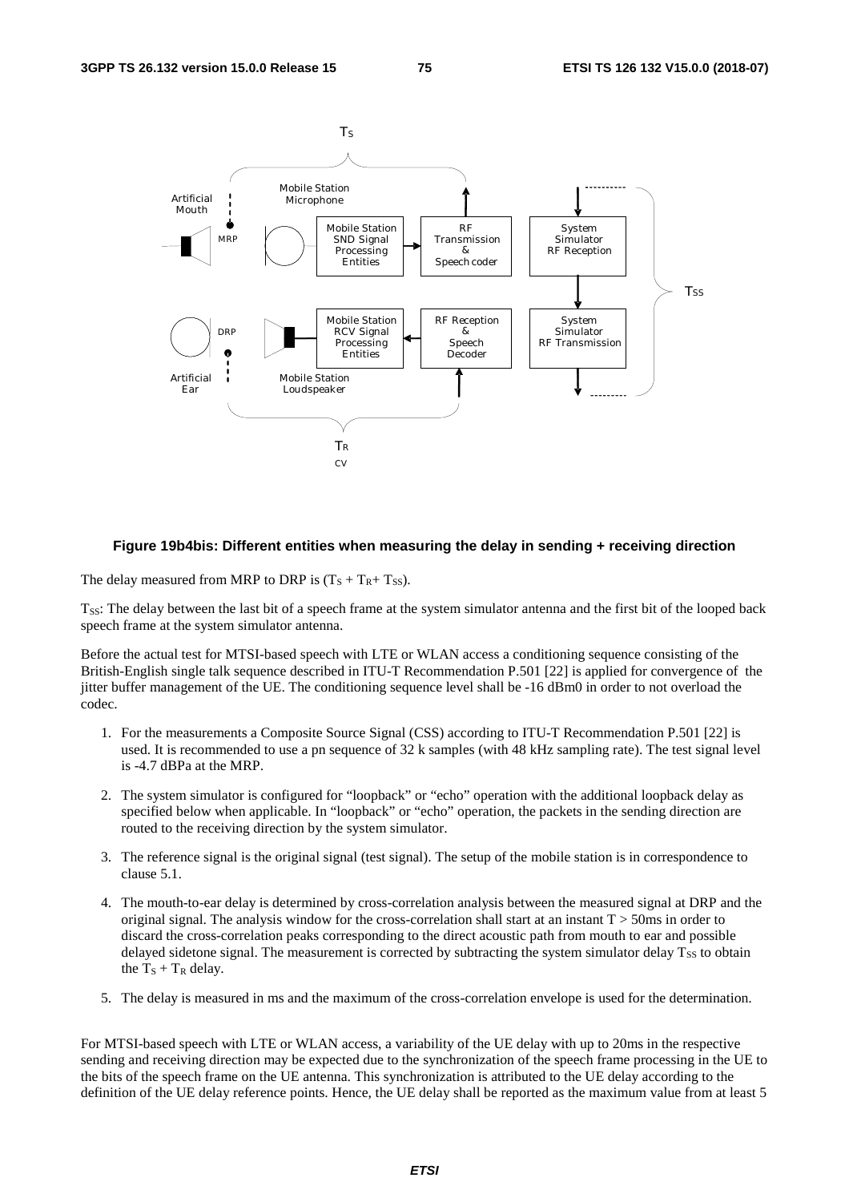**Figure 19b4bis: Different entities when measuring the delay in sending + receiving direction**

The delay measured from MRP to DRP is ($T_S + T_R + T_{SS}$).

$T_{SS}$: The delay between the last bit of a speech frame at the system simulator antenna and the first bit of the looped back speech frame at the system simulator antenna.

Before the actual test for MTSI-based speech with LTE or WLAN access a conditioning sequence consisting of the British-English single talk sequence described in ITU-T Recommendation P.501 [22] is applied for convergence of the jitter buffer management of the UE. The conditioning sequence level shall be -16 dBm0 in order to not overload the codec.

1. For the measurements a Composite Source Signal (CSS) according to ITU-T Recommendation P.501 [22] is used. It is recommended to use a pn sequence of 32 k samples (with 48 kHz sampling rate). The test signal level is -4.7 dBPa at the MRP.
2. The system simulator is configured for "loopback" or "echo" operation with the additional loopback delay as specified below when applicable. In "loopback" or "echo" operation, the packets in the sending direction are routed to the receiving direction by the system simulator.
3. The reference signal is the original signal (test signal). The setup of the mobile station is in correspondence to clause 5.1.
4. The mouth-to-ear delay is determined by cross-correlation analysis between the measured signal at DRP and the original signal. The analysis window for the cross-correlation shall start at an instant $T > 50$ms in order to discard the cross-correlation peaks corresponding to the direct acoustic path from mouth to ear and possible delayed sidetone signal. The measurement is corrected by subtracting the system simulator delay $T_{SS}$ to obtain the $T_S + T_R$ delay.
5. The delay is measured in ms and the maximum of the cross-correlation envelope is used for the determination.

For MTSI-based speech with LTE or WLAN access, a variability of the UE delay with up to 20ms in the respective sending and receiving direction may be expected due to the synchronization of the speech frame processing in the UE to the bits of the speech frame on the UE antenna. This synchronization is attributed to the UE delay according to the definition of the UE delay reference points. Hence, the UE delay shall be reported as the maximum value from at least 5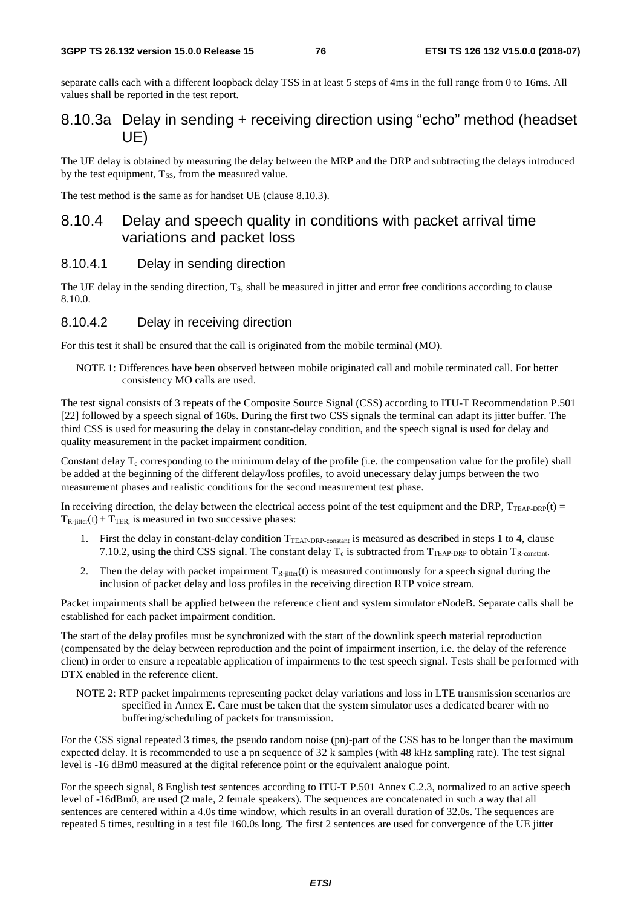separate calls each with a different loopback delay TSS in at least 5 steps of 4ms in the full range from 0 to 16ms. All values shall be reported in the test report.

## 8.10.3a Delay in sending + receiving direction using "echo" method (headset UE)

The UE delay is obtained by measuring the delay between the MRP and the DRP and subtracting the delays introduced by the test equipment, $T_{SS}$, from the measured value.

The test method is the same as for handset UE (clause 8.10.3).

## 8.10.4 Delay and speech quality in conditions with packet arrival time variations and packet loss

### 8.10.4.1 Delay in sending direction

The UE delay in the sending direction, $T_S$, shall be measured in jitter and error free conditions according to clause 8.10.0.

### 8.10.4.2 Delay in receiving direction

For this test it shall be ensured that the call is originated from the mobile terminal (MO).

NOTE 1: Differences have been observed between mobile originated call and mobile terminated call. For better consistency MO calls are used.

The test signal consists of 3 repeats of the Composite Source Signal (CSS) according to ITU-T Recommendation P.501 [22] followed by a speech signal of 160s. During the first two CSS signals the terminal can adapt its jitter buffer. The third CSS is used for measuring the delay in constant-delay condition, and the speech signal is used for delay and quality measurement in the packet impairment condition.

Constant delay $T_c$ corresponding to the minimum delay of the profile (i.e. the compensation value for the profile) shall be added at the beginning of the different delay/loss profiles, to avoid unecessary delay jumps between the two measurement phases and realistic conditions for the second measurement test phase.

In receiving direction, the delay between the electrical access point of the test equipment and the DRP, $T_{TEAP\text{-}DRP}(t) = T_{R\text{-}jitter}(t) + T_{TER,}$ is measured in two successive phases:

1. First the delay in constant-delay condition $T_{TEAP\text{-}DRP\text{-}constant}$ is measured as described in steps 1 to 4, clause 7.10.2, using the third CSS signal. The constant delay $T_c$ is subtracted from $T_{TEAP\text{-}DRP}$ to obtain $T_{R\text{-}constant}$.
2. Then the delay with packet impairment $T_{R\text{-}jitter}(t)$ is measured continuously for a speech signal during the inclusion of packet delay and loss profiles in the receiving direction RTP voice stream.

Packet impairments shall be applied between the reference client and system simulator eNodeB. Separate calls shall be established for each packet impairment condition.

The start of the delay profiles must be synchronized with the start of the downlink speech material reproduction (compensated by the delay between reproduction and the point of impairment insertion, i.e. the delay of the reference client) in order to ensure a repeatable application of impairments to the test speech signal. Tests shall be performed with DTX enabled in the reference client.

NOTE 2: RTP packet impairments representing packet delay variations and loss in LTE transmission scenarios are specified in Annex E. Care must be taken that the system simulator uses a dedicated bearer with no buffering/scheduling of packets for transmission.

For the CSS signal repeated 3 times, the pseudo random noise (pn)-part of the CSS has to be longer than the maximum expected delay. It is recommended to use a pn sequence of 32 k samples (with 48 kHz sampling rate). The test signal level is -16 dBm0 measured at the digital reference point or the equivalent analogue point.

For the speech signal, 8 English test sentences according to ITU-T P.501 Annex C.2.3, normalized to an active speech level of -16dBm0, are used (2 male, 2 female speakers). The sequences are concatenated in such a way that all sentences are centered within a 4.0s time window, which results in an overall duration of 32.0s. The sequences are repeated 5 times, resulting in a test file 160.0s long. The first 2 sentences are used for convergence of the UE jitter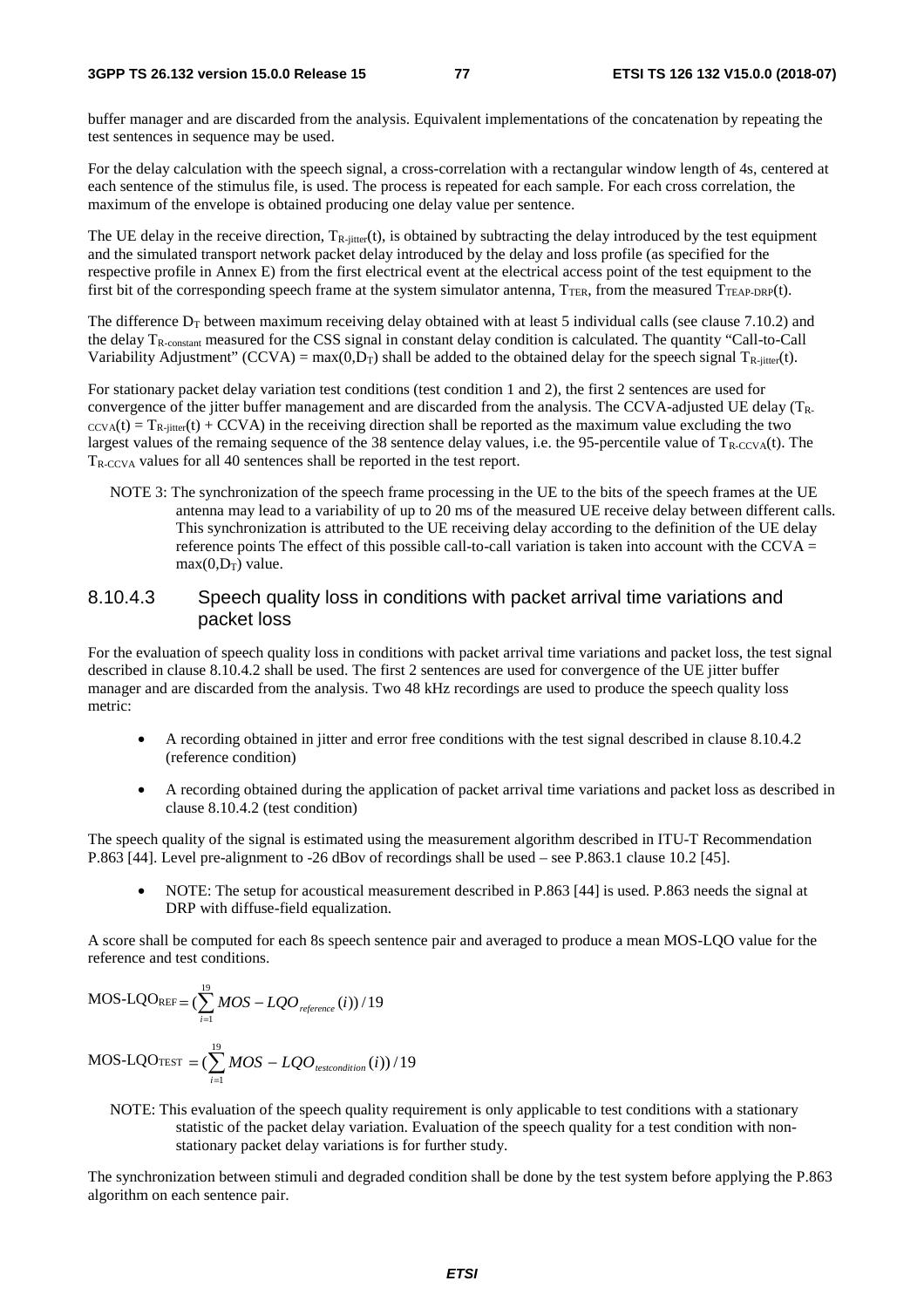buffer manager and are discarded from the analysis. Equivalent implementations of the concatenation by repeating the test sentences in sequence may be used.

For the delay calculation with the speech signal, a cross-correlation with a rectangular window length of 4s, centered at each sentence of the stimulus file, is used. The process is repeated for each sample. For each cross correlation, the maximum of the envelope is obtained producing one delay value per sentence.

The UE delay in the receive direction, $T_{R\text{-jitter}}(t)$, is obtained by subtracting the delay introduced by the test equipment and the simulated transport network packet delay introduced by the delay and loss profile (as specified for the respective profile in Annex E) from the first electrical event at the electrical access point of the test equipment to the first bit of the corresponding speech frame at the system simulator antenna, $T_{TER}$, from the measured $T_{TEAP\text{-}DRP}(t)$.

The difference $D_T$ between maximum receiving delay obtained with at least 5 individual calls (see clause 7.10.2) and the delay $T_{R\text{-constant}}$ measured for the CSS signal in constant delay condition is calculated. The quantity "Call-to-Call Variability Adjustment" (CCVA) = max(0,$D_T$) shall be added to the obtained delay for the speech signal $T_{R\text{-jitter}}(t)$.

For stationary packet delay variation test conditions (test condition 1 and 2), the first 2 sentences are used for convergence of the jitter buffer management and are discarded from the analysis. The CCVA-adjusted UE delay ($T_{R\text{-CCVA}}(t) = T_{R\text{-jitter}}(t)$ + CCVA) in the receiving direction shall be reported as the maximum value excluding the two largest values of the remaing sequence of the 38 sentence delay values, i.e. the 95-percentile value of $T_{R\text{-CCVA}}(t)$. The $T_{R\text{-CCVA}}$ values for all 40 sentences shall be reported in the test report.

NOTE 3: The synchronization of the speech frame processing in the UE to the bits of the speech frames at the UE antenna may lead to a variability of up to 20 ms of the measured UE receive delay between different calls. This synchronization is attributed to the UE receiving delay according to the definition of the UE delay reference points The effect of this possible call-to-call variation is taken into account with the CCVA = max(0,$D_T$) value.

### 8.10.4.3 Speech quality loss in conditions with packet arrival time variations and packet loss

For the evaluation of speech quality loss in conditions with packet arrival time variations and packet loss, the test signal described in clause 8.10.4.2 shall be used. The first 2 sentences are used for convergence of the UE jitter buffer manager and are discarded from the analysis. Two 48 kHz recordings are used to produce the speech quality loss metric:

- A recording obtained in jitter and error free conditions with the test signal described in clause 8.10.4.2 (reference condition)
- A recording obtained during the application of packet arrival time variations and packet loss as described in clause 8.10.4.2 (test condition)

The speech quality of the signal is estimated using the measurement algorithm described in ITU-T Recommendation P.863 [44]. Level pre-alignment to -26 dBov of recordings shall be used – see P.863.1 clause 10.2 [45].

- NOTE: The setup for acoustical measurement described in P.863 [44] is used. P.863 needs the signal at DRP with diffuse-field equalization.

A score shall be computed for each 8s speech sentence pair and averaged to produce a mean MOS-LQO value for the reference and test conditions.

$$\text{MOS-LQO}_{\text{REF}} = (\sum_{i=1}^{19} MOS - LQO_{reference}(i))/19$$

$$\text{MOS-LQO}_{\text{TEST}} = (\sum_{i=1}^{19} MOS - LQO_{testcondition}(i))/19$$

NOTE: This evaluation of the speech quality requirement is only applicable to test conditions with a stationary statistic of the packet delay variation. Evaluation of the speech quality for a test condition with non-stationary packet delay variations is for further study.

The synchronization between stimuli and degraded condition shall be done by the test system before applying the P.863 algorithm on each sentence pair.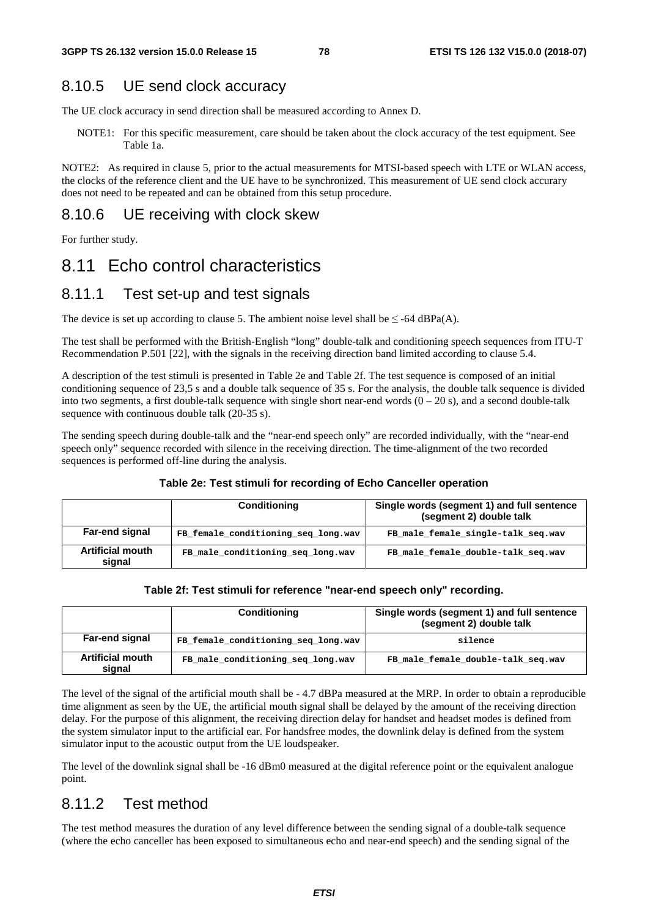## 8.10.5 UE send clock accuracy

The UE clock accuracy in send direction shall be measured according to Annex D.

NOTE1: For this specific measurement, care should be taken about the clock accuracy of the test equipment. See Table 1a.

NOTE2: As required in clause 5, prior to the actual measurements for MTSI-based speech with LTE or WLAN access, the clocks of the reference client and the UE have to be synchronized. This measurement of UE send clock accurary does not need to be repeated and can be obtained from this setup procedure.

## 8.10.6 UE receiving with clock skew

For further study.

# 8.11 Echo control characteristics

## 8.11.1 Test set-up and test signals

The device is set up according to clause 5. The ambient noise level shall be ≤ -64 dBPa(A).

The test shall be performed with the British-English "long" double-talk and conditioning speech sequences from ITU-T Recommendation P.501 [22], with the signals in the receiving direction band limited according to clause 5.4.

A description of the test stimuli is presented in Table 2e and Table 2f. The test sequence is composed of an initial conditioning sequence of 23,5 s and a double talk sequence of 35 s. For the analysis, the double talk sequence is divided into two segments, a first double-talk sequence with single short near-end words (0 – 20 s), and a second double-talk sequence with continuous double talk (20-35 s).

The sending speech during double-talk and the "near-end speech only" are recorded individually, with the "near-end speech only" sequence recorded with silence in the receiving direction. The time-alignment of the two recorded sequences is performed off-line during the analysis.

**Table 2e: Test stimuli for recording of Echo Canceller operation**

| | Conditioning | Single words (segment 1) and full sentence (segment 2) double talk |
|---|---|---|
| **Far-end signal** | FB_female_conditioning_seq_long.wav | FB_male_female_single-talk_seq.wav |
| **Artificial mouth signal** | FB_male_conditioning_seq_long.wav | FB_male_female_double-talk_seq.wav |

**Table 2f: Test stimuli for reference "near-end speech only" recording.**

| | Conditioning | Single words (segment 1) and full sentence (segment 2) double talk |
|---|---|---|
| **Far-end signal** | FB_female_conditioning_seq_long.wav | silence |
| **Artificial mouth signal** | FB_male_conditioning_seq_long.wav | FB_male_female_double-talk_seq.wav |

The level of the signal of the artificial mouth shall be - 4.7 dBPa measured at the MRP. In order to obtain a reproducible time alignment as seen by the UE, the artificial mouth signal shall be delayed by the amount of the receiving direction delay. For the purpose of this alignment, the receiving direction delay for handset and headset modes is defined from the system simulator input to the artificial ear. For handsfree modes, the downlink delay is defined from the system simulator input to the acoustic output from the UE loudspeaker.

The level of the downlink signal shall be -16 dBm0 measured at the digital reference point or the equivalent analogue point.

## 8.11.2 Test method

The test method measures the duration of any level difference between the sending signal of a double-talk sequence (where the echo canceller has been exposed to simultaneous echo and near-end speech) and the sending signal of the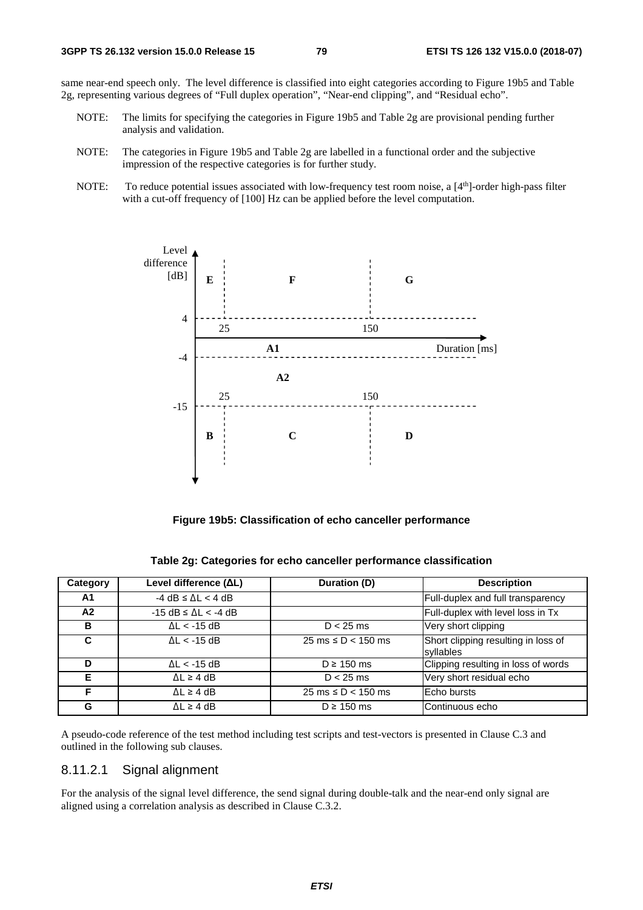same near-end speech only. The level difference is classified into eight categories according to Figure 19b5 and Table 2g, representing various degrees of "Full duplex operation", "Near-end clipping", and "Residual echo".

NOTE: The limits for specifying the categories in Figure 19b5 and Table 2g are provisional pending further analysis and validation.

NOTE: The categories in Figure 19b5 and Table 2g are labelled in a functional order and the subjective impression of the respective categories is for further study.

NOTE: To reduce potential issues associated with low-frequency test room noise, a [4th]-order high-pass filter with a cut-off frequency of [100] Hz can be applied before the level computation.

**Figure 19b5: Classification of echo canceller performance**

**Table 2g: Categories for echo canceller performance classification**

| Category | Level difference (ΔL) | Duration (D) | Description |
|---|---|---|---|
| A1 | $-4$ dB ≤ ΔL < 4 dB | | Full-duplex and full transparency |
| A2 | $-15$ dB ≤ ΔL < $-4$ dB | | Full-duplex with level loss in Tx |
| B | ΔL < $-15$ dB | D < 25 ms | Very short clipping |
| C | ΔL < $-15$ dB | 25 ms ≤ D < 150 ms | Short clipping resulting in loss of syllables |
| D | ΔL < $-15$ dB | D ≥ 150 ms | Clipping resulting in loss of words |
| E | ΔL ≥ 4 dB | D < 25 ms | Very short residual echo |
| F | ΔL ≥ 4 dB | 25 ms ≤ D < 150 ms | Echo bursts |
| G | ΔL ≥ 4 dB | D ≥ 150 ms | Continuous echo |

A pseudo-code reference of the test method including test scripts and test-vectors is presented in Clause C.3 and outlined in the following sub clauses.

### 8.11.2.1 Signal alignment

For the analysis of the signal level difference, the send signal during double-talk and the near-end only signal are aligned using a correlation analysis as described in Clause C.3.2.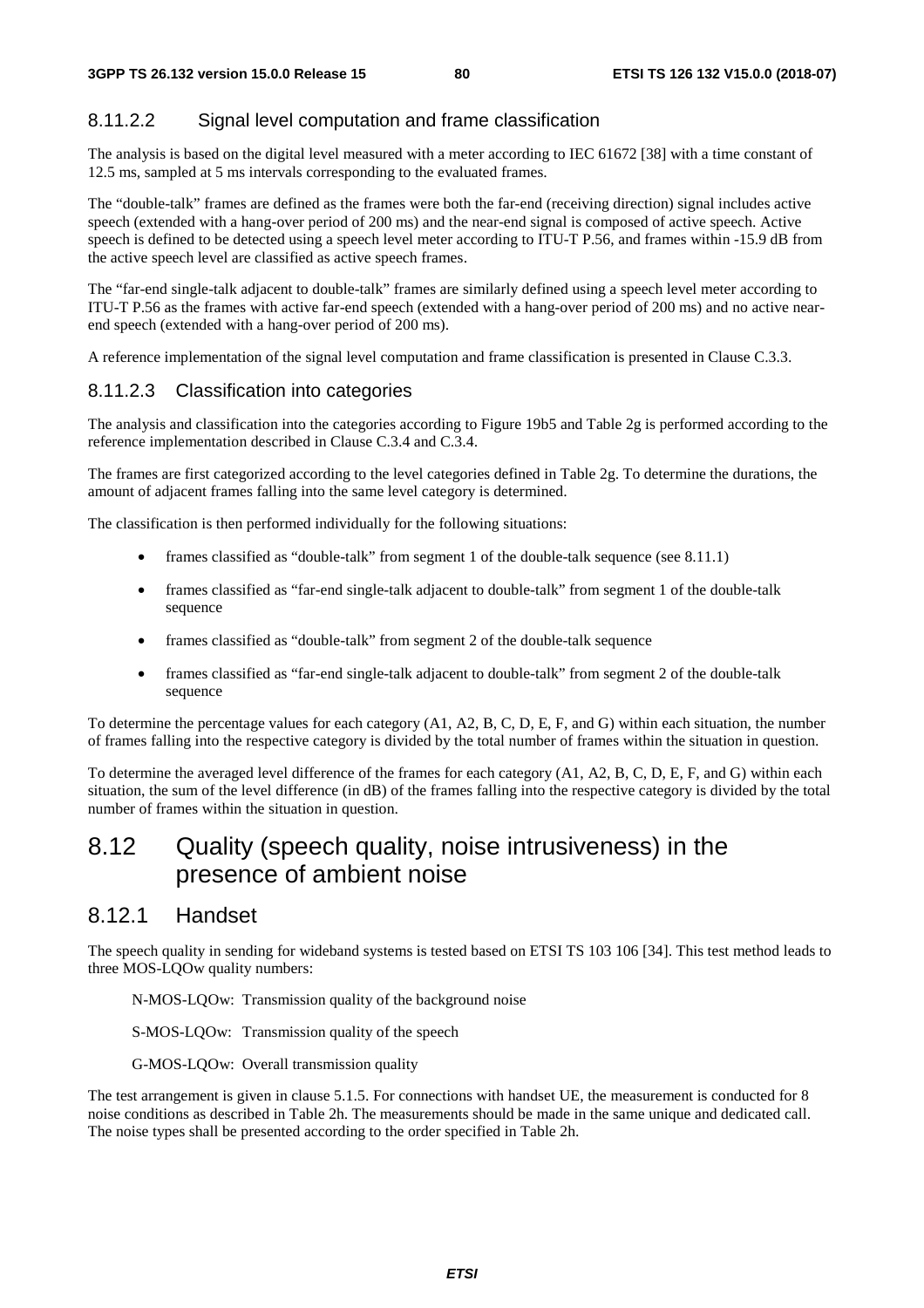#### 8.11.2.2 Signal level computation and frame classification

The analysis is based on the digital level measured with a meter according to IEC 61672 [38] with a time constant of 12.5 ms, sampled at 5 ms intervals corresponding to the evaluated frames.

The "double-talk" frames are defined as the frames were both the far-end (receiving direction) signal includes active speech (extended with a hang-over period of 200 ms) and the near-end signal is composed of active speech. Active speech is defined to be detected using a speech level meter according to ITU-T P.56, and frames within -15.9 dB from the active speech level are classified as active speech frames.

The "far-end single-talk adjacent to double-talk" frames are similarly defined using a speech level meter according to ITU-T P.56 as the frames with active far-end speech (extended with a hang-over period of 200 ms) and no active near-end speech (extended with a hang-over period of 200 ms).

A reference implementation of the signal level computation and frame classification is presented in Clause C.3.3.

#### 8.11.2.3 Classification into categories

The analysis and classification into the categories according to Figure 19b5 and Table 2g is performed according to the reference implementation described in Clause C.3.4 and C.3.4.

The frames are first categorized according to the level categories defined in Table 2g. To determine the durations, the amount of adjacent frames falling into the same level category is determined.

The classification is then performed individually for the following situations:

- frames classified as "double-talk" from segment 1 of the double-talk sequence (see 8.11.1)
- frames classified as "far-end single-talk adjacent to double-talk" from segment 1 of the double-talk sequence
- frames classified as "double-talk" from segment 2 of the double-talk sequence
- frames classified as "far-end single-talk adjacent to double-talk" from segment 2 of the double-talk sequence

To determine the percentage values for each category (A1, A2, B, C, D, E, F, and G) within each situation, the number of frames falling into the respective category is divided by the total number of frames within the situation in question.

To determine the averaged level difference of the frames for each category (A1, A2, B, C, D, E, F, and G) within each situation, the sum of the level difference (in dB) of the frames falling into the respective category is divided by the total number of frames within the situation in question.

## 8.12 Quality (speech quality, noise intrusiveness) in the presence of ambient noise

### 8.12.1 Handset

The speech quality in sending for wideband systems is tested based on ETSI TS 103 106 [34]. This test method leads to three MOS-LQOw quality numbers:

N-MOS-LQOw: Transmission quality of the background noise

S-MOS-LQOw: Transmission quality of the speech

G-MOS-LQOw: Overall transmission quality

The test arrangement is given in clause 5.1.5. For connections with handset UE, the measurement is conducted for 8 noise conditions as described in Table 2h. The measurements should be made in the same unique and dedicated call. The noise types shall be presented according to the order specified in Table 2h.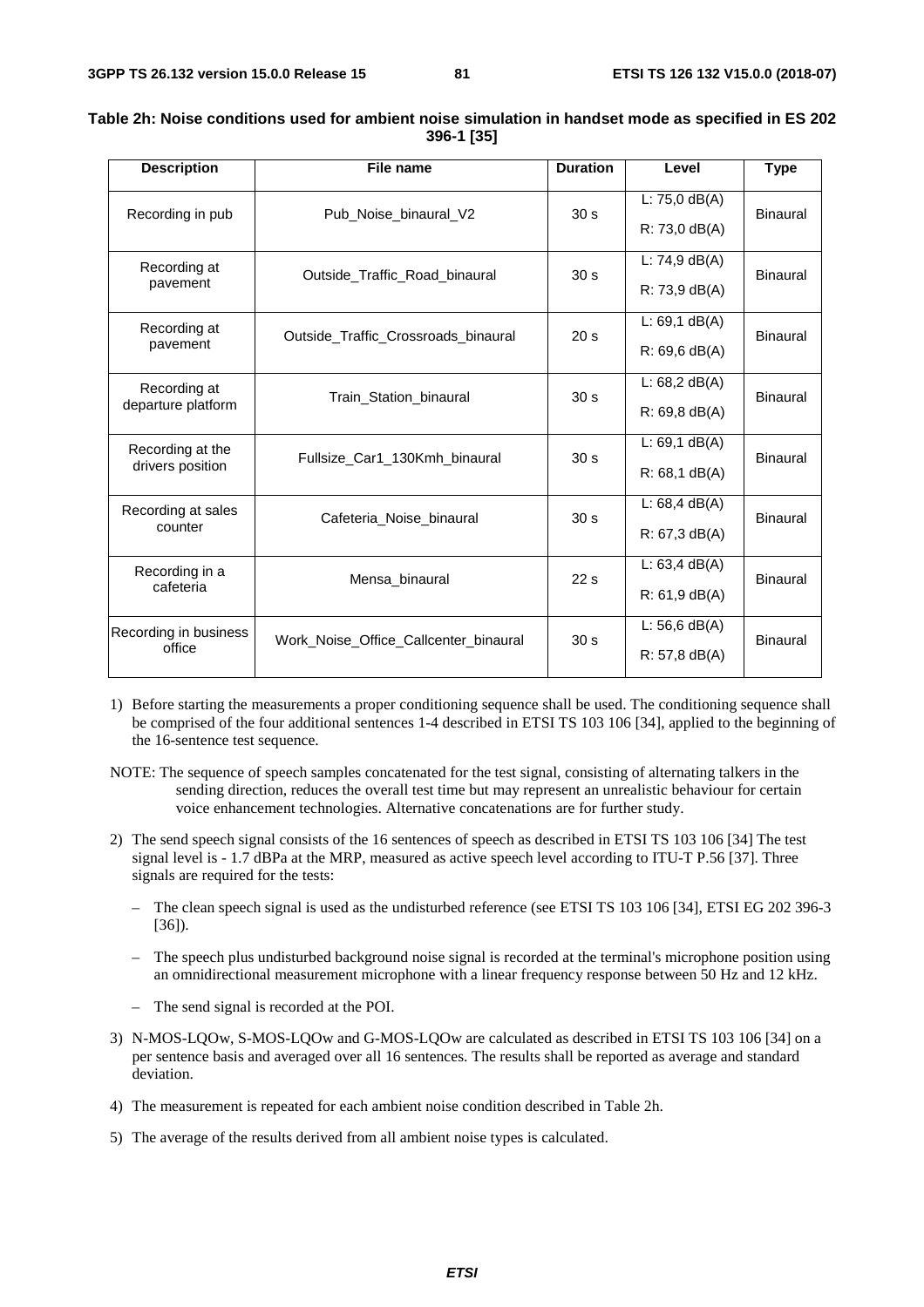**Table 2h: Noise conditions used for ambient noise simulation in handset mode as specified in ES 202 396-1 [35]**

| Description | File name | Duration | Level | Type |
|---|---|---|---|---|
| Recording in pub | Pub_Noise_binaural_V2 | 30 s | L: 75,0 dB(A)<br>R: 73,0 dB(A) | Binaural |
| Recording at pavement | Outside_Traffic_Road_binaural | 30 s | L: 74,9 dB(A)<br>R: 73,9 dB(A) | Binaural |
| Recording at pavement | Outside_Traffic_Crossroads_binaural | 20 s | L: 69,1 dB(A)<br>R: 69,6 dB(A) | Binaural |
| Recording at departure platform | Train_Station_binaural | 30 s | L: 68,2 dB(A)<br>R: 69,8 dB(A) | Binaural |
| Recording at the drivers position | Fullsize_Car1_130Kmh_binaural | 30 s | L: 69,1 dB(A)<br>R: 68,1 dB(A) | Binaural |
| Recording at sales counter | Cafeteria_Noise_binaural | 30 s | L: 68,4 dB(A)<br>R: 67,3 dB(A) | Binaural |
| Recording in a cafeteria | Mensa_binaural | 22 s | L: 63,4 dB(A)<br>R: 61,9 dB(A) | Binaural |
| Recording in business office | Work_Noise_Office_Callcenter_binaural | 30 s | L: 56,6 dB(A)<br>R: 57,8 dB(A) | Binaural |

1) Before starting the measurements a proper conditioning sequence shall be used. The conditioning sequence shall be comprised of the four additional sentences 1-4 described in ETSI TS 103 106 [34], applied to the beginning of the 16-sentence test sequence.

NOTE: The sequence of speech samples concatenated for the test signal, consisting of alternating talkers in the sending direction, reduces the overall test time but may represent an unrealistic behaviour for certain voice enhancement technologies. Alternative concatenations are for further study.

2) The send speech signal consists of the 16 sentences of speech as described in ETSI TS 103 106 [34] The test signal level is - 1.7 dBPa at the MRP, measured as active speech level according to ITU-T P.56 [37]. Three signals are required for the tests:

   – The clean speech signal is used as the undisturbed reference (see ETSI TS 103 106 [34], ETSI EG 202 396-3 [36]).

   – The speech plus undisturbed background noise signal is recorded at the terminal's microphone position using an omnidirectional measurement microphone with a linear frequency response between 50 Hz and 12 kHz.

   – The send signal is recorded at the POI.

3) N-MOS-LQOw, S-MOS-LQOw and G-MOS-LQOw are calculated as described in ETSI TS 103 106 [34] on a per sentence basis and averaged over all 16 sentences. The results shall be reported as average and standard deviation.

4) The measurement is repeated for each ambient noise condition described in Table 2h.

5) The average of the results derived from all ambient noise types is calculated.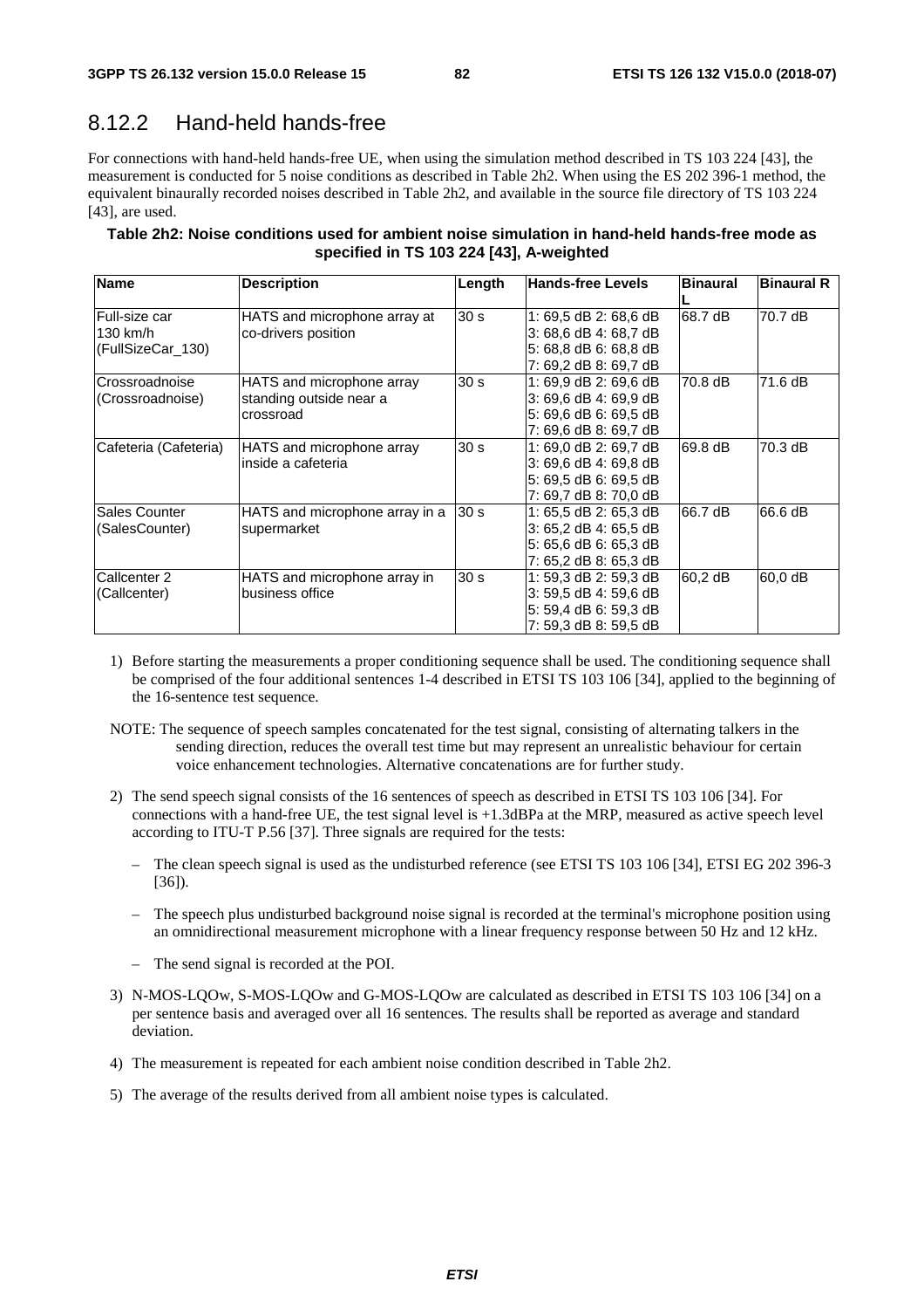## 8.12.2 Hand-held hands-free

For connections with hand-held hands-free UE, when using the simulation method described in TS 103 224 [43], the measurement is conducted for 5 noise conditions as described in Table 2h2. When using the ES 202 396-1 method, the equivalent binaurally recorded noises described in Table 2h2, and available in the source file directory of TS 103 224 [43], are used.

**Table 2h2: Noise conditions used for ambient noise simulation in hand-held hands-free mode as specified in TS 103 224 [43], A-weighted**

| Name | Description | Length | Hands-free Levels | Binaural L | Binaural R |
|---|---|---|---|---|---|
| Full-size car 130 km/h (FullSizeCar_130) | HATS and microphone array at co-drivers position | 30 s | 1: 69,5 dB 2: 68,6 dB 3: 68,6 dB 4: 68,7 dB 5: 68,8 dB 6: 68,8 dB 7: 69,2 dB 8: 69,7 dB | 68.7 dB | 70.7 dB |
| Crossroadnoise (Crossroadnoise) | HATS and microphone array standing outside near a crossroad | 30 s | 1: 69,9 dB 2: 69,6 dB 3: 69,6 dB 4: 69,9 dB 5: 69,6 dB 6: 69,5 dB 7: 69,6 dB 8: 69,7 dB | 70.8 dB | 71.6 dB |
| Cafeteria (Cafeteria) | HATS and microphone array inside a cafeteria | 30 s | 1: 69,0 dB 2: 69,7 dB 3: 69,6 dB 4: 69,8 dB 5: 69,5 dB 6: 69,5 dB 7: 69,7 dB 8: 70,0 dB | 69.8 dB | 70.3 dB |
| Sales Counter (SalesCounter) | HATS and microphone array in a supermarket | 30 s | 1: 65,5 dB 2: 65,3 dB 3: 65,2 dB 4: 65,5 dB 5: 65,6 dB 6: 65,3 dB 7: 65,2 dB 8: 65,3 dB | 66.7 dB | 66.6 dB |
| Callcenter 2 (Callcenter) | HATS and microphone array in business office | 30 s | 1: 59,3 dB 2: 59,3 dB 3: 59,5 dB 4: 59,6 dB 5: 59,4 dB 6: 59,3 dB 7: 59,3 dB 8: 59,5 dB | 60,2 dB | 60,0 dB |

1) Before starting the measurements a proper conditioning sequence shall be used. The conditioning sequence shall be comprised of the four additional sentences 1-4 described in ETSI TS 103 106 [34], applied to the beginning of the 16-sentence test sequence.

NOTE: The sequence of speech samples concatenated for the test signal, consisting of alternating talkers in the sending direction, reduces the overall test time but may represent an unrealistic behaviour for certain voice enhancement technologies. Alternative concatenations are for further study.

2) The send speech signal consists of the 16 sentences of speech as described in ETSI TS 103 106 [34]. For connections with a hand-free UE, the test signal level is +1.3dBPa at the MRP, measured as active speech level according to ITU-T P.56 [37]. Three signals are required for the tests:

   – The clean speech signal is used as the undisturbed reference (see ETSI TS 103 106 [34], ETSI EG 202 396-3 [36]).

   – The speech plus undisturbed background noise signal is recorded at the terminal's microphone position using an omnidirectional measurement microphone with a linear frequency response between 50 Hz and 12 kHz.

   – The send signal is recorded at the POI.

3) N-MOS-LQOw, S-MOS-LQOw and G-MOS-LQOw are calculated as described in ETSI TS 103 106 [34] on a per sentence basis and averaged over all 16 sentences. The results shall be reported as average and standard deviation.

4) The measurement is repeated for each ambient noise condition described in Table 2h2.

5) The average of the results derived from all ambient noise types is calculated.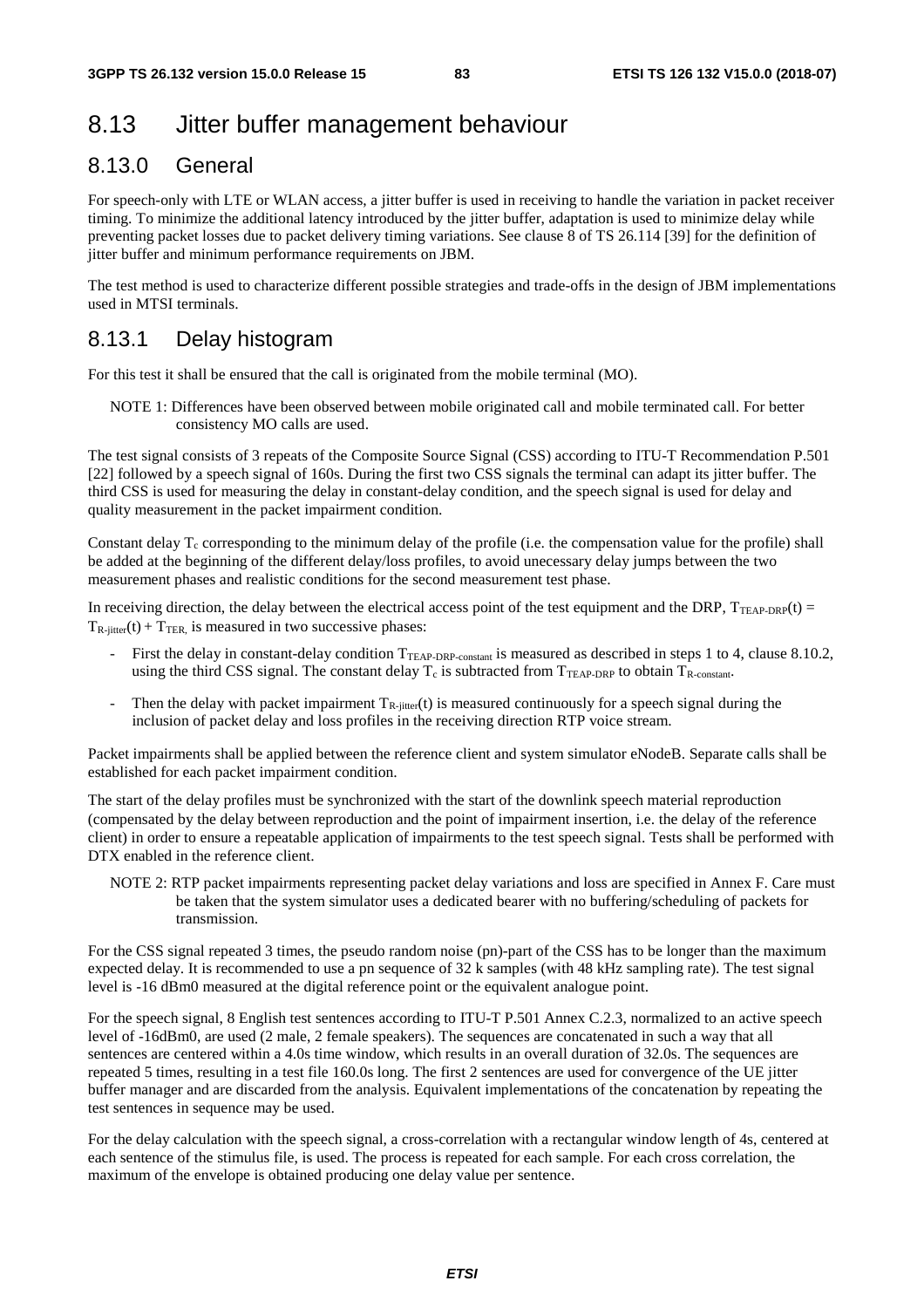# 8.13 Jitter buffer management behaviour

## 8.13.0 General

For speech-only with LTE or WLAN access, a jitter buffer is used in receiving to handle the variation in packet receiver timing. To minimize the additional latency introduced by the jitter buffer, adaptation is used to minimize delay while preventing packet losses due to packet delivery timing variations. See clause 8 of TS 26.114 [39] for the definition of jitter buffer and minimum performance requirements on JBM.

The test method is used to characterize different possible strategies and trade-offs in the design of JBM implementations used in MTSI terminals.

## 8.13.1 Delay histogram

For this test it shall be ensured that the call is originated from the mobile terminal (MO).

NOTE 1: Differences have been observed between mobile originated call and mobile terminated call. For better consistency MO calls are used.

The test signal consists of 3 repeats of the Composite Source Signal (CSS) according to ITU-T Recommendation P.501 [22] followed by a speech signal of 160s. During the first two CSS signals the terminal can adapt its jitter buffer. The third CSS is used for measuring the delay in constant-delay condition, and the speech signal is used for delay and quality measurement in the packet impairment condition.

Constant delay $T_c$ corresponding to the minimum delay of the profile (i.e. the compensation value for the profile) shall be added at the beginning of the different delay/loss profiles, to avoid unecessary delay jumps between the two measurement phases and realistic conditions for the second measurement test phase.

In receiving direction, the delay between the electrical access point of the test equipment and the DRP, $T_{TEAP\text{-}DRP}(t) = T_{R\text{-}jitter}(t) + T_{TER,}$ is measured in two successive phases:

- First the delay in constant-delay condition $T_{TEAP\text{-}DRP\text{-}constant}$ is measured as described in steps 1 to 4, clause 8.10.2, using the third CSS signal. The constant delay $T_c$ is subtracted from $T_{TEAP\text{-}DRP}$ to obtain $T_{R\text{-}constant}$.
- Then the delay with packet impairment $T_{R\text{-}jitter}(t)$ is measured continuously for a speech signal during the inclusion of packet delay and loss profiles in the receiving direction RTP voice stream.

Packet impairments shall be applied between the reference client and system simulator eNodeB. Separate calls shall be established for each packet impairment condition.

The start of the delay profiles must be synchronized with the start of the downlink speech material reproduction (compensated by the delay between reproduction and the point of impairment insertion, i.e. the delay of the reference client) in order to ensure a repeatable application of impairments to the test speech signal. Tests shall be performed with DTX enabled in the reference client.

NOTE 2: RTP packet impairments representing packet delay variations and loss are specified in Annex F. Care must be taken that the system simulator uses a dedicated bearer with no buffering/scheduling of packets for transmission.

For the CSS signal repeated 3 times, the pseudo random noise (pn)-part of the CSS has to be longer than the maximum expected delay. It is recommended to use a pn sequence of 32 k samples (with 48 kHz sampling rate). The test signal level is -16 dBm0 measured at the digital reference point or the equivalent analogue point.

For the speech signal, 8 English test sentences according to ITU-T P.501 Annex C.2.3, normalized to an active speech level of -16dBm0, are used (2 male, 2 female speakers). The sequences are concatenated in such a way that all sentences are centered within a 4.0s time window, which results in an overall duration of 32.0s. The sequences are repeated 5 times, resulting in a test file 160.0s long. The first 2 sentences are used for convergence of the UE jitter buffer manager and are discarded from the analysis. Equivalent implementations of the concatenation by repeating the test sentences in sequence may be used.

For the delay calculation with the speech signal, a cross-correlation with a rectangular window length of 4s, centered at each sentence of the stimulus file, is used. The process is repeated for each sample. For each cross correlation, the maximum of the envelope is obtained producing one delay value per sentence.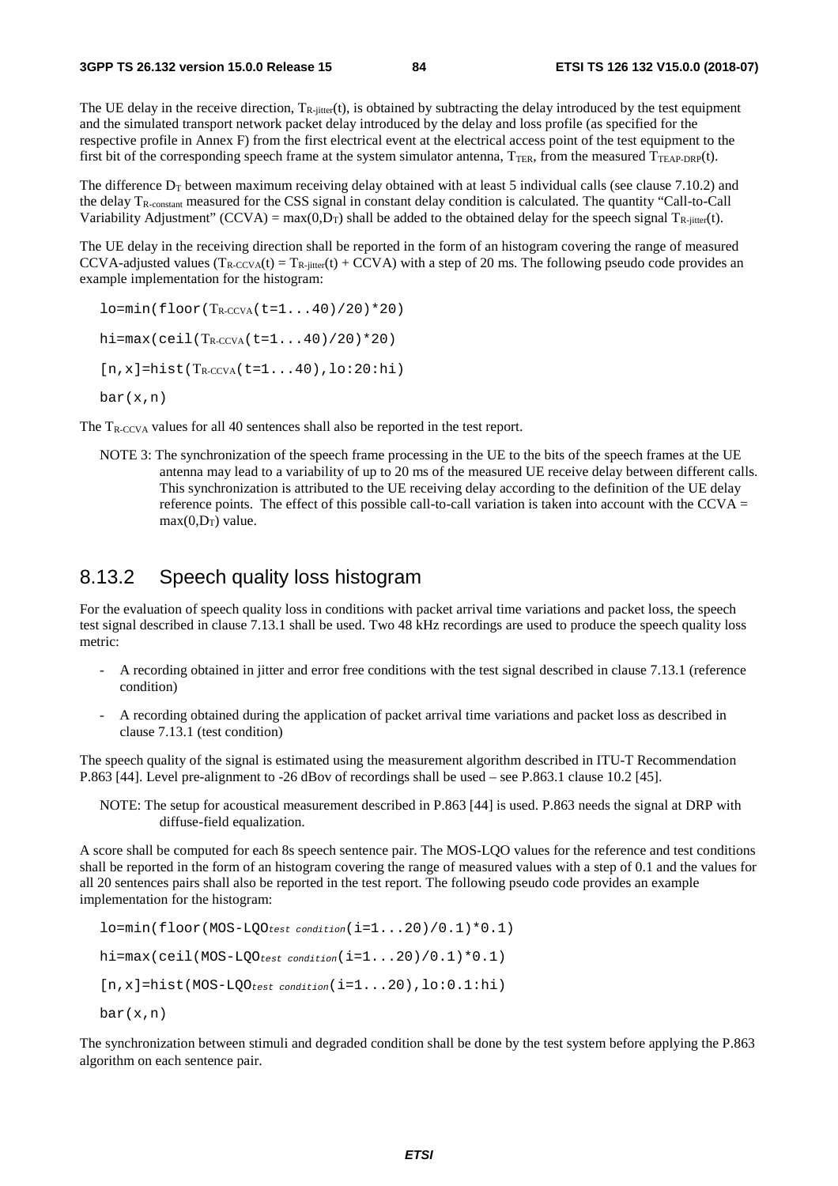The UE delay in the receive direction, $T_{R\text{-jitter}}(t)$, is obtained by subtracting the delay introduced by the test equipment and the simulated transport network packet delay introduced by the delay and loss profile (as specified for the respective profile in Annex F) from the first electrical event at the electrical access point of the test equipment to the first bit of the corresponding speech frame at the system simulator antenna, $T_{TER}$, from the measured $T_{TEAP\text{-}DRP}(t)$.

The difference $D_T$ between maximum receiving delay obtained with at least 5 individual calls (see clause 7.10.2) and the delay $T_{R\text{-constant}}$ measured for the CSS signal in constant delay condition is calculated. The quantity "Call-to-Call Variability Adjustment" (CCVA) = $\max(0,D_T)$ shall be added to the obtained delay for the speech signal $T_{R\text{-jitter}}(t)$.

The UE delay in the receiving direction shall be reported in the form of an histogram covering the range of measured CCVA-adjusted values ($T_{R\text{-CCVA}}(t) = T_{R\text{-jitter}}(t) + \text{CCVA}$) with a step of 20 ms. The following pseudo code provides an example implementation for the histogram:

```
lo=min(floor(TR-CCVA(t=1...40)/20)*20)
hi=max(ceil(TR-CCVA(t=1...40)/20)*20)
[n,x]=hist(TR-CCVA(t=1...40),lo:20:hi)
bar(x,n)
```

The $T_{R\text{-CCVA}}$ values for all 40 sentences shall also be reported in the test report.

NOTE 3: The synchronization of the speech frame processing in the UE to the bits of the speech frames at the UE antenna may lead to a variability of up to 20 ms of the measured UE receive delay between different calls. This synchronization is attributed to the UE receiving delay according to the definition of the UE delay reference points. The effect of this possible call-to-call variation is taken into account with the CCVA = $\max(0,D_T)$ value.

## 8.13.2 Speech quality loss histogram

For the evaluation of speech quality loss in conditions with packet arrival time variations and packet loss, the speech test signal described in clause 7.13.1 shall be used. Two 48 kHz recordings are used to produce the speech quality loss metric:

- A recording obtained in jitter and error free conditions with the test signal described in clause 7.13.1 (reference condition)
- A recording obtained during the application of packet arrival time variations and packet loss as described in clause 7.13.1 (test condition)

The speech quality of the signal is estimated using the measurement algorithm described in ITU-T Recommendation P.863 [44]. Level pre-alignment to -26 dBov of recordings shall be used – see P.863.1 clause 10.2 [45].

NOTE: The setup for acoustical measurement described in P.863 [44] is used. P.863 needs the signal at DRP with diffuse-field equalization.

A score shall be computed for each 8s speech sentence pair. The MOS-LQO values for the reference and test conditions shall be reported in the form of an histogram covering the range of measured values with a step of 0.1 and the values for all 20 sentences pairs shall also be reported in the test report. The following pseudo code provides an example implementation for the histogram:

```
lo=min(floor(MOS-LQOtest condition(i=1...20)/0.1)*0.1)
hi=max(ceil(MOS-LQOtest condition(i=1...20)/0.1)*0.1)
[n,x]=hist(MOS-LQOtest condition(i=1...20),lo:0.1:hi)
bar(x,n)
```

The synchronization between stimuli and degraded condition shall be done by the test system before applying the P.863 algorithm on each sentence pair.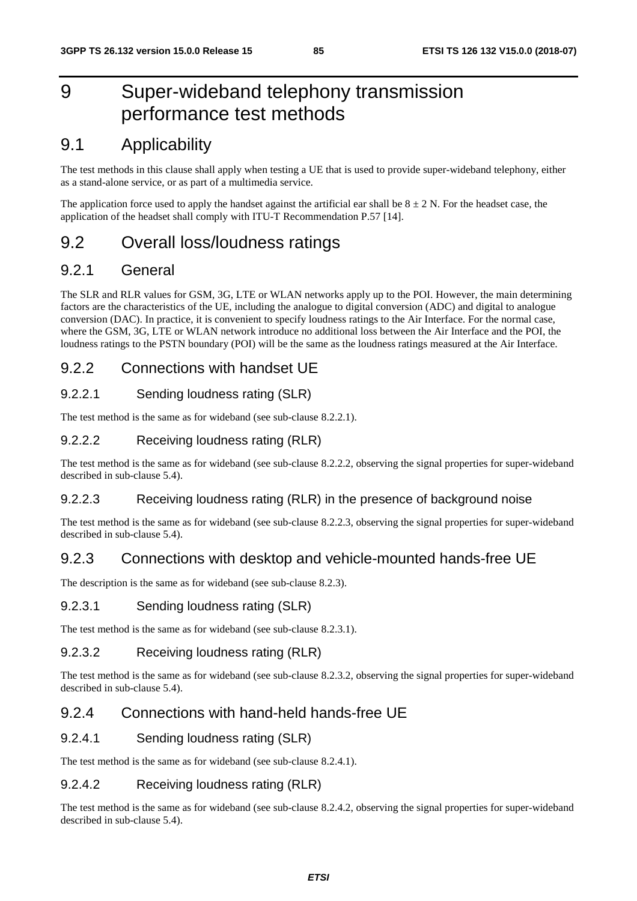# 9 Super-wideband telephony transmission performance test methods

## 9.1 Applicability

The test methods in this clause shall apply when testing a UE that is used to provide super-wideband telephony, either as a stand-alone service, or as part of a multimedia service.

The application force used to apply the handset against the artificial ear shall be $8 \pm 2$ N. For the headset case, the application of the headset shall comply with ITU-T Recommendation P.57 [14].

## 9.2 Overall loss/loudness ratings

### 9.2.1 General

The SLR and RLR values for GSM, 3G, LTE or WLAN networks apply up to the POI. However, the main determining factors are the characteristics of the UE, including the analogue to digital conversion (ADC) and digital to analogue conversion (DAC). In practice, it is convenient to specify loudness ratings to the Air Interface. For the normal case, where the GSM, 3G, LTE or WLAN network introduce no additional loss between the Air Interface and the POI, the loudness ratings to the PSTN boundary (POI) will be the same as the loudness ratings measured at the Air Interface.

### 9.2.2 Connections with handset UE

#### 9.2.2.1 Sending loudness rating (SLR)

The test method is the same as for wideband (see sub-clause 8.2.2.1).

#### 9.2.2.2 Receiving loudness rating (RLR)

The test method is the same as for wideband (see sub-clause 8.2.2.2, observing the signal properties for super-wideband described in sub-clause 5.4).

#### 9.2.2.3 Receiving loudness rating (RLR) in the presence of background noise

The test method is the same as for wideband (see sub-clause 8.2.2.3, observing the signal properties for super-wideband described in sub-clause 5.4).

### 9.2.3 Connections with desktop and vehicle-mounted hands-free UE

The description is the same as for wideband (see sub-clause 8.2.3).

#### 9.2.3.1 Sending loudness rating (SLR)

The test method is the same as for wideband (see sub-clause 8.2.3.1).

#### 9.2.3.2 Receiving loudness rating (RLR)

The test method is the same as for wideband (see sub-clause 8.2.3.2, observing the signal properties for super-wideband described in sub-clause 5.4).

### 9.2.4 Connections with hand-held hands-free UE

#### 9.2.4.1 Sending loudness rating (SLR)

The test method is the same as for wideband (see sub-clause 8.2.4.1).

#### 9.2.4.2 Receiving loudness rating (RLR)

The test method is the same as for wideband (see sub-clause 8.2.4.2, observing the signal properties for super-wideband described in sub-clause 5.4).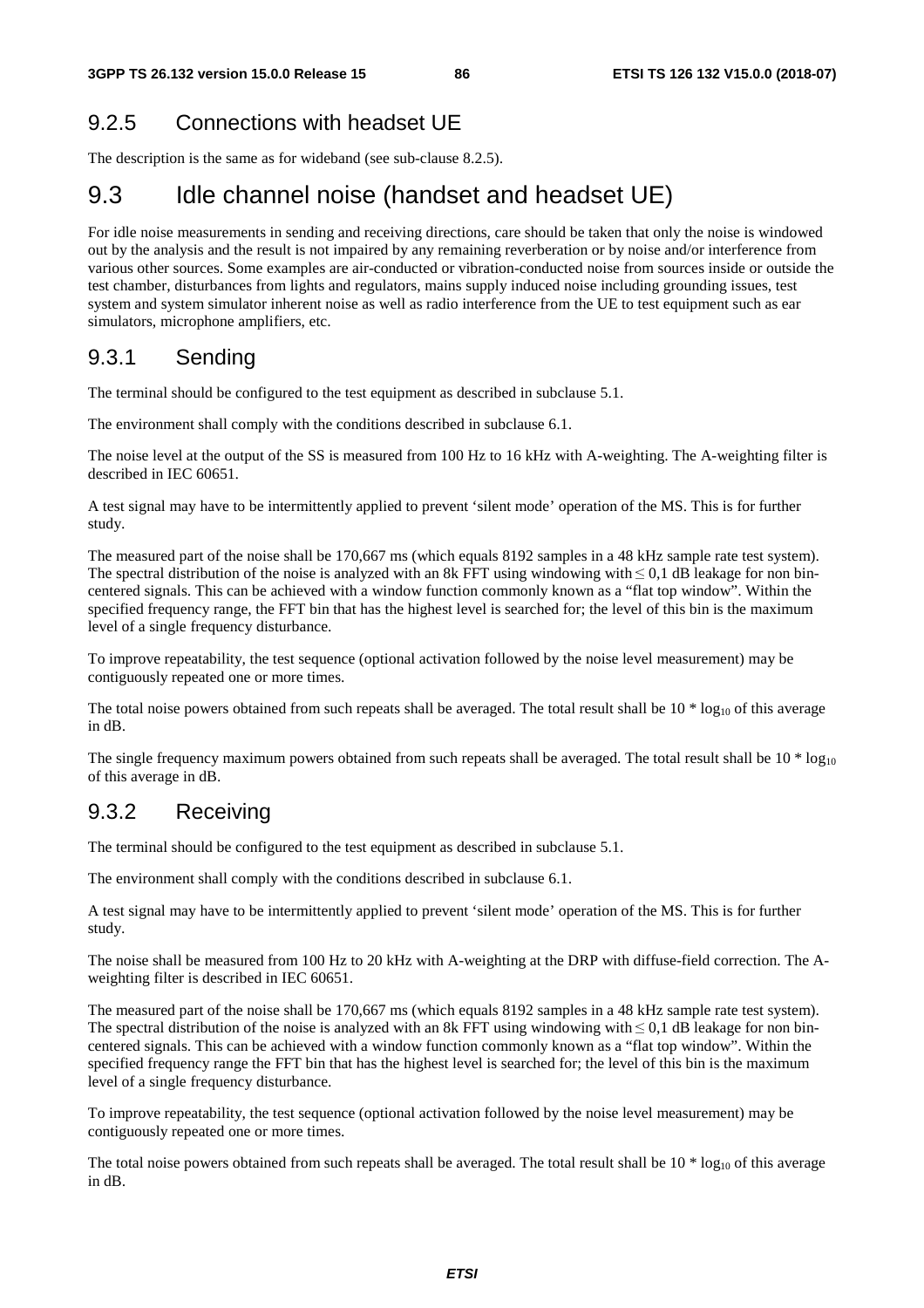### 9.2.5 Connections with headset UE

The description is the same as for wideband (see sub-clause 8.2.5).

## 9.3 Idle channel noise (handset and headset UE)

For idle noise measurements in sending and receiving directions, care should be taken that only the noise is windowed out by the analysis and the result is not impaired by any remaining reverberation or by noise and/or interference from various other sources. Some examples are air-conducted or vibration-conducted noise from sources inside or outside the test chamber, disturbances from lights and regulators, mains supply induced noise including grounding issues, test system and system simulator inherent noise as well as radio interference from the UE to test equipment such as ear simulators, microphone amplifiers, etc.

### 9.3.1 Sending

The terminal should be configured to the test equipment as described in subclause 5.1.

The environment shall comply with the conditions described in subclause 6.1.

The noise level at the output of the SS is measured from 100 Hz to 16 kHz with A-weighting. The A-weighting filter is described in IEC 60651.

A test signal may have to be intermittently applied to prevent 'silent mode' operation of the MS. This is for further study.

The measured part of the noise shall be 170,667 ms (which equals 8192 samples in a 48 kHz sample rate test system). The spectral distribution of the noise is analyzed with an 8k FFT using windowing with $\leq$ 0,1 dB leakage for non bin-centered signals. This can be achieved with a window function commonly known as a "flat top window". Within the specified frequency range, the FFT bin that has the highest level is searched for; the level of this bin is the maximum level of a single frequency disturbance.

To improve repeatability, the test sequence (optional activation followed by the noise level measurement) may be contiguously repeated one or more times.

The total noise powers obtained from such repeats shall be averaged. The total result shall be $10 * \log_{10}$ of this average in dB.

The single frequency maximum powers obtained from such repeats shall be averaged. The total result shall be $10 * \log_{10}$ of this average in dB.

### 9.3.2 Receiving

The terminal should be configured to the test equipment as described in subclause 5.1.

The environment shall comply with the conditions described in subclause 6.1.

A test signal may have to be intermittently applied to prevent 'silent mode' operation of the MS. This is for further study.

The noise shall be measured from 100 Hz to 20 kHz with A-weighting at the DRP with diffuse-field correction. The A-weighting filter is described in IEC 60651.

The measured part of the noise shall be 170,667 ms (which equals 8192 samples in a 48 kHz sample rate test system). The spectral distribution of the noise is analyzed with an 8k FFT using windowing with $\leq$ 0,1 dB leakage for non bin-centered signals. This can be achieved with a window function commonly known as a "flat top window". Within the specified frequency range the FFT bin that has the highest level is searched for; the level of this bin is the maximum level of a single frequency disturbance.

To improve repeatability, the test sequence (optional activation followed by the noise level measurement) may be contiguously repeated one or more times.

The total noise powers obtained from such repeats shall be averaged. The total result shall be $10 * \log_{10}$ of this average in dB.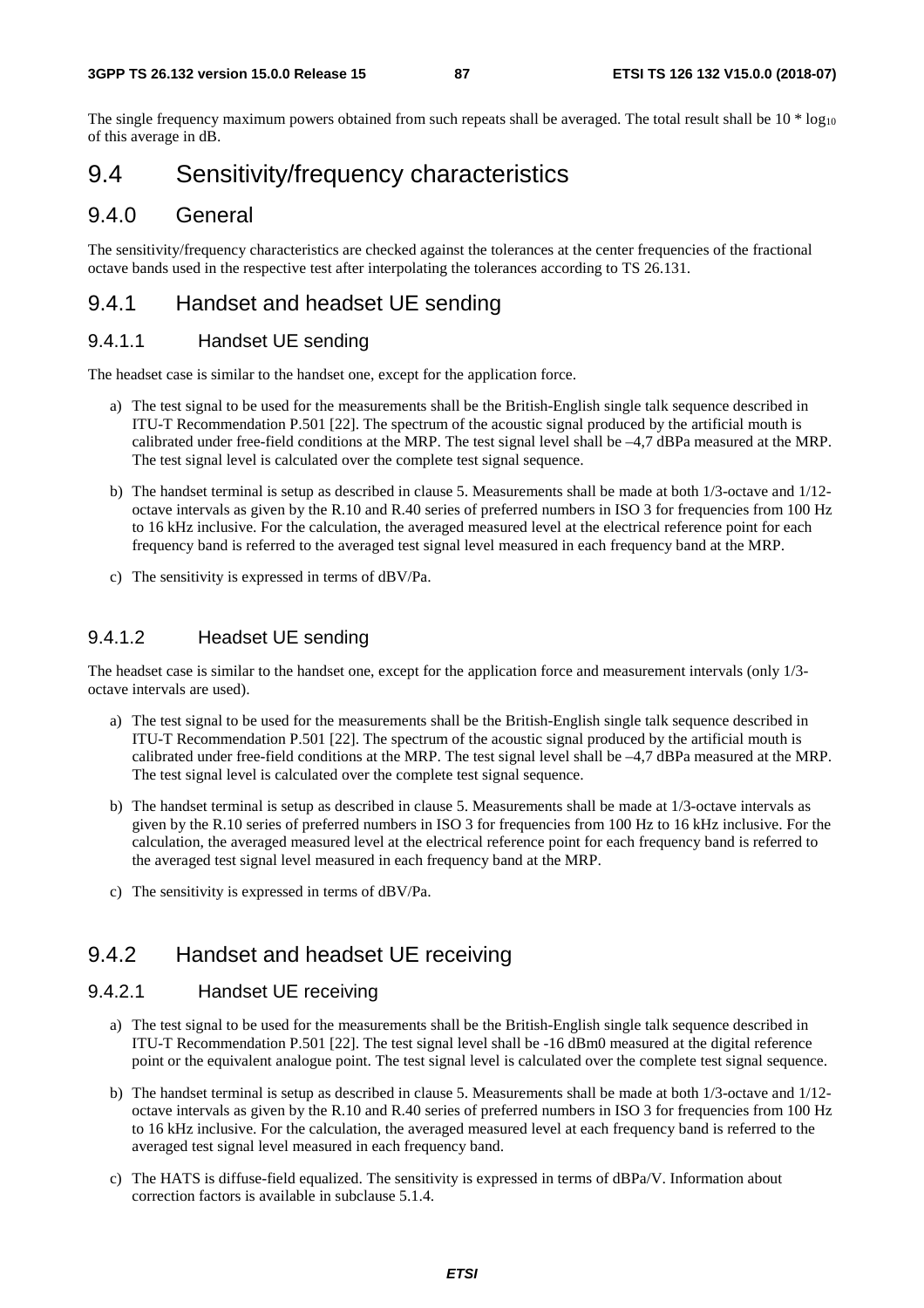The single frequency maximum powers obtained from such repeats shall be averaged. The total result shall be $10 * \log_{10}$ of this average in dB.

# 9.4 Sensitivity/frequency characteristics

## 9.4.0 General

The sensitivity/frequency characteristics are checked against the tolerances at the center frequencies of the fractional octave bands used in the respective test after interpolating the tolerances according to TS 26.131.

## 9.4.1 Handset and headset UE sending

### 9.4.1.1 Handset UE sending

The headset case is similar to the handset one, except for the application force.

a) The test signal to be used for the measurements shall be the British-English single talk sequence described in ITU-T Recommendation P.501 [22]. The spectrum of the acoustic signal produced by the artificial mouth is calibrated under free-field conditions at the MRP. The test signal level shall be –4,7 dBPa measured at the MRP. The test signal level is calculated over the complete test signal sequence.

b) The handset terminal is setup as described in clause 5. Measurements shall be made at both 1/3-octave and 1/12-octave intervals as given by the R.10 and R.40 series of preferred numbers in ISO 3 for frequencies from 100 Hz to 16 kHz inclusive. For the calculation, the averaged measured level at the electrical reference point for each frequency band is referred to the averaged test signal level measured in each frequency band at the MRP.

c) The sensitivity is expressed in terms of dBV/Pa.

### 9.4.1.2 Headset UE sending

The headset case is similar to the handset one, except for the application force and measurement intervals (only 1/3-octave intervals are used).

a) The test signal to be used for the measurements shall be the British-English single talk sequence described in ITU-T Recommendation P.501 [22]. The spectrum of the acoustic signal produced by the artificial mouth is calibrated under free-field conditions at the MRP. The test signal level shall be –4,7 dBPa measured at the MRP. The test signal level is calculated over the complete test signal sequence.

b) The handset terminal is setup as described in clause 5. Measurements shall be made at 1/3-octave intervals as given by the R.10 series of preferred numbers in ISO 3 for frequencies from 100 Hz to 16 kHz inclusive. For the calculation, the averaged measured level at the electrical reference point for each frequency band is referred to the averaged test signal level measured in each frequency band at the MRP.

c) The sensitivity is expressed in terms of dBV/Pa.

## 9.4.2 Handset and headset UE receiving

### 9.4.2.1 Handset UE receiving

a) The test signal to be used for the measurements shall be the British-English single talk sequence described in ITU-T Recommendation P.501 [22]. The test signal level shall be -16 dBm0 measured at the digital reference point or the equivalent analogue point. The test signal level is calculated over the complete test signal sequence.

b) The handset terminal is setup as described in clause 5. Measurements shall be made at both 1/3-octave and 1/12-octave intervals as given by the R.10 and R.40 series of preferred numbers in ISO 3 for frequencies from 100 Hz to 16 kHz inclusive. For the calculation, the averaged measured level at each frequency band is referred to the averaged test signal level measured in each frequency band.

c) The HATS is diffuse-field equalized. The sensitivity is expressed in terms of dBPa/V. Information about correction factors is available in subclause 5.1.4.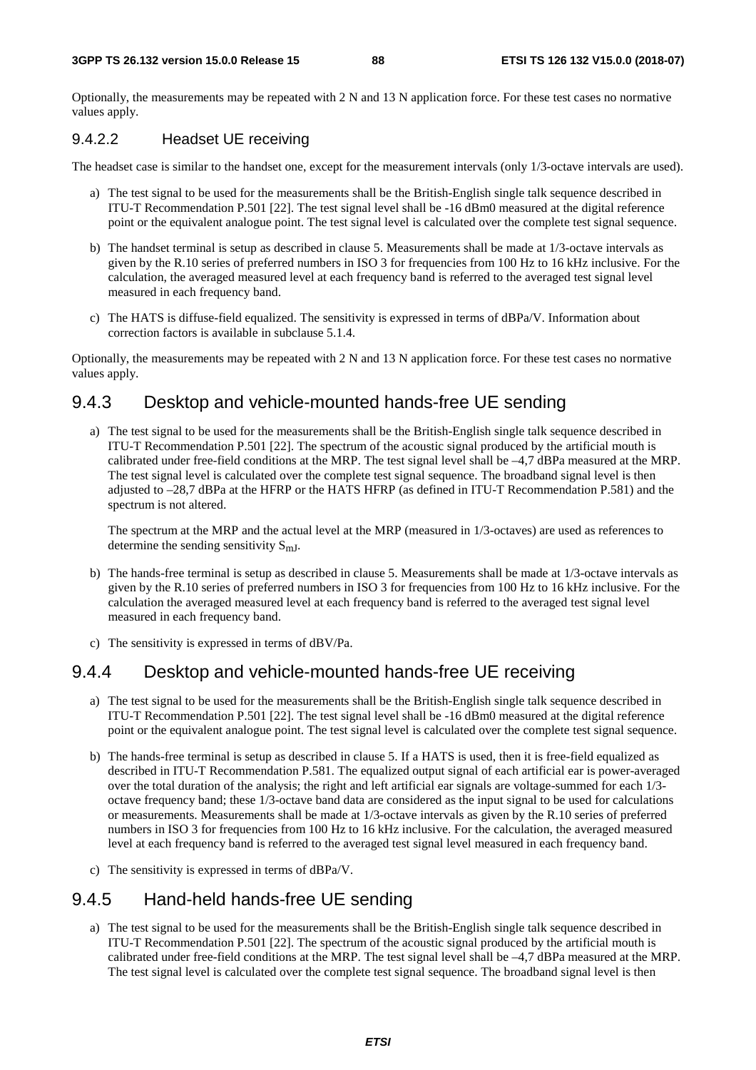Optionally, the measurements may be repeated with 2 N and 13 N application force. For these test cases no normative values apply.

#### 9.4.2.2 Headset UE receiving

The headset case is similar to the handset one, except for the measurement intervals (only 1/3-octave intervals are used).

a) The test signal to be used for the measurements shall be the British-English single talk sequence described in ITU-T Recommendation P.501 [22]. The test signal level shall be -16 dBm0 measured at the digital reference point or the equivalent analogue point. The test signal level is calculated over the complete test signal sequence.

b) The handset terminal is setup as described in clause 5. Measurements shall be made at 1/3-octave intervals as given by the R.10 series of preferred numbers in ISO 3 for frequencies from 100 Hz to 16 kHz inclusive. For the calculation, the averaged measured level at each frequency band is referred to the averaged test signal level measured in each frequency band.

c) The HATS is diffuse-field equalized. The sensitivity is expressed in terms of dBPa/V. Information about correction factors is available in subclause 5.1.4.

Optionally, the measurements may be repeated with 2 N and 13 N application force. For these test cases no normative values apply.

### 9.4.3 Desktop and vehicle-mounted hands-free UE sending

a) The test signal to be used for the measurements shall be the British-English single talk sequence described in ITU-T Recommendation P.501 [22]. The spectrum of the acoustic signal produced by the artificial mouth is calibrated under free-field conditions at the MRP. The test signal level shall be –4,7 dBPa measured at the MRP. The test signal level is calculated over the complete test signal sequence. The broadband signal level is then adjusted to –28,7 dBPa at the HFRP or the HATS HFRP (as defined in ITU-T Recommendation P.581) and the spectrum is not altered.

   The spectrum at the MRP and the actual level at the MRP (measured in 1/3-octaves) are used as references to determine the sending sensitivity $S_{mJ}$.

b) The hands-free terminal is setup as described in clause 5. Measurements shall be made at 1/3-octave intervals as given by the R.10 series of preferred numbers in ISO 3 for frequencies from 100 Hz to 16 kHz inclusive. For the calculation the averaged measured level at each frequency band is referred to the averaged test signal level measured in each frequency band.

c) The sensitivity is expressed in terms of dBV/Pa.

### 9.4.4 Desktop and vehicle-mounted hands-free UE receiving

a) The test signal to be used for the measurements shall be the British-English single talk sequence described in ITU-T Recommendation P.501 [22]. The test signal level shall be -16 dBm0 measured at the digital reference point or the equivalent analogue point. The test signal level is calculated over the complete test signal sequence.

b) The hands-free terminal is setup as described in clause 5. If a HATS is used, then it is free-field equalized as described in ITU-T Recommendation P.581. The equalized output signal of each artificial ear is power-averaged over the total duration of the analysis; the right and left artificial ear signals are voltage-summed for each 1/3-octave frequency band; these 1/3-octave band data are considered as the input signal to be used for calculations or measurements. Measurements shall be made at 1/3-octave intervals as given by the R.10 series of preferred numbers in ISO 3 for frequencies from 100 Hz to 16 kHz inclusive. For the calculation, the averaged measured level at each frequency band is referred to the averaged test signal level measured in each frequency band.

c) The sensitivity is expressed in terms of dBPa/V.

### 9.4.5 Hand-held hands-free UE sending

a) The test signal to be used for the measurements shall be the British-English single talk sequence described in ITU-T Recommendation P.501 [22]. The spectrum of the acoustic signal produced by the artificial mouth is calibrated under free-field conditions at the MRP. The test signal level shall be –4,7 dBPa measured at the MRP. The test signal level is calculated over the complete test signal sequence. The broadband signal level is then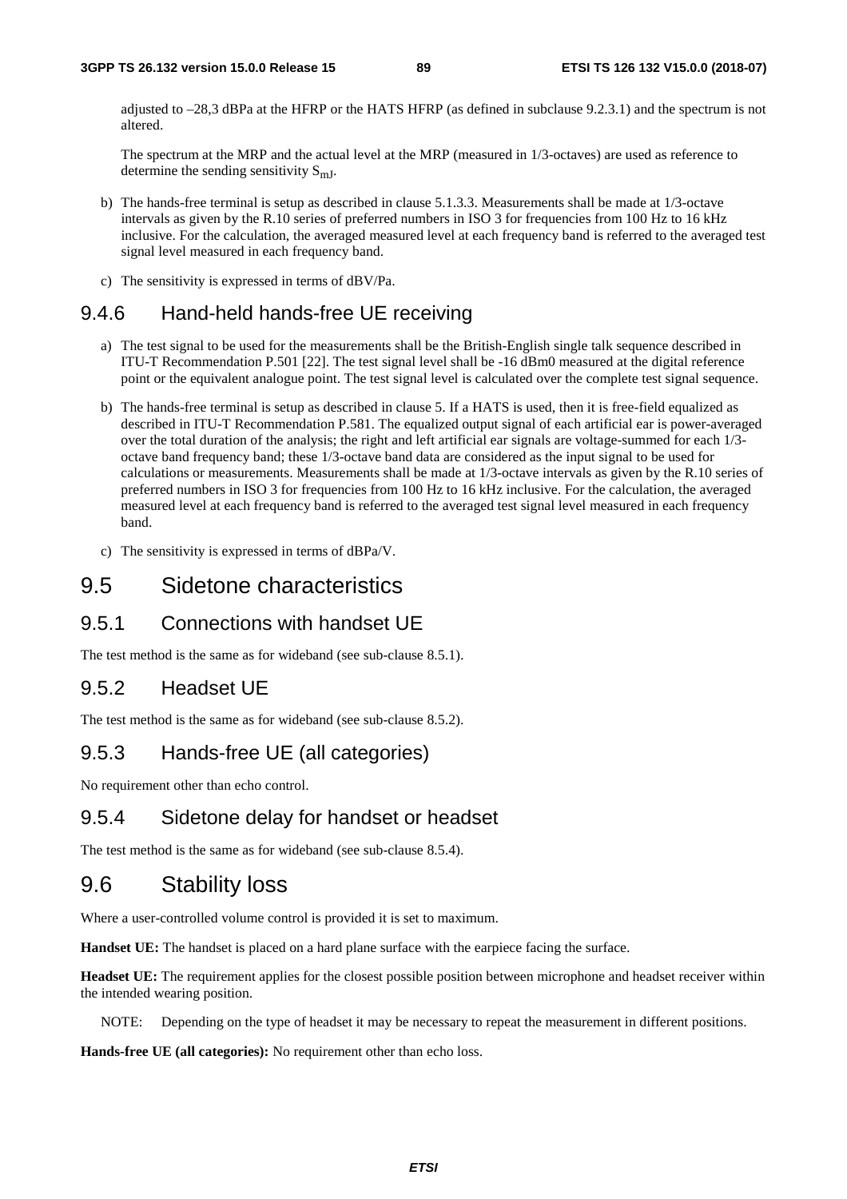adjusted to –28,3 dBPa at the HFRP or the HATS HFRP (as defined in subclause 9.2.3.1) and the spectrum is not altered.

The spectrum at the MRP and the actual level at the MRP (measured in 1/3-octaves) are used as reference to determine the sending sensitivity $S_{mJ}$.

b) The hands-free terminal is setup as described in clause 5.1.3.3. Measurements shall be made at 1/3-octave intervals as given by the R.10 series of preferred numbers in ISO 3 for frequencies from 100 Hz to 16 kHz inclusive. For the calculation, the averaged measured level at each frequency band is referred to the averaged test signal level measured in each frequency band.

c) The sensitivity is expressed in terms of dBV/Pa.

### 9.4.6 Hand-held hands-free UE receiving

a) The test signal to be used for the measurements shall be the British-English single talk sequence described in ITU-T Recommendation P.501 [22]. The test signal level shall be -16 dBm0 measured at the digital reference point or the equivalent analogue point. The test signal level is calculated over the complete test signal sequence.

b) The hands-free terminal is setup as described in clause 5. If a HATS is used, then it is free-field equalized as described in ITU-T Recommendation P.581. The equalized output signal of each artificial ear is power-averaged over the total duration of the analysis; the right and left artificial ear signals are voltage-summed for each 1/3-octave band frequency band; these 1/3-octave band data are considered as the input signal to be used for calculations or measurements. Measurements shall be made at 1/3-octave intervals as given by the R.10 series of preferred numbers in ISO 3 for frequencies from 100 Hz to 16 kHz inclusive. For the calculation, the averaged measured level at each frequency band is referred to the averaged test signal level measured in each frequency band.

c) The sensitivity is expressed in terms of dBPa/V.

## 9.5 Sidetone characteristics

### 9.5.1 Connections with handset UE

The test method is the same as for wideband (see sub-clause 8.5.1).

### 9.5.2 Headset UE

The test method is the same as for wideband (see sub-clause 8.5.2).

### 9.5.3 Hands-free UE (all categories)

No requirement other than echo control.

### 9.5.4 Sidetone delay for handset or headset

The test method is the same as for wideband (see sub-clause 8.5.4).

## 9.6 Stability loss

Where a user-controlled volume control is provided it is set to maximum.

**Handset UE:** The handset is placed on a hard plane surface with the earpiece facing the surface.

**Headset UE:** The requirement applies for the closest possible position between microphone and headset receiver within the intended wearing position.

NOTE: Depending on the type of headset it may be necessary to repeat the measurement in different positions.

**Hands-free UE (all categories):** No requirement other than echo loss.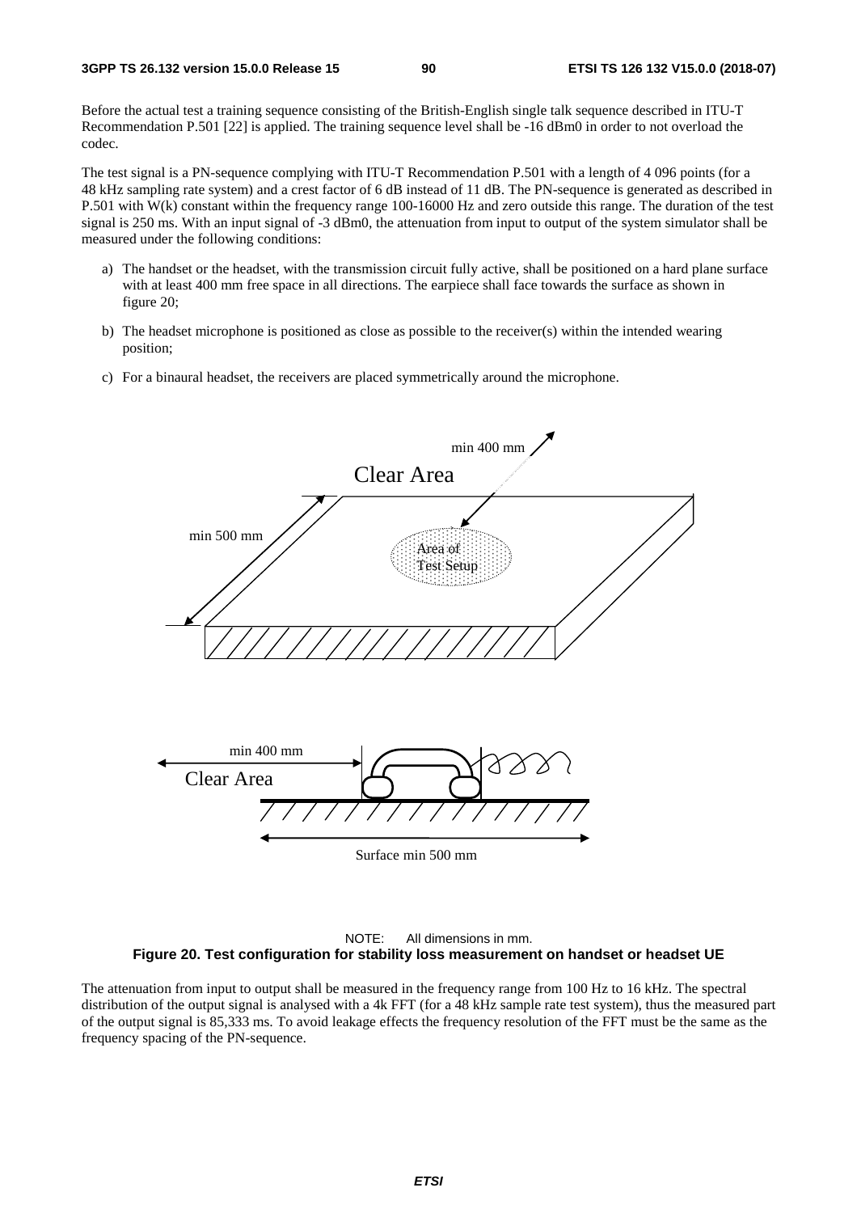Before the actual test a training sequence consisting of the British-English single talk sequence described in ITU-T Recommendation P.501 [22] is applied. The training sequence level shall be -16 dBm0 in order to not overload the codec.

The test signal is a PN-sequence complying with ITU-T Recommendation P.501 with a length of 4 096 points (for a 48 kHz sampling rate system) and a crest factor of 6 dB instead of 11 dB. The PN-sequence is generated as described in P.501 with W(k) constant within the frequency range 100-16000 Hz and zero outside this range. The duration of the test signal is 250 ms. With an input signal of -3 dBm0, the attenuation from input to output of the system simulator shall be measured under the following conditions:

a) The handset or the headset, with the transmission circuit fully active, shall be positioned on a hard plane surface with at least 400 mm free space in all directions. The earpiece shall face towards the surface as shown in figure 20;

b) The headset microphone is positioned as close as possible to the receiver(s) within the intended wearing position;

c) For a binaural headset, the receivers are placed symmetrically around the microphone.

NOTE: All dimensions in mm.

**Figure 20. Test configuration for stability loss measurement on handset or headset UE**

The attenuation from input to output shall be measured in the frequency range from 100 Hz to 16 kHz. The spectral distribution of the output signal is analysed with a 4k FFT (for a 48 kHz sample rate test system), thus the measured part of the output signal is 85,333 ms. To avoid leakage effects the frequency resolution of the FFT must be the same as the frequency spacing of the PN-sequence.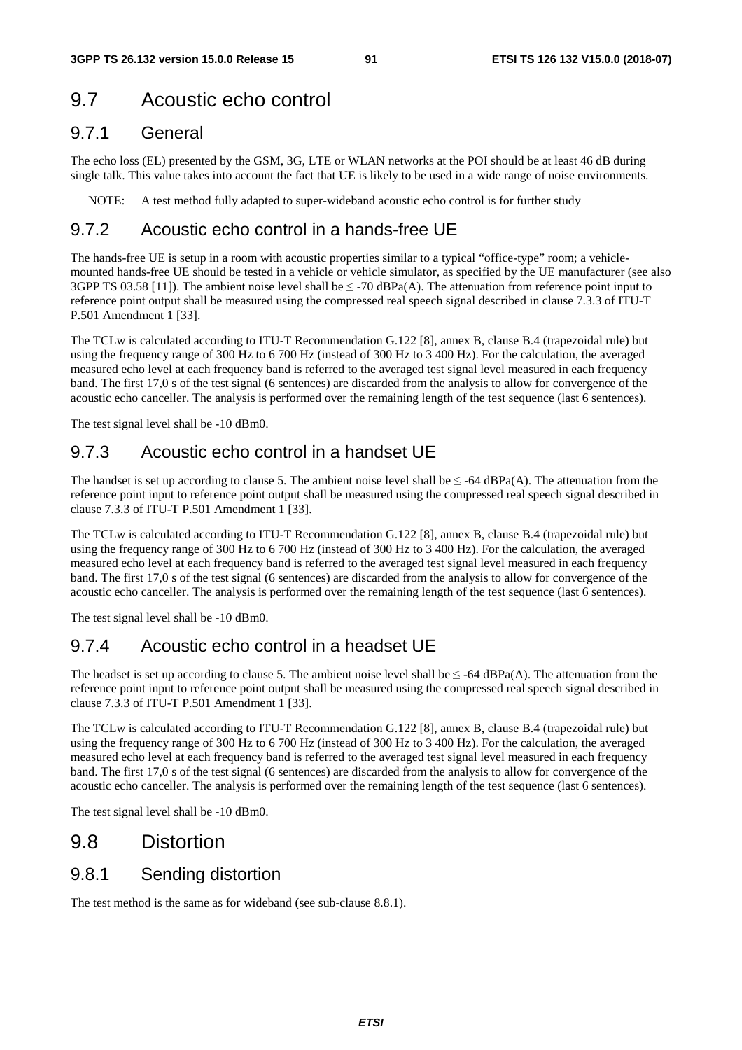# 9.7 Acoustic echo control

## 9.7.1 General

The echo loss (EL) presented by the GSM, 3G, LTE or WLAN networks at the POI should be at least 46 dB during single talk. This value takes into account the fact that UE is likely to be used in a wide range of noise environments.

NOTE: A test method fully adapted to super-wideband acoustic echo control is for further study

## 9.7.2 Acoustic echo control in a hands-free UE

The hands-free UE is setup in a room with acoustic properties similar to a typical "office-type" room; a vehicle-mounted hands-free UE should be tested in a vehicle or vehicle simulator, as specified by the UE manufacturer (see also 3GPP TS 03.58 [11]). The ambient noise level shall be ≤ -70 dBPa(A). The attenuation from reference point input to reference point output shall be measured using the compressed real speech signal described in clause 7.3.3 of ITU-T P.501 Amendment 1 [33].

The TCLw is calculated according to ITU-T Recommendation G.122 [8], annex B, clause B.4 (trapezoidal rule) but using the frequency range of 300 Hz to 6 700 Hz (instead of 300 Hz to 3 400 Hz). For the calculation, the averaged measured echo level at each frequency band is referred to the averaged test signal level measured in each frequency band. The first 17,0 s of the test signal (6 sentences) are discarded from the analysis to allow for convergence of the acoustic echo canceller. The analysis is performed over the remaining length of the test sequence (last 6 sentences).

The test signal level shall be -10 dBm0.

## 9.7.3 Acoustic echo control in a handset UE

The handset is set up according to clause 5. The ambient noise level shall be ≤ -64 dBPa(A). The attenuation from the reference point input to reference point output shall be measured using the compressed real speech signal described in clause 7.3.3 of ITU-T P.501 Amendment 1 [33].

The TCLw is calculated according to ITU-T Recommendation G.122 [8], annex B, clause B.4 (trapezoidal rule) but using the frequency range of 300 Hz to 6 700 Hz (instead of 300 Hz to 3 400 Hz). For the calculation, the averaged measured echo level at each frequency band is referred to the averaged test signal level measured in each frequency band. The first 17,0 s of the test signal (6 sentences) are discarded from the analysis to allow for convergence of the acoustic echo canceller. The analysis is performed over the remaining length of the test sequence (last 6 sentences).

The test signal level shall be -10 dBm0.

## 9.7.4 Acoustic echo control in a headset UE

The headset is set up according to clause 5. The ambient noise level shall be ≤ -64 dBPa(A). The attenuation from the reference point input to reference point output shall be measured using the compressed real speech signal described in clause 7.3.3 of ITU-T P.501 Amendment 1 [33].

The TCLw is calculated according to ITU-T Recommendation G.122 [8], annex B, clause B.4 (trapezoidal rule) but using the frequency range of 300 Hz to 6 700 Hz (instead of 300 Hz to 3 400 Hz). For the calculation, the averaged measured echo level at each frequency band is referred to the averaged test signal level measured in each frequency band. The first 17,0 s of the test signal (6 sentences) are discarded from the analysis to allow for convergence of the acoustic echo canceller. The analysis is performed over the remaining length of the test sequence (last 6 sentences).

The test signal level shall be -10 dBm0.

# 9.8 Distortion

## 9.8.1 Sending distortion

The test method is the same as for wideband (see sub-clause 8.8.1).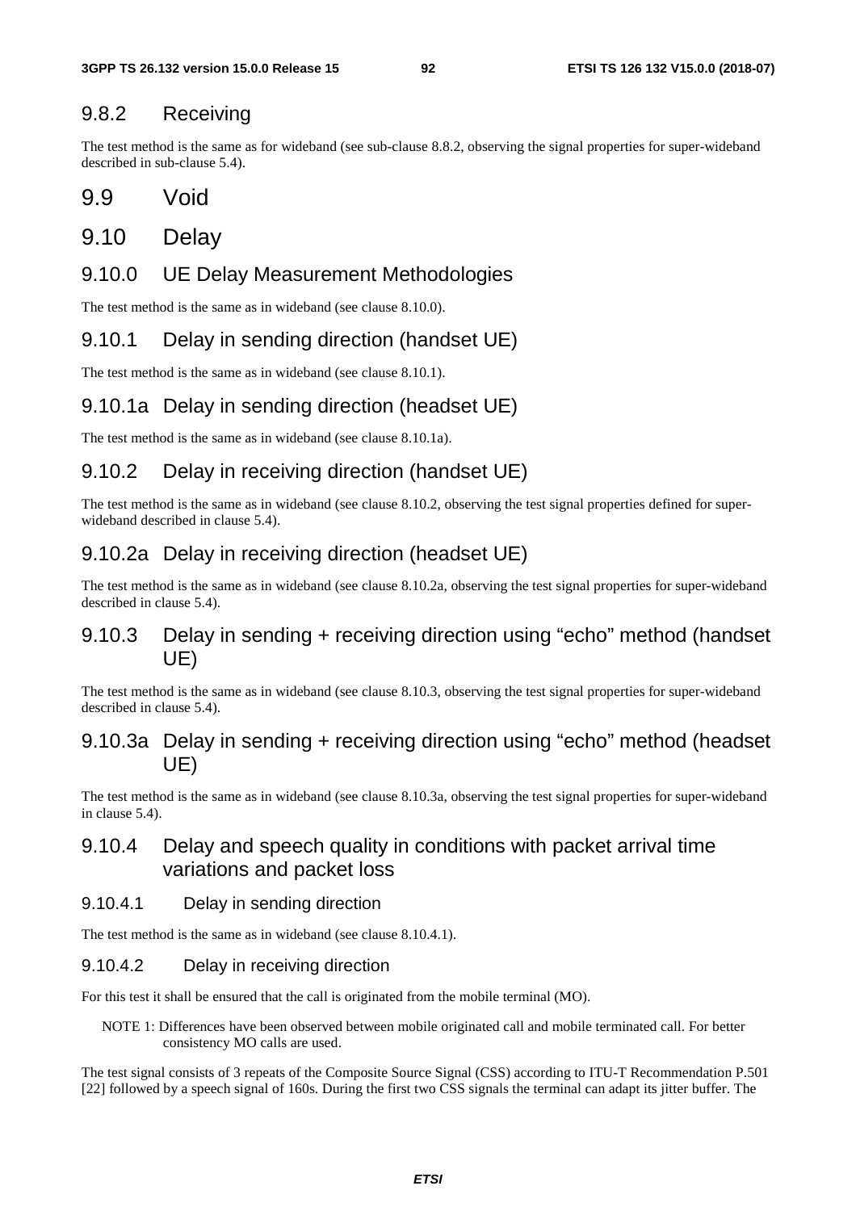### 9.8.2 Receiving

The test method is the same as for wideband (see sub-clause 8.8.2, observing the signal properties for super-wideband described in sub-clause 5.4).

## 9.9 Void

## 9.10 Delay

### 9.10.0 UE Delay Measurement Methodologies

The test method is the same as in wideband (see clause 8.10.0).

### 9.10.1 Delay in sending direction (handset UE)

The test method is the same as in wideband (see clause 8.10.1).

### 9.10.1a Delay in sending direction (headset UE)

The test method is the same as in wideband (see clause 8.10.1a).

### 9.10.2 Delay in receiving direction (handset UE)

The test method is the same as in wideband (see clause 8.10.2, observing the test signal properties defined for super-wideband described in clause 5.4).

### 9.10.2a Delay in receiving direction (headset UE)

The test method is the same as in wideband (see clause 8.10.2a, observing the test signal properties for super-wideband described in clause 5.4).

### 9.10.3 Delay in sending + receiving direction using “echo” method (handset UE)

The test method is the same as in wideband (see clause 8.10.3, observing the test signal properties for super-wideband described in clause 5.4).

### 9.10.3a Delay in sending + receiving direction using “echo” method (headset UE)

The test method is the same as in wideband (see clause 8.10.3a, observing the test signal properties for super-wideband in clause 5.4).

### 9.10.4 Delay and speech quality in conditions with packet arrival time variations and packet loss

#### 9.10.4.1 Delay in sending direction

The test method is the same as in wideband (see clause 8.10.4.1).

#### 9.10.4.2 Delay in receiving direction

For this test it shall be ensured that the call is originated from the mobile terminal (MO).

NOTE 1: Differences have been observed between mobile originated call and mobile terminated call. For better consistency MO calls are used.

The test signal consists of 3 repeats of the Composite Source Signal (CSS) according to ITU-T Recommendation P.501 [22] followed by a speech signal of 160s. During the first two CSS signals the terminal can adapt its jitter buffer. The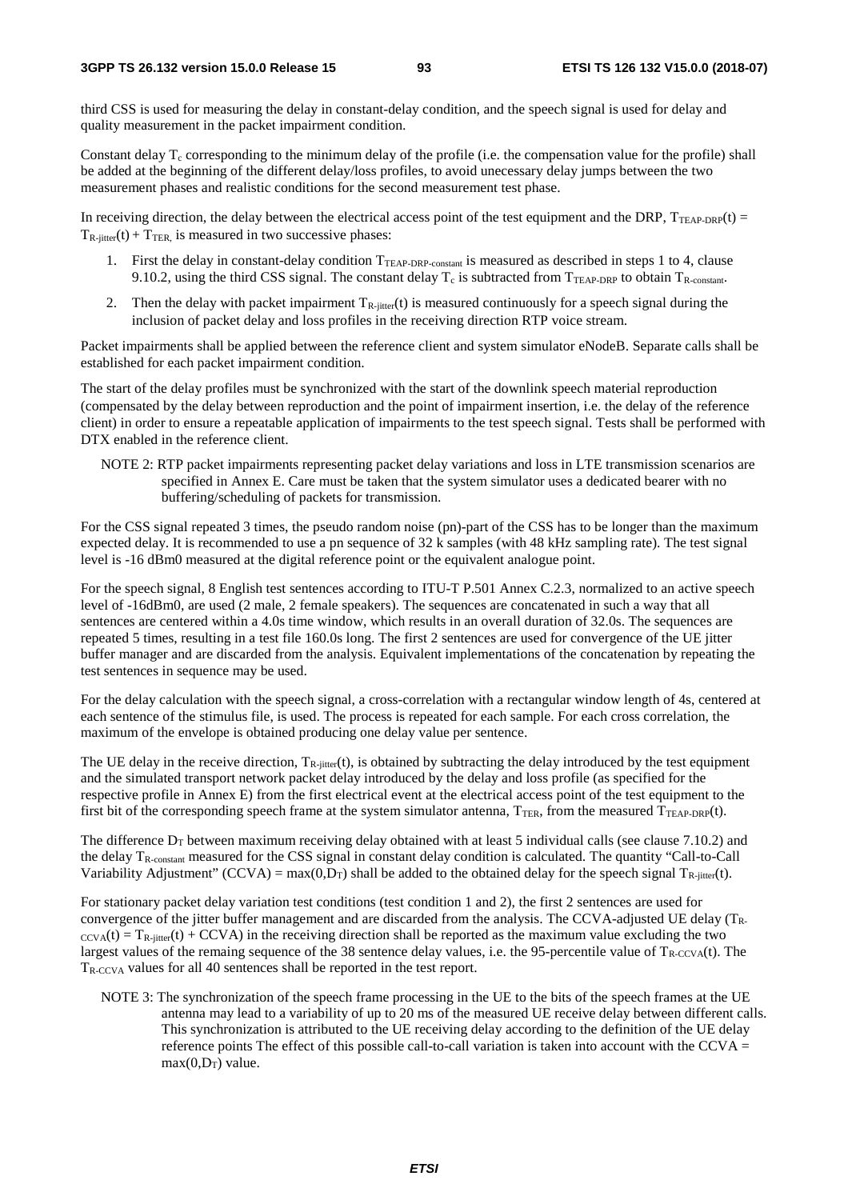third CSS is used for measuring the delay in constant-delay condition, and the speech signal is used for delay and quality measurement in the packet impairment condition.

Constant delay $T_c$ corresponding to the minimum delay of the profile (i.e. the compensation value for the profile) shall be added at the beginning of the different delay/loss profiles, to avoid unecessary delay jumps between the two measurement phases and realistic conditions for the second measurement test phase.

In receiving direction, the delay between the electrical access point of the test equipment and the DRP, $T_{TEAP-DRP}(t) = T_{R-jitter}(t) + T_{TER,}$ is measured in two successive phases:

1. First the delay in constant-delay condition $T_{TEAP-DRP-constant}$ is measured as described in steps 1 to 4, clause 9.10.2, using the third CSS signal. The constant delay $T_c$ is subtracted from $T_{TEAP-DRP}$ to obtain $T_{R-constant}$.
2. Then the delay with packet impairment $T_{R-jitter}(t)$ is measured continuously for a speech signal during the inclusion of packet delay and loss profiles in the receiving direction RTP voice stream.

Packet impairments shall be applied between the reference client and system simulator eNodeB. Separate calls shall be established for each packet impairment condition.

The start of the delay profiles must be synchronized with the start of the downlink speech material reproduction (compensated by the delay between reproduction and the point of impairment insertion, i.e. the delay of the reference client) in order to ensure a repeatable application of impairments to the test speech signal. Tests shall be performed with DTX enabled in the reference client.

NOTE 2: RTP packet impairments representing packet delay variations and loss in LTE transmission scenarios are specified in Annex E. Care must be taken that the system simulator uses a dedicated bearer with no buffering/scheduling of packets for transmission.

For the CSS signal repeated 3 times, the pseudo random noise (pn)-part of the CSS has to be longer than the maximum expected delay. It is recommended to use a pn sequence of 32 k samples (with 48 kHz sampling rate). The test signal level is -16 dBm0 measured at the digital reference point or the equivalent analogue point.

For the speech signal, 8 English test sentences according to ITU-T P.501 Annex C.2.3, normalized to an active speech level of -16dBm0, are used (2 male, 2 female speakers). The sequences are concatenated in such a way that all sentences are centered within a 4.0s time window, which results in an overall duration of 32.0s. The sequences are repeated 5 times, resulting in a test file 160.0s long. The first 2 sentences are used for convergence of the UE jitter buffer manager and are discarded from the analysis. Equivalent implementations of the concatenation by repeating the test sentences in sequence may be used.

For the delay calculation with the speech signal, a cross-correlation with a rectangular window length of 4s, centered at each sentence of the stimulus file, is used. The process is repeated for each sample. For each cross correlation, the maximum of the envelope is obtained producing one delay value per sentence.

The UE delay in the receive direction, $T_{R-jitter}(t)$, is obtained by subtracting the delay introduced by the test equipment and the simulated transport network packet delay introduced by the delay and loss profile (as specified for the respective profile in Annex E) from the first electrical event at the electrical access point of the test equipment to the first bit of the corresponding speech frame at the system simulator antenna, $T_{TER}$, from the measured $T_{TEAP-DRP}(t)$.

The difference $D_T$ between maximum receiving delay obtained with at least 5 individual calls (see clause 7.10.2) and the delay $T_{R-constant}$ measured for the CSS signal in constant delay condition is calculated. The quantity "Call-to-Call Variability Adjustment" (CCVA) = $\max(0,D_T)$ shall be added to the obtained delay for the speech signal $T_{R-jitter}(t)$.

For stationary packet delay variation test conditions (test condition 1 and 2), the first 2 sentences are used for convergence of the jitter buffer management and are discarded from the analysis. The CCVA-adjusted UE delay ($T_{R-CCVA}(t) = T_{R-jitter}(t) + CCVA$) in the receiving direction shall be reported as the maximum value excluding the two largest values of the remaing sequence of the 38 sentence delay values, i.e. the 95-percentile value of $T_{R-CCVA}(t)$. The $T_{R-CCVA}$ values for all 40 sentences shall be reported in the test report.

NOTE 3: The synchronization of the speech frame processing in the UE to the bits of the speech frames at the UE antenna may lead to a variability of up to 20 ms of the measured UE receive delay between different calls. This synchronization is attributed to the UE receiving delay according to the definition of the UE delay reference points The effect of this possible call-to-call variation is taken into account with the CCVA = $\max(0,D_T)$ value.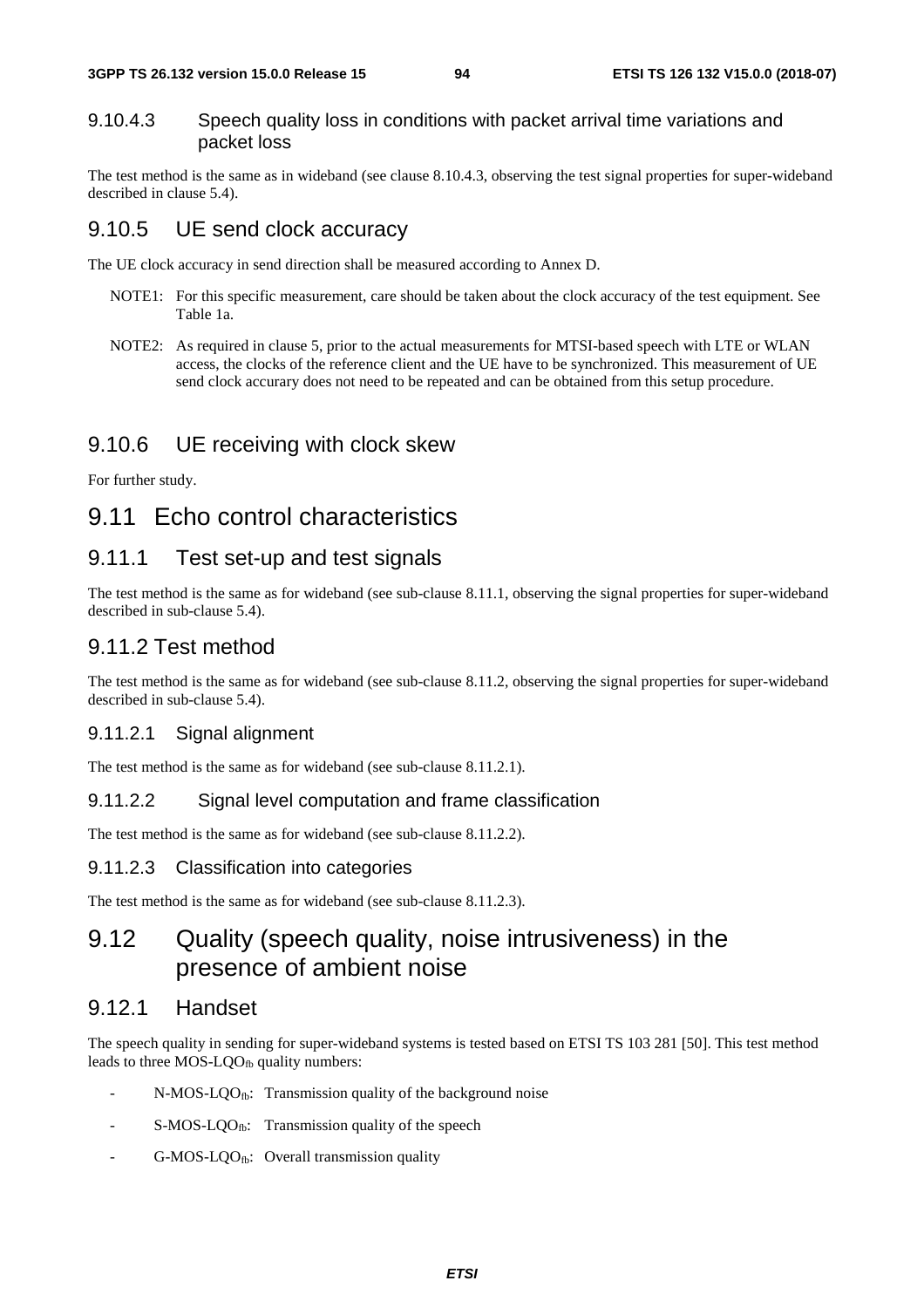#### 9.10.4.3 Speech quality loss in conditions with packet arrival time variations and packet loss

The test method is the same as in wideband (see clause 8.10.4.3, observing the test signal properties for super-wideband described in clause 5.4).

### 9.10.5 UE send clock accuracy

The UE clock accuracy in send direction shall be measured according to Annex D.

NOTE1: For this specific measurement, care should be taken about the clock accuracy of the test equipment. See Table 1a.

NOTE2: As required in clause 5, prior to the actual measurements for MTSI-based speech with LTE or WLAN access, the clocks of the reference client and the UE have to be synchronized. This measurement of UE send clock accurary does not need to be repeated and can be obtained from this setup procedure.

### 9.10.6 UE receiving with clock skew

For further study.

## 9.11 Echo control characteristics

### 9.11.1 Test set-up and test signals

The test method is the same as for wideband (see sub-clause 8.11.1, observing the signal properties for super-wideband described in sub-clause 5.4).

### 9.11.2 Test method

The test method is the same as for wideband (see sub-clause 8.11.2, observing the signal properties for super-wideband described in sub-clause 5.4).

#### 9.11.2.1 Signal alignment

The test method is the same as for wideband (see sub-clause 8.11.2.1).

#### 9.11.2.2 Signal level computation and frame classification

The test method is the same as for wideband (see sub-clause 8.11.2.2).

#### 9.11.2.3 Classification into categories

The test method is the same as for wideband (see sub-clause 8.11.2.3).

## 9.12 Quality (speech quality, noise intrusiveness) in the presence of ambient noise

### 9.12.1 Handset

The speech quality in sending for super-wideband systems is tested based on ETSI TS 103 281 [50]. This test method leads to three $MOS\text{-}LQO_{fb}$ quality numbers:

- $N\text{-}MOS\text{-}LQO_{fb}$: Transmission quality of the background noise
- $S\text{-}MOS\text{-}LQO_{fb}$: Transmission quality of the speech
- $G\text{-}MOS\text{-}LQO_{fb}$: Overall transmission quality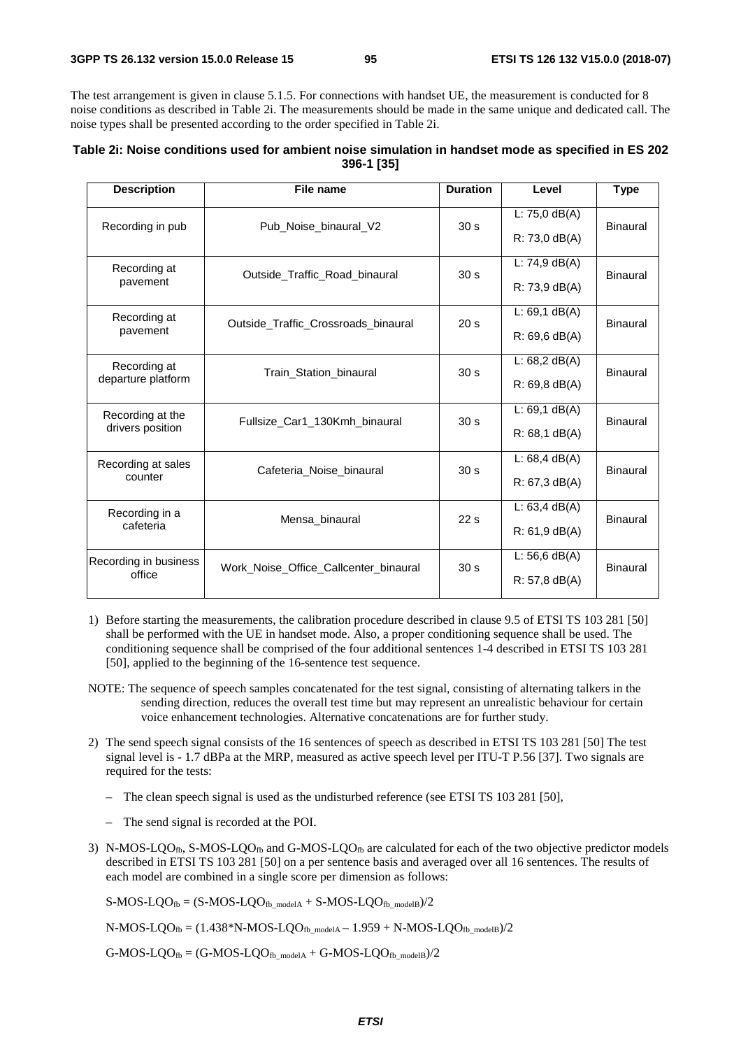The test arrangement is given in clause 5.1.5. For connections with handset UE, the measurement is conducted for 8 noise conditions as described in Table 2i. The measurements should be made in the same unique and dedicated call. The noise types shall be presented according to the order specified in Table 2i.

**Table 2i: Noise conditions used for ambient noise simulation in handset mode as specified in ES 202 396-1 [35]**

| Description | File name | Duration | Level | Type |
|---|---|---|---|---|
| Recording in pub | Pub_Noise_binaural_V2 | 30 s | L: 75,0 dB(A)<br>R: 73,0 dB(A) | Binaural |
| Recording at pavement | Outside_Traffic_Road_binaural | 30 s | L: 74,9 dB(A)<br>R: 73,9 dB(A) | Binaural |
| Recording at pavement | Outside_Traffic_Crossroads_binaural | 20 s | L: 69,1 dB(A)<br>R: 69,6 dB(A) | Binaural |
| Recording at departure platform | Train_Station_binaural | 30 s | L: 68,2 dB(A)<br>R: 69,8 dB(A) | Binaural |
| Recording at the drivers position | Fullsize_Car1_130Kmh_binaural | 30 s | L: 69,1 dB(A)<br>R: 68,1 dB(A) | Binaural |
| Recording at sales counter | Cafeteria_Noise_binaural | 30 s | L: 68,4 dB(A)<br>R: 67,3 dB(A) | Binaural |
| Recording in a cafeteria | Mensa_binaural | 22 s | L: 63,4 dB(A)<br>R: 61,9 dB(A) | Binaural |
| Recording in business office | Work_Noise_Office_Callcenter_binaural | 30 s | L: 56,6 dB(A)<br>R: 57,8 dB(A) | Binaural |

1) Before starting the measurements, the calibration procedure described in clause 9.5 of ETSI TS 103 281 [50] shall be performed with the UE in handset mode. Also, a proper conditioning sequence shall be used. The conditioning sequence shall be comprised of the four additional sentences 1-4 described in ETSI TS 103 281 [50], applied to the beginning of the 16-sentence test sequence.

NOTE: The sequence of speech samples concatenated for the test signal, consisting of alternating talkers in the sending direction, reduces the overall test time but may represent an unrealistic behaviour for certain voice enhancement technologies. Alternative concatenations are for further study.

2) The send speech signal consists of the 16 sentences of speech as described in ETSI TS 103 281 [50] The test signal level is - 1.7 dBPa at the MRP, measured as active speech level per ITU-T P.56 [37]. Two signals are required for the tests:

   – The clean speech signal is used as the undisturbed reference (see ETSI TS 103 281 [50],

   – The send signal is recorded at the POI.

3) $N\text{-}MOS\text{-}LQO_{fb}$, $S\text{-}MOS\text{-}LQO_{fb}$ and $G\text{-}MOS\text{-}LQO_{fb}$ are calculated for each of the two objective predictor models described in ETSI TS 103 281 [50] on a per sentence basis and averaged over all 16 sentences. The results of each model are combined in a single score per dimension as follows:

$$S\text{-}MOS\text{-}LQO_{fb} = (S\text{-}MOS\text{-}LQO_{fb\_modelA} + S\text{-}MOS\text{-}LQO_{fb\_modelB})/2$$

$$N\text{-}MOS\text{-}LQO_{fb} = (1.438 * N\text{-}MOS\text{-}LQO_{fb\_modelA} - 1.959 + N\text{-}MOS\text{-}LQO_{fb\_modelB})/2$$

$$G\text{-}MOS\text{-}LQO_{fb} = (G\text{-}MOS\text{-}LQO_{fb\_modelA} + G\text{-}MOS\text{-}LQO_{fb\_modelB})/2$$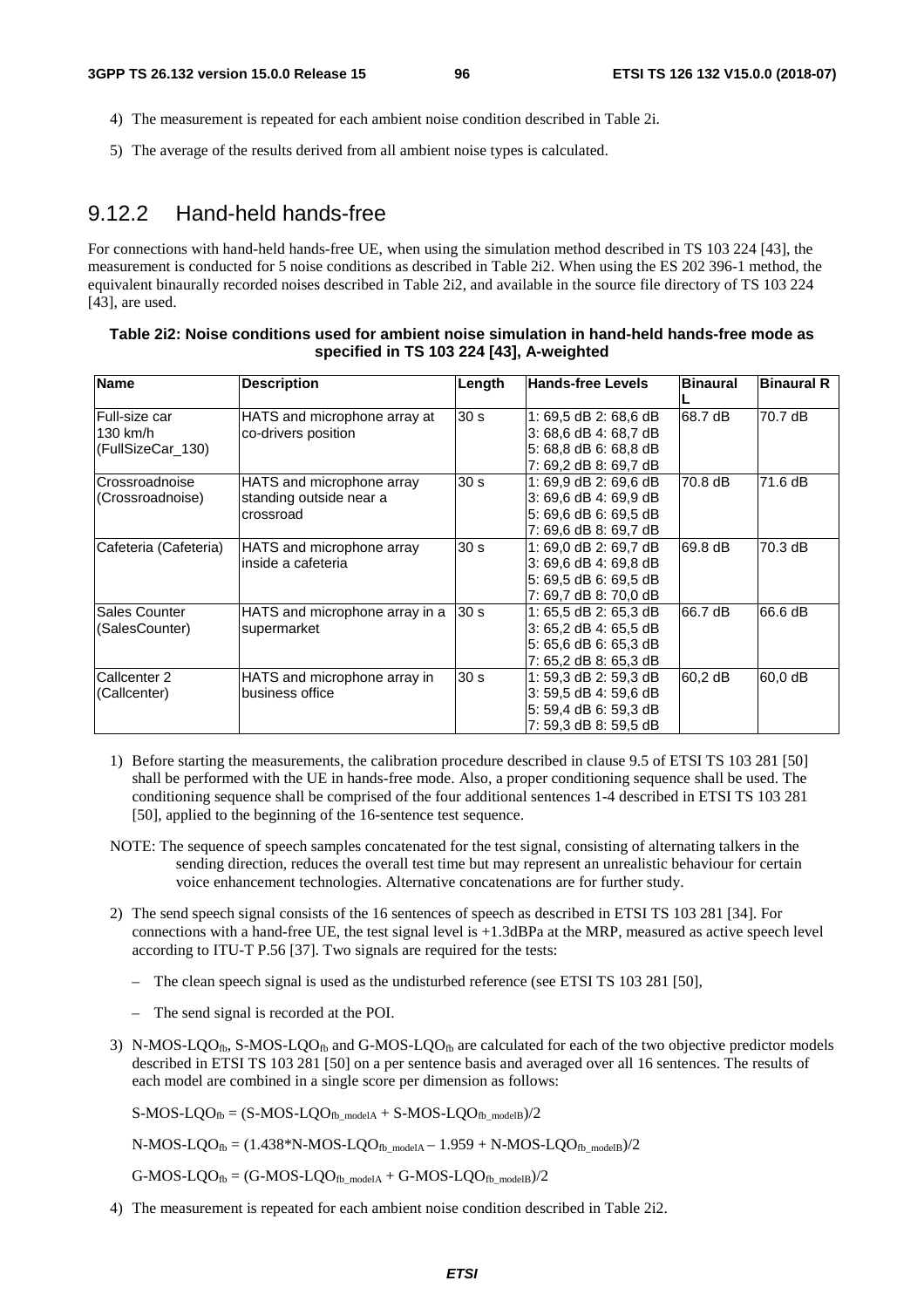4) The measurement is repeated for each ambient noise condition described in Table 2i.

5) The average of the results derived from all ambient noise types is calculated.

## 9.12.2 Hand-held hands-free

For connections with hand-held hands-free UE, when using the simulation method described in TS 103 224 [43], the measurement is conducted for 5 noise conditions as described in Table 2i2. When using the ES 202 396-1 method, the equivalent binaurally recorded noises described in Table 2i2, and available in the source file directory of TS 103 224 [43], are used.

**Table 2i2: Noise conditions used for ambient noise simulation in hand-held hands-free mode as specified in TS 103 224 [43], A-weighted**

| Name | Description | Length | Hands-free Levels | Binaural L | Binaural R |
|---|---|---|---|---|---|
| Full-size car 130 km/h (FullSizeCar_130) | HATS and microphone array at co-drivers position | 30 s | 1: 69,5 dB 2: 68,6 dB 3: 68,6 dB 4: 68,7 dB 5: 68,8 dB 6: 68,8 dB 7: 69,2 dB 8: 69,7 dB | 68.7 dB | 70.7 dB |
| Crossroadnoise (Crossroadnoise) | HATS and microphone array standing outside near a crossroad | 30 s | 1: 69,9 dB 2: 69,6 dB 3: 69,6 dB 4: 69,9 dB 5: 69,6 dB 6: 69,5 dB 7: 69,6 dB 8: 69,7 dB | 70.8 dB | 71.6 dB |
| Cafeteria (Cafeteria) | HATS and microphone array inside a cafeteria | 30 s | 1: 69,0 dB 2: 69,7 dB 3: 69,6 dB 4: 69,8 dB 5: 69,5 dB 6: 69,5 dB 7: 69,7 dB 8: 70,0 dB | 69.8 dB | 70.3 dB |
| Sales Counter (SalesCounter) | HATS and microphone array in a supermarket | 30 s | 1: 65,5 dB 2: 65,3 dB 3: 65,2 dB 4: 65,5 dB 5: 65,6 dB 6: 65,3 dB 7: 65,2 dB 8: 65,3 dB | 66.7 dB | 66.6 dB |
| Callcenter 2 (Callcenter) | HATS and microphone array in business office | 30 s | 1: 59,3 dB 2: 59,3 dB 3: 59,5 dB 4: 59,6 dB 5: 59,4 dB 6: 59,3 dB 7: 59,3 dB 8: 59,5 dB | 60,2 dB | 60,0 dB |

1) Before starting the measurements, the calibration procedure described in clause 9.5 of ETSI TS 103 281 [50] shall be performed with the UE in hands-free mode. Also, a proper conditioning sequence shall be used. The conditioning sequence shall be comprised of the four additional sentences 1-4 described in ETSI TS 103 281 [50], applied to the beginning of the 16-sentence test sequence.

NOTE: The sequence of speech samples concatenated for the test signal, consisting of alternating talkers in the sending direction, reduces the overall test time but may represent an unrealistic behaviour for certain voice enhancement technologies. Alternative concatenations are for further study.

2) The send speech signal consists of the 16 sentences of speech as described in ETSI TS 103 281 [34]. For connections with a hand-free UE, the test signal level is +1.3dBPa at the MRP, measured as active speech level according to ITU-T P.56 [37]. Two signals are required for the tests:

   – The clean speech signal is used as the undisturbed reference (see ETSI TS 103 281 [50],

   – The send signal is recorded at the POI.

3) $N\text{-}MOS\text{-}LQO_{fb}$, $S\text{-}MOS\text{-}LQO_{fb}$ and $G\text{-}MOS\text{-}LQO_{fb}$ are calculated for each of the two objective predictor models described in ETSI TS 103 281 [50] on a per sentence basis and averaged over all 16 sentences. The results of each model are combined in a single score per dimension as follows:

   $S\text{-}MOS\text{-}LQO_{fb} = (S\text{-}MOS\text{-}LQO_{fb\_modelA} + S\text{-}MOS\text{-}LQO_{fb\_modelB})/2$

   $N\text{-}MOS\text{-}LQO_{fb} = (1.438*N\text{-}MOS\text{-}LQO_{fb\_modelA} - 1.959 + N\text{-}MOS\text{-}LQO_{fb\_modelB})/2$

   $G\text{-}MOS\text{-}LQO_{fb} = (G\text{-}MOS\text{-}LQO_{fb\_modelA} + G\text{-}MOS\text{-}LQO_{fb\_modelB})/2$

4) The measurement is repeated for each ambient noise condition described in Table 2i2.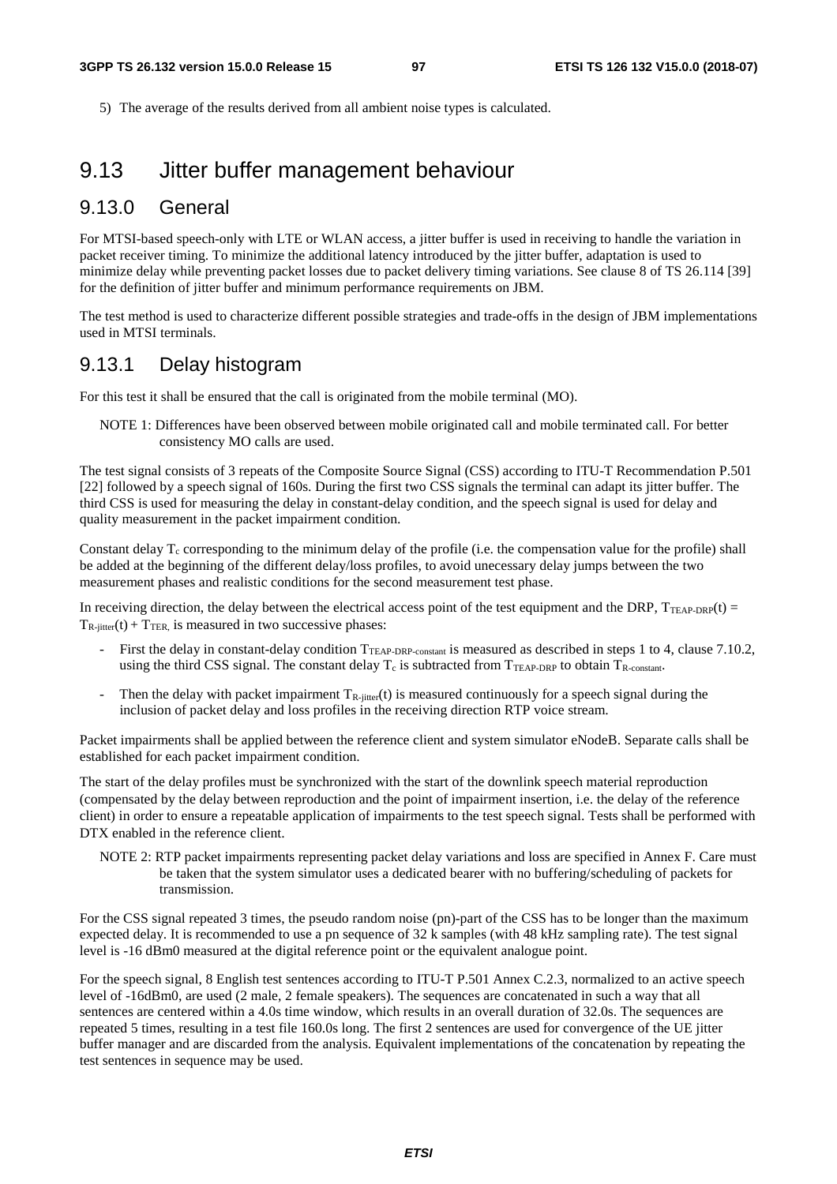5) The average of the results derived from all ambient noise types is calculated.

## 9.13 Jitter buffer management behaviour

### 9.13.0 General

For MTSI-based speech-only with LTE or WLAN access, a jitter buffer is used in receiving to handle the variation in packet receiver timing. To minimize the additional latency introduced by the jitter buffer, adaptation is used to minimize delay while preventing packet losses due to packet delivery timing variations. See clause 8 of TS 26.114 [39] for the definition of jitter buffer and minimum performance requirements on JBM.

The test method is used to characterize different possible strategies and trade-offs in the design of JBM implementations used in MTSI terminals.

### 9.13.1 Delay histogram

For this test it shall be ensured that the call is originated from the mobile terminal (MO).

NOTE 1: Differences have been observed between mobile originated call and mobile terminated call. For better consistency MO calls are used.

The test signal consists of 3 repeats of the Composite Source Signal (CSS) according to ITU-T Recommendation P.501 [22] followed by a speech signal of 160s. During the first two CSS signals the terminal can adapt its jitter buffer. The third CSS is used for measuring the delay in constant-delay condition, and the speech signal is used for delay and quality measurement in the packet impairment condition.

Constant delay $T_c$ corresponding to the minimum delay of the profile (i.e. the compensation value for the profile) shall be added at the beginning of the different delay/loss profiles, to avoid unecessary delay jumps between the two measurement phases and realistic conditions for the second measurement test phase.

In receiving direction, the delay between the electrical access point of the test equipment and the DRP, $T_{TEAP\text{-}DRP}(t) = T_{R\text{-}jitter}(t) + T_{TER}$, is measured in two successive phases:

- First the delay in constant-delay condition $T_{TEAP\text{-}DRP\text{-}constant}$ is measured as described in steps 1 to 4, clause 7.10.2, using the third CSS signal. The constant delay $T_c$ is subtracted from $T_{TEAP\text{-}DRP}$ to obtain $T_{R\text{-}constant}$.
- Then the delay with packet impairment $T_{R\text{-}jitter}(t)$ is measured continuously for a speech signal during the inclusion of packet delay and loss profiles in the receiving direction RTP voice stream.

Packet impairments shall be applied between the reference client and system simulator eNodeB. Separate calls shall be established for each packet impairment condition.

The start of the delay profiles must be synchronized with the start of the downlink speech material reproduction (compensated by the delay between reproduction and the point of impairment insertion, i.e. the delay of the reference client) in order to ensure a repeatable application of impairments to the test speech signal. Tests shall be performed with DTX enabled in the reference client.

NOTE 2: RTP packet impairments representing packet delay variations and loss are specified in Annex F. Care must be taken that the system simulator uses a dedicated bearer with no buffering/scheduling of packets for transmission.

For the CSS signal repeated 3 times, the pseudo random noise (pn)-part of the CSS has to be longer than the maximum expected delay. It is recommended to use a pn sequence of 32 k samples (with 48 kHz sampling rate). The test signal level is -16 dBm0 measured at the digital reference point or the equivalent analogue point.

For the speech signal, 8 English test sentences according to ITU-T P.501 Annex C.2.3, normalized to an active speech level of -16dBm0, are used (2 male, 2 female speakers). The sequences are concatenated in such a way that all sentences are centered within a 4.0s time window, which results in an overall duration of 32.0s. The sequences are repeated 5 times, resulting in a test file 160.0s long. The first 2 sentences are used for convergence of the UE jitter buffer manager and are discarded from the analysis. Equivalent implementations of the concatenation by repeating the test sentences in sequence may be used.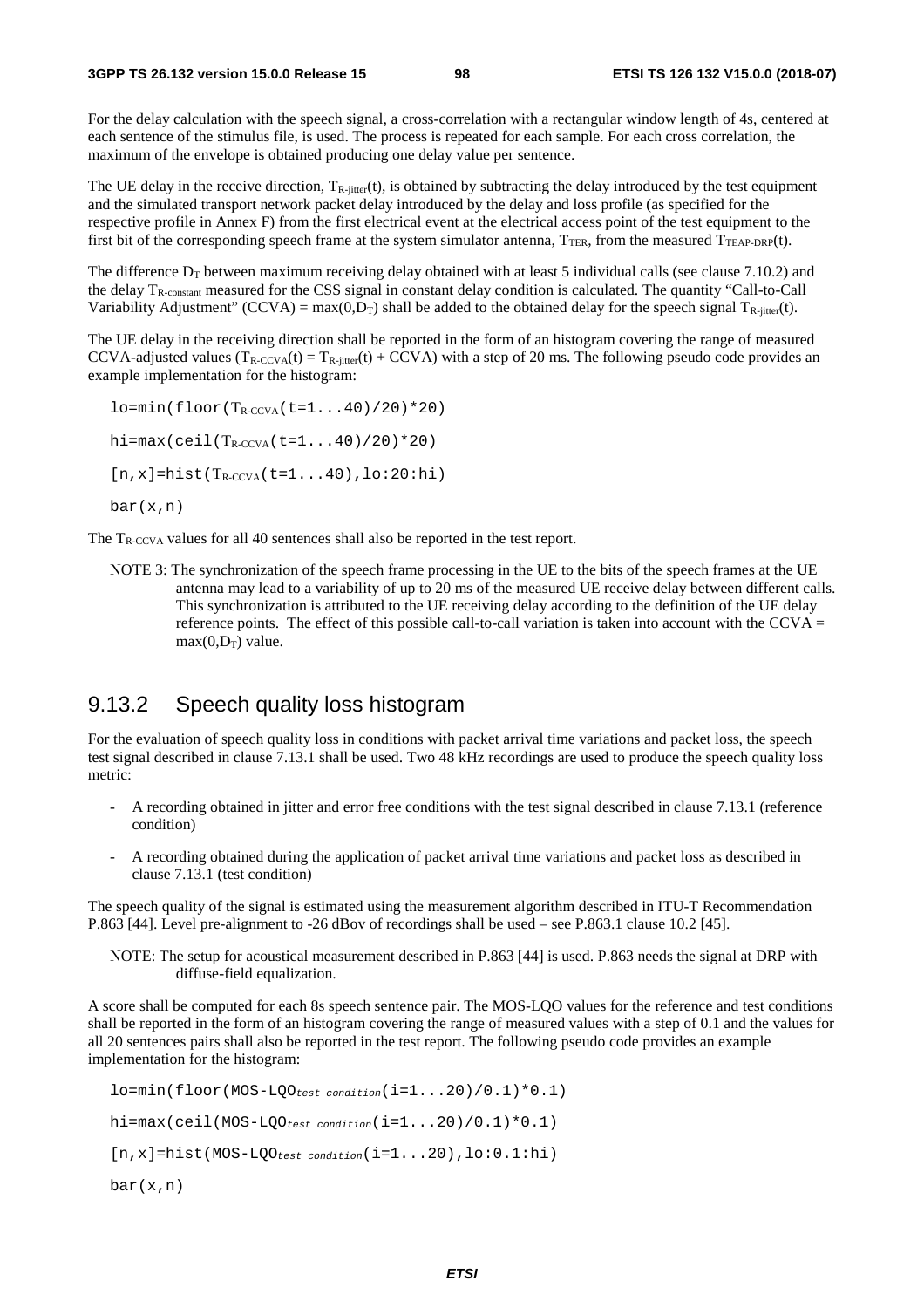For the delay calculation with the speech signal, a cross-correlation with a rectangular window length of 4s, centered at each sentence of the stimulus file, is used. The process is repeated for each sample. For each cross correlation, the maximum of the envelope is obtained producing one delay value per sentence.

The UE delay in the receive direction, $T_{R\text{-jitter}}(t)$, is obtained by subtracting the delay introduced by the test equipment and the simulated transport network packet delay introduced by the delay and loss profile (as specified for the respective profile in Annex F) from the first electrical event at the electrical access point of the test equipment to the first bit of the corresponding speech frame at the system simulator antenna, $T_{TER}$, from the measured $T_{TEAP\text{-}DRP}(t)$.

The difference $D_T$ between maximum receiving delay obtained with at least 5 individual calls (see clause 7.10.2) and the delay $T_{R\text{-constant}}$ measured for the CSS signal in constant delay condition is calculated. The quantity "Call-to-Call Variability Adjustment" (CCVA) = $\max(0,D_T)$ shall be added to the obtained delay for the speech signal $T_{R\text{-jitter}}(t)$.

The UE delay in the receiving direction shall be reported in the form of an histogram covering the range of measured CCVA-adjusted values ($T_{R\text{-CCVA}}(t) = T_{R\text{-jitter}}(t) + \text{CCVA}$) with a step of 20 ms. The following pseudo code provides an example implementation for the histogram:

```
lo=min(floor(TR-CCVA(t=1...40)/20)*20)
hi=max(ceil(TR-CCVA(t=1...40)/20)*20)
[n,x]=hist(TR-CCVA(t=1...40),lo:20:hi)
bar(x,n)
```

The $T_{R\text{-CCVA}}$ values for all 40 sentences shall also be reported in the test report.

NOTE 3: The synchronization of the speech frame processing in the UE to the bits of the speech frames at the UE antenna may lead to a variability of up to 20 ms of the measured UE receive delay between different calls. This synchronization is attributed to the UE receiving delay according to the definition of the UE delay reference points. The effect of this possible call-to-call variation is taken into account with the CCVA = $\max(0,D_T)$ value.

## 9.13.2 Speech quality loss histogram

For the evaluation of speech quality loss in conditions with packet arrival time variations and packet loss, the speech test signal described in clause 7.13.1 shall be used. Two 48 kHz recordings are used to produce the speech quality loss metric:

- A recording obtained in jitter and error free conditions with the test signal described in clause 7.13.1 (reference condition)
- A recording obtained during the application of packet arrival time variations and packet loss as described in clause 7.13.1 (test condition)

The speech quality of the signal is estimated using the measurement algorithm described in ITU-T Recommendation P.863 [44]. Level pre-alignment to -26 dBov of recordings shall be used – see P.863.1 clause 10.2 [45].

NOTE: The setup for acoustical measurement described in P.863 [44] is used. P.863 needs the signal at DRP with diffuse-field equalization.

A score shall be computed for each 8s speech sentence pair. The MOS-LQO values for the reference and test conditions shall be reported in the form of an histogram covering the range of measured values with a step of 0.1 and the values for all 20 sentences pairs shall also be reported in the test report. The following pseudo code provides an example implementation for the histogram:

```
lo=min(floor(MOS-LQOtest condition(i=1...20)/0.1)*0.1)
hi=max(ceil(MOS-LQOtest condition(i=1...20)/0.1)*0.1)
[n,x]=hist(MOS-LQOtest condition(i=1...20),lo:0.1:hi)
bar(x,n)
```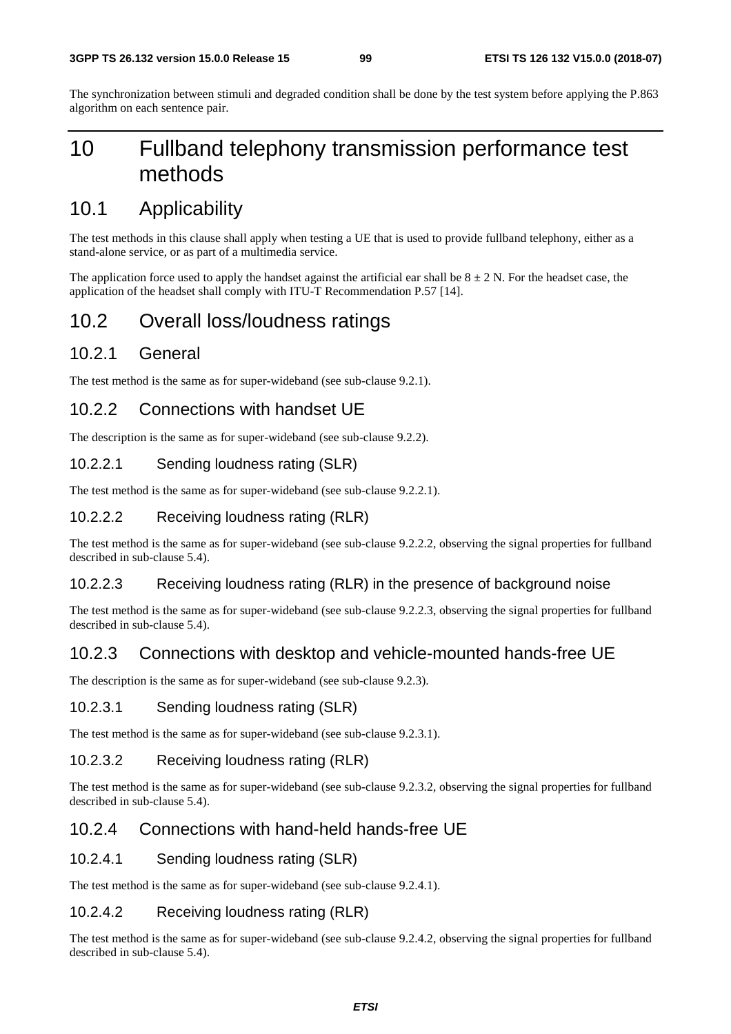The synchronization between stimuli and degraded condition shall be done by the test system before applying the P.863 algorithm on each sentence pair.

# 10 Fullband telephony transmission performance test methods

## 10.1 Applicability

The test methods in this clause shall apply when testing a UE that is used to provide fullband telephony, either as a stand-alone service, or as part of a multimedia service.

The application force used to apply the handset against the artificial ear shall be $8 \pm 2$ N. For the headset case, the application of the headset shall comply with ITU-T Recommendation P.57 [14].

## 10.2 Overall loss/loudness ratings

### 10.2.1 General

The test method is the same as for super-wideband (see sub-clause 9.2.1).

### 10.2.2 Connections with handset UE

The description is the same as for super-wideband (see sub-clause 9.2.2).

#### 10.2.2.1 Sending loudness rating (SLR)

The test method is the same as for super-wideband (see sub-clause 9.2.2.1).

#### 10.2.2.2 Receiving loudness rating (RLR)

The test method is the same as for super-wideband (see sub-clause 9.2.2.2, observing the signal properties for fullband described in sub-clause 5.4).

#### 10.2.2.3 Receiving loudness rating (RLR) in the presence of background noise

The test method is the same as for super-wideband (see sub-clause 9.2.2.3, observing the signal properties for fullband described in sub-clause 5.4).

### 10.2.3 Connections with desktop and vehicle-mounted hands-free UE

The description is the same as for super-wideband (see sub-clause 9.2.3).

#### 10.2.3.1 Sending loudness rating (SLR)

The test method is the same as for super-wideband (see sub-clause 9.2.3.1).

#### 10.2.3.2 Receiving loudness rating (RLR)

The test method is the same as for super-wideband (see sub-clause 9.2.3.2, observing the signal properties for fullband described in sub-clause 5.4).

### 10.2.4 Connections with hand-held hands-free UE

#### 10.2.4.1 Sending loudness rating (SLR)

The test method is the same as for super-wideband (see sub-clause 9.2.4.1).

#### 10.2.4.2 Receiving loudness rating (RLR)

The test method is the same as for super-wideband (see sub-clause 9.2.4.2, observing the signal properties for fullband described in sub-clause 5.4).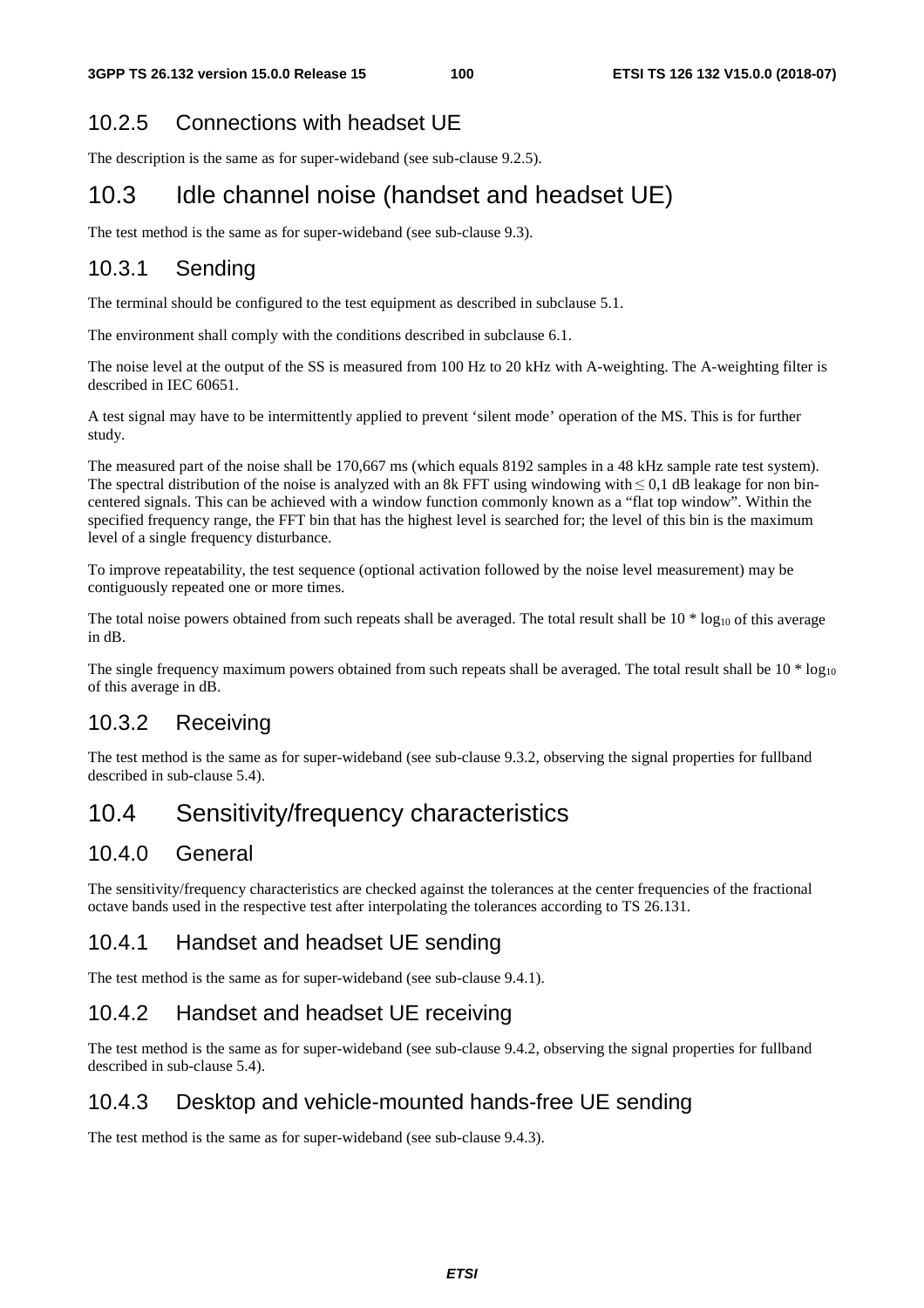### 10.2.5 Connections with headset UE

The description is the same as for super-wideband (see sub-clause 9.2.5).

## 10.3 Idle channel noise (handset and headset UE)

The test method is the same as for super-wideband (see sub-clause 9.3).

### 10.3.1 Sending

The terminal should be configured to the test equipment as described in subclause 5.1.

The environment shall comply with the conditions described in subclause 6.1.

The noise level at the output of the SS is measured from 100 Hz to 20 kHz with A-weighting. The A-weighting filter is described in IEC 60651.

A test signal may have to be intermittently applied to prevent 'silent mode' operation of the MS. This is for further study.

The measured part of the noise shall be 170,667 ms (which equals 8192 samples in a 48 kHz sample rate test system). The spectral distribution of the noise is analyzed with an 8k FFT using windowing with $\leq$ 0,1 dB leakage for non bin-centered signals. This can be achieved with a window function commonly known as a "flat top window". Within the specified frequency range, the FFT bin that has the highest level is searched for; the level of this bin is the maximum level of a single frequency disturbance.

To improve repeatability, the test sequence (optional activation followed by the noise level measurement) may be contiguously repeated one or more times.

The total noise powers obtained from such repeats shall be averaged. The total result shall be $10 * \log_{10}$ of this average in dB.

The single frequency maximum powers obtained from such repeats shall be averaged. The total result shall be $10 * \log_{10}$ of this average in dB.

### 10.3.2 Receiving

The test method is the same as for super-wideband (see sub-clause 9.3.2, observing the signal properties for fullband described in sub-clause 5.4).

## 10.4 Sensitivity/frequency characteristics

### 10.4.0 General

The sensitivity/frequency characteristics are checked against the tolerances at the center frequencies of the fractional octave bands used in the respective test after interpolating the tolerances according to TS 26.131.

### 10.4.1 Handset and headset UE sending

The test method is the same as for super-wideband (see sub-clause 9.4.1).

### 10.4.2 Handset and headset UE receiving

The test method is the same as for super-wideband (see sub-clause 9.4.2, observing the signal properties for fullband described in sub-clause 5.4).

### 10.4.3 Desktop and vehicle-mounted hands-free UE sending

The test method is the same as for super-wideband (see sub-clause 9.4.3).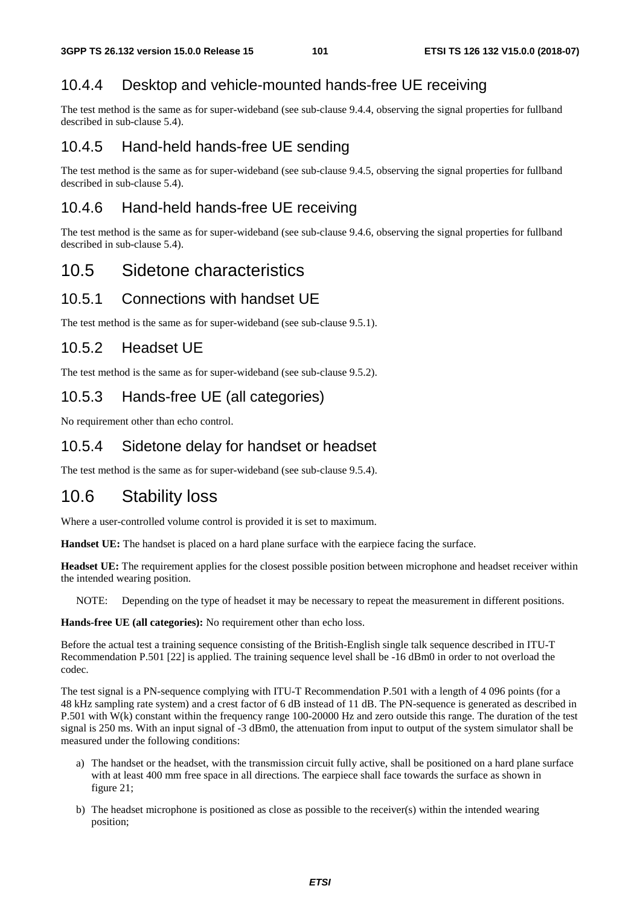### 10.4.4 Desktop and vehicle-mounted hands-free UE receiving

The test method is the same as for super-wideband (see sub-clause 9.4.4, observing the signal properties for fullband described in sub-clause 5.4).

### 10.4.5 Hand-held hands-free UE sending

The test method is the same as for super-wideband (see sub-clause 9.4.5, observing the signal properties for fullband described in sub-clause 5.4).

### 10.4.6 Hand-held hands-free UE receiving

The test method is the same as for super-wideband (see sub-clause 9.4.6, observing the signal properties for fullband described in sub-clause 5.4).

## 10.5 Sidetone characteristics

### 10.5.1 Connections with handset UE

The test method is the same as for super-wideband (see sub-clause 9.5.1).

### 10.5.2 Headset UE

The test method is the same as for super-wideband (see sub-clause 9.5.2).

### 10.5.3 Hands-free UE (all categories)

No requirement other than echo control.

### 10.5.4 Sidetone delay for handset or headset

The test method is the same as for super-wideband (see sub-clause 9.5.4).

## 10.6 Stability loss

Where a user-controlled volume control is provided it is set to maximum.

**Handset UE:** The handset is placed on a hard plane surface with the earpiece facing the surface.

**Headset UE:** The requirement applies for the closest possible position between microphone and headset receiver within the intended wearing position.

NOTE: Depending on the type of headset it may be necessary to repeat the measurement in different positions.

**Hands-free UE (all categories):** No requirement other than echo loss.

Before the actual test a training sequence consisting of the British-English single talk sequence described in ITU-T Recommendation P.501 [22] is applied. The training sequence level shall be -16 dBm0 in order to not overload the codec.

The test signal is a PN-sequence complying with ITU-T Recommendation P.501 with a length of 4 096 points (for a 48 kHz sampling rate system) and a crest factor of 6 dB instead of 11 dB. The PN-sequence is generated as described in P.501 with W(k) constant within the frequency range 100-20000 Hz and zero outside this range. The duration of the test signal is 250 ms. With an input signal of -3 dBm0, the attenuation from input to output of the system simulator shall be measured under the following conditions:

a) The handset or the headset, with the transmission circuit fully active, shall be positioned on a hard plane surface with at least 400 mm free space in all directions. The earpiece shall face towards the surface as shown in figure 21;

b) The headset microphone is positioned as close as possible to the receiver(s) within the intended wearing position;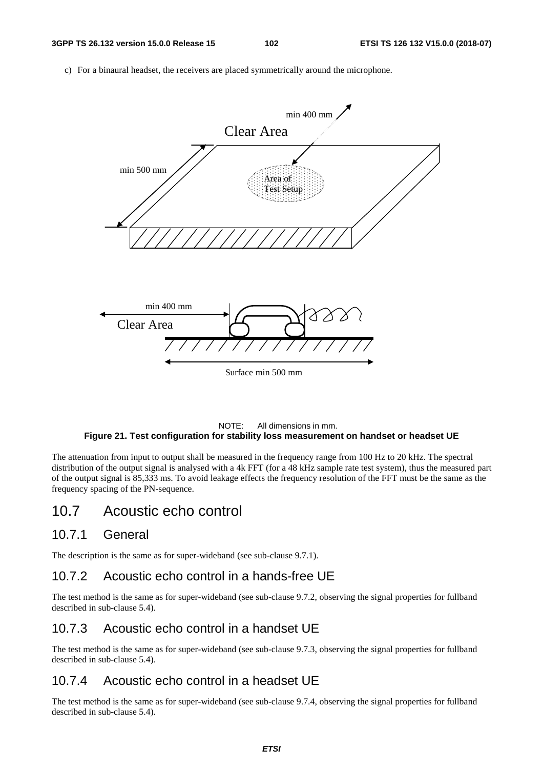c) For a binaural headset, the receivers are placed symmetrically around the microphone.

NOTE: All dimensions in mm.

**Figure 21. Test configuration for stability loss measurement on handset or headset UE**

The attenuation from input to output shall be measured in the frequency range from 100 Hz to 20 kHz. The spectral distribution of the output signal is analysed with a 4k FFT (for a 48 kHz sample rate test system), thus the measured part of the output signal is 85,333 ms. To avoid leakage effects the frequency resolution of the FFT must be the same as the frequency spacing of the PN-sequence.

# 10.7 Acoustic echo control

## 10.7.1 General

The description is the same as for super-wideband (see sub-clause 9.7.1).

## 10.7.2 Acoustic echo control in a hands-free UE

The test method is the same as for super-wideband (see sub-clause 9.7.2, observing the signal properties for fullband described in sub-clause 5.4).

## 10.7.3 Acoustic echo control in a handset UE

The test method is the same as for super-wideband (see sub-clause 9.7.3, observing the signal properties for fullband described in sub-clause 5.4).

## 10.7.4 Acoustic echo control in a headset UE

The test method is the same as for super-wideband (see sub-clause 9.7.4, observing the signal properties for fullband described in sub-clause 5.4).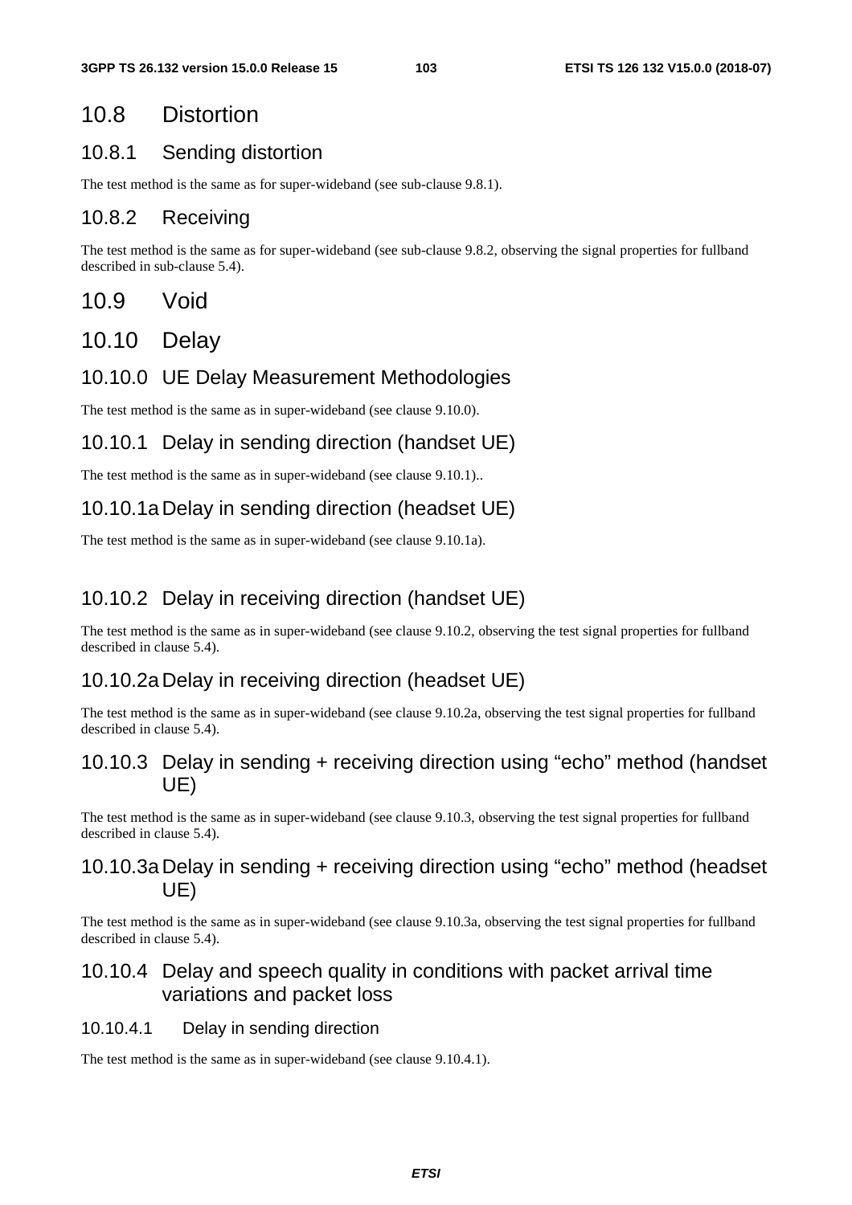## 10.8 Distortion

### 10.8.1 Sending distortion

The test method is the same as for super-wideband (see sub-clause 9.8.1).

### 10.8.2 Receiving

The test method is the same as for super-wideband (see sub-clause 9.8.2, observing the signal properties for fullband described in sub-clause 5.4).

## 10.9 Void

## 10.10 Delay

### 10.10.0 UE Delay Measurement Methodologies

The test method is the same as in super-wideband (see clause 9.10.0).

### 10.10.1 Delay in sending direction (handset UE)

The test method is the same as in super-wideband (see clause 9.10.1)..

### 10.10.1a Delay in sending direction (headset UE)

The test method is the same as in super-wideband (see clause 9.10.1a).

### 10.10.2 Delay in receiving direction (handset UE)

The test method is the same as in super-wideband (see clause 9.10.2, observing the test signal properties for fullband described in clause 5.4).

### 10.10.2a Delay in receiving direction (headset UE)

The test method is the same as in super-wideband (see clause 9.10.2a, observing the test signal properties for fullband described in clause 5.4).

### 10.10.3 Delay in sending + receiving direction using “echo” method (handset UE)

The test method is the same as in super-wideband (see clause 9.10.3, observing the test signal properties for fullband described in clause 5.4).

### 10.10.3a Delay in sending + receiving direction using “echo” method (headset UE)

The test method is the same as in super-wideband (see clause 9.10.3a, observing the test signal properties for fullband described in clause 5.4).

### 10.10.4 Delay and speech quality in conditions with packet arrival time variations and packet loss

#### 10.10.4.1 Delay in sending direction

The test method is the same as in super-wideband (see clause 9.10.4.1).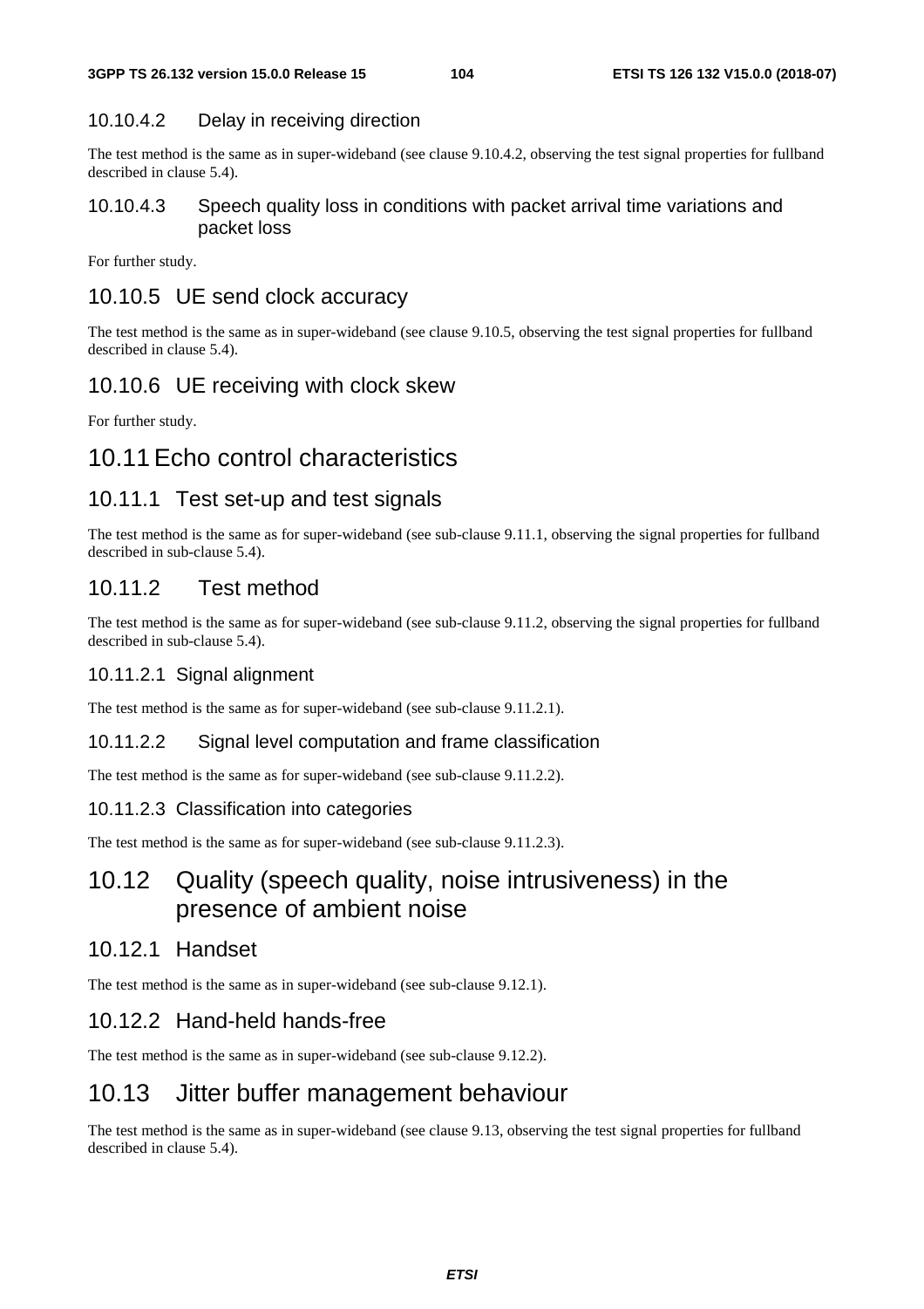#### 10.10.4.2 Delay in receiving direction

The test method is the same as in super-wideband (see clause 9.10.4.2, observing the test signal properties for fullband described in clause 5.4).

#### 10.10.4.3 Speech quality loss in conditions with packet arrival time variations and packet loss

For further study.

### 10.10.5 UE send clock accuracy

The test method is the same as in super-wideband (see clause 9.10.5, observing the test signal properties for fullband described in clause 5.4).

### 10.10.6 UE receiving with clock skew

For further study.

## 10.11 Echo control characteristics

### 10.11.1 Test set-up and test signals

The test method is the same as for super-wideband (see sub-clause 9.11.1, observing the signal properties for fullband described in sub-clause 5.4).

### 10.11.2 Test method

The test method is the same as for super-wideband (see sub-clause 9.11.2, observing the signal properties for fullband described in sub-clause 5.4).

#### 10.11.2.1 Signal alignment

The test method is the same as for super-wideband (see sub-clause 9.11.2.1).

#### 10.11.2.2 Signal level computation and frame classification

The test method is the same as for super-wideband (see sub-clause 9.11.2.2).

#### 10.11.2.3 Classification into categories

The test method is the same as for super-wideband (see sub-clause 9.11.2.3).

## 10.12 Quality (speech quality, noise intrusiveness) in the presence of ambient noise

### 10.12.1 Handset

The test method is the same as in super-wideband (see sub-clause 9.12.1).

### 10.12.2 Hand-held hands-free

The test method is the same as in super-wideband (see sub-clause 9.12.2).

## 10.13 Jitter buffer management behaviour

The test method is the same as in super-wideband (see clause 9.13, observing the test signal properties for fullband described in clause 5.4).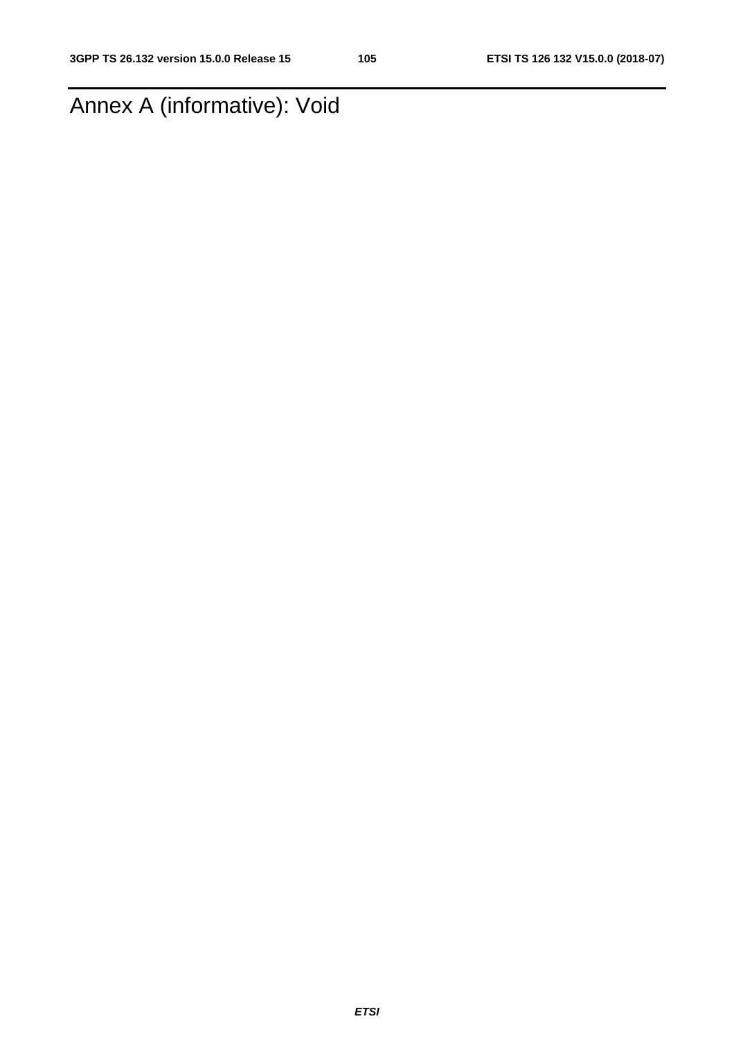# Annex A (informative): Void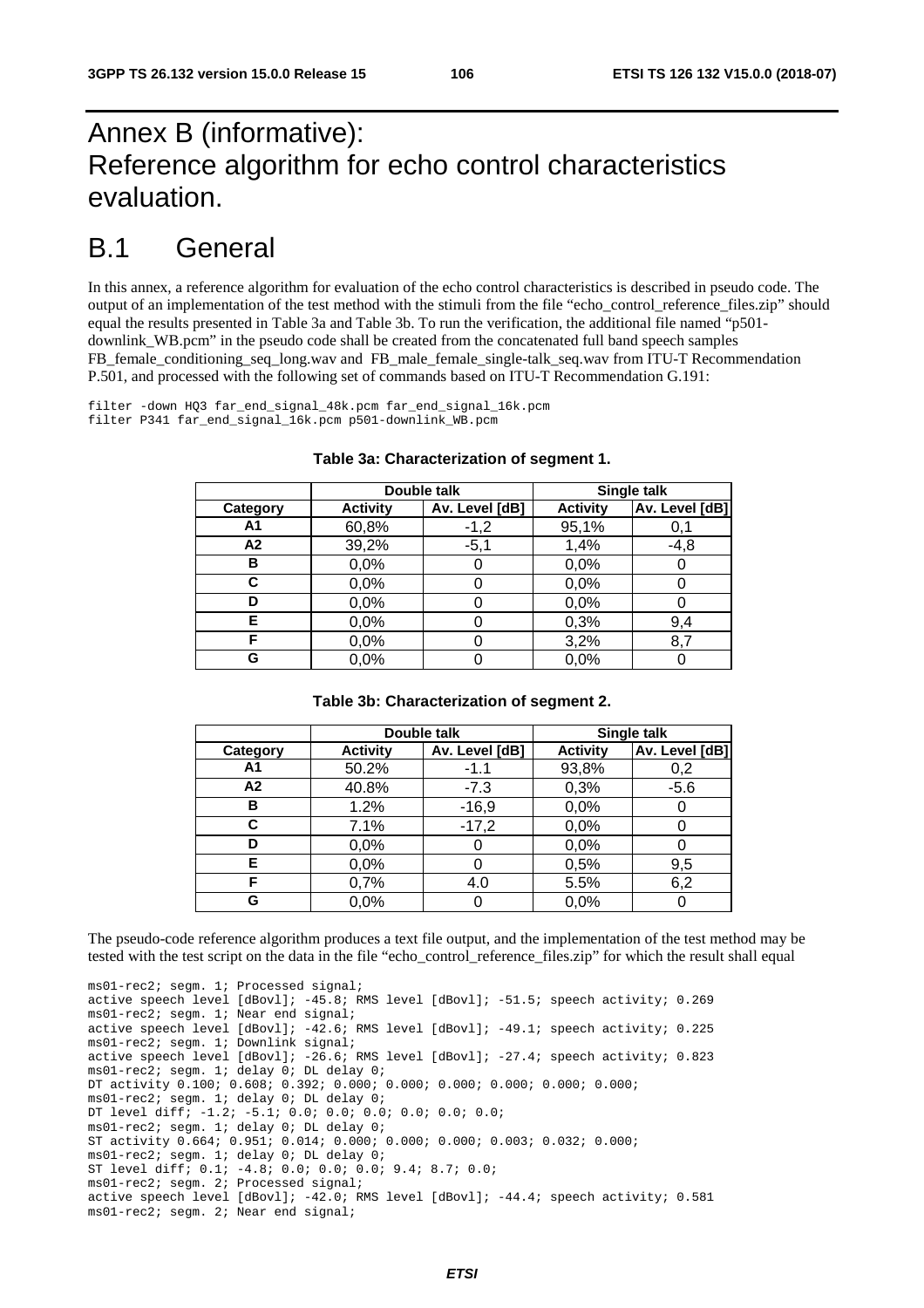# Annex B (informative): Reference algorithm for echo control characteristics evaluation.

## B.1 General

In this annex, a reference algorithm for evaluation of the echo control characteristics is described in pseudo code. The output of an implementation of the test method with the stimuli from the file "echo_control_reference_files.zip" should equal the results presented in Table 3a and Table 3b. To run the verification, the additional file named "p501-downlink_WB.pcm" in the pseudo code shall be created from the concatenated full band speech samples FB_female_conditioning_seq_long.wav and FB_male_female_single-talk_seq.wav from ITU-T Recommendation P.501, and processed with the following set of commands based on ITU-T Recommendation G.191:

```
filter -down HQ3 far_end_signal_48k.pcm far_end_signal_16k.pcm
filter P341 far_end_signal_16k.pcm p501-downlink_WB.pcm
```

**Table 3a: Characterization of segment 1.**

| | Double talk | | Single talk | |
|---|---|---|---|---|
| **Category** | **Activity** | **Av. Level [dB]** | **Activity** | **Av. Level [dB]** |
| **A1** | 60,8% | -1,2 | 95,1% | 0,1 |
| **A2** | 39,2% | -5,1 | 1,4% | -4,8 |
| **B** | 0,0% | 0 | 0,0% | 0 |
| **C** | 0,0% | 0 | 0,0% | 0 |
| **D** | 0,0% | 0 | 0,0% | 0 |
| **E** | 0,0% | 0 | 0,3% | 9,4 |
| **F** | 0,0% | 0 | 3,2% | 8,7 |
| **G** | 0,0% | 0 | 0,0% | 0 |

**Table 3b: Characterization of segment 2.**

| | Double talk | | Single talk | |
|---|---|---|---|---|
| **Category** | **Activity** | **Av. Level [dB]** | **Activity** | **Av. Level [dB]** |
| **A1** | 50.2% | -1.1 | 93,8% | 0,2 |
| **A2** | 40.8% | -7.3 | 0,3% | -5.6 |
| **B** | 1.2% | -16,9 | 0,0% | 0 |
| **C** | 7.1% | -17,2 | 0,0% | 0 |
| **D** | 0,0% | 0 | 0,0% | 0 |
| **E** | 0,0% | 0 | 0,5% | 9,5 |
| **F** | 0,7% | 4.0 | 5.5% | 6,2 |
| **G** | 0,0% | 0 | 0,0% | 0 |

The pseudo-code reference algorithm produces a text file output, and the implementation of the test method may be tested with the test script on the data in the file "echo_control_reference_files.zip" for which the result shall equal

```
ms01-rec2; segm. 1; Processed signal;
active speech level [dBovl]; -45.8; RMS level [dBovl]; -51.5; speech activity; 0.269
ms01-rec2; segm. 1; Near end signal;
active speech level [dBovl]; -42.6; RMS level [dBovl]; -49.1; speech activity; 0.225
ms01-rec2; segm. 1; Downlink signal;
active speech level [dBovl]; -26.6; RMS level [dBovl]; -27.4; speech activity; 0.823
ms01-rec2; segm. 1; delay 0; DL delay 0;
DT activity 0.100; 0.608; 0.392; 0.000; 0.000; 0.000; 0.000; 0.000; 0.000;
ms01-rec2; segm. 1; delay 0; DL delay 0;
DT level diff; -1.2; -5.1; 0.0; 0.0; 0.0; 0.0; 0.0; 0.0;
ms01-rec2; segm. 1; delay 0; DL delay 0;
ST activity 0.664; 0.951; 0.014; 0.000; 0.000; 0.000; 0.003; 0.032; 0.000;
ms01-rec2; segm. 1; delay 0; DL delay 0;
ST level diff; 0.1; -4.8; 0.0; 0.0; 0.0; 9.4; 8.7; 0.0;
ms01-rec2; segm. 2; Processed signal;
active speech level [dBovl]; -42.0; RMS level [dBovl]; -44.4; speech activity; 0.581
ms01-rec2; segm. 2; Near end signal;
```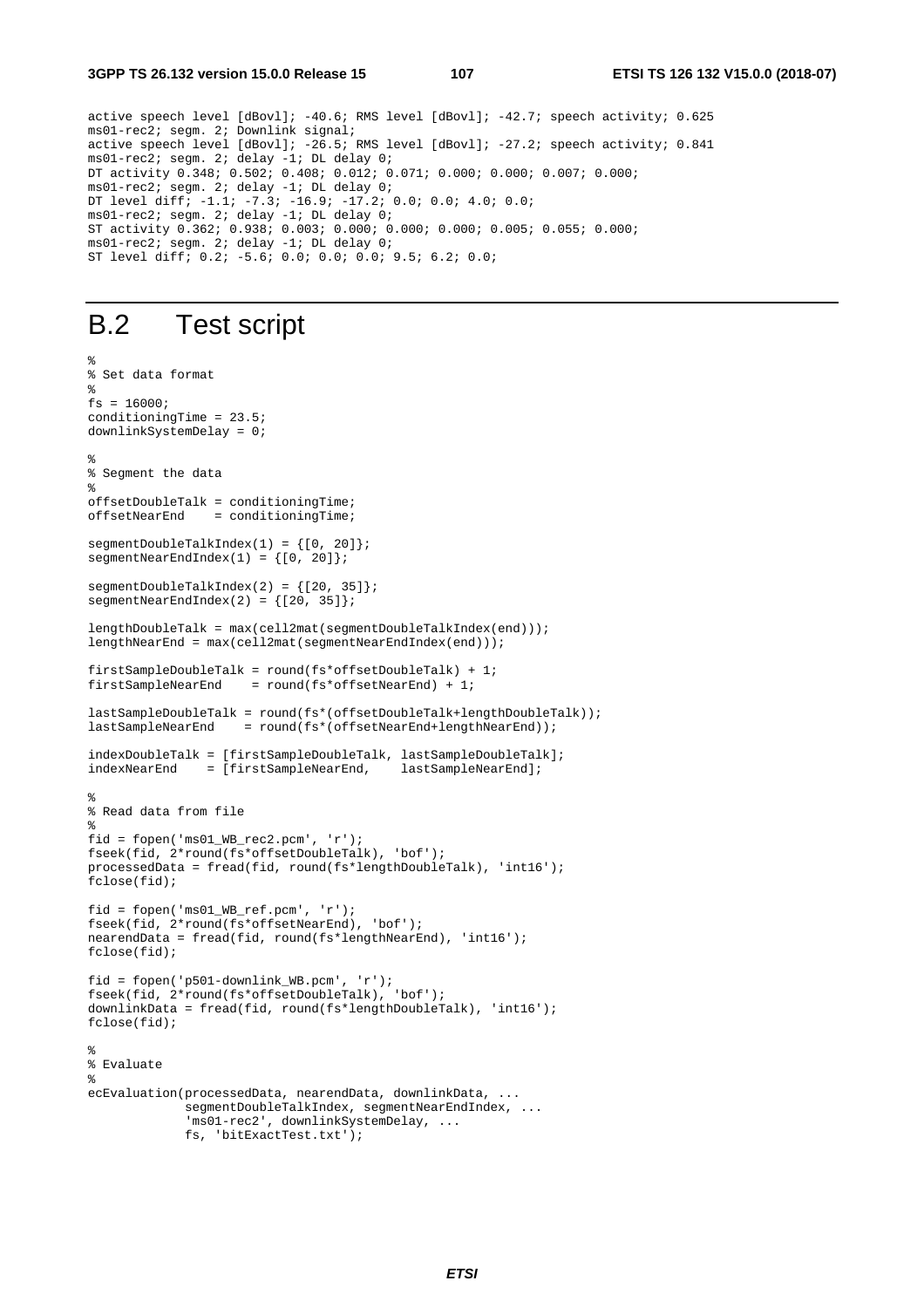```
active speech level [dBovl]; -40.6; RMS level [dBovl]; -42.7; speech activity; 0.625
ms01-rec2; segm. 2; Downlink signal;
active speech level [dBovl]; -26.5; RMS level [dBovl]; -27.2; speech activity; 0.841
ms01-rec2; segm. 2; delay -1; DL delay 0;
DT activity 0.348; 0.502; 0.408; 0.012; 0.071; 0.000; 0.000; 0.007; 0.000;
ms01-rec2; segm. 2; delay -1; DL delay 0;
DT level diff; -1.1; -7.3; -16.9; -17.2; 0.0; 0.0; 4.0; 0.0;
ms01-rec2; segm. 2; delay -1; DL delay 0;
ST activity 0.362; 0.938; 0.003; 0.000; 0.000; 0.000; 0.005; 0.055; 0.000;
ms01-rec2; segm. 2; delay -1; DL delay 0;
ST level diff; 0.2; -5.6; 0.0; 0.0; 0.0; 9.5; 6.2; 0.0;
```

# B.2 Test script

```
%
% Set data format
%
fs = 16000;
conditioningTime = 23.5;
downlinkSystemDelay = 0;

%
% Segment the data
%
offsetDoubleTalk = conditioningTime;
offsetNearEnd    = conditioningTime;

segmentDoubleTalkIndex(1) = {[0, 20]};
segmentNearEndIndex(1) = {[0, 20]};

segmentDoubleTalkIndex(2) = {[20, 35]};
segmentNearEndIndex(2) = {[20, 35]};

lengthDoubleTalk = max(cell2mat(segmentDoubleTalkIndex(end)));
lengthNearEnd = max(cell2mat(segmentNearEndIndex(end)));

firstSampleDoubleTalk = round(fs*offsetDoubleTalk) + 1;
firstSampleNearEnd    = round(fs*offsetNearEnd) + 1;

lastSampleDoubleTalk = round(fs*(offsetDoubleTalk+lengthDoubleTalk));
lastSampleNearEnd    = round(fs*(offsetNearEnd+lengthNearEnd));

indexDoubleTalk = [firstSampleDoubleTalk, lastSampleDoubleTalk];
indexNearEnd    = [firstSampleNearEnd,    lastSampleNearEnd];

%
% Read data from file
%
fid = fopen('ms01_WB_rec2.pcm', 'r');
fseek(fid, 2*round(fs*offsetDoubleTalk), 'bof');
processedData = fread(fid, round(fs*lengthDoubleTalk), 'int16');
fclose(fid);

fid = fopen('ms01_WB_ref.pcm', 'r');
fseek(fid, 2*round(fs*offsetNearEnd), 'bof');
nearendData = fread(fid, round(fs*lengthNearEnd), 'int16');
fclose(fid);

fid = fopen('p501-downlink_WB.pcm', 'r');
fseek(fid, 2*round(fs*offsetDoubleTalk), 'bof');
downlinkData = fread(fid, round(fs*lengthDoubleTalk), 'int16');
fclose(fid);

%
% Evaluate
%
ecEvaluation(processedData, nearendData, downlinkData, ...
             segmentDoubleTalkIndex, segmentNearEndIndex, ...
             'ms01-rec2', downlinkSystemDelay, ...
             fs, 'bitExactTest.txt');
```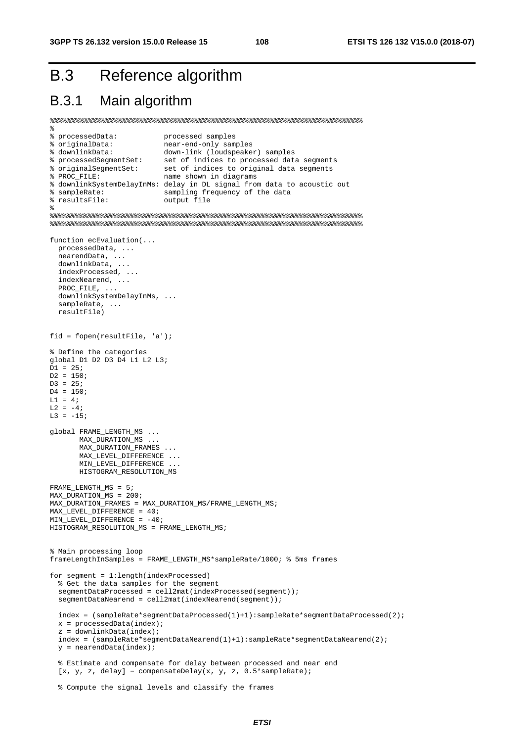# B.3 Reference algorithm

## B.3.1 Main algorithm

```
%%%%%%%%%%%%%%%%%%%%%%%%%%%%%%%%%%%%%%%%%%%%%%%%%%%%%%%%%%%%%%%%%%%%%%%%%%%%%%%
%
% processedData:            processed samples
% originalData:             near-end-only samples
% downlinkData:             down-link (loudspeaker) samples
% processedSegmentSet:      set of indices to processed data segments
% originalSegmentSet:       set of indices to original data segments
% PROC_FILE:                name shown in diagrams
% downlinkSystemDelayInMs: delay in DL signal from data to acoustic out
% sampleRate:               sampling frequency of the data
% resultsFile:              output file
%
%%%%%%%%%%%%%%%%%%%%%%%%%%%%%%%%%%%%%%%%%%%%%%%%%%%%%%%%%%%%%%%%%%%%%%%%%%%%%%%
%%%%%%%%%%%%%%%%%%%%%%%%%%%%%%%%%%%%%%%%%%%%%%%%%%%%%%%%%%%%%%%%%%%%%%%%%%%%%%%

function ecEvaluation(...
  processedData, ...
  nearendData, ...
  downlinkData, ...
  indexProcessed, ...
  indexNearend, ...
  PROC_FILE, ...
  downlinkSystemDelayInMs, ...
  sampleRate, ...
  resultFile)


fid = fopen(resultFile, 'a');

% Define the categories
global D1 D2 D3 D4 L1 L2 L3;
D1 = 25;
D2 = 150;
D3 = 25;
D4 = 150;
L1 = 4;
L2 = -4;
L3 = -15;

global FRAME_LENGTH_MS ...
       MAX_DURATION_MS ...
       MAX_DURATION_FRAMES ...
       MAX_LEVEL_DIFFERENCE ...
       MIN_LEVEL_DIFFERENCE ...
       HISTOGRAM_RESOLUTION_MS

FRAME_LENGTH_MS = 5;
MAX_DURATION_MS = 200;
MAX_DURATION_FRAMES = MAX_DURATION_MS/FRAME_LENGTH_MS;
MAX_LEVEL_DIFFERENCE = 40;
MIN_LEVEL_DIFFERENCE = -40;
HISTOGRAM_RESOLUTION_MS = FRAME_LENGTH_MS;


% Main processing loop
frameLengthInSamples = FRAME_LENGTH_MS*sampleRate/1000; % 5ms frames

for segment = 1:length(indexProcessed)
  % Get the data samples for the segment
  segmentDataProcessed = cell2mat(indexProcessed(segment));
  segmentDataNearend = cell2mat(indexNearend(segment));

  index = (sampleRate*segmentDataProcessed(1)+1):sampleRate*segmentDataProcessed(2);
  x = processedData(index);
  z = downlinkData(index);
  index = (sampleRate*segmentDataNearend(1)+1):sampleRate*segmentDataNearend(2);
  y = nearendData(index);

  % Estimate and compensate for delay between processed and near end
  [x, y, z, delay] = compensateDelay(x, y, z, 0.5*sampleRate);

  % Compute the signal levels and classify the frames
```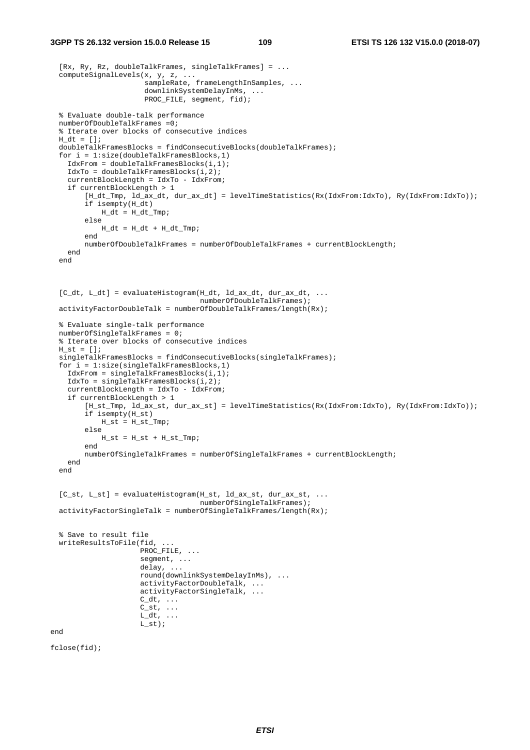```
  [Rx, Ry, Rz, doubleTalkFrames, singleTalkFrames] = ...
  computeSignalLevels(x, y, z, ...
                      sampleRate, frameLengthInSamples, ...
                      downlinkSystemDelayInMs, ...
                      PROC_FILE, segment, fid);

  % Evaluate double-talk performance
  numberOfDoubleTalkFrames =0;
  % Iterate over blocks of consecutive indices
  H_dt = [];
  doubleTalkFramesBlocks = findConsecutiveBlocks(doubleTalkFrames);
  for i = 1:size(doubleTalkFramesBlocks,1)
    IdxFrom = doubleTalkFramesBlocks(i,1);
    IdxTo = doubleTalkFramesBlocks(i,2);
    currentBlockLength = IdxTo - IdxFrom;
    if currentBlockLength > 1
        [H_dt_Tmp, ld_ax_dt, dur_ax_dt] = levelTimeStatistics(Rx(IdxFrom:IdxTo), Ry(IdxFrom:IdxTo));
        if isempty(H_dt)
            H_dt = H_dt_Tmp;
        else
            H_dt = H_dt + H_dt_Tmp;
        end
        numberOfDoubleTalkFrames = numberOfDoubleTalkFrames + currentBlockLength;
    end
  end



  [C_dt, L_dt] = evaluateHistogram(H_dt, ld_ax_dt, dur_ax_dt, ...
                                   numberOfDoubleTalkFrames);
  activityFactorDoubleTalk = numberOfDoubleTalkFrames/length(Rx);

  % Evaluate single-talk performance
  numberOfSingleTalkFrames = 0;
  % Iterate over blocks of consecutive indices
  H_st = [];
  singleTalkFramesBlocks = findConsecutiveBlocks(singleTalkFrames);
  for i = 1:size(singleTalkFramesBlocks,1)
    IdxFrom = singleTalkFramesBlocks(i,1);
    IdxTo = singleTalkFramesBlocks(i,2);
    currentBlockLength = IdxTo - IdxFrom;
    if currentBlockLength > 1
        [H_st_Tmp, ld_ax_st, dur_ax_st] = levelTimeStatistics(Rx(IdxFrom:IdxTo), Ry(IdxFrom:IdxTo));
        if isempty(H_st)
            H_st = H_st_Tmp;
        else
            H_st = H_st + H_st_Tmp;
        end
        numberOfSingleTalkFrames = numberOfSingleTalkFrames + currentBlockLength;
    end
  end

  [C_st, L_st] = evaluateHistogram(H_st, ld_ax_st, dur_ax_st, ...
                                   numberOfSingleTalkFrames);
  activityFactorSingleTalk = numberOfSingleTalkFrames/length(Rx);


  % Save to result file
  writeResultsToFile(fid, ...
                     PROC_FILE, ...
                     segment, ...
                     delay, ...
                     round(downlinkSystemDelayInMs), ...
                     activityFactorDoubleTalk, ...
                     activityFactorSingleTalk, ...
                     C_dt, ...
                     C_st, ...
                     L_dt, ...
                     L_st);
end

fclose(fid);
```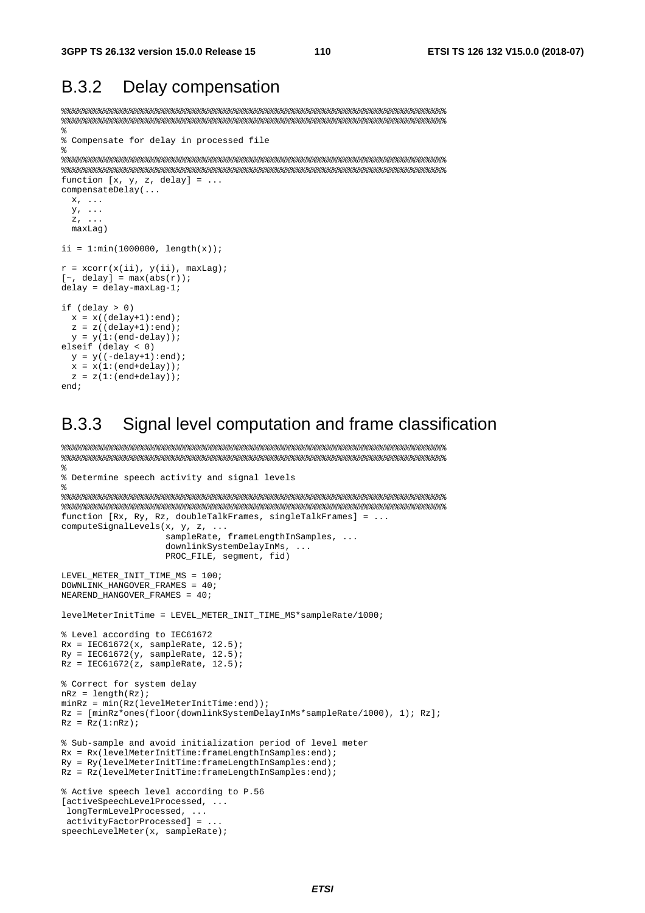## B.3.2 Delay compensation

```
%%%%%%%%%%%%%%%%%%%%%%%%%%%%%%%%%%%%%%%%%%%%%%%%%%%%%%%%%%%%%%%%%%%%%%%%%%%%%%%%
%%%%%%%%%%%%%%%%%%%%%%%%%%%%%%%%%%%%%%%%%%%%%%%%%%%%%%%%%%%%%%%%%%%%%%%%%%%%%%%%
%
% Compensate for delay in processed file
%
%%%%%%%%%%%%%%%%%%%%%%%%%%%%%%%%%%%%%%%%%%%%%%%%%%%%%%%%%%%%%%%%%%%%%%%%%%%%%%%%
%%%%%%%%%%%%%%%%%%%%%%%%%%%%%%%%%%%%%%%%%%%%%%%%%%%%%%%%%%%%%%%%%%%%%%%%%%%%%%%%
function [x, y, z, delay] = ...
compensateDelay(...
  x, ...
  y, ...
  z, ...
  maxLag)

ii = 1:min(1000000, length(x));

r = xcorr(x(ii), y(ii), maxLag);
[~, delay] = max(abs(r));
delay = delay-maxLag-1;

if (delay > 0)
  x = x((delay+1):end);
  z = z((delay+1):end);
  y = y(1:(end-delay));
elseif (delay < 0)
  y = y((-delay+1):end);
  x = x(1:(end+delay));
  z = z(1:(end+delay));
end;
```

## B.3.3 Signal level computation and frame classification

```
%%%%%%%%%%%%%%%%%%%%%%%%%%%%%%%%%%%%%%%%%%%%%%%%%%%%%%%%%%%%%%%%%%%%%%%%%%%%%%%%
%%%%%%%%%%%%%%%%%%%%%%%%%%%%%%%%%%%%%%%%%%%%%%%%%%%%%%%%%%%%%%%%%%%%%%%%%%%%%%%%
%
% Determine speech activity and signal levels
%
%%%%%%%%%%%%%%%%%%%%%%%%%%%%%%%%%%%%%%%%%%%%%%%%%%%%%%%%%%%%%%%%%%%%%%%%%%%%%%%%
%%%%%%%%%%%%%%%%%%%%%%%%%%%%%%%%%%%%%%%%%%%%%%%%%%%%%%%%%%%%%%%%%%%%%%%%%%%%%%%%
function [Rx, Ry, Rz, doubleTalkFrames, singleTalkFrames] = ...
computeSignalLevels(x, y, z, ...
                    sampleRate, frameLengthInSamples, ...
                    downlinkSystemDelayInMs, ...
                    PROC_FILE, segment, fid)

LEVEL_METER_INIT_TIME_MS = 100;
DOWNLINK_HANGOVER_FRAMES = 40;
NEAREND_HANGOVER_FRAMES = 40;

levelMeterInitTime = LEVEL_METER_INIT_TIME_MS*sampleRate/1000;

% Level according to IEC61672
Rx = IEC61672(x, sampleRate, 12.5);
Ry = IEC61672(y, sampleRate, 12.5);
Rz = IEC61672(z, sampleRate, 12.5);

% Correct for system delay
nRz = length(Rz);
minRz = min(Rz(levelMeterInitTime:end));
Rz = [minRz*ones(floor(downlinkSystemDelayInMs*sampleRate/1000), 1); Rz];
Rz = Rz(1:nRz);

% Sub-sample and avoid initialization period of level meter
Rx = Rx(levelMeterInitTime:frameLengthInSamples:end);
Ry = Ry(levelMeterInitTime:frameLengthInSamples:end);
Rz = Rz(levelMeterInitTime:frameLengthInSamples:end);

% Active speech level according to P.56
[activeSpeechLevelProcessed, ...
 longTermLevelProcessed, ...
 activityFactorProcessed] = ...
speechLevelMeter(x, sampleRate);
```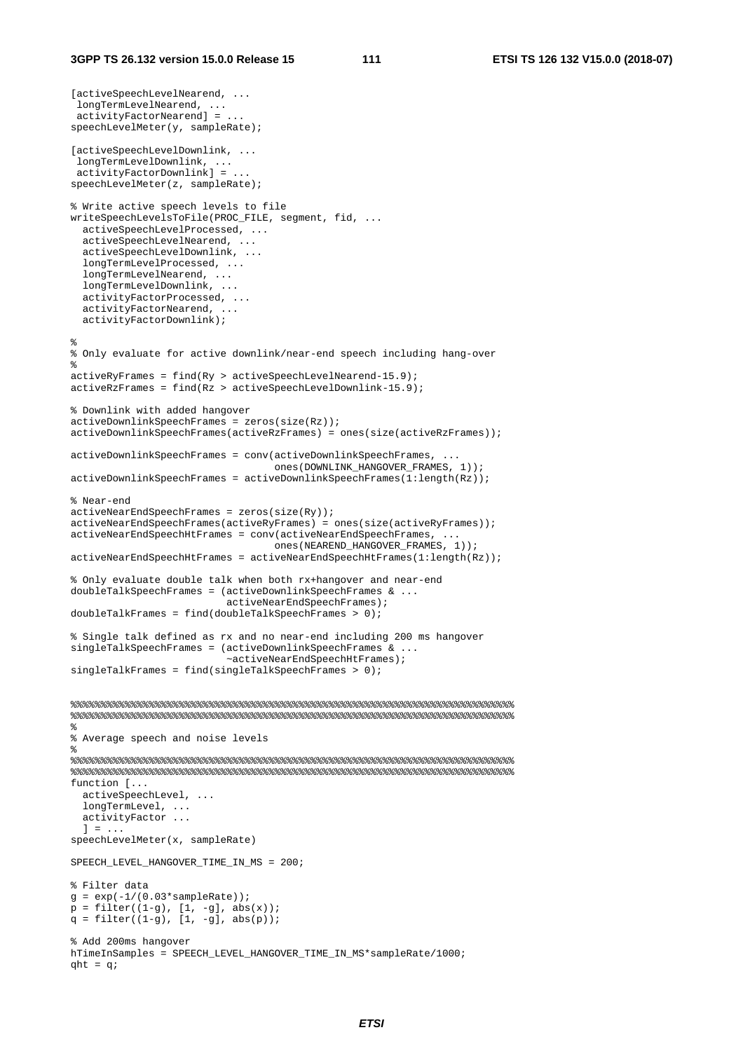```
[activeSpeechLevelNearend, ...
 longTermLevelNearend, ...
 activityFactorNearend] = ...
speechLevelMeter(y, sampleRate);

[activeSpeechLevelDownlink, ...
 longTermLevelDownlink, ...
 activityFactorDownlink] = ...
speechLevelMeter(z, sampleRate);

% Write active speech levels to file
writeSpeechLevelsToFile(PROC_FILE, segment, fid, ...
  activeSpeechLevelProcessed, ...
  activeSpeechLevelNearend, ...
  activeSpeechLevelDownlink, ...
  longTermLevelProcessed, ...
  longTermLevelNearend, ...
  longTermLevelDownlink, ...
  activityFactorProcessed, ...
  activityFactorNearend, ...
  activityFactorDownlink);

%
% Only evaluate for active downlink/near-end speech including hang-over
%
activeRyFrames = find(Ry > activeSpeechLevelNearend-15.9);
activeRzFrames = find(Rz > activeSpeechLevelDownlink-15.9);

% Downlink with added hangover
activeDownlinkSpeechFrames = zeros(size(Rz));
activeDownlinkSpeechFrames(activeRzFrames) = ones(size(activeRzFrames));

activeDownlinkSpeechFrames = conv(activeDownlinkSpeechFrames, ...
                                  ones(DOWNLINK_HANGOVER_FRAMES, 1));
activeDownlinkSpeechFrames = activeDownlinkSpeechFrames(1:length(Rz));

% Near-end
activeNearEndSpeechFrames = zeros(size(Ry));
activeNearEndSpeechFrames(activeRyFrames) = ones(size(activeRyFrames));
activeNearEndSpeechHtFrames = conv(activeNearEndSpeechFrames, ...
                                  ones(NEAREND_HANGOVER_FRAMES, 1));
activeNearEndSpeechHtFrames = activeNearEndSpeechHtFrames(1:length(Rz));

% Only evaluate double talk when both rx+hangover and near-end
doubleTalkSpeechFrames = (activeDownlinkSpeechFrames & ...
                          activeNearEndSpeechFrames);
doubleTalkFrames = find(doubleTalkSpeechFrames > 0);

% Single talk defined as rx and no near-end including 200 ms hangover
singleTalkSpeechFrames = (activeDownlinkSpeechFrames & ...
                          ~activeNearEndSpeechHtFrames);
singleTalkFrames = find(singleTalkSpeechFrames > 0);


%%%%%%%%%%%%%%%%%%%%%%%%%%%%%%%%%%%%%%%%%%%%%%%%%%%%%%%%%%%%%%%%%%%%%%%%%%%%%%%%
%%%%%%%%%%%%%%%%%%%%%%%%%%%%%%%%%%%%%%%%%%%%%%%%%%%%%%%%%%%%%%%%%%%%%%%%%%%%%%%%
%
% Average speech and noise levels
%
%%%%%%%%%%%%%%%%%%%%%%%%%%%%%%%%%%%%%%%%%%%%%%%%%%%%%%%%%%%%%%%%%%%%%%%%%%%%%%%%
%%%%%%%%%%%%%%%%%%%%%%%%%%%%%%%%%%%%%%%%%%%%%%%%%%%%%%%%%%%%%%%%%%%%%%%%%%%%%%%%
function [...
  activeSpeechLevel, ...
  longTermLevel, ...
  activityFactor ...
  ] = ...
speechLevelMeter(x, sampleRate)

SPEECH_LEVEL_HANGOVER_TIME_IN_MS = 200;

% Filter data
g = exp(-1/(0.03*sampleRate));
p = filter((1-g), [1, -g], abs(x));
q = filter((1-g), [1, -g], abs(p));

% Add 200ms hangover
hTimeInSamples = SPEECH_LEVEL_HANGOVER_TIME_IN_MS*sampleRate/1000;
qht = q;
```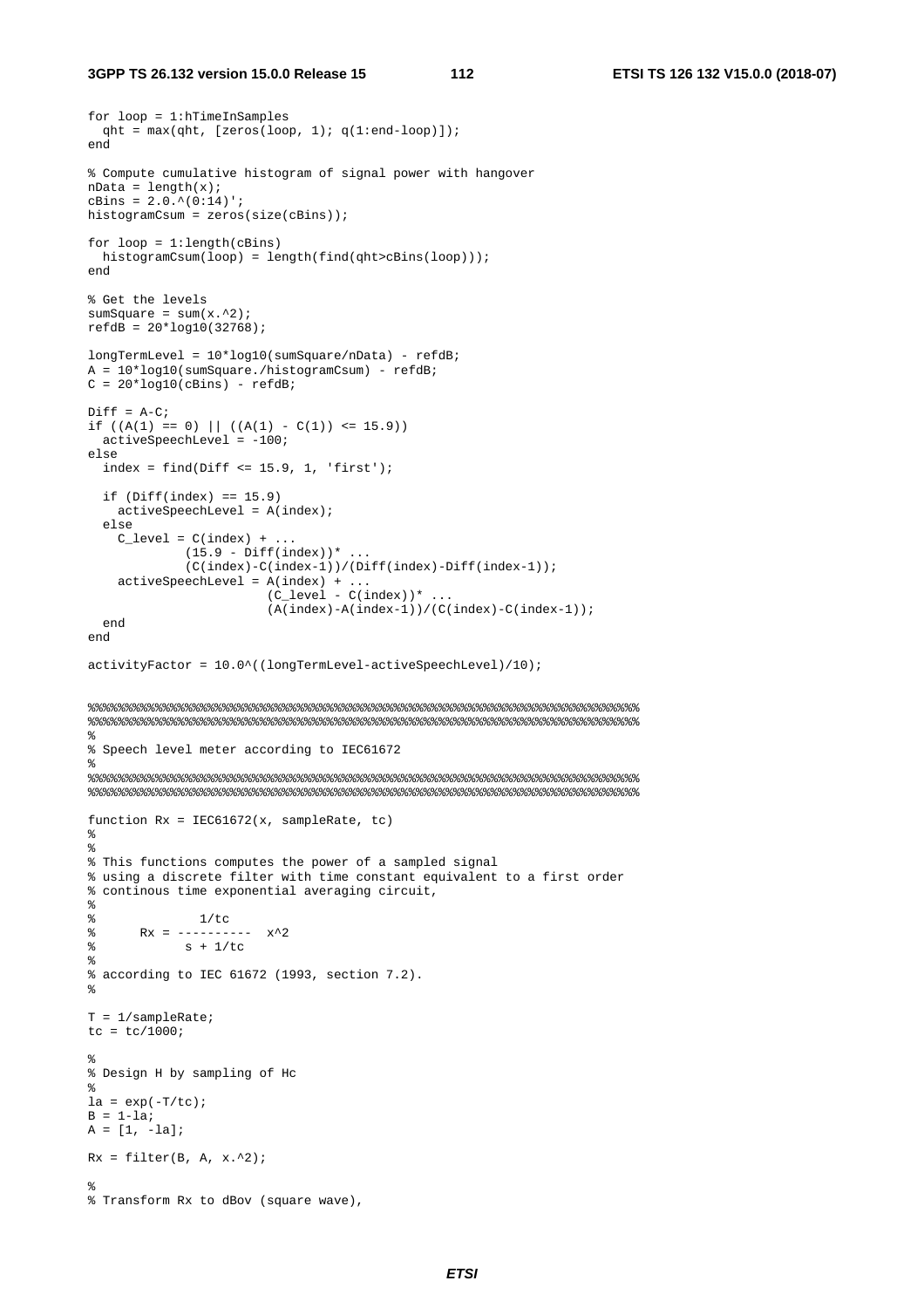```
for loop = 1:hTimeInSamples
  qht = max(qht, [zeros(loop, 1); q(1:end-loop)]);
end

% Compute cumulative histogram of signal power with hangover
nData = length(x);
cBins = 2.0.^(0:14)';
histogramCsum = zeros(size(cBins));

for loop = 1:length(cBins)
  histogramCsum(loop) = length(find(qht>cBins(loop)));
end

% Get the levels
sumSquare = sum(x.^2);
refdB = 20*log10(32768);

longTermLevel = 10*log10(sumSquare/nData) - refdB;
A = 10*log10(sumSquare./histogramCsum) - refdB;
C = 20*log10(cBins) - refdB;

Diff = A-C;
if ((A(1) == 0) || ((A(1) - C(1)) <= 15.9))
  activeSpeechLevel = -100;
else
  index = find(Diff <= 15.9, 1, 'first');

  if (Diff(index) == 15.9)
    activeSpeechLevel = A(index);
  else
    C_level = C(index) + ...
             (15.9 - Diff(index))* ...
             (C(index)-C(index-1))/(Diff(index)-Diff(index-1));
    activeSpeechLevel = A(index) + ...
                        (C_level - C(index))* ...
                        (A(index)-A(index-1))/(C(index)-C(index-1));
  end
end

activityFactor = 10.0^((longTermLevel-activeSpeechLevel)/10);


%%%%%%%%%%%%%%%%%%%%%%%%%%%%%%%%%%%%%%%%%%%%%%%%%%%%%%%%%%%%%%%%%%%%%%%%%%%%%%%%%%%%%%%%%
%%%%%%%%%%%%%%%%%%%%%%%%%%%%%%%%%%%%%%%%%%%%%%%%%%%%%%%%%%%%%%%%%%%%%%%%%%%%%%%%%%%%%%%%%
%
% Speech level meter according to IEC61672
%
%%%%%%%%%%%%%%%%%%%%%%%%%%%%%%%%%%%%%%%%%%%%%%%%%%%%%%%%%%%%%%%%%%%%%%%%%%%%%%%%%%%%%%%%%
%%%%%%%%%%%%%%%%%%%%%%%%%%%%%%%%%%%%%%%%%%%%%%%%%%%%%%%%%%%%%%%%%%%%%%%%%%%%%%%%%%%%%%%%%

function Rx = IEC61672(x, sampleRate, tc)
%
%
% This functions computes the power of a sampled signal
% using a discrete filter with time constant equivalent to a first order
% continous time exponential averaging circuit,
%
%             1/tc
%      Rx = ----------  x^2
%           s + 1/tc
%
% according to IEC 61672 (1993, section 7.2).
%

T = 1/sampleRate;
tc = tc/1000;

%
% Design H by sampling of Hc
%
la = exp(-T/tc);
B = 1-la;
A = [1, -la];

Rx = filter(B, A, x.^2);

%
% Transform Rx to dBov (square wave),
```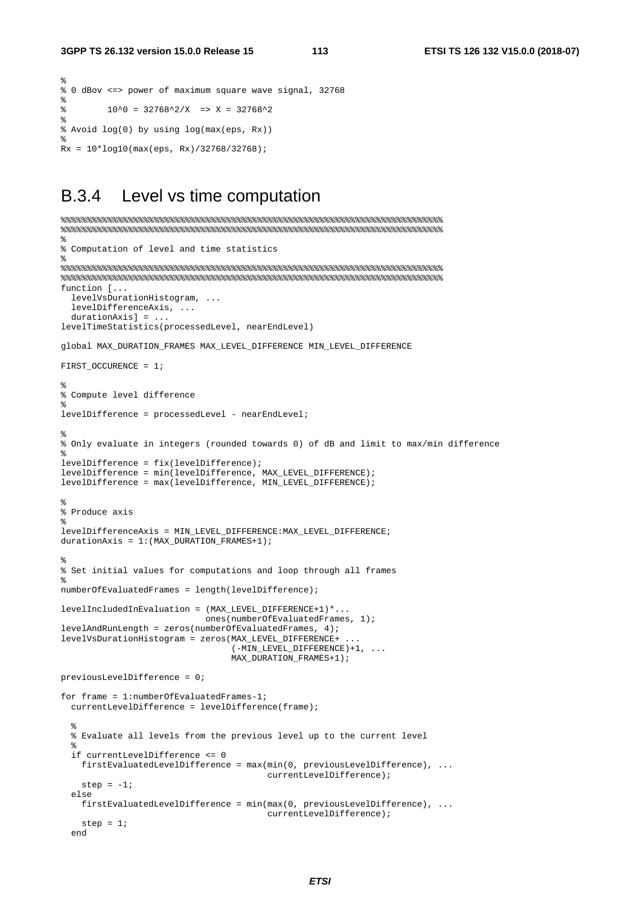```
%
% 0 dBov <=> power of maximum square wave signal, 32768
%
%         10^0 = 32768^2/X  => X = 32768^2
%
% Avoid log(0) by using log(max(eps, Rx))
%
Rx = 10*log10(max(eps, Rx)/32768/32768);
```

## B.3.4 Level vs time computation

```
%%%%%%%%%%%%%%%%%%%%%%%%%%%%%%%%%%%%%%%%%%%%%%%%%%%%%%%%%%%%%%%%%%%%%%%%%%%%%%%%
%%%%%%%%%%%%%%%%%%%%%%%%%%%%%%%%%%%%%%%%%%%%%%%%%%%%%%%%%%%%%%%%%%%%%%%%%%%%%%%%
%
% Computation of level and time statistics
%
%%%%%%%%%%%%%%%%%%%%%%%%%%%%%%%%%%%%%%%%%%%%%%%%%%%%%%%%%%%%%%%%%%%%%%%%%%%%%%%%
%%%%%%%%%%%%%%%%%%%%%%%%%%%%%%%%%%%%%%%%%%%%%%%%%%%%%%%%%%%%%%%%%%%%%%%%%%%%%%%%
function [...
  levelVsDurationHistogram, ...
  levelDifferenceAxis, ...
  durationAxis] = ...
levelTimeStatistics(processedLevel, nearEndLevel)

global MAX_DURATION_FRAMES MAX_LEVEL_DIFFERENCE MIN_LEVEL_DIFFERENCE

FIRST_OCCURENCE = 1;

%
% Compute level difference
%
levelDifference = processedLevel - nearEndLevel;

%
% Only evaluate in integers (rounded towards 0) of dB and limit to max/min difference
%
levelDifference = fix(levelDifference);
levelDifference = min(levelDifference, MAX_LEVEL_DIFFERENCE);
levelDifference = max(levelDifference, MIN_LEVEL_DIFFERENCE);

%
% Produce axis
%
levelDifferenceAxis = MIN_LEVEL_DIFFERENCE:MAX_LEVEL_DIFFERENCE;
durationAxis = 1:(MAX_DURATION_FRAMES+1);

%
% Set initial values for computations and loop through all frames
%
numberOfEvaluatedFrames = length(levelDifference);

levelIncludedInEvaluation = (MAX_LEVEL_DIFFERENCE+1)*...
                            ones(numberOfEvaluatedFrames, 1);
levelAndRunLength = zeros(numberOfEvaluatedFrames, 4);
levelVsDurationHistogram = zeros(MAX_LEVEL_DIFFERENCE+ ...
                                 (-MIN_LEVEL_DIFFERENCE)+1, ...
                                 MAX_DURATION_FRAMES+1);

previousLevelDifference = 0;

for frame = 1:numberOfEvaluatedFrames-1;
  currentLevelDifference = levelDifference(frame);

  %
  % Evaluate all levels from the previous level up to the current level
  %
  if currentLevelDifference <= 0
    firstEvaluatedLevelDifference = max(min(0, previousLevelDifference), ...
                                        currentLevelDifference);
    step = -1;
  else
    firstEvaluatedLevelDifference = min(max(0, previousLevelDifference), ...
                                        currentLevelDifference);
    step = 1;
  end
```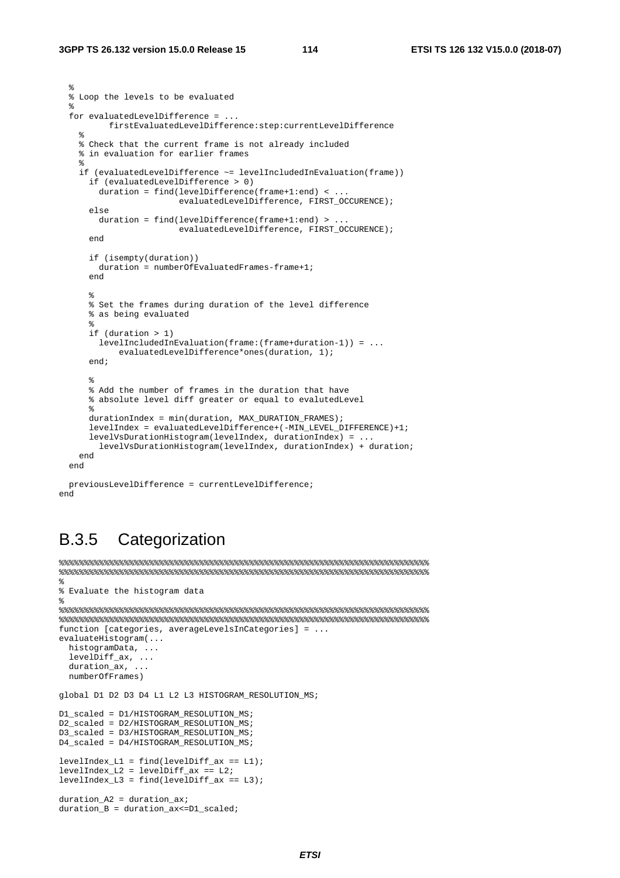```
  %
  % Loop the levels to be evaluated
  %
  for evaluatedLevelDifference = ...
          firstEvaluatedLevelDifference:step:currentLevelDifference
    %
    % Check that the current frame is not already included
    % in evaluation for earlier frames
    %
    if (evaluatedLevelDifference ~= levelIncludedInEvaluation(frame))
      if (evaluatedLevelDifference > 0)
        duration = find(levelDifference(frame+1:end) < ...
                        evaluatedLevelDifference, FIRST_OCCURENCE);
      else
        duration = find(levelDifference(frame+1:end) > ...
                        evaluatedLevelDifference, FIRST_OCCURENCE);
      end

      if (isempty(duration))
        duration = numberOfEvaluatedFrames-frame+1;
      end

      %
      % Set the frames during duration of the level difference
      % as being evaluated
      %
      if (duration > 1)
        levelIncludedInEvaluation(frame:(frame+duration-1)) = ...
            evaluatedLevelDifference*ones(duration, 1);
      end;

      %
      % Add the number of frames in the duration that have
      % absolute level diff greater or equal to evalutedLevel
      %
      durationIndex = min(duration, MAX_DURATION_FRAMES);
      levelIndex = evaluatedLevelDifference+(-MIN_LEVEL_DIFFERENCE)+1;
      levelVsDurationHistogram(levelIndex, durationIndex) = ...
        levelVsDurationHistogram(levelIndex, durationIndex) + duration;
    end
  end

  previousLevelDifference = currentLevelDifference;
end
```

## B.3.5 Categorization

```
%%%%%%%%%%%%%%%%%%%%%%%%%%%%%%%%%%%%%%%%%%%%%%%%%%%%%%%%%%%%%%%%%%%%%%%%%%%%%%
%%%%%%%%%%%%%%%%%%%%%%%%%%%%%%%%%%%%%%%%%%%%%%%%%%%%%%%%%%%%%%%%%%%%%%%%%%%%%%
%
% Evaluate the histogram data
%
%%%%%%%%%%%%%%%%%%%%%%%%%%%%%%%%%%%%%%%%%%%%%%%%%%%%%%%%%%%%%%%%%%%%%%%%%%%%%%
%%%%%%%%%%%%%%%%%%%%%%%%%%%%%%%%%%%%%%%%%%%%%%%%%%%%%%%%%%%%%%%%%%%%%%%%%%%%%%
function [categories, averageLevelsInCategories] = ...
evaluateHistogram(...
  histogramData, ...
  levelDiff_ax, ...
  duration_ax, ...
  numberOfFrames)

global D1 D2 D3 D4 L1 L2 L3 HISTOGRAM_RESOLUTION_MS;

D1_scaled = D1/HISTOGRAM_RESOLUTION_MS;
D2_scaled = D2/HISTOGRAM_RESOLUTION_MS;
D3_scaled = D3/HISTOGRAM_RESOLUTION_MS;
D4_scaled = D4/HISTOGRAM_RESOLUTION_MS;

levelIndex_L1 = find(levelDiff_ax == L1);
levelIndex_L2 = levelDiff_ax == L2;
levelIndex_L3 = find(levelDiff_ax == L3);

duration_A2 = duration_ax;
duration_B = duration_ax<=D1_scaled;
```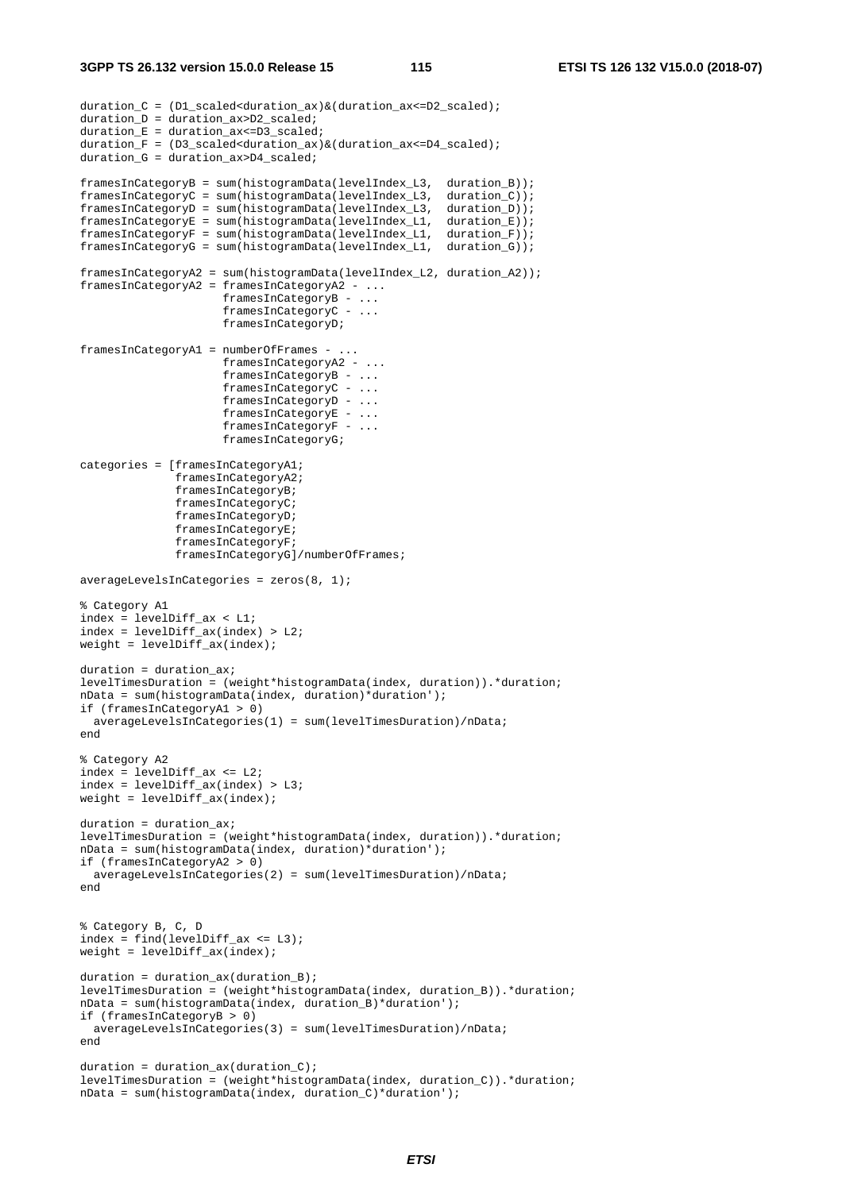```
duration_C = (D1_scaled<duration_ax)&(duration_ax<=D2_scaled);
duration_D = duration_ax>D2_scaled;
duration_E = duration_ax<=D3_scaled;
duration_F = (D3_scaled<duration_ax)&(duration_ax<=D4_scaled);
duration_G = duration_ax>D4_scaled;

framesInCategoryB = sum(histogramData(levelIndex_L3,  duration_B));
framesInCategoryC = sum(histogramData(levelIndex_L3,  duration_C));
framesInCategoryD = sum(histogramData(levelIndex_L3,  duration_D));
framesInCategoryE = sum(histogramData(levelIndex_L1,  duration_E));
framesInCategoryF = sum(histogramData(levelIndex_L1,  duration_F));
framesInCategoryG = sum(histogramData(levelIndex_L1,  duration_G));

framesInCategoryA2 = sum(histogramData(levelIndex_L2, duration_A2));
framesInCategoryA2 = framesInCategoryA2 - ...
                     framesInCategoryB - ...
                     framesInCategoryC - ...
                     framesInCategoryD;

framesInCategoryA1 = numberOfFrames - ...
                     framesInCategoryA2 - ...
                     framesInCategoryB - ...
                     framesInCategoryC - ...
                     framesInCategoryD - ...
                     framesInCategoryE - ...
                     framesInCategoryF - ...
                     framesInCategoryG;

categories = [framesInCategoryA1;
              framesInCategoryA2;
              framesInCategoryB;
              framesInCategoryC;
              framesInCategoryD;
              framesInCategoryE;
              framesInCategoryF;
              framesInCategoryG]/numberOfFrames;

averageLevelsInCategories = zeros(8, 1);

% Category A1
index = levelDiff_ax < L1;
index = levelDiff_ax(index) > L2;
weight = levelDiff_ax(index);

duration = duration_ax;
levelTimesDuration = (weight*histogramData(index, duration)).*duration;
nData = sum(histogramData(index, duration)*duration');
if (framesInCategoryA1 > 0)
  averageLevelsInCategories(1) = sum(levelTimesDuration)/nData;
end

% Category A2
index = levelDiff_ax <= L2;
index = levelDiff_ax(index) > L3;
weight = levelDiff_ax(index);

duration = duration_ax;
levelTimesDuration = (weight*histogramData(index, duration)).*duration;
nData = sum(histogramData(index, duration)*duration');
if (framesInCategoryA2 > 0)
  averageLevelsInCategories(2) = sum(levelTimesDuration)/nData;
end


% Category B, C, D
index = find(levelDiff_ax <= L3);
weight = levelDiff_ax(index);

duration = duration_ax(duration_B);
levelTimesDuration = (weight*histogramData(index, duration_B)).*duration;
nData = sum(histogramData(index, duration_B)*duration');
if (framesInCategoryB > 0)
  averageLevelsInCategories(3) = sum(levelTimesDuration)/nData;
end

duration = duration_ax(duration_C);
levelTimesDuration = (weight*histogramData(index, duration_C)).*duration;
nData = sum(histogramData(index, duration_C)*duration');
```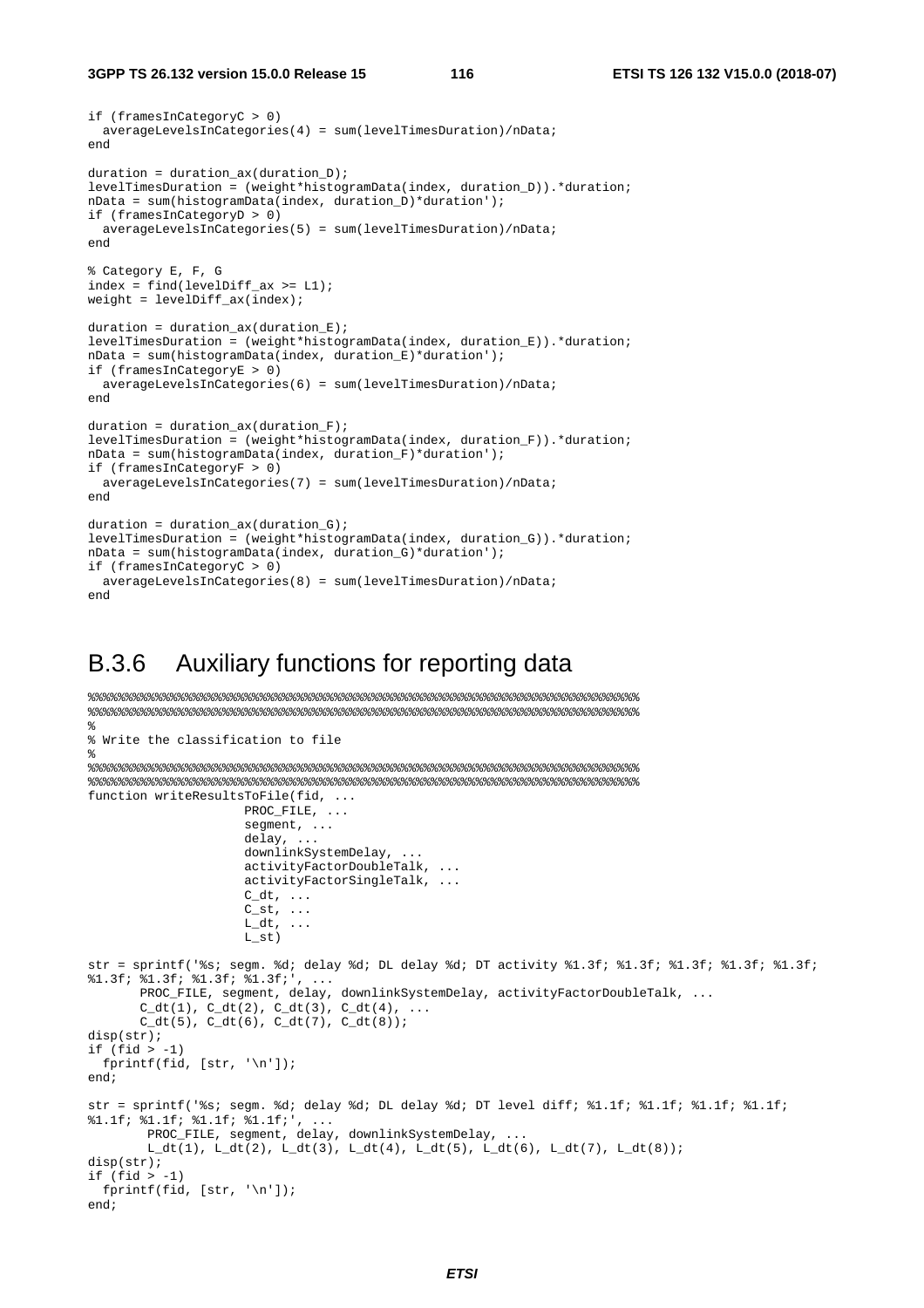```
if (framesInCategoryC > 0)
  averageLevelsInCategories(4) = sum(levelTimesDuration)/nData;
end

duration = duration_ax(duration_D);
levelTimesDuration = (weight*histogramData(index, duration_D)).*duration;
nData = sum(histogramData(index, duration_D)*duration');
if (framesInCategoryD > 0)
  averageLevelsInCategories(5) = sum(levelTimesDuration)/nData;
end

% Category E, F, G
index = find(levelDiff_ax >= L1);
weight = levelDiff_ax(index);

duration = duration_ax(duration_E);
levelTimesDuration = (weight*histogramData(index, duration_E)).*duration;
nData = sum(histogramData(index, duration_E)*duration');
if (framesInCategoryE > 0)
  averageLevelsInCategories(6) = sum(levelTimesDuration)/nData;
end

duration = duration_ax(duration_F);
levelTimesDuration = (weight*histogramData(index, duration_F)).*duration;
nData = sum(histogramData(index, duration_F)*duration');
if (framesInCategoryF > 0)
  averageLevelsInCategories(7) = sum(levelTimesDuration)/nData;
end

duration = duration_ax(duration_G);
levelTimesDuration = (weight*histogramData(index, duration_G)).*duration;
nData = sum(histogramData(index, duration_G)*duration');
if (framesInCategoryC > 0)
  averageLevelsInCategories(8) = sum(levelTimesDuration)/nData;
end
```

## B.3.6 Auxiliary functions for reporting data

```
%%%%%%%%%%%%%%%%%%%%%%%%%%%%%%%%%%%%%%%%%%%%%%%%%%%%%%%%%%%%%%%%%%%%%%%%%%%%%%%
%%%%%%%%%%%%%%%%%%%%%%%%%%%%%%%%%%%%%%%%%%%%%%%%%%%%%%%%%%%%%%%%%%%%%%%%%%%%%%%
%
% Write the classification to file
%
%%%%%%%%%%%%%%%%%%%%%%%%%%%%%%%%%%%%%%%%%%%%%%%%%%%%%%%%%%%%%%%%%%%%%%%%%%%%%%%
%%%%%%%%%%%%%%%%%%%%%%%%%%%%%%%%%%%%%%%%%%%%%%%%%%%%%%%%%%%%%%%%%%%%%%%%%%%%%%%
function writeResultsToFile(fid, ...
                    PROC_FILE, ...
                    segment, ...
                    delay, ...
                    downlinkSystemDelay, ...
                    activityFactorDoubleTalk, ...
                    activityFactorSingleTalk, ...
                    C_dt, ...
                    C_st, ...
                    L_dt, ...
                    L_st)

str = sprintf('%s; segm. %d; delay %d; DL delay %d; DT activity %1.3f; %1.3f; %1.3f; %1.3f; %1.3f;
%1.3f; %1.3f; %1.3f; %1.3f;', ...
       PROC_FILE, segment, delay, downlinkSystemDelay, activityFactorDoubleTalk, ...
       C_dt(1), C_dt(2), C_dt(3), C_dt(4), ...
       C_dt(5), C_dt(6), C_dt(7), C_dt(8));
disp(str);
if (fid > -1)
  fprintf(fid, [str, '\n']);
end;

str = sprintf('%s; segm. %d; delay %d; DL delay %d; DT level diff; %1.1f; %1.1f; %1.1f; %1.1f;
%1.1f; %1.1f; %1.1f; %1.1f;', ...
        PROC_FILE, segment, delay, downlinkSystemDelay, ...
        L_dt(1), L_dt(2), L_dt(3), L_dt(4), L_dt(5), L_dt(6), L_dt(7), L_dt(8));
disp(str);
if (fid > -1)
  fprintf(fid, [str, '\n']);
end;
```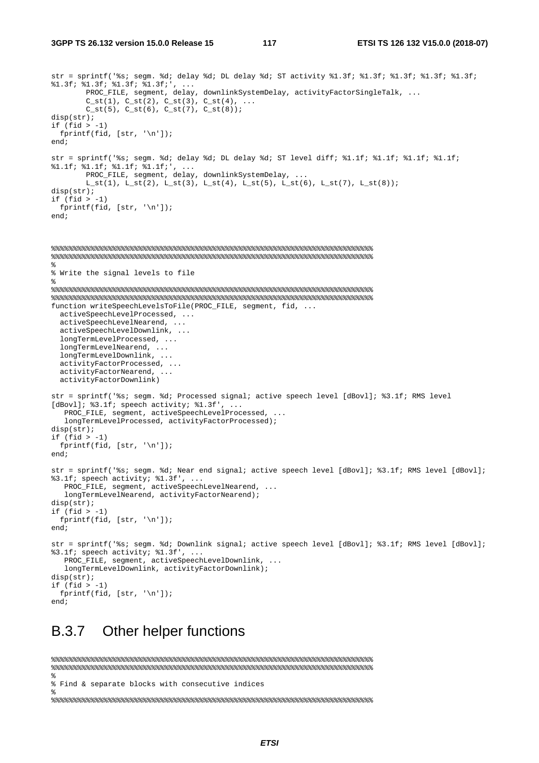```
str = sprintf('%s; segm. %d; delay %d; DL delay %d; ST activity %1.3f; %1.3f; %1.3f; %1.3f; %1.3f;
%1.3f; %1.3f; %1.3f; %1.3f;', ...
        PROC_FILE, segment, delay, downlinkSystemDelay, activityFactorSingleTalk, ...
        C_st(1), C_st(2), C_st(3), C_st(4), ...
        C_st(5), C_st(6), C_st(7), C_st(8));
disp(str);
if (fid > -1)
  fprintf(fid, [str, '\n']);
end;

str = sprintf('%s; segm. %d; delay %d; DL delay %d; ST level diff; %1.1f; %1.1f; %1.1f; %1.1f;
%1.1f; %1.1f; %1.1f; %1.1f;', ...
        PROC_FILE, segment, delay, downlinkSystemDelay, ...
        L_st(1), L_st(2), L_st(3), L_st(4), L_st(5), L_st(6), L_st(7), L_st(8));
disp(str);
if (fid > -1)
  fprintf(fid, [str, '\n']);
end;



%%%%%%%%%%%%%%%%%%%%%%%%%%%%%%%%%%%%%%%%%%%%%%%%%%%%%%%%%%%%%%%%%%%%%%%%%%%%%%%
%%%%%%%%%%%%%%%%%%%%%%%%%%%%%%%%%%%%%%%%%%%%%%%%%%%%%%%%%%%%%%%%%%%%%%%%%%%%%%%
%
% Write the signal levels to file
%
%%%%%%%%%%%%%%%%%%%%%%%%%%%%%%%%%%%%%%%%%%%%%%%%%%%%%%%%%%%%%%%%%%%%%%%%%%%%%%%
%%%%%%%%%%%%%%%%%%%%%%%%%%%%%%%%%%%%%%%%%%%%%%%%%%%%%%%%%%%%%%%%%%%%%%%%%%%%%%%
function writeSpeechLevelsToFile(PROC_FILE, segment, fid, ...
  activeSpeechLevelProcessed, ...
  activeSpeechLevelNearend, ...
  activeSpeechLevelDownlink, ...
  longTermLevelProcessed, ...
  longTermLevelNearend, ...
  longTermLevelDownlink, ...
  activityFactorProcessed, ...
  activityFactorNearend, ...
  activityFactorDownlink)

str = sprintf('%s; segm. %d; Processed signal; active speech level [dBovl]; %3.1f; RMS level
[dBovl]; %3.1f; speech activity; %1.3f', ...
   PROC_FILE, segment, activeSpeechLevelProcessed, ...
   longTermLevelProcessed, activityFactorProcessed);
disp(str);
if (fid > -1)
  fprintf(fid, [str, '\n']);
end;

str = sprintf('%s; segm. %d; Near end signal; active speech level [dBovl]; %3.1f; RMS level [dBovl];
%3.1f; speech activity; %1.3f', ...
   PROC_FILE, segment, activeSpeechLevelNearend, ...
   longTermLevelNearend, activityFactorNearend);
disp(str);
if (fid > -1)
  fprintf(fid, [str, '\n']);
end;

str = sprintf('%s; segm. %d; Downlink signal; active speech level [dBovl]; %3.1f; RMS level [dBovl];
%3.1f; speech activity; %1.3f', ...
   PROC_FILE, segment, activeSpeechLevelDownlink, ...
   longTermLevelDownlink, activityFactorDownlink);
disp(str);
if (fid > -1)
  fprintf(fid, [str, '\n']);
end;
```

## B.3.7 Other helper functions

```
%%%%%%%%%%%%%%%%%%%%%%%%%%%%%%%%%%%%%%%%%%%%%%%%%%%%%%%%%%%%%%%%%%%%%%%%%%%%%%%
%%%%%%%%%%%%%%%%%%%%%%%%%%%%%%%%%%%%%%%%%%%%%%%%%%%%%%%%%%%%%%%%%%%%%%%%%%%%%%%
%
% Find & separate blocks with consecutive indices
%
%%%%%%%%%%%%%%%%%%%%%%%%%%%%%%%%%%%%%%%%%%%%%%%%%%%%%%%%%%%%%%%%%%%%%%%%%%%%%%%
```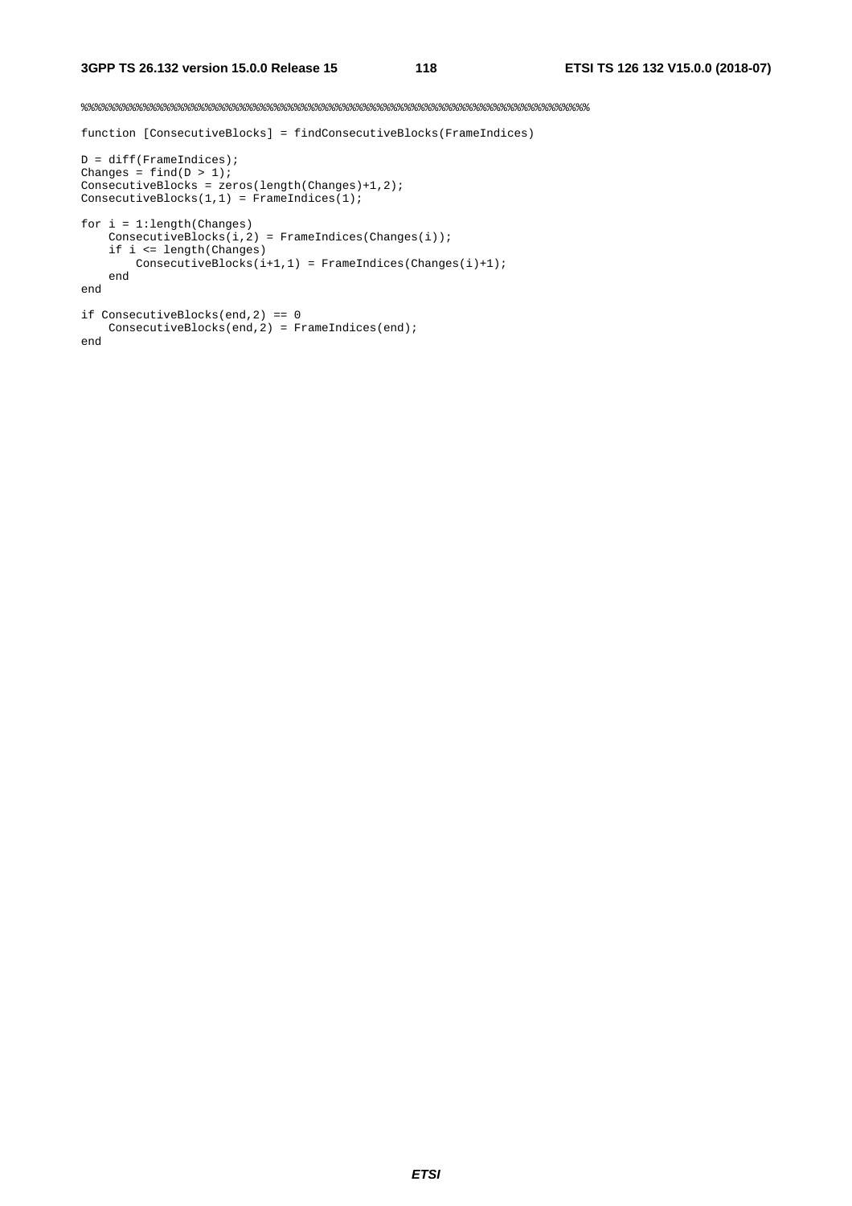```
%%%%%%%%%%%%%%%%%%%%%%%%%%%%%%%%%%%%%%%%%%%%%%%%%%%%%%%%%%%%%%%%%%%%%%%%%%%

function [ConsecutiveBlocks] = findConsecutiveBlocks(FrameIndices)

D = diff(FrameIndices);
Changes = find(D > 1);
ConsecutiveBlocks = zeros(length(Changes)+1,2);
ConsecutiveBlocks(1,1) = FrameIndices(1);

for i = 1:length(Changes)
    ConsecutiveBlocks(i,2) = FrameIndices(Changes(i));
    if i <= length(Changes)
        ConsecutiveBlocks(i+1,1) = FrameIndices(Changes(i)+1);
    end
end

if ConsecutiveBlocks(end,2) == 0
    ConsecutiveBlocks(end,2) = FrameIndices(end);
end
```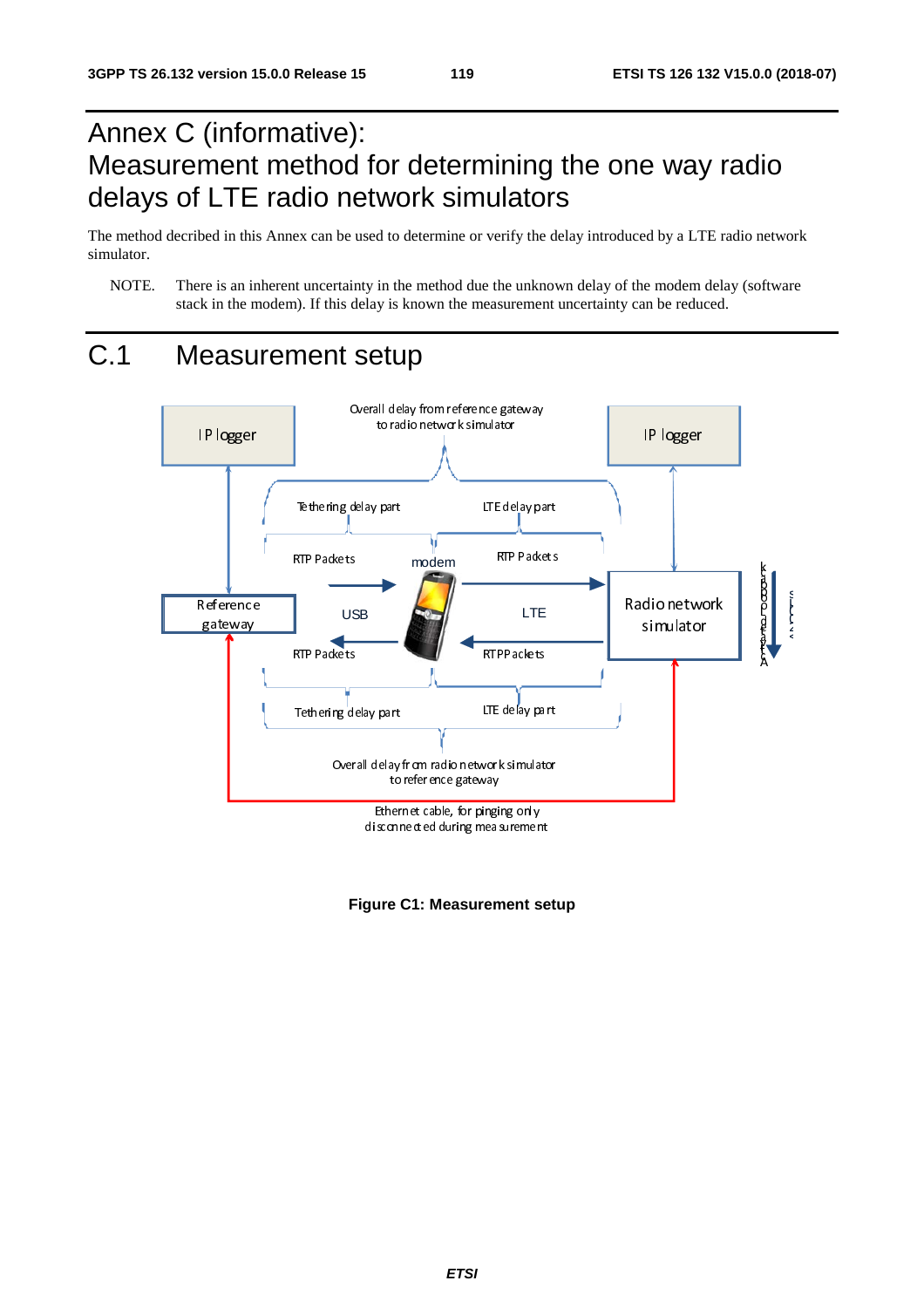# Annex C (informative): Measurement method for determining the one way radio delays of LTE radio network simulators

The method decribed in this Annex can be used to determine or verify the delay introduced by a LTE radio network simulator.

NOTE. There is an inherent uncertainty in the method due the unknown delay of the modem delay (software stack in the modem). If this delay is known the measurement uncertainty can be reduced.

## C.1 Measurement setup

**Figure C1: Measurement setup**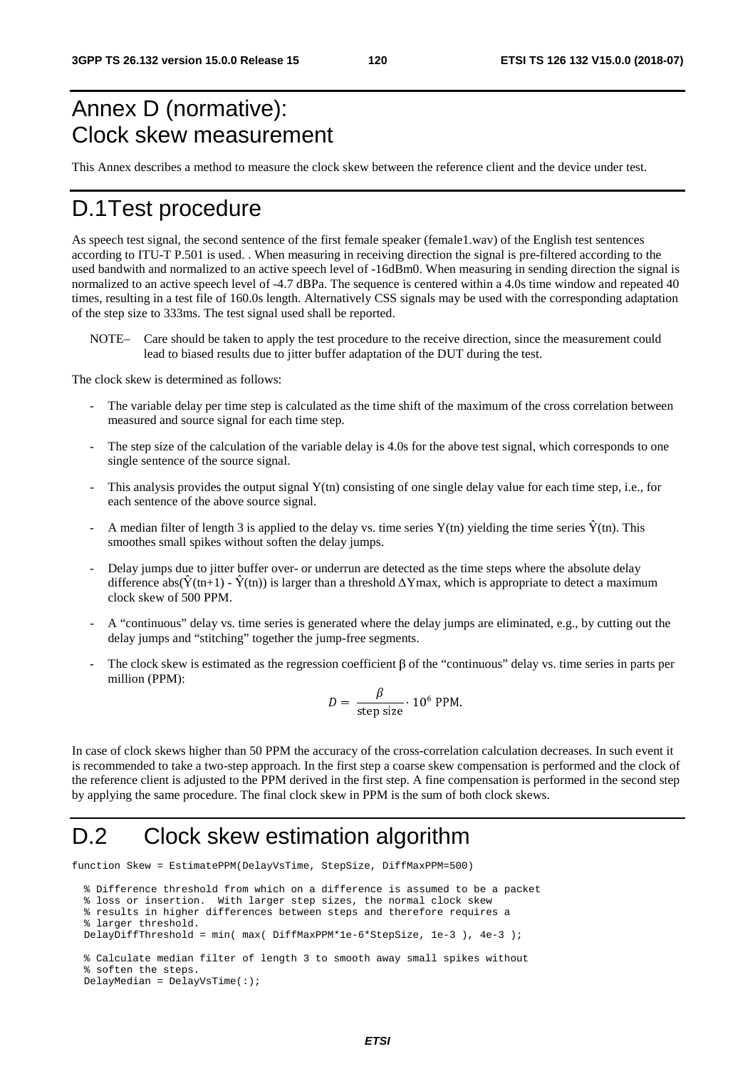# Annex D (normative): Clock skew measurement

This Annex describes a method to measure the clock skew between the reference client and the device under test.

# D.1 Test procedure

As speech test signal, the second sentence of the first female speaker (female1.wav) of the English test sentences according to ITU-T P.501 is used. . When measuring in receiving direction the signal is pre-filtered according to the used bandwith and normalized to an active speech level of -16dBm0. When measuring in sending direction the signal is normalized to an active speech level of -4.7 dBPa. The sequence is centered within a 4.0s time window and repeated 40 times, resulting in a test file of 160.0s length. Alternatively CSS signals may be used with the corresponding adaptation of the step size to 333ms. The test signal used shall be reported.

NOTE– Care should be taken to apply the test procedure to the receive direction, since the measurement could lead to biased results due to jitter buffer adaptation of the DUT during the test.

The clock skew is determined as follows:

- The variable delay per time step is calculated as the time shift of the maximum of the cross correlation between measured and source signal for each time step.
- The step size of the calculation of the variable delay is 4.0s for the above test signal, which corresponds to one single sentence of the source signal.
- This analysis provides the output signal Y(tn) consisting of one single delay value for each time step, i.e., for each sentence of the above source signal.
- A median filter of length 3 is applied to the delay vs. time series Y(tn) yielding the time series Ŷ(tn). This smoothes small spikes without soften the delay jumps.
- Delay jumps due to jitter buffer over- or underrun are detected as the time steps where the absolute delay difference abs(Ŷ(tn+1) - Ŷ(tn)) is larger than a threshold ΔYmax, which is appropriate to detect a maximum clock skew of 500 PPM.
- A "continuous" delay vs. time series is generated where the delay jumps are eliminated, e.g., by cutting out the delay jumps and "stitching" together the jump-free segments.
- The clock skew is estimated as the regression coefficient β of the "continuous" delay vs. time series in parts per million (PPM):

$$D = \frac{\beta}{\text{step size}} \cdot 10^6 \text{ PPM}.$$

In case of clock skews higher than 50 PPM the accuracy of the cross-correlation calculation decreases. In such event it is recommended to take a two-step approach. In the first step a coarse skew compensation is performed and the clock of the reference client is adjusted to the PPM derived in the first step. A fine compensation is performed in the second step by applying the same procedure. The final clock skew in PPM is the sum of both clock skews.

# D.2 Clock skew estimation algorithm

```
function Skew = EstimatePPM(DelayVsTime, StepSize, DiffMaxPPM=500)

  % Difference threshold from which on a difference is assumed to be a packet
  % loss or insertion.  With larger step sizes, the normal clock skew
  % results in higher differences between steps and therefore requires a
  % larger threshold.
  DelayDiffThreshold = min( max( DiffMaxPPM*1e-6*StepSize, 1e-3 ), 4e-3 );

  % Calculate median filter of length 3 to smooth away small spikes without
  % soften the steps.
  DelayMedian = DelayVsTime(:);
```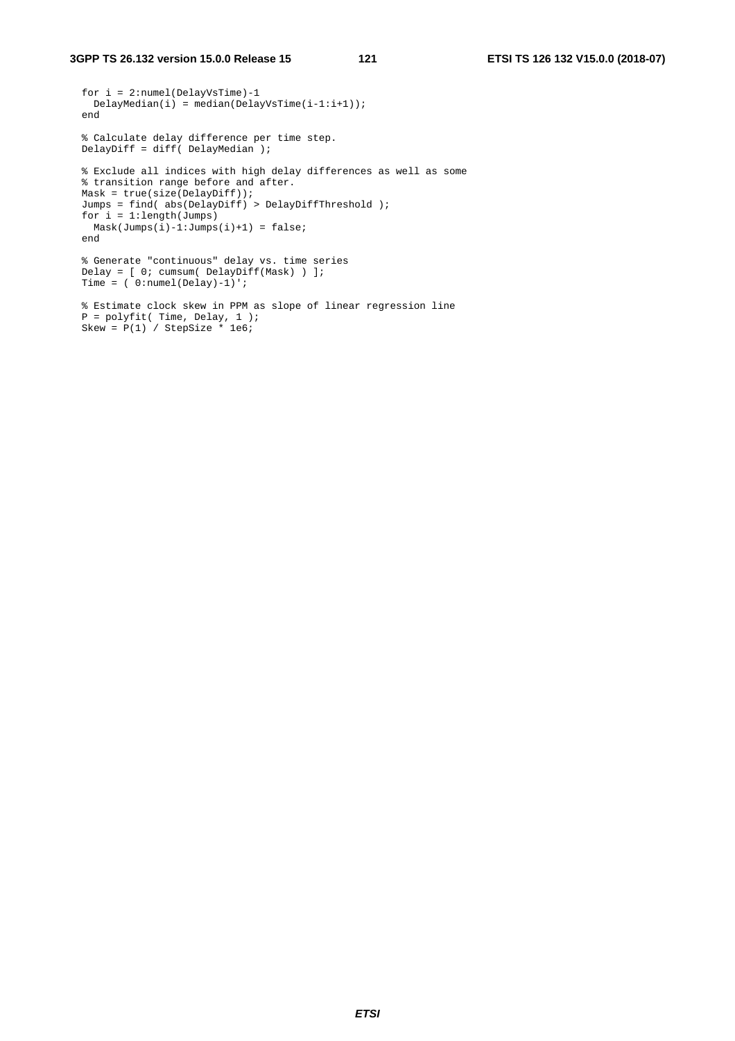```
for i = 2:numel(DelayVsTime)-1
  DelayMedian(i) = median(DelayVsTime(i-1:i+1));
end

% Calculate delay difference per time step.
DelayDiff = diff( DelayMedian );

% Exclude all indices with high delay differences as well as some
% transition range before and after.
Mask = true(size(DelayDiff));
Jumps = find( abs(DelayDiff) > DelayDiffThreshold );
for i = 1:length(Jumps)
  Mask(Jumps(i)-1:Jumps(i)+1) = false;
end

% Generate "continuous" delay vs. time series
Delay = [ 0; cumsum( DelayDiff(Mask) ) ];
Time = ( 0:numel(Delay)-1)';

% Estimate clock skew in PPM as slope of linear regression line
P = polyfit( Time, Delay, 1 );
Skew = P(1) / StepSize * 1e6;
```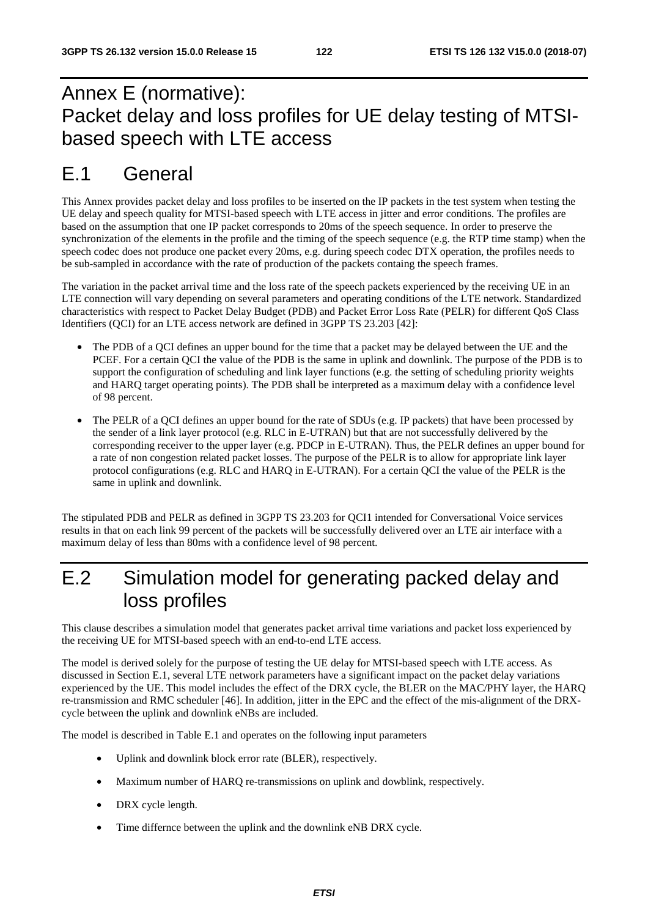# Annex E (normative): Packet delay and loss profiles for UE delay testing of MTSI-based speech with LTE access

# E.1 General

This Annex provides packet delay and loss profiles to be inserted on the IP packets in the test system when testing the UE delay and speech quality for MTSI-based speech with LTE access in jitter and error conditions. The profiles are based on the assumption that one IP packet corresponds to 20ms of the speech sequence. In order to preserve the synchronization of the elements in the profile and the timing of the speech sequence (e.g. the RTP time stamp) when the speech codec does not produce one packet every 20ms, e.g. during speech codec DTX operation, the profiles needs to be sub-sampled in accordance with the rate of production of the packets containg the speech frames.

The variation in the packet arrival time and the loss rate of the speech packets experienced by the receiving UE in an LTE connection will vary depending on several parameters and operating conditions of the LTE network. Standardized characteristics with respect to Packet Delay Budget (PDB) and Packet Error Loss Rate (PELR) for different QoS Class Identifiers (QCI) for an LTE access network are defined in 3GPP TS 23.203 [42]:

- The PDB of a QCI defines an upper bound for the time that a packet may be delayed between the UE and the PCEF. For a certain QCI the value of the PDB is the same in uplink and downlink. The purpose of the PDB is to support the configuration of scheduling and link layer functions (e.g. the setting of scheduling priority weights and HARQ target operating points). The PDB shall be interpreted as a maximum delay with a confidence level of 98 percent.
- The PELR of a QCI defines an upper bound for the rate of SDUs (e.g. IP packets) that have been processed by the sender of a link layer protocol (e.g. RLC in E-UTRAN) but that are not successfully delivered by the corresponding receiver to the upper layer (e.g. PDCP in E-UTRAN). Thus, the PELR defines an upper bound for a rate of non congestion related packet losses. The purpose of the PELR is to allow for appropriate link layer protocol configurations (e.g. RLC and HARQ in E-UTRAN). For a certain QCI the value of the PELR is the same in uplink and downlink.

The stipulated PDB and PELR as defined in 3GPP TS 23.203 for QCI1 intended for Conversational Voice services results in that on each link 99 percent of the packets will be successfully delivered over an LTE air interface with a maximum delay of less than 80ms with a confidence level of 98 percent.

# E.2 Simulation model for generating packed delay and loss profiles

This clause describes a simulation model that generates packet arrival time variations and packet loss experienced by the receiving UE for MTSI-based speech with an end-to-end LTE access.

The model is derived solely for the purpose of testing the UE delay for MTSI-based speech with LTE access. As discussed in Section E.1, several LTE network parameters have a significant impact on the packet delay variations experienced by the UE. This model includes the effect of the DRX cycle, the BLER on the MAC/PHY layer, the HARQ re-transmission and RMC scheduler [46]. In addition, jitter in the EPC and the effect of the mis-alignment of the DRX-cycle between the uplink and downlink eNBs are included.

The model is described in Table E.1 and operates on the following input parameters

- Uplink and downlink block error rate (BLER), respectively.
- Maximum number of HARQ re-transmissions on uplink and dowblink, respectively.
- DRX cycle length.
- Time differnce between the uplink and the downlink eNB DRX cycle.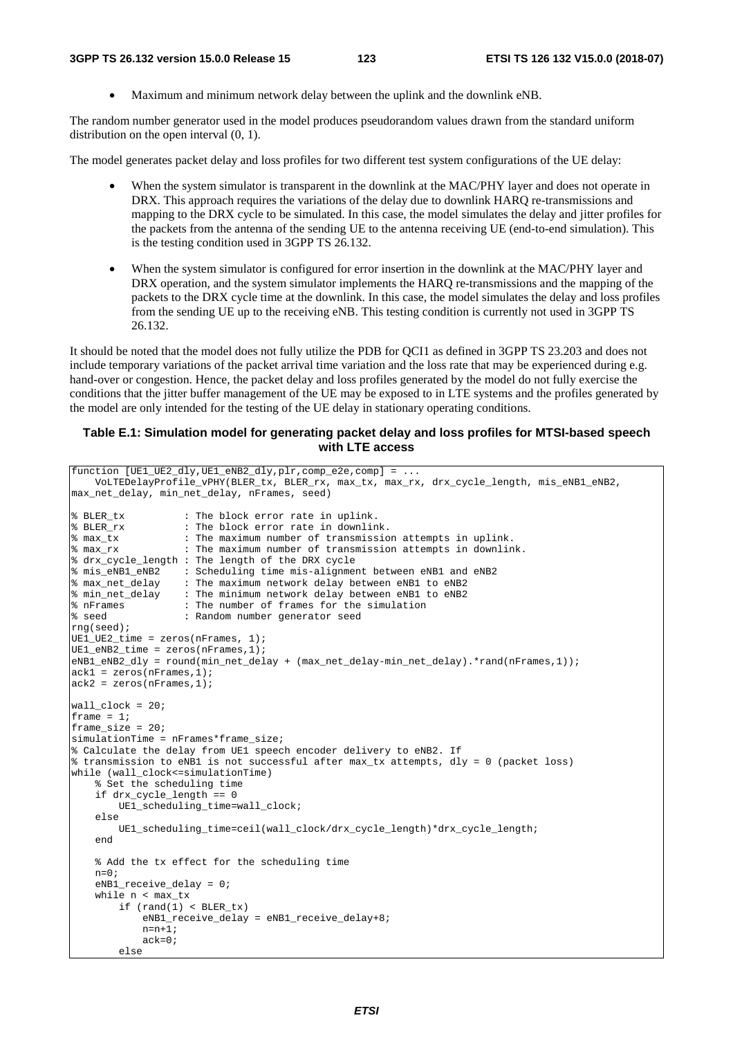- Maximum and minimum network delay between the uplink and the downlink eNB.

The random number generator used in the model produces pseudorandom values drawn from the standard uniform distribution on the open interval (0, 1).

The model generates packet delay and loss profiles for two different test system configurations of the UE delay:

- When the system simulator is transparent in the downlink at the MAC/PHY layer and does not operate in DRX. This approach requires the variations of the delay due to downlink HARQ re-transmissions and mapping to the DRX cycle to be simulated. In this case, the model simulates the delay and jitter profiles for the packets from the antenna of the sending UE to the antenna receiving UE (end-to-end simulation). This is the testing condition used in 3GPP TS 26.132.

- When the system simulator is configured for error insertion in the downlink at the MAC/PHY layer and DRX operation, and the system simulator implements the HARQ re-transmissions and the mapping of the packets to the DRX cycle time at the downlink. In this case, the model simulates the delay and loss profiles from the sending UE up to the receiving eNB. This testing condition is currently not used in 3GPP TS 26.132.

It should be noted that the model does not fully utilize the PDB for QCI1 as defined in 3GPP TS 23.203 and does not include temporary variations of the packet arrival time variation and the loss rate that may be experienced during e.g. hand-over or congestion. Hence, the packet delay and loss profiles generated by the model do not fully exercise the conditions that the jitter buffer management of the UE may be exposed to in LTE systems and the profiles generated by the model are only intended for the testing of the UE delay in stationary operating conditions.

**Table E.1: Simulation model for generating packet delay and loss profiles for MTSI-based speech with LTE access**

```
function [UE1_UE2_dly,UE1_eNB2_dly,plr,comp_e2e,comp] = ...
    VoLTEDelayProfile_vPHY(BLER_tx, BLER_rx, max_tx, max_rx, drx_cycle_length, mis_eNB1_eNB2,
max_net_delay, min_net_delay, nFrames, seed)

% BLER_tx          : The block error rate in uplink.
% BLER_rx          : The block error rate in downlink.
% max_tx           : The maximum number of transmission attempts in uplink.
% max_rx           : The maximum number of transmission attempts in downlink.
% drx_cycle_length : The length of the DRX cycle
% mis_eNB1_eNB2    : Scheduling time mis-alignment between eNB1 and eNB2
% max_net_delay    : The maximum network delay between eNB1 to eNB2
% min_net_delay    : The minimum network delay between eNB1 to eNB2
% nFrames          : The number of frames for the simulation
% seed             : Random number generator seed
rng(seed);
UE1_UE2_time = zeros(nFrames, 1);
UE1_eNB2_time = zeros(nFrames,1);
eNB1_eNB2_dly = round(min_net_delay + (max_net_delay-min_net_delay).*rand(nFrames,1));
ack1 = zeros(nFrames,1);
ack2 = zeros(nFrames,1);

wall_clock = 20;
frame = 1;
frame_size = 20;
simulationTime = nFrames*frame_size;
% Calculate the delay from UE1 speech encoder delivery to eNB2. If
% transmission to eNB1 is not successful after max_tx attempts, dly = 0 (packet loss)
while (wall_clock<=simulationTime)
    % Set the scheduling time
    if drx_cycle_length == 0
        UE1_scheduling_time=wall_clock;
    else
        UE1_scheduling_time=ceil(wall_clock/drx_cycle_length)*drx_cycle_length;
    end

    % Add the tx effect for the scheduling time
    n=0;
    eNB1_receive_delay = 0;
    while n < max_tx
        if (rand(1) < BLER_tx)
            eNB1_receive_delay = eNB1_receive_delay+8;
            n=n+1;
            ack=0;
        else
```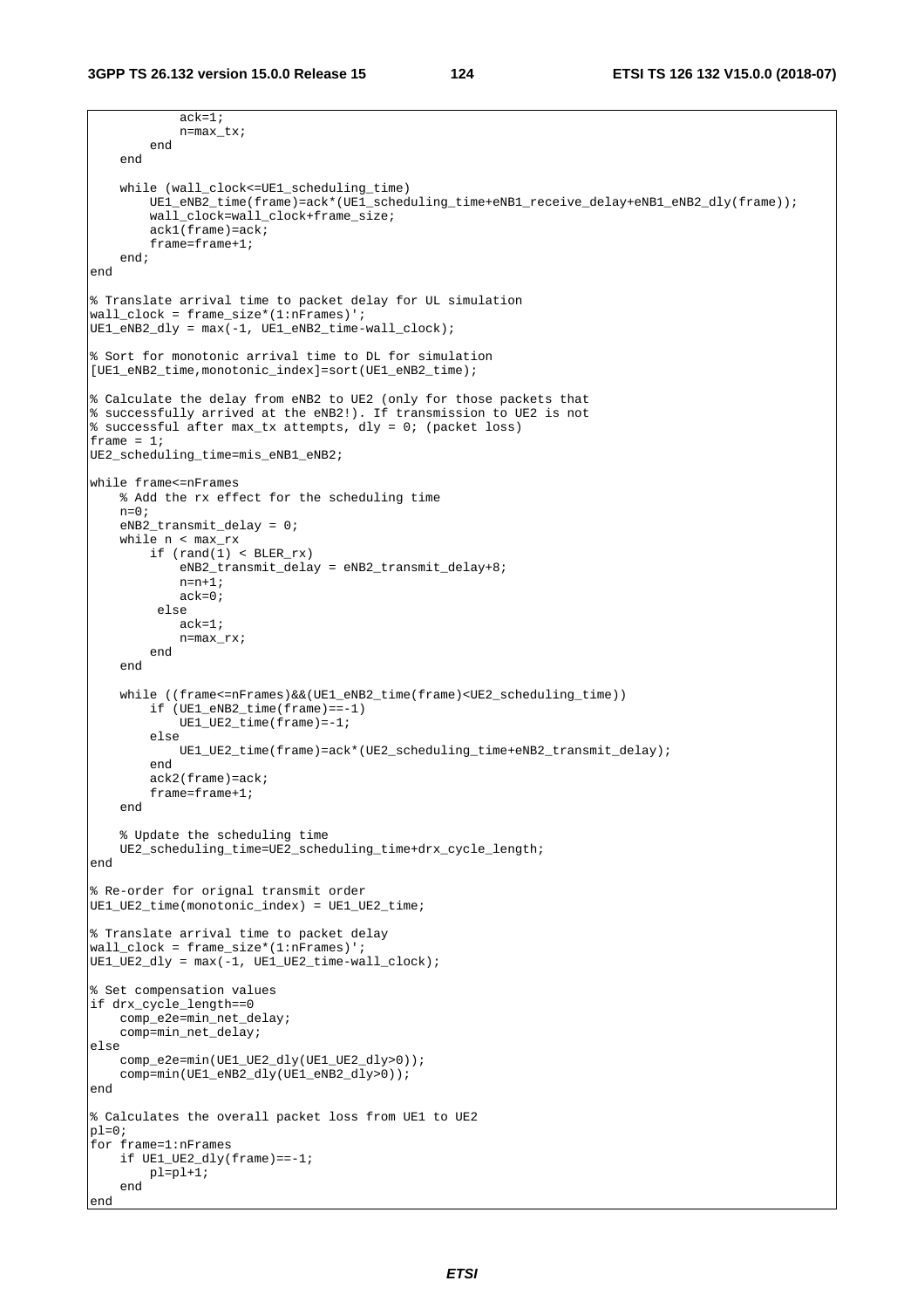```
            ack=1;
            n=max_tx;
        end
    end

    while (wall_clock<=UE1_scheduling_time)
        UE1_eNB2_time(frame)=ack*(UE1_scheduling_time+eNB1_receive_delay+eNB1_eNB2_dly(frame));
        wall_clock=wall_clock+frame_size;
        ack1(frame)=ack;
        frame=frame+1;
    end;
end

% Translate arrival time to packet delay for UL simulation
wall_clock = frame_size*(1:nFrames)';
UE1_eNB2_dly = max(-1, UE1_eNB2_time-wall_clock);

% Sort for monotonic arrival time to DL for simulation
[UE1_eNB2_time,monotonic_index]=sort(UE1_eNB2_time);

% Calculate the delay from eNB2 to UE2 (only for those packets that
% successfully arrived at the eNB2!). If transmission to UE2 is not
% successful after max_tx attempts, dly = 0; (packet loss)
frame = 1;
UE2_scheduling_time=mis_eNB1_eNB2;

while frame<=nFrames
    % Add the rx effect for the scheduling time
    n=0;
    eNB2_transmit_delay = 0;
    while n < max_rx
        if (rand(1) < BLER_rx)
            eNB2_transmit_delay = eNB2_transmit_delay+8;
            n=n+1;
            ack=0;
         else
            ack=1;
            n=max_rx;
        end
    end

    while ((frame<=nFrames)&&(UE1_eNB2_time(frame)<UE2_scheduling_time))
        if (UE1_eNB2_time(frame)==-1)
            UE1_UE2_time(frame)=-1;
        else
            UE1_UE2_time(frame)=ack*(UE2_scheduling_time+eNB2_transmit_delay);
        end
        ack2(frame)=ack;
        frame=frame+1;
    end

    % Update the scheduling time
    UE2_scheduling_time=UE2_scheduling_time+drx_cycle_length;
end

% Re-order for orignal transmit order
UE1_UE2_time(monotonic_index) = UE1_UE2_time;

% Translate arrival time to packet delay
wall_clock = frame_size*(1:nFrames)';
UE1_UE2_dly = max(-1, UE1_UE2_time-wall_clock);

% Set compensation values
if drx_cycle_length==0
    comp_e2e=min_net_delay;
    comp=min_net_delay;
else
    comp_e2e=min(UE1_UE2_dly(UE1_UE2_dly>0));
    comp=min(UE1_eNB2_dly(UE1_eNB2_dly>0));
end

% Calculates the overall packet loss from UE1 to UE2
pl=0;
for frame=1:nFrames
    if UE1_UE2_dly(frame)==-1;
        pl=pl+1;
    end
end
```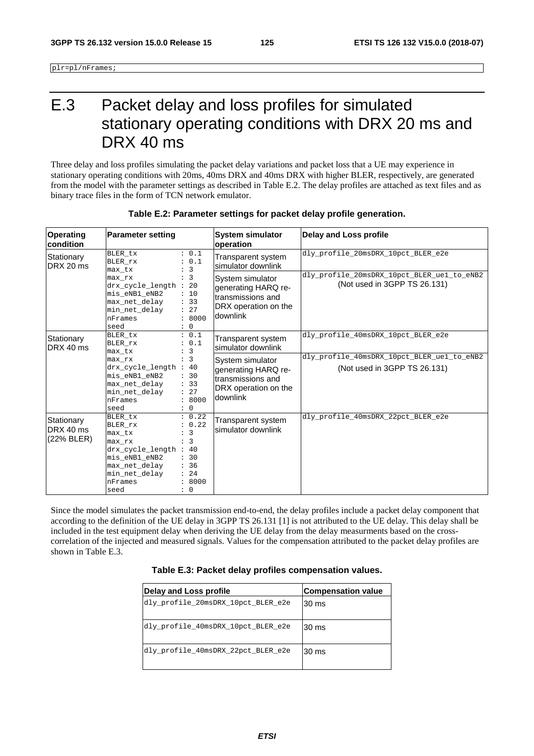```
plr=pl/nFrames;
```

# E.3 Packet delay and loss profiles for simulated stationary operating conditions with DRX 20 ms and DRX 40 ms

Three delay and loss profiles simulating the packet delay variations and packet loss that a UE may experience in stationary operating conditions with 20ms, 40ms DRX and 40ms DRX with higher BLER, respectively, are generated from the model with the parameter settings as described in Table E.2. The delay profiles are attached as text files and as binary trace files in the form of TCN network emulator.

**Table E.2: Parameter settings for packet delay profile generation.**

| Operating condition | Parameter setting | System simulator operation | Delay and Loss profile |
|---|---|---|---|
| Stationary DRX 20 ms | BLER_tx : 0.1<br>BLER_rx : 0.1<br>max_tx : 3<br>max_rx : 3<br>drx_cycle_length : 20<br>mis_eNB1_eNB2 : 10<br>max_net_delay : 33<br>min_net_delay : 27<br>nFrames : 8000<br>seed : 0 | Transparent system simulator downlink | dly_profile_20msDRX_10pct_BLER_e2e |
| | | System simulator generating HARQ re-transmissions and DRX operation on the downlink | dly_profile_20msDRX_10pct_BLER_ue1_to_eNB2<br>(Not used in 3GPP TS 26.131) |
| Stationary DRX 40 ms | BLER_tx : 0.1<br>BLER_rx : 0.1<br>max_tx : 3<br>max_rx : 3<br>drx_cycle_length : 40<br>mis_eNB1_eNB2 : 30<br>max_net_delay : 33<br>min_net_delay : 27<br>nFrames : 8000<br>seed : 0 | Transparent system simulator downlink | dly_profile_40msDRX_10pct_BLER_e2e |
| | | System simulator generating HARQ re-transmissions and DRX operation on the downlink | dly_profile_40msDRX_10pct_BLER_ue1_to_eNB2<br>(Not used in 3GPP TS 26.131) |
| Stationary DRX 40 ms (22% BLER) | BLER_tx : 0.22<br>BLER_rx : 0.22<br>max_tx : 3<br>max_rx : 3<br>drx_cycle_length : 40<br>mis_eNB1_eNB2 : 30<br>max_net_delay : 36<br>min_net_delay : 24<br>nFrames : 8000<br>seed : 0 | Transparent system simulator downlink | dly_profile_40msDRX_22pct_BLER_e2e |

Since the model simulates the packet transmission end-to-end, the delay profiles include a packet delay component that according to the definition of the UE delay in 3GPP TS 26.131 [1] is not attributed to the UE delay. This delay shall be included in the test equipment delay when deriving the UE delay from the delay measurments based on the cross-correlation of the injected and measured signals. Values for the compensation attributed to the packet delay profiles are shown in Table E.3.

**Table E.3: Packet delay profiles compensation values.**

| Delay and Loss profile | Compensation value |
|---|---|
| dly_profile_20msDRX_10pct_BLER_e2e | 30 ms |
| dly_profile_40msDRX_10pct_BLER_e2e | 30 ms |
| dly_profile_40msDRX_22pct_BLER_e2e | 30 ms |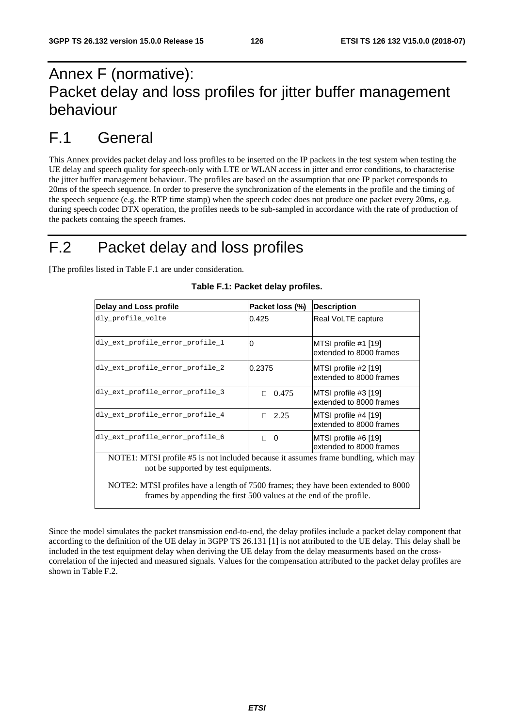# Annex F (normative): Packet delay and loss profiles for jitter buffer management behaviour

# F.1 General

This Annex provides packet delay and loss profiles to be inserted on the IP packets in the test system when testing the UE delay and speech quality for speech-only with LTE or WLAN access in jitter and error conditions, to characterise the jitter buffer management behaviour. The profiles are based on the assumption that one IP packet corresponds to 20ms of the speech sequence. In order to preserve the synchronization of the elements in the profile and the timing of the speech sequence (e.g. the RTP time stamp) when the speech codec does not produce one packet every 20ms, e.g. during speech codec DTX operation, the profiles needs to be sub-sampled in accordance with the rate of production of the packets containg the speech frames.

# F.2 Packet delay and loss profiles

[The profiles listed in Table F.1 are under consideration.

**Table F.1: Packet delay profiles.**

| Delay and Loss profile | Packet loss (%) | Description |
|---|---|---|
| dly_profile_volte | 0.425 | Real VoLTE capture |
| dly_ext_profile_error_profile_1 | 0 | MTSI profile #1 [19] extended to 8000 frames |
| dly_ext_profile_error_profile_2 | 0.2375 | MTSI profile #2 [19] extended to 8000 frames |
| dly_ext_profile_error_profile_3 | 0.475 | MTSI profile #3 [19] extended to 8000 frames |
| dly_ext_profile_error_profile_4 | 2.25 | MTSI profile #4 [19] extended to 8000 frames |
| dly_ext_profile_error_profile_6 | 0 | MTSI profile #6 [19] extended to 8000 frames |
| NOTE1: MTSI profile #5 is not included because it assumes frame bundling, which may not be supported by test equipments. NOTE2: MTSI profiles have a length of 7500 frames; they have been extended to 8000 frames by appending the first 500 values at the end of the profile. | | |

Since the model simulates the packet transmission end-to-end, the delay profiles include a packet delay component that according to the definition of the UE delay in 3GPP TS 26.131 [1] is not attributed to the UE delay. This delay shall be included in the test equipment delay when deriving the UE delay from the delay measurments based on the cross-correlation of the injected and measured signals. Values for the compensation attributed to the packet delay profiles are shown in Table F.2.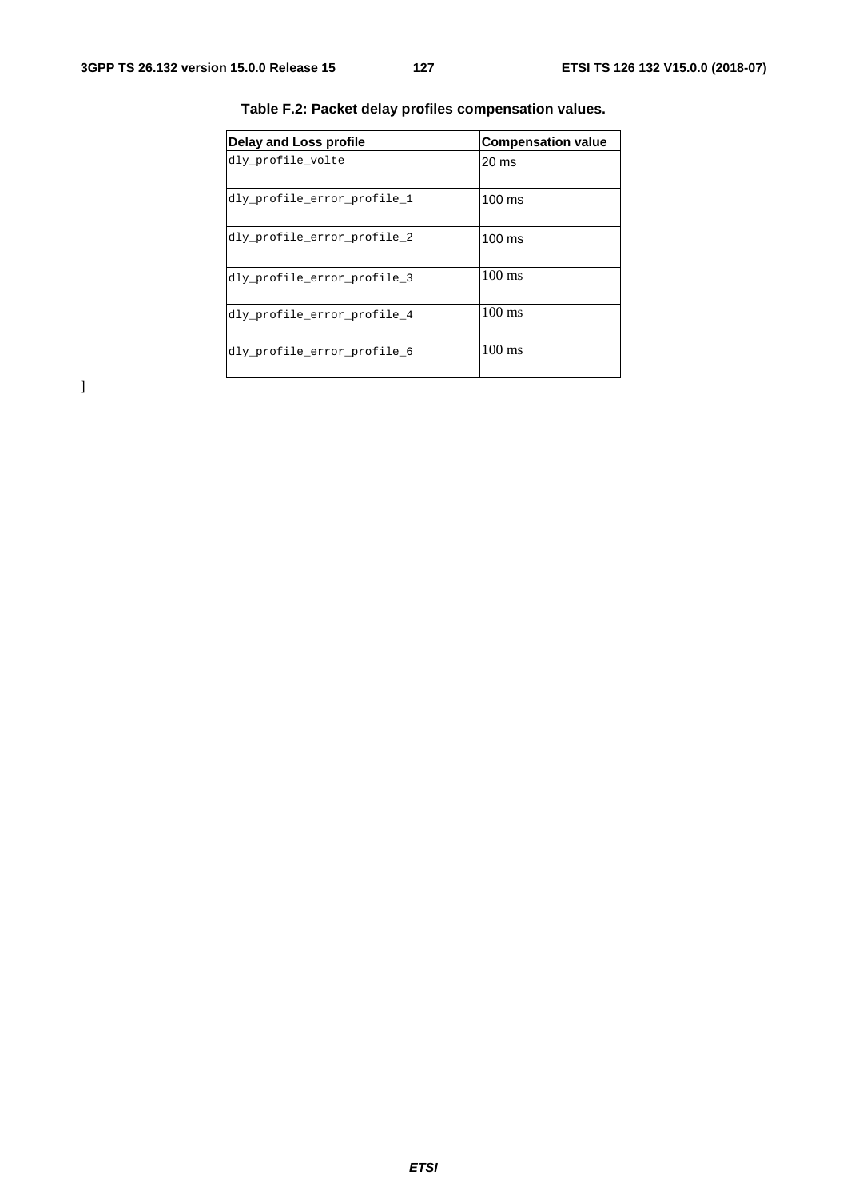**Table F.2: Packet delay profiles compensation values.**

| Delay and Loss profile | Compensation value |
|---|---|
| dly_profile_volte | 20 ms |
| dly_profile_error_profile_1 | 100 ms |
| dly_profile_error_profile_2 | 100 ms |
| dly_profile_error_profile_3 | 100 ms |
| dly_profile_error_profile_4 | 100 ms |
| dly_profile_error_profile_6 | 100 ms |

]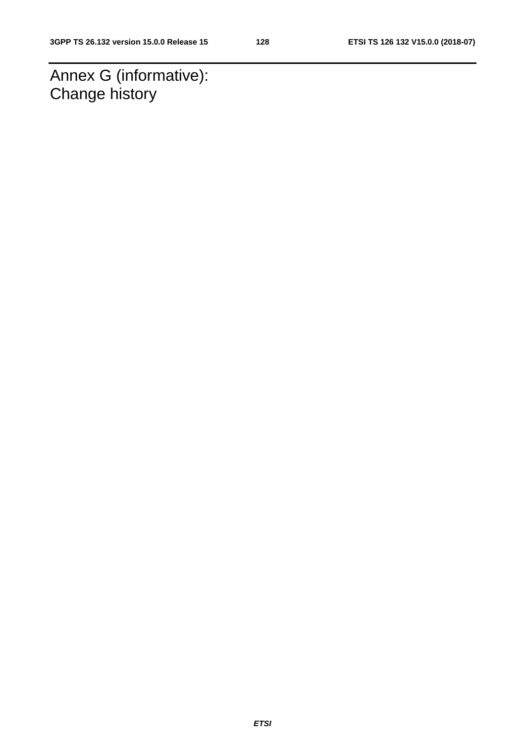# Annex G (informative): Change history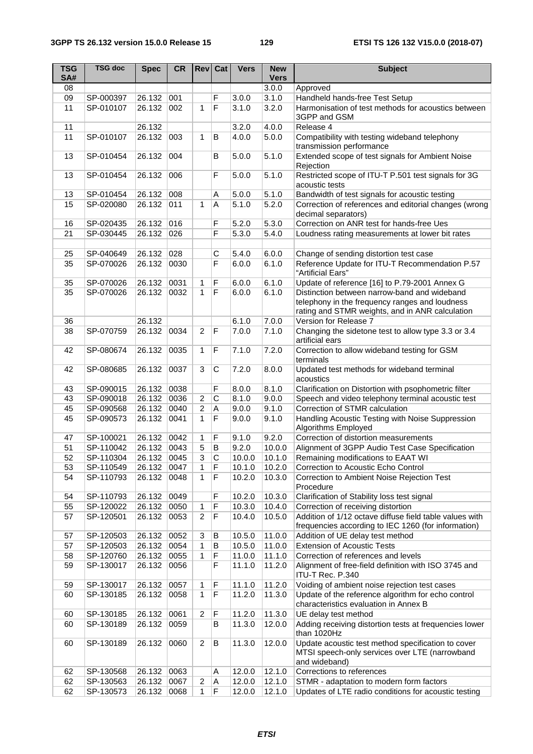| TSG SA# | TSG doc | Spec | CR | Rev | Cat | Vers | New Vers | Subject |
|---|---|---|---|---|---|---|---|---|
| 08 | | | | | | | 3.0.0 | Approved |
| 09 | SP-000397 | 26.132 | 001 | | F | 3.0.0 | 3.1.0 | Handheld hands-free Test Setup |
| 11 | SP-010107 | 26.132 | 002 | 1 | F | 3.1.0 | 3.2.0 | Harmonisation of test methods for acoustics between 3GPP and GSM |
| 11 | | 26.132 | | | | 3.2.0 | 4.0.0 | Release 4 |
| 11 | SP-010107 | 26.132 | 003 | 1 | B | 4.0.0 | 5.0.0 | Compatibility with testing wideband telephony transmission performance |
| 13 | SP-010454 | 26.132 | 004 | | B | 5.0.0 | 5.1.0 | Extended scope of test signals for Ambient Noise Rejection |
| 13 | SP-010454 | 26.132 | 006 | | F | 5.0.0 | 5.1.0 | Restricted scope of ITU-T P.501 test signals for 3G acoustic tests |
| 13 | SP-010454 | 26.132 | 008 | | A | 5.0.0 | 5.1.0 | Bandwidth of test signals for acoustic testing |
| 15 | SP-020080 | 26.132 | 011 | 1 | A | 5.1.0 | 5.2.0 | Correction of references and editorial changes (wrong decimal separators) |
| 16 | SP-020435 | 26.132 | 016 | | F | 5.2.0 | 5.3.0 | Correction on ANR test for hands-free Ues |
| 21 | SP-030445 | 26.132 | 026 | | F | 5.3.0 | 5.4.0 | Loudness rating measurements at lower bit rates |
| | | | | | | | | |
| 25 | SP-040649 | 26.132 | 028 | | C | 5.4.0 | 6.0.0 | Change of sending distortion test case |
| 35 | SP-070026 | 26.132 | 0030 | | F | 6.0.0 | 6.1.0 | Reference Update for ITU-T Recommendation P.57 "Artificial Ears" |
| 35 | SP-070026 | 26.132 | 0031 | 1 | F | 6.0.0 | 6.1.0 | Update of reference [16] to P.79-2001 Annex G |
| 35 | SP-070026 | 26.132 | 0032 | 1 | F | 6.0.0 | 6.1.0 | Distinction between narrow-band and wideband telephony in the frequency ranges and loudness rating and STMR weights, and in ANR calculation |
| 36 | | 26.132 | | | | 6.1.0 | 7.0.0 | Version for Release 7 |
| 38 | SP-070759 | 26.132 | 0034 | 2 | F | 7.0.0 | 7.1.0 | Changing the sidetone test to allow type 3.3 or 3.4 artificial ears |
| 42 | SP-080674 | 26.132 | 0035 | 1 | F | 7.1.0 | 7.2.0 | Correction to allow wideband testing for GSM terminals |
| 42 | SP-080685 | 26.132 | 0037 | 3 | C | 7.2.0 | 8.0.0 | Updated test methods for wideband terminal acoustics |
| 43 | SP-090015 | 26.132 | 0038 | | F | 8.0.0 | 8.1.0 | Clarification on Distortion with psophometric filter |
| 43 | SP-090018 | 26.132 | 0036 | 2 | C | 8.1.0 | 9.0.0 | Speech and video telephony terminal acoustic test |
| 45 | SP-090568 | 26.132 | 0040 | 2 | A | 9.0.0 | 9.1.0 | Correction of STMR calculation |
| 45 | SP-090573 | 26.132 | 0041 | 1 | F | 9.0.0 | 9.1.0 | Handling Acoustic Testing with Noise Suppression Algorithms Employed |
| 47 | SP-100021 | 26.132 | 0042 | 1 | F | 9.1.0 | 9.2.0 | Correction of distortion measurements |
| 51 | SP-110042 | 26.132 | 0043 | 5 | B | 9.2.0 | 10.0.0 | Alignment of 3GPP Audio Test Case Specification |
| 52 | SP-110304 | 26.132 | 0045 | 3 | C | 10.0.0 | 10.1.0 | Remaining modifications to EAAT WI |
| 53 | SP-110549 | 26.132 | 0047 | 1 | F | 10.1.0 | 10.2.0 | Correction to Acoustic Echo Control |
| 54 | SP-110793 | 26.132 | 0048 | 1 | F | 10.2.0 | 10.3.0 | Correction to Ambient Noise Rejection Test Procedure |
| 54 | SP-110793 | 26.132 | 0049 | | F | 10.2.0 | 10.3.0 | Clarification of Stability loss test signal |
| 55 | SP-120022 | 26.132 | 0050 | 1 | F | 10.3.0 | 10.4.0 | Correction of receiving distortion |
| 57 | SP-120501 | 26.132 | 0053 | 2 | F | 10.4.0 | 10.5.0 | Addition of 1/12 octave diffuse field table values with frequencies according to IEC 1260 (for information) |
| 57 | SP-120503 | 26.132 | 0052 | 3 | B | 10.5.0 | 11.0.0 | Addition of UE delay test method |
| 57 | SP-120503 | 26.132 | 0054 | 1 | B | 10.5.0 | 11.0.0 | Extension of Acoustic Tests |
| 58 | SP-120760 | 26.132 | 0055 | 1 | F | 11.0.0 | 11.1.0 | Correction of references and levels |
| 59 | SP-130017 | 26.132 | 0056 | | F | 11.1.0 | 11.2.0 | Alignment of free-field definition with ISO 3745 and ITU-T Rec. P.340 |
| 59 | SP-130017 | 26.132 | 0057 | 1 | F | 11.1.0 | 11.2.0 | Voiding of ambient noise rejection test cases |
| 60 | SP-130185 | 26.132 | 0058 | 1 | F | 11.2.0 | 11.3.0 | Update of the reference algorithm for echo control characteristics evaluation in Annex B |
| 60 | SP-130185 | 26.132 | 0061 | 2 | F | 11.2.0 | 11.3.0 | UE delay test method |
| 60 | SP-130189 | 26.132 | 0059 | | B | 11.3.0 | 12.0.0 | Adding receiving distortion tests at frequencies lower than 1020Hz |
| 60 | SP-130189 | 26.132 | 0060 | 2 | B | 11.3.0 | 12.0.0 | Update acoustic test method specification to cover MTSI speech-only services over LTE (narrowband and wideband) |
| 62 | SP-130568 | 26.132 | 0063 | | A | 12.0.0 | 12.1.0 | Corrections to references |
| 62 | SP-130563 | 26.132 | 0067 | 2 | A | 12.0.0 | 12.1.0 | STMR - adaptation to modern form factors |
| 62 | SP-130573 | 26.132 | 0068 | 1 | F | 12.0.0 | 12.1.0 | Updates of LTE radio conditions for acoustic testing |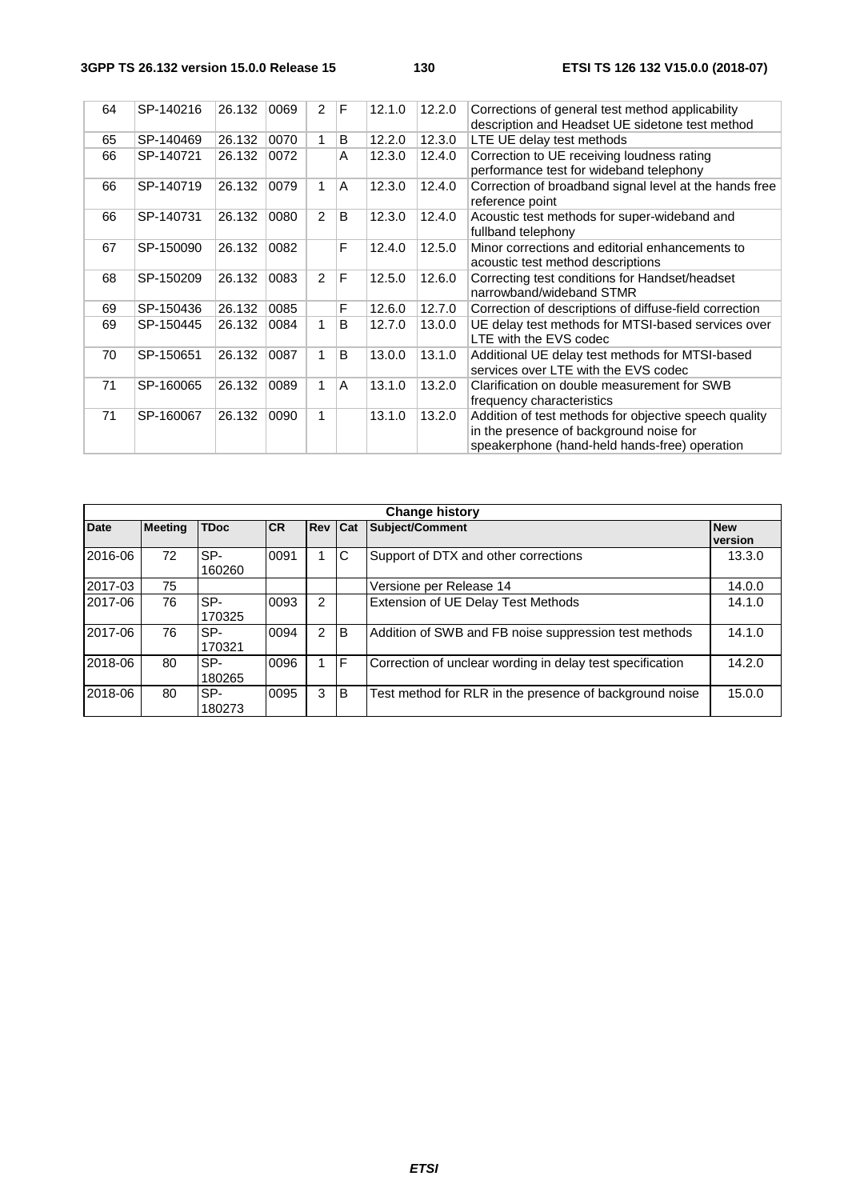| 64 | SP-140216 | 26.132 | 0069 | 2 | F | 12.1.0 | 12.2.0 | Corrections of general test method applicability description and Headset UE sidetone test method |
|---|---|---|---|---|---|---|---|---|
| 65 | SP-140469 | 26.132 | 0070 | 1 | B | 12.2.0 | 12.3.0 | LTE UE delay test methods |
| 66 | SP-140721 | 26.132 | 0072 | | A | 12.3.0 | 12.4.0 | Correction to UE receiving loudness rating performance test for wideband telephony |
| 66 | SP-140719 | 26.132 | 0079 | 1 | A | 12.3.0 | 12.4.0 | Correction of broadband signal level at the hands free reference point |
| 66 | SP-140731 | 26.132 | 0080 | 2 | B | 12.3.0 | 12.4.0 | Acoustic test methods for super-wideband and fullband telephony |
| 67 | SP-150090 | 26.132 | 0082 | | F | 12.4.0 | 12.5.0 | Minor corrections and editorial enhancements to acoustic test method descriptions |
| 68 | SP-150209 | 26.132 | 0083 | 2 | F | 12.5.0 | 12.6.0 | Correcting test conditions for Handset/headset narrowband/wideband STMR |
| 69 | SP-150436 | 26.132 | 0085 | | F | 12.6.0 | 12.7.0 | Correction of descriptions of diffuse-field correction |
| 69 | SP-150445 | 26.132 | 0084 | 1 | B | 12.7.0 | 13.0.0 | UE delay test methods for MTSI-based services over LTE with the EVS codec |
| 70 | SP-150651 | 26.132 | 0087 | 1 | B | 13.0.0 | 13.1.0 | Additional UE delay test methods for MTSI-based services over LTE with the EVS codec |
| 71 | SP-160065 | 26.132 | 0089 | 1 | A | 13.1.0 | 13.2.0 | Clarification on double measurement for SWB frequency characteristics |
| 71 | SP-160067 | 26.132 | 0090 | 1 | | 13.1.0 | 13.2.0 | Addition of test methods for objective speech quality in the presence of background noise for speakerphone (hand-held hands-free) operation |

| Change history | | | | | | | |
|---|---|---|---|---|---|---|---|
| **Date** | **Meeting** | **TDoc** | **CR** | **Rev** | **Cat** | **Subject/Comment** | **New version** |
| 2016-06 | 72 | SP-160260 | 0091 | 1 | C | Support of DTX and other corrections | 13.3.0 |
| 2017-03 | 75 | | | | | Versione per Release 14 | 14.0.0 |
| 2017-06 | 76 | SP-170325 | 0093 | 2 | | Extension of UE Delay Test Methods | 14.1.0 |
| 2017-06 | 76 | SP-170321 | 0094 | 2 | B | Addition of SWB and FB noise suppression test methods | 14.1.0 |
| 2018-06 | 80 | SP-180265 | 0096 | 1 | F | Correction of unclear wording in delay test specification | 14.2.0 |
| 2018-06 | 80 | SP-180273 | 0095 | 3 | B | Test method for RLR in the presence of background noise | 15.0.0 |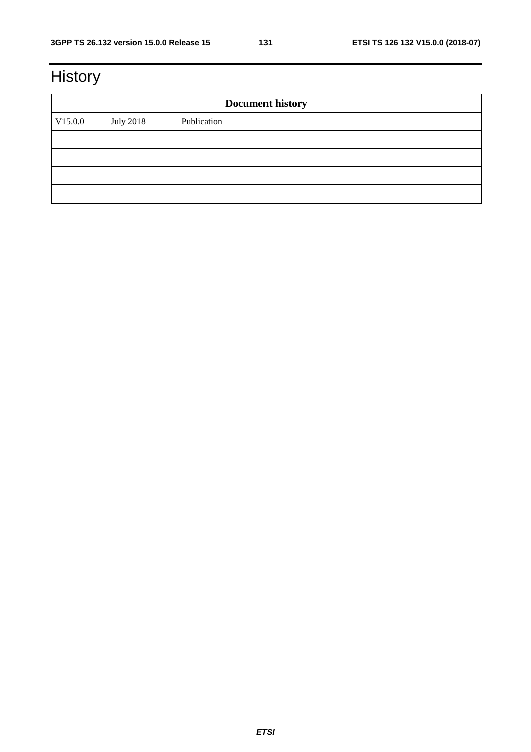# History

| Document history | | |
|---|---|---|
| V15.0.0 | July 2018 | Publication |
| | | |
| | | |
| | | |
| | | |